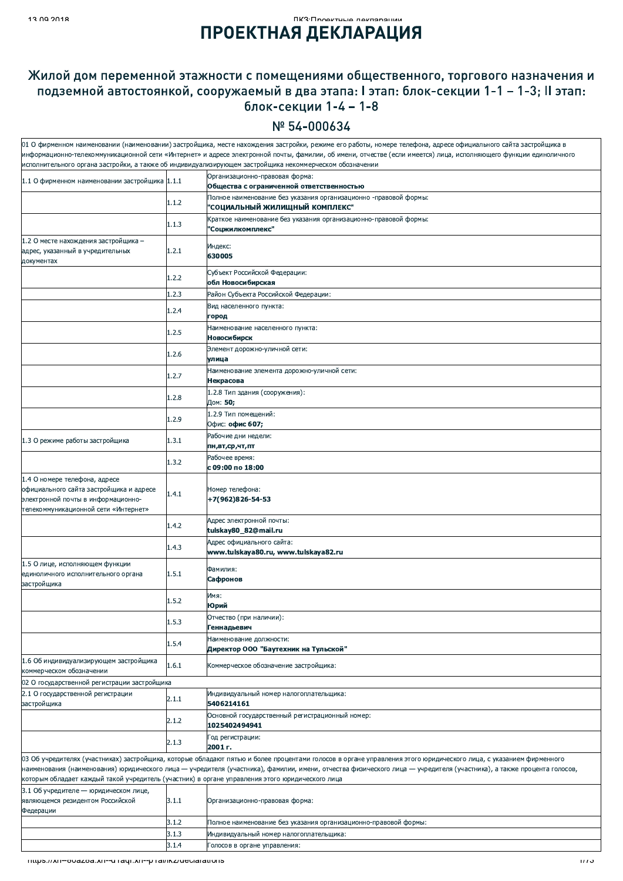# ПРОЕКТНАЯ ДЕКЛАРАЦИЯ

## Жилой дом переменной этажности с помещениями общественного, торгового назначения и подземной автостоянкой, сооружаемый в два этапа: I этап: блок-секции 1-1 – 1-3; II этап: блок-секции 1-4 – 1-8

## № 54-000634

| 01 О фирменном наименовании (наименовании) застройщика, месте нахождения застройщика, режиме его работы, номере телефона, адресе официального сайта застройщика в информационно-телекоммуникационной сети «Интернет» и адресе электронной почты, фамилии, об имени, отчестве (если имеется) лица, исполняющего функции единоличного исполнительного органа застройки, а также об индивидуализирующем застройщика некоммерческом обозначении | | |
|---|---|---|
| 1.1 О фирменном наименовании застройщика | 1.1.1 | Организационно-правовая форма:<br>**Общества с ограниченной ответственностью** |
| | 1.1.2 | Полное наименование без указания организационно -правовой формы:<br>**"СОЦИАЛЬНЫЙ ЖИЛИЩНЫЙ КОМПЛЕКС"** |
| | 1.1.3 | Краткое наименование без указания организационно-правовой формы:<br>**"Соцжилкомплекс"** |
| 1.2 О месте нахождения застройщика – адрес, указанный в учредительных документах | 1.2.1 | Индекс:<br>**630005** |
| | 1.2.2 | Субъект Российской Федерации:<br>**обл Новосибирская** |
| | 1.2.3 | Район Субъекта Российской Федерации: |
| | 1.2.4 | Вид населенного пункта:<br>**город** |
| | 1.2.5 | Наименование населенного пункта:<br>**Новосибирск** |
| | 1.2.6 | Элемент дорожно-уличной сети:<br>**улица** |
| | 1.2.7 | Наименование элемента дорожно-уличной сети:<br>**Некрасова** |
| | 1.2.8 | 1.2.8 Тип здания (сооружения):<br>Дом: **50;** |
| | 1.2.9 | 1.2.9 Тип помещений:<br>Офис: **офис 607;** |
| 1.3 О режиме работы застройщика | 1.3.1 | Рабочие дни недели:<br>**пн,вт,ср,чт,пт** |
| | 1.3.2 | Рабочее время:<br>**с 09:00 по 18:00** |
| 1.4 О номере телефона, адресе официального сайта застройщика и адресе электронной почты в информационно-телекоммуникационной сети «Интернет» | 1.4.1 | Номер телефона:<br>**+7(962)826-54-53** |
| | 1.4.2 | Адрес электронной почты:<br>**tulskay80_82@mail.ru** |
| | 1.4.3 | Адрес официального сайта:<br>**www.tulskaya80.ru, www.tulskaya82.ru** |
| 1.5 О лице, исполняющем функции единоличного исполнительного органа застройщика | 1.5.1 | Фамилия:<br>**Сафронов** |
| | 1.5.2 | Имя:<br>**Юрий** |
| | 1.5.3 | Отчество (при наличии):<br>**Геннадьевич** |
| | 1.5.4 | Наименование должности:<br>**Директор ООО "Баутехник на Тульской"** |
| 1.6 Об индивидуализирующем застройщика коммерческом обозначении | 1.6.1 | Коммерческое обозначение застройщика: |
| 02 О государственной регистрации застройщика | | |
| 2.1 О государственной регистрации застройщика | 2.1.1 | Индивидуальный номер налогоплательщика:<br>**5406214161** |
| | 2.1.2 | Основной государственный регистрационный номер:<br>**1025402494941** |
| | 2.1.3 | Год регистрации:<br>**2001 г.** |
| 03 Об учредителях (участниках) застройщика, которые обладают пятью и более процентами голосов в органе управления этого юридического лица, с указанием фирменного наименования (наименования) юридического лица — учредителя (участника), фамилии, имени, отчества физического лица — учредителя (участника), а также процента голосов, которым обладает каждый такой учредитель (участник) в органе управления этого юридического лица | | |
| 3.1 Об учредителе — юридическом лице, являющемся резидентом Российской Федерации | 3.1.1 | Организационно-правовая форма: |
| | 3.1.2 | Полное наименование без указания организационно-правовой формы: |
| | 3.1.3 | Индивидуальный номер налогоплательщика: |
| | 3.1.4 | Голосов в органе управления: |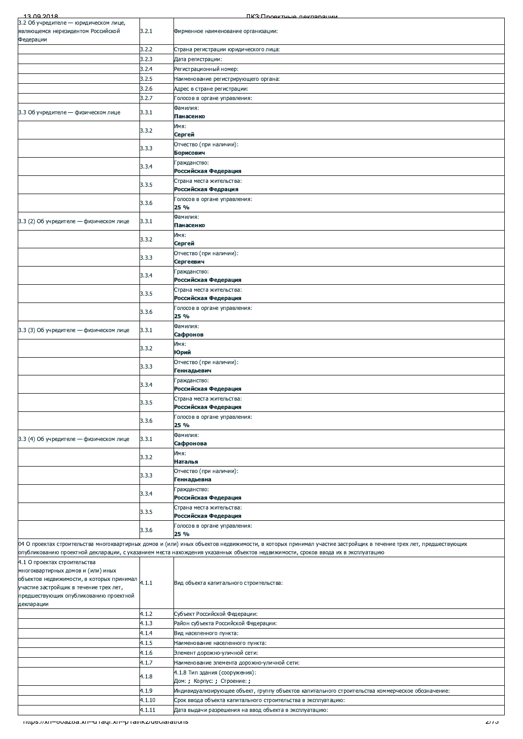| | | |
|---|---|---|
| 3.2 Об учредителе — юридическом лице, являющемся нерезидентом Российской Федерации | 3.2.1 | Фирменное наименование организации: |
| | 3.2.2 | Страна регистрации юридического лица: |
| | 3.2.3 | Дата регистрации: |
| | 3.2.4 | Регистрационный номер: |
| | 3.2.5 | Наименование регистрирующего органа: |
| | 3.2.6 | Адрес в стране регистрации: |
| | 3.2.7 | Голосов в органе управления: |
| 3.3 Об учредителе — физическом лице | 3.3.1 | Фамилия: **Панасенко** |
| | 3.3.2 | Имя: **Сергей** |
| | 3.3.3 | Отчество (при наличии): **Борисович** |
| | 3.3.4 | Гражданство: **Российская Федерация** |
| | 3.3.5 | Страна места жительства: **Российская Федрация** |
| | 3.3.6 | Голосов в органе управления: **25 %** |
| 3.3 (2) Об учредителе — физическом лице | 3.3.1 | Фамилия: **Панасенко** |
| | 3.3.2 | Имя: **Сергей** |
| | 3.3.3 | Отчество (при наличии): **Сергеевич** |
| | 3.3.4 | Гражданство: **Российская Федерация** |
| | 3.3.5 | Страна места жительства: **Российская Федерация** |
| | 3.3.6 | Голосов в органе управления: **25 %** |
| 3.3 (3) Об учредителе — физическом лице | 3.3.1 | Фамилия: **Сафронов** |
| | 3.3.2 | Имя: **Юрий** |
| | 3.3.3 | Отчество (при наличии): **Геннадьевич** |
| | 3.3.4 | Гражданство: **Российская Федерация** |
| | 3.3.5 | Страна места жительства: **Российская Федерация** |
| | 3.3.6 | Голосов в органе управления: **25 %** |
| 3.3 (4) Об учредителе — физическом лице | 3.3.1 | Фамилия: **Сафронова** |
| | 3.3.2 | Имя: **Наталья** |
| | 3.3.3 | Отчество (при наличии): **Геннадьевна** |
| | 3.3.4 | Гражданство: **Российская Федерация** |
| | 3.3.5 | Страна места жительства: **Российская Федерация** |
| | 3.3.6 | Голосов в органе управления: **25 %** |
| 04 О проектах строительства многоквартирных домов и (или) иных объектов недвижимости, в которых принимал участие застройщик в течение трех лет, предшествующих опубликованию проектной декларации, с указанием места нахождения указанных объектов недвижимости, сроков ввода их в эксплуатацию | | |
| 4.1 О проектах строительства многоквартирных домов и (или) иных объектов недвижимости, в которых принимал участие застройщик в течение трех лет, предшествующих опубликованию проектной декларации | 4.1.1 | Вид объекта капитального строительства: |
| | 4.1.2 | Субъект Российской Федерации: |
| | 4.1.3 | Район субъекта Российской Федерации: |
| | 4.1.4 | Вид населенного пункта: |
| | 4.1.5 | Наименование населенного пункта: |
| | 4.1.6 | Элемент дорожно-уличной сети: |
| | 4.1.7 | Наименование элемента дорожно-уличной сети: |
| | 4.1.8 | 4.1.8 Тип здания (сооружения): Дом: **;** Корпус: **;** Строение: **;** |
| | 4.1.9 | Индивидуализирующее объект, группу объектов капитального строительства коммерческое обозначение: |
| | 4.1.10 | Срок ввода объекта капитального строительства в эксплуатацию: |
| | 4.1.11 | Дата выдачи разрешения на ввод объекта в эксплуатацию: |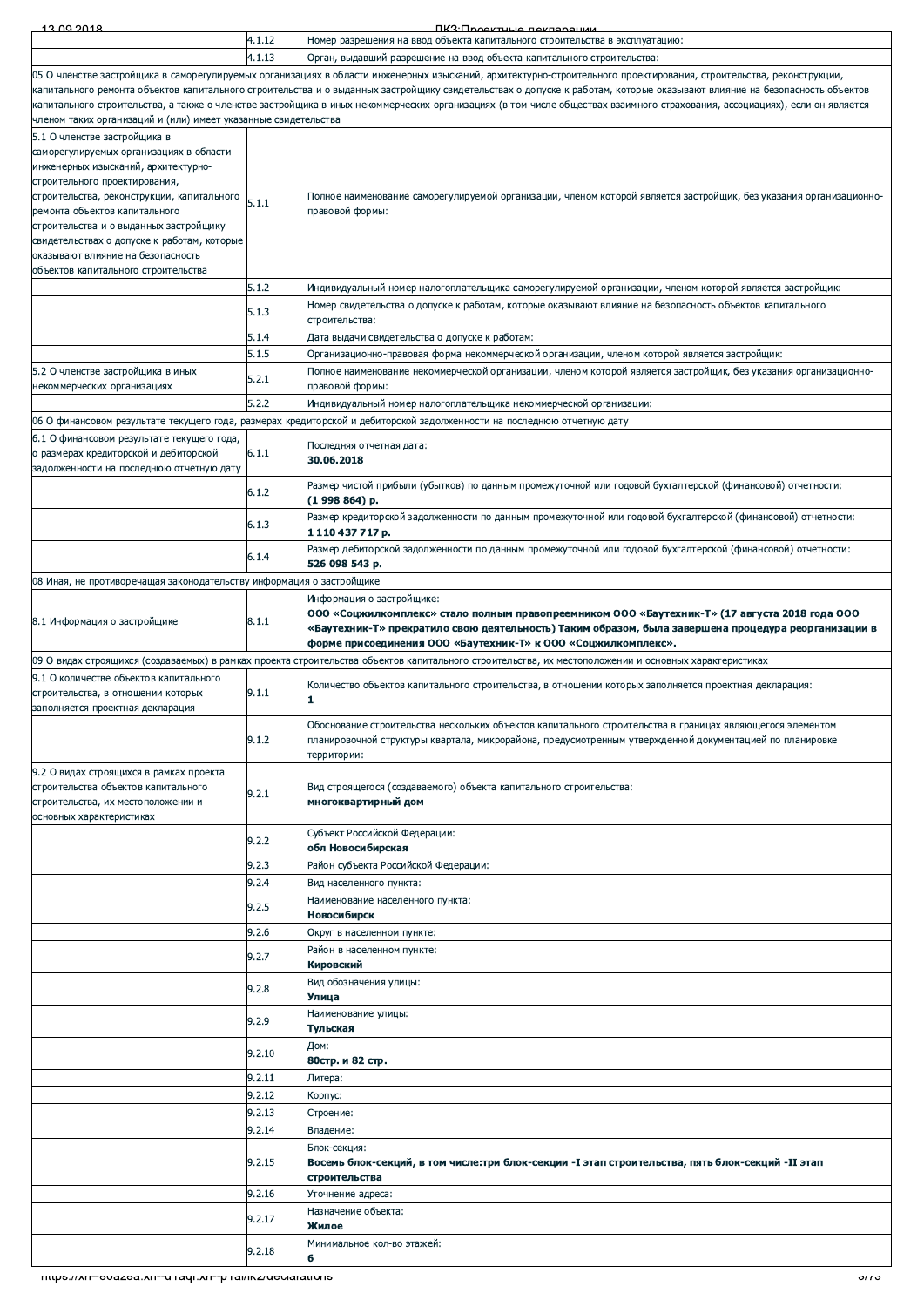| | | |
|---|---|---|
| | 4.1.12 | Номер разрешения на ввод объекта капитального строительства в эксплуатацию: |
| | 4.1.13 | Орган, выдавший разрешение на ввод объекта капитального строительства: |
| 05 О членстве застройщика в саморегулируемых организациях в области инженерных изысканий, архитектурно-строительного проектирования, строительства, реконструкции, капитального ремонта объектов капитального строительства и о выданных застройщику свидетельствах о допуске к работам, которые оказывают влияние на безопасность объектов капитального строительства, а также о членстве застройщика в иных некоммерческих организациях (в том числе обществах взаимного страхования, ассоциациях), если он является членом таких организаций и (или) имеет указанные свидетельства | | |
| 5.1 О членстве застройщика в саморегулируемых организациях в области инженерных изысканий, архитектурно-строительного проектирования, строительства, реконструкции, капитального ремонта объектов капитального строительства и о выданных застройщику свидетельствах о допуске к работам, которые оказывают влияние на безопасность объектов капитального строительства | 5.1.1 | Полное наименование саморегулируемой организации, членом которой является застройщик, без указания организационно-правовой формы: |
| | 5.1.2 | Индивидуальный номер налогоплательщика саморегулируемой организации, членом которой является застройщик: |
| | 5.1.3 | Номер свидетельства о допуске к работам, которые оказывают влияние на безопасность объектов капитального строительства: |
| | 5.1.4 | Дата выдачи свидетельства о допуске к работам: |
| | 5.1.5 | Организационно-правовая форма некоммерческой организации, членом которой является застройщик: |
| 5.2 О членстве застройщика в иных некоммерческих организациях | 5.2.1 | Полное наименование некоммерческой организации, членом которой является застройщик, без указания организационно-правовой формы: |
| | 5.2.2 | Индивидуальный номер налогоплательщика некоммерческой организации: |
| 06 О финансовом результате текущего года, размерах кредиторской и дебиторской задолженности на последнюю отчетную дату | | |
| 6.1 О финансовом результате текущего года, о размерах кредиторской и дебиторской задолженности на последнюю отчетную дату | 6.1.1 | Последняя отчетная дата:<br>**30.06.2018** |
| | 6.1.2 | Размер чистой прибыли (убытков) по данным промежуточной или годовой бухгалтерской (финансовой) отчетности:<br>**(1 998 864) р.** |
| | 6.1.3 | Размер кредиторской задолженности по данным промежуточной или годовой бухгалтерской (финансовой) отчетности:<br>**1 110 437 717 р.** |
| | 6.1.4 | Размер дебиторской задолженности по данным промежуточной или годовой бухгалтерской (финансовой) отчетности:<br>**526 098 543 р.** |
| 08 Иная, не противоречащая законодательству информация о застройщике | | |
| 8.1 Информация о застройщике | 8.1.1 | Информация о застройщике:<br>**ООО «Соцжилкомплекс» стало полным правопреемником ООО «Баутехник-Т» (17 августа 2018 года ООО «Баутехник-Т» прекратило свою деятельность) Таким образом, была завершена процедура реорганизации в форме присоединения ООО «Баутехник-Т» к ООО «Соцжилкомплекс».** |
| 09 О видах строящихся (создаваемых) в рамках проекта строительства объектов капитального строительства, их местоположении и основных характеристиках | | |
| 9.1 О количестве объектов капитального строительства, в отношении которых заполняется проектная декларация | 9.1.1 | Количество объектов капитального строительства, в отношении которых заполняется проектная декларация:<br>**1** |
| | 9.1.2 | Обоснование строительства нескольких объектов капитального строительства в границах являющегося элементом планировочной структуры квартала, микрорайона, предусмотренным утвержденной документацией по планировке территории: |
| 9.2 О видах строящихся в рамках проекта строительства объектов капитального строительства, их местоположении и основных характеристиках | 9.2.1 | Вид строящегося (создаваемого) объекта капитального строительства:<br>**многоквартирный дом** |
| | 9.2.2 | Субъект Российской Федерации:<br>**обл Новосибирская** |
| | 9.2.3 | Район субъекта Российской Федерации: |
| | 9.2.4 | Вид населенного пункта: |
| | 9.2.5 | Наименование населенного пункта:<br>**Новосибирск** |
| | 9.2.6 | Округ в населенном пункте: |
| | 9.2.7 | Район в населенном пункте:<br>**Кировский** |
| | 9.2.8 | Вид обозначения улицы:<br>**Улица** |
| | 9.2.9 | Наименование улицы:<br>**Тульская** |
| | 9.2.10 | Дом:<br>**80стр. и 82 стр.** |
| | 9.2.11 | Литера: |
| | 9.2.12 | Корпус: |
| | 9.2.13 | Строение: |
| | 9.2.14 | Владение: |
| | 9.2.15 | Блок-секция:<br>**Восемь блок-секций, в том числе:три блок-секции -I этап строительства, пять блок-секций -II этап строительства** |
| | 9.2.16 | Уточнение адреса: |
| | 9.2.17 | Назначение объекта:<br>**Жилое** |
| | 9.2.18 | Минимальное кол-во этажей:<br>**6** |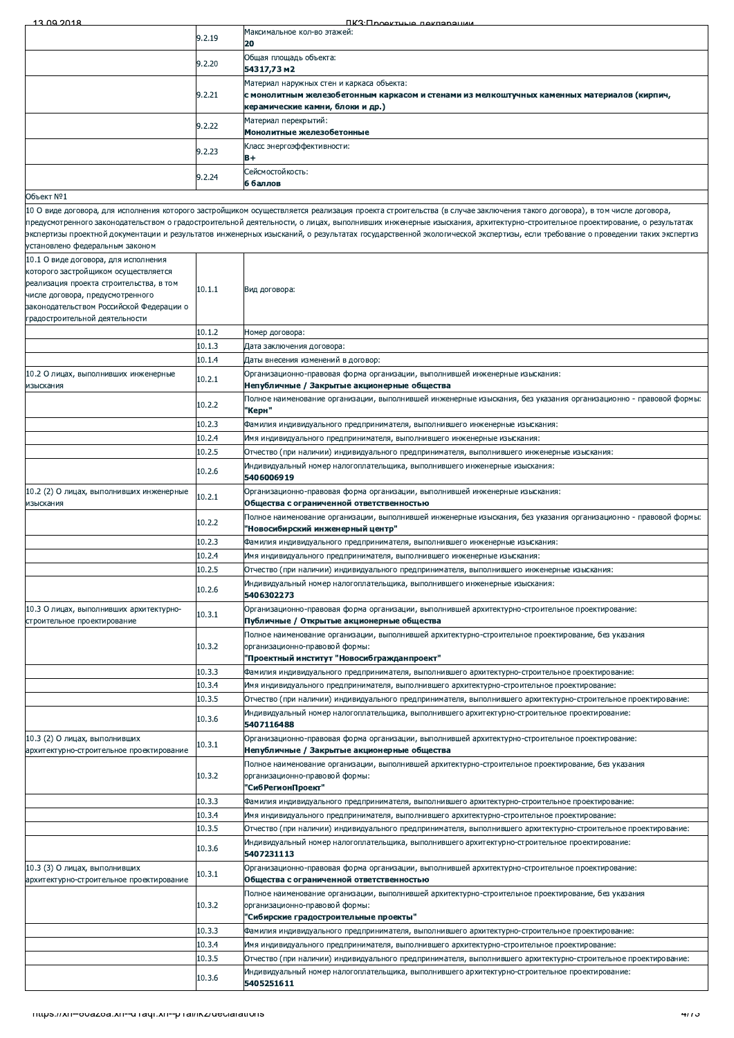| | | |
|---|---|---|
| | 9.2.19 | Максимальное кол-во этажей: **20** |
| | 9.2.20 | Общая площадь объекта: **54317,73 м2** |
| | 9.2.21 | Материал наружных стен и каркаса объекта: **с монолитным железобетонным каркасом и стенами из мелкоштучных каменных материалов (кирпич, керамические камни, блоки и др.)** |
| | 9.2.22 | Материал перекрытий: **Монолитные железобетонные** |
| | 9.2.23 | Класс энергоэффективности: **B+** |
| | 9.2.24 | Сейсмостойкость: **6 баллов** |

Объект №1

10 О виде договора, для исполнения которого застройщиком осуществляется реализация проекта строительства (в случае заключения такого договора), в том числе договора, предусмотренного законодательством о градостроительной деятельности, о лицах, выполнивших инженерные изыскания, архитектурно-строительное проектирование, о результатах экспертизы проектной документации и результатов инженерных изысканий, о результатах государственной экологической экспертизы, если требование о проведении таких экспертиз установлено федеральным законом

| | | |
|---|---|---|
| 10.1 О виде договора, для исполнения которого застройщиком осуществляется реализация проекта строительства, в том числе договора, предусмотренного законодательством Российской Федерации о градостроительной деятельности | 10.1.1 | Вид договора: |
| | 10.1.2 | Номер договора: |
| | 10.1.3 | Дата заключения договора: |
| | 10.1.4 | Даты внесения изменений в договор: |
| 10.2 О лицах, выполнивших инженерные изыскания | 10.2.1 | Организационно-правовая форма организации, выполнившей инженерные изыскания: **Непубличные / Закрытые акционерные общества** |
| | 10.2.2 | Полное наименование организации, выполнившей инженерные изыскания, без указания организационно - правовой формы: **"Керн"** |
| | 10.2.3 | Фамилия индивидуального предпринимателя, выполнившего инженерные изыскания: |
| | 10.2.4 | Имя индивидуального предпринимателя, выполнившего инженерные изыскания: |
| | 10.2.5 | Отчество (при наличии) индивидуального предпринимателя, выполнившего инженерные изыскания: |
| | 10.2.6 | Индивидуальный номер налогоплательщика, выполнившего инженерные изыскания: **5406006919** |
| 10.2 (2) О лицах, выполнивших инженерные изыскания | 10.2.1 | Организационно-правовая форма организации, выполнившей инженерные изыскания: **Общества с ограниченной ответственностью** |
| | 10.2.2 | Полное наименование организации, выполнившей инженерные изыскания, без указания организационно - правовой формы: **"Новосибирский инженерный центр"** |
| | 10.2.3 | Фамилия индивидуального предпринимателя, выполнившего инженерные изыскания: |
| | 10.2.4 | Имя индивидуального предпринимателя, выполнившего инженерные изыскания: |
| | 10.2.5 | Отчество (при наличии) индивидуального предпринимателя, выполнившего инженерные изыскания: |
| | 10.2.6 | Индивидуальный номер налогоплательщика, выполнившего инженерные изыскания: **5406302273** |
| 10.3 О лицах, выполнивших архитектурно-строительное проектирование | 10.3.1 | Организационно-правовая форма организации, выполнившей архитектурно-строительное проектирование: **Публичные / Открытые акционерные общества** |
| | 10.3.2 | Полное наименование организации, выполнившей архитектурно-строительное проектирование, без указания организационно-правовой формы: **"Проектный институт "Новосибгражданпроект"** |
| | 10.3.3 | Фамилия индивидуального предпринимателя, выполнившего архитектурно-строительное проектирование: |
| | 10.3.4 | Имя индивидуального предпринимателя, выполнившего архитектурно-строительное проектирование: |
| | 10.3.5 | Отчество (при наличии) индивидуального предпринимателя, выполнившего архитектурно-строительное проектирование: |
| | 10.3.6 | Индивидуальный номер налогоплательщика, выполнившего архитектурно-строительное проектирование: **5407116488** |
| 10.3 (2) О лицах, выполнивших архитектурно-строительное проектирование | 10.3.1 | Организационно-правовая форма организации, выполнившей архитектурно-строительное проектирование: **Непубличные / Закрытые акционерные общества** |
| | 10.3.2 | Полное наименование организации, выполнившей архитектурно-строительное проектирование, без указания организационно-правовой формы: **"СибРегионПроект"** |
| | 10.3.3 | Фамилия индивидуального предпринимателя, выполнившего архитектурно-строительное проектирование: |
| | 10.3.4 | Имя индивидуального предпринимателя, выполнившего архитектурно-строительное проектирование: |
| | 10.3.5 | Отчество (при наличии) индивидуального предпринимателя, выполнившего архитектурно-строительное проектирование: |
| | 10.3.6 | Индивидуальный номер налогоплательщика, выполнившего архитектурно-строительное проектирование: **5407231113** |
| 10.3 (3) О лицах, выполнивших архитектурно-строительное проектирование | 10.3.1 | Организационно-правовая форма организации, выполнившей архитектурно-строительное проектирование: **Общества с ограниченной ответственностью** |
| | 10.3.2 | Полное наименование организации, выполнившей архитектурно-строительное проектирование, без указания организационно-правовой формы: **"Сибирские градостроительные проекты"** |
| | 10.3.3 | Фамилия индивидуального предпринимателя, выполнившего архитектурно-строительное проектирование: |
| | 10.3.4 | Имя индивидуального предпринимателя, выполнившего архитектурно-строительное проектирование: |
| | 10.3.5 | Отчество (при наличии) индивидуального предпринимателя, выполнившего архитектурно-строительное проектирование: |
| | 10.3.6 | Индивидуальный номер налогоплательщика, выполнившего архитектурно-строительное проектирование: **5405251611** |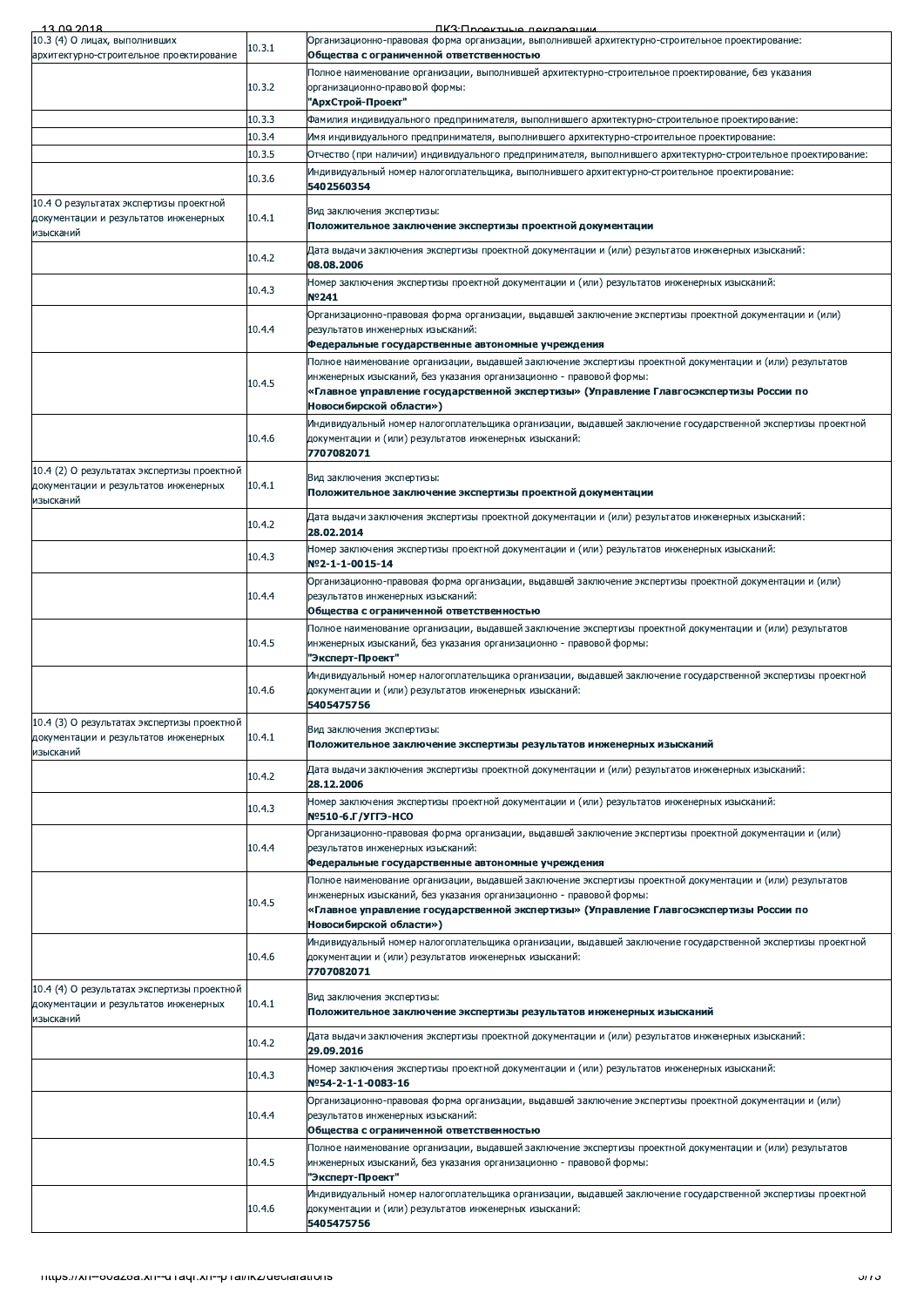| | | |
|---|---|---|
| 10.3 (4) О лицах, выполнивших архитектурно-строительное проектирование | 10.3.1 | Организационно-правовая форма организации, выполнившей архитектурно-строительное проектирование:<br>**Общества с ограниченной ответственностью** |
| | 10.3.2 | Полное наименование организации, выполнившей архитектурно-строительное проектирование, без указания организационно-правовой формы:<br>**"АрхСтрой-Проект"** |
| | 10.3.3 | Фамилия индивидуального предпринимателя, выполнившего архитектурно-строительное проектирование: |
| | 10.3.4 | Имя индивидуального предпринимателя, выполнившего архитектурно-строительное проектирование: |
| | 10.3.5 | Отчество (при наличии) индивидуального предпринимателя, выполнившего архитектурно-строительное проектирование: |
| | 10.3.6 | Индивидуальный номер налогоплательщика, выполнившего архитектурно-строительное проектирование:<br>**5402560354** |
| 10.4 О результатах экспертизы проектной документации и результатов инженерных изысканий | 10.4.1 | Вид заключения экспертизы:<br>**Положительное заключение экспертизы проектной документации** |
| | 10.4.2 | Дата выдачи заключения экспертизы проектной документации и (или) результатов инженерных изысканий:<br>**08.08.2006** |
| | 10.4.3 | Номер заключения экспертизы проектной документации и (или) результатов инженерных изысканий:<br>**№241** |
| | 10.4.4 | Организационно-правовая форма организации, выдавшей заключение экспертизы проектной документации и (или) результатов инженерных изысканий:<br>**Федеральные государственные автономные учреждения** |
| | 10.4.5 | Полное наименование организации, выдавшей заключение экспертизы проектной документации и (или) результатов инженерных изысканий, без указания организационно - правовой формы:<br>**«Главное управление государственной экспертизы» (Управление Главгосэкспертизы России по Новосибирской области»)** |
| | 10.4.6 | Индивидуальный номер налогоплательщика организации, выдавшей заключение государственной экспертизы проектной документации и (или) результатов инженерных изысканий:<br>**7707082071** |
| 10.4 (2) О результатах экспертизы проектной документации и результатов инженерных изысканий | 10.4.1 | Вид заключения экспертизы:<br>**Положительное заключение экспертизы проектной документации** |
| | 10.4.2 | Дата выдачи заключения экспертизы проектной документации и (или) результатов инженерных изысканий:<br>**28.02.2014** |
| | 10.4.3 | Номер заключения экспертизы проектной документации и (или) результатов инженерных изысканий:<br>**№2-1-1-0015-14** |
| | 10.4.4 | Организационно-правовая форма организации, выдавшей заключение экспертизы проектной документации и (или) результатов инженерных изысканий:<br>**Общества с ограниченной ответственностью** |
| | 10.4.5 | Полное наименование организации, выдавшей заключение экспертизы проектной документации и (или) результатов инженерных изысканий, без указания организационно - правовой формы:<br>**"Эксперт-Проект"** |
| | 10.4.6 | Индивидуальный номер налогоплательщика организации, выдавшей заключение государственной экспертизы проектной документации и (или) результатов инженерных изысканий:<br>**5405475756** |
| 10.4 (3) О результатах экспертизы проектной документации и результатов инженерных изысканий | 10.4.1 | Вид заключения экспертизы:<br>**Положительное заключение экспертизы результатов инженерных изысканий** |
| | 10.4.2 | Дата выдачи заключения экспертизы проектной документации и (или) результатов инженерных изысканий:<br>**28.12.2006** |
| | 10.4.3 | Номер заключения экспертизы проектной документации и (или) результатов инженерных изысканий:<br>**№510-6.Г/УГГЭ-НСО** |
| | 10.4.4 | Организационно-правовая форма организации, выдавшей заключение экспертизы проектной документации и (или) результатов инженерных изысканий:<br>**Федеральные государственные автономные учреждения** |
| | 10.4.5 | Полное наименование организации, выдавшей заключение экспертизы проектной документации и (или) результатов инженерных изысканий, без указания организационно - правовой формы:<br>**«Главное управление государственной экспертизы» (Управление Главгосэкспертизы России по Новосибирской области»)** |
| | 10.4.6 | Индивидуальный номер налогоплательщика организации, выдавшей заключение государственной экспертизы проектной документации и (или) результатов инженерных изысканий:<br>**7707082071** |
| 10.4 (4) О результатах экспертизы проектной документации и результатов инженерных изысканий | 10.4.1 | Вид заключения экспертизы:<br>**Положительное заключение экспертизы результатов инженерных изысканий** |
| | 10.4.2 | Дата выдачи заключения экспертизы проектной документации и (или) результатов инженерных изысканий:<br>**29.09.2016** |
| | 10.4.3 | Номер заключения экспертизы проектной документации и (или) результатов инженерных изысканий:<br>**№54-2-1-1-0083-16** |
| | 10.4.4 | Организационно-правовая форма организации, выдавшей заключение экспертизы проектной документации и (или) результатов инженерных изысканий:<br>**Общества с ограниченной ответственностью** |
| | 10.4.5 | Полное наименование организации, выдавшей заключение экспертизы проектной документации и (или) результатов инженерных изысканий, без указания организационно - правовой формы:<br>**"Эксперт-Проект"** |
| | 10.4.6 | Индивидуальный номер налогоплательщика организации, выдавшей заключение государственной экспертизы проектной документации и (или) результатов инженерных изысканий:<br>**5405475756** |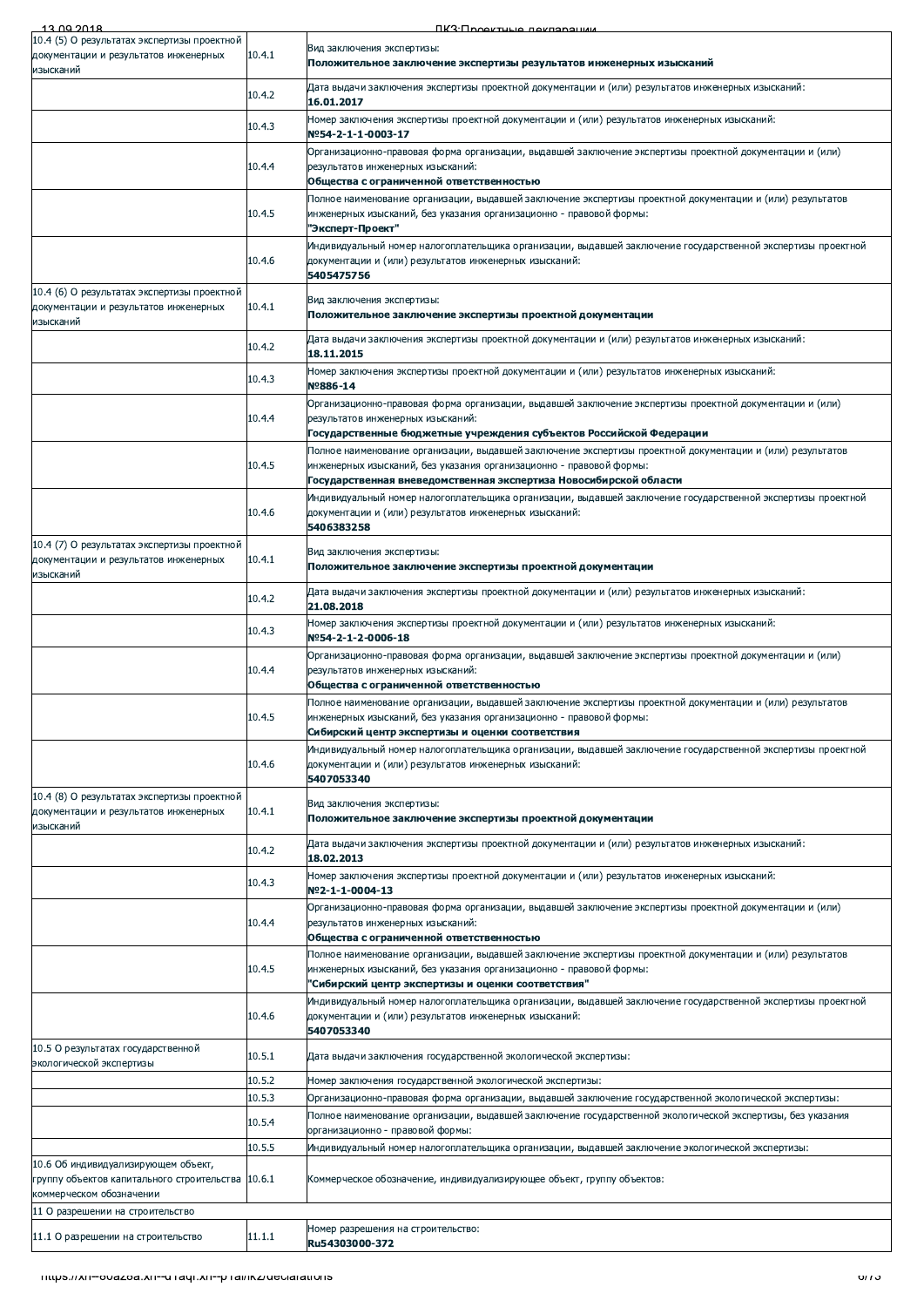| | | |
|---|---|---|
| 10.4 (5) О результатах экспертизы проектной документации и результатах инженерных изысканий | 10.4.1 | Вид заключения экспертизы:<br>**Положительное заключение экспертизы результатов инженерных изысканий** |
| | 10.4.2 | Дата выдачи заключения экспертизы проектной документации и (или) результатов инженерных изысканий:<br>**16.01.2017** |
| | 10.4.3 | Номер заключения экспертизы проектной документации и (или) результатов инженерных изысканий:<br>**№54-2-1-1-0003-17** |
| | 10.4.4 | Организационно-правовая форма организации, выдавшей заключение экспертизы проектной документации и (или) результатов инженерных изысканий:<br>**Общества с ограниченной ответственностью** |
| | 10.4.5 | Полное наименование организации, выдавшей заключение экспертизы проектной документации и (или) результатов инженерных изысканий, без указания организационно - правовой формы:<br>**"Эксперт-Проект"** |
| | 10.4.6 | Индивидуальный номер налогоплательщика организации, выдавшей заключение государственной экспертизы проектной документации и (или) результатов инженерных изысканий:<br>**5405475756** |
| 10.4 (6) О результатах экспертизы проектной документации и результатах инженерных изысканий | 10.4.1 | Вид заключения экспертизы:<br>**Положительное заключение экспертизы проектной документации** |
| | 10.4.2 | Дата выдачи заключения экспертизы проектной документации и (или) результатов инженерных изысканий:<br>**18.11.2015** |
| | 10.4.3 | Номер заключения экспертизы проектной документации и (или) результатов инженерных изысканий:<br>**№886-14** |
| | 10.4.4 | Организационно-правовая форма организации, выдавшей заключение экспертизы проектной документации и (или) результатов инженерных изысканий:<br>**Государственные бюджетные учреждения субъектов Российской Федерации** |
| | 10.4.5 | Полное наименование организации, выдавшей заключение экспертизы проектной документации и (или) результатов инженерных изысканий, без указания организационно - правовой формы:<br>**Государственная вневедомственная экспертиза Новосибирской области** |
| | 10.4.6 | Индивидуальный номер налогоплательщика организации, выдавшей заключение государственной экспертизы проектной документации и (или) результатов инженерных изысканий:<br>**5406383258** |
| 10.4 (7) О результатах экспертизы проектной документации и результатах инженерных изысканий | 10.4.1 | Вид заключения экспертизы:<br>**Положительное заключение экспертизы проектной документации** |
| | 10.4.2 | Дата выдачи заключения экспертизы проектной документации и (или) результатов инженерных изысканий:<br>**21.08.2018** |
| | 10.4.3 | Номер заключения экспертизы проектной документации и (или) результатов инженерных изысканий:<br>**№54-2-1-2-0006-18** |
| | 10.4.4 | Организационно-правовая форма организации, выдавшей заключение экспертизы проектной документации и (или) результатов инженерных изысканий:<br>**Общества с ограниченной ответственностью** |
| | 10.4.5 | Полное наименование организации, выдавшей заключение экспертизы проектной документации и (или) результатов инженерных изысканий, без указания организационно - правовой формы:<br>**Сибирский центр экспертизы и оценки соответствия** |
| | 10.4.6 | Индивидуальный номер налогоплательщика организации, выдавшей заключение государственной экспертизы проектной документации и (или) результатов инженерных изысканий:<br>**5407053340** |
| 10.4 (8) О результатах экспертизы проектной документации и результатах инженерных изысканий | 10.4.1 | Вид заключения экспертизы:<br>**Положительное заключение экспертизы проектной документации** |
| | 10.4.2 | Дата выдачи заключения экспертизы проектной документации и (или) результатов инженерных изысканий:<br>**18.02.2013** |
| | 10.4.3 | Номер заключения экспертизы проектной документации и (или) результатов инженерных изысканий:<br>**№2-1-1-0004-13** |
| | 10.4.4 | Организационно-правовая форма организации, выдавшей заключение экспертизы проектной документации и (или) результатов инженерных изысканий:<br>**Общества с ограниченной ответственностью** |
| | 10.4.5 | Полное наименование организации, выдавшей заключение экспертизы проектной документации и (или) результатов инженерных изысканий, без указания организационно - правовой формы:<br>**"Сибирский центр экспертизы и оценки соответствия"** |
| | 10.4.6 | Индивидуальный номер налогоплательщика организации, выдавшей заключение государственной экспертизы проектной документации и (или) результатов инженерных изысканий:<br>**5407053340** |
| 10.5 О результатах государственной экологической экспертизы | 10.5.1 | Дата выдачи заключения государственной экологической экспертизы: |
| | 10.5.2 | Номер заключения государственной экологической экспертизы: |
| | 10.5.3 | Организационно-правовая форма организации, выдавшей заключение государственной экологической экспертизы: |
| | 10.5.4 | Полное наименование организации, выдавшей заключение государственной экологической экспертизы, без указания организационно - правовой формы: |
| | 10.5.5 | Индивидуальный номер налогоплательщика организации, выдавшей заключение экологической экспертизы: |
| 10.6 Об индивидуализирующем объект, группу объектов капитального строительства коммерческом обозначении | 10.6.1 | Коммерческое обозначение, индивидуализирующее объект, группу объектов: |
| 11 О разрешении на строительство | | |
| 11.1 О разрешении на строительство | 11.1.1 | Номер разрешения на строительство:<br>**Ru54303000-372** |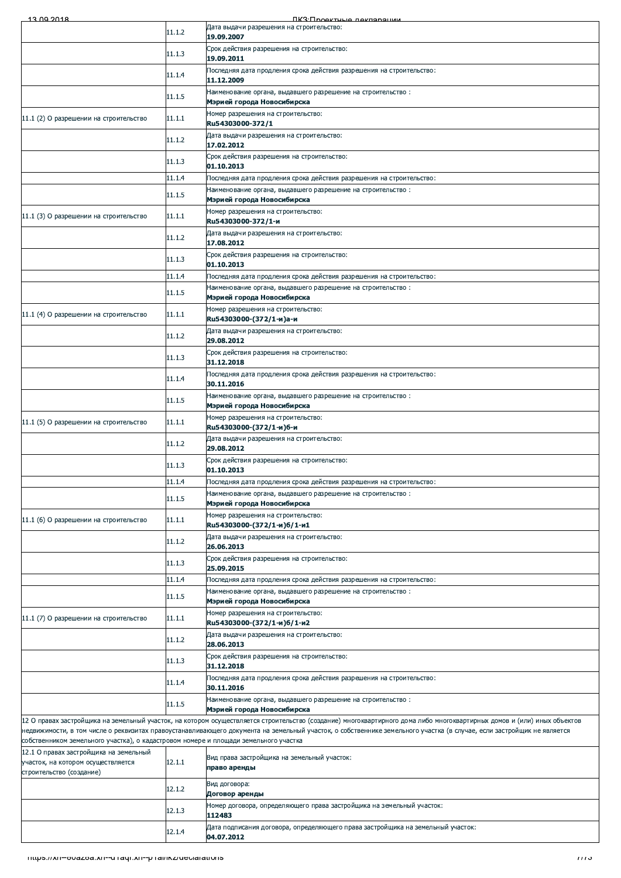| | | |
|---|---|---|
| | 11.1.2 | Дата выдачи разрешения на строительство:<br>**19.09.2007** |
| | 11.1.3 | Срок действия разрешения на строительство:<br>**19.09.2011** |
| | 11.1.4 | Последняя дата продления срока действия разрешения на строительство:<br>**11.12.2009** |
| | 11.1.5 | Наименование органа, выдавшего разрешение на строительство :<br>**Мэрией города Новосибирска** |
| 11.1 (2) О разрешении на строительство | 11.1.1 | Номер разрешения на строительство:<br>**Ru54303000-372/1** |
| | 11.1.2 | Дата выдачи разрешения на строительство:<br>**17.02.2012** |
| | 11.1.3 | Срок действия разрешения на строительство:<br>**01.10.2013** |
| | 11.1.4 | Последняя дата продления срока действия разрешения на строительство: |
| | 11.1.5 | Наименование органа, выдавшего разрешение на строительство :<br>**Мэрией города Новосибирска** |
| 11.1 (3) О разрешении на строительство | 11.1.1 | Номер разрешения на строительство:<br>**Ru54303000-372/1-и** |
| | 11.1.2 | Дата выдачи разрешения на строительство:<br>**17.08.2012** |
| | 11.1.3 | Срок действия разрешения на строительство:<br>**01.10.2013** |
| | 11.1.4 | Последняя дата продления срока действия разрешения на строительство: |
| | 11.1.5 | Наименование органа, выдавшего разрешение на строительство :<br>**Мэрией города Новосибирска** |
| 11.1 (4) О разрешении на строительство | 11.1.1 | Номер разрешения на строительство:<br>**Ru54303000-(372/1-и)а-и** |
| | 11.1.2 | Дата выдачи разрешения на строительство:<br>**29.08.2012** |
| | 11.1.3 | Срок действия разрешения на строительство:<br>**31.12.2018** |
| | 11.1.4 | Последняя дата продления срока действия разрешения на строительство:<br>**30.11.2016** |
| | 11.1.5 | Наименование органа, выдавшего разрешение на строительство :<br>**Мэрией города Новосибирска** |
| 11.1 (5) О разрешении на строительство | 11.1.1 | Номер разрешения на строительство:<br>**Ru54303000-(372/1-и)б-и** |
| | 11.1.2 | Дата выдачи разрешения на строительство:<br>**29.08.2012** |
| | 11.1.3 | Срок действия разрешения на строительство:<br>**01.10.2013** |
| | 11.1.4 | Последняя дата продления срока действия разрешения на строительство: |
| | 11.1.5 | Наименование органа, выдавшего разрешение на строительство :<br>**Мэрией города Новосибирска** |
| 11.1 (6) О разрешении на строительство | 11.1.1 | Номер разрешения на строительство:<br>**Ru54303000-(372/1-и)б/1-и1** |
| | 11.1.2 | Дата выдачи разрешения на строительство:<br>**26.06.2013** |
| | 11.1.3 | Срок действия разрешения на строительство:<br>**25.09.2015** |
| | 11.1.4 | Последняя дата продления срока действия разрешения на строительство: |
| | 11.1.5 | Наименование органа, выдавшего разрешение на строительство :<br>**Мэрией города Новосибирска** |
| 11.1 (7) О разрешении на строительство | 11.1.1 | Номер разрешения на строительство:<br>**Ru54303000-(372/1-и)б/1-и2** |
| | 11.1.2 | Дата выдачи разрешения на строительство:<br>**28.06.2013** |
| | 11.1.3 | Срок действия разрешения на строительство:<br>**31.12.2018** |
| | 11.1.4 | Последняя дата продления срока действия разрешения на строительство:<br>**30.11.2016** |
| | 11.1.5 | Наименование органа, выдавшего разрешение на строительство :<br>**Мэрией города Новосибирска** |
| 12 О правах застройщика на земельный участок, на котором осуществляется строительство (создание) многоквартирного дома либо многоквартирных домов и (или) иных объектов недвижимости, в том числе о реквизитах правоустанавливающего документа на земельный участок, о собственнике земельного участка (в случае, если застройщик не является собственником земельного участка), о кадастровом номере и площади земельного участка | | |
| 12.1 О правах застройщика на земельный участок, на котором осуществляется строительство (создание) | 12.1.1 | Вид права застройщика на земельный участок:<br>**право аренды** |
| | 12.1.2 | Вид договора:<br>**Договор аренды** |
| | 12.1.3 | Номер договора, определяющего права застройщика на земельный участок:<br>**112483** |
| | 12.1.4 | Дата подписания договора, определяющего права застройщика на земельный участок:<br>**04.07.2012** |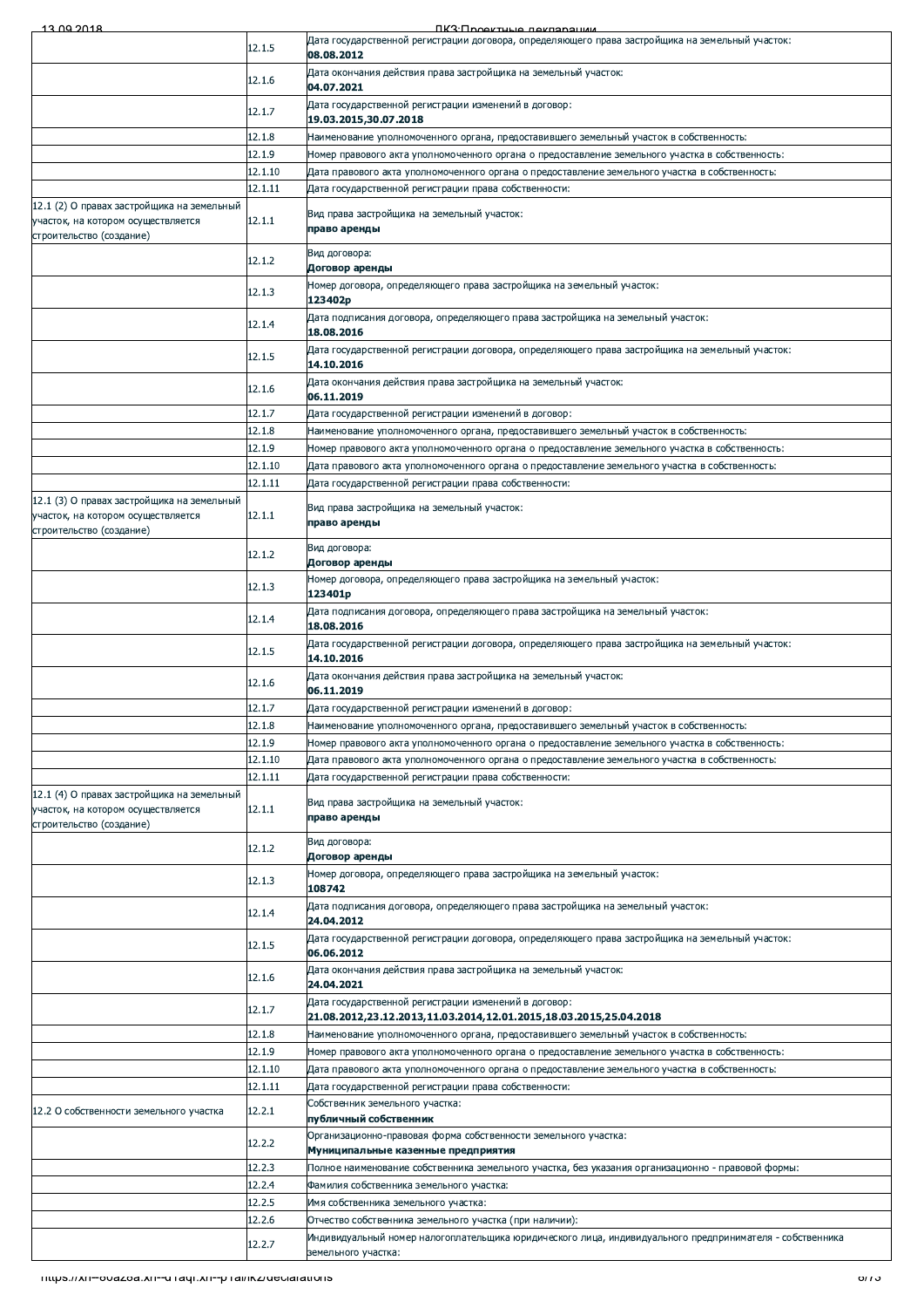| | | |
|---|---|---|
| | 12.1.5 | Дата государственной регистрации договора, определяющего права застройщика на земельный участок:<br>**08.08.2012** |
| | 12.1.6 | Дата окончания действия права застройщика на земельный участок:<br>**04.07.2021** |
| | 12.1.7 | Дата государственной регистрации изменений в договор:<br>**19.03.2015,30.07.2018** |
| | 12.1.8 | Наименование уполномоченного органа, предоставившего земельный участок в собственность: |
| | 12.1.9 | Номер правового акта уполномоченного органа о предоставление земельного участка в собственность: |
| | 12.1.10 | Дата правового акта уполномоченного органа о предоставление земельного участка в собственность: |
| | 12.1.11 | Дата государственной регистрации права собственности: |
| 12.1 (2) О правах застройщика на земельный участок, на котором осуществляется строительство (создание) | 12.1.1 | Вид права застройщика на земельный участок:<br>**право аренды** |
| | 12.1.2 | Вид договора:<br>**Договор аренды** |
| | 12.1.3 | Номер договора, определяющего права застройщика на земельный участок:<br>**123402р** |
| | 12.1.4 | Дата подписания договора, определяющего права застройщика на земельный участок:<br>**18.08.2016** |
| | 12.1.5 | Дата государственной регистрации договора, определяющего права застройщика на земельный участок:<br>**14.10.2016** |
| | 12.1.6 | Дата окончания действия права застройщика на земельный участок:<br>**06.11.2019** |
| | 12.1.7 | Дата государственной регистрации изменений в договор: |
| | 12.1.8 | Наименование уполномоченного органа, предоставившего земельный участок в собственность: |
| | 12.1.9 | Номер правового акта уполномоченного органа о предоставление земельного участка в собственность: |
| | 12.1.10 | Дата правового акта уполномоченного органа о предоставление земельного участка в собственность: |
| | 12.1.11 | Дата государственной регистрации права собственности: |
| 12.1 (3) О правах застройщика на земельный участок, на котором осуществляется строительство (создание) | 12.1.1 | Вид права застройщика на земельный участок:<br>**право аренды** |
| | 12.1.2 | Вид договора:<br>**Договор аренды** |
| | 12.1.3 | Номер договора, определяющего права застройщика на земельный участок:<br>**123401р** |
| | 12.1.4 | Дата подписания договора, определяющего права застройщика на земельный участок:<br>**18.08.2016** |
| | 12.1.5 | Дата государственной регистрации договора, определяющего права застройщика на земельный участок:<br>**14.10.2016** |
| | 12.1.6 | Дата окончания действия права застройщика на земельный участок:<br>**06.11.2019** |
| | 12.1.7 | Дата государственной регистрации изменений в договор: |
| | 12.1.8 | Наименование уполномоченного органа, предоставившего земельный участок в собственность: |
| | 12.1.9 | Номер правового акта уполномоченного органа о предоставление земельного участка в собственность: |
| | 12.1.10 | Дата правового акта уполномоченного органа о предоставление земельного участка в собственность: |
| | 12.1.11 | Дата государственной регистрации права собственности: |
| 12.1 (4) О правах застройщика на земельный участок, на котором осуществляется строительство (создание) | 12.1.1 | Вид права застройщика на земельный участок:<br>**право аренды** |
| | 12.1.2 | Вид договора:<br>**Договор аренды** |
| | 12.1.3 | Номер договора, определяющего права застройщика на земельный участок:<br>**108742** |
| | 12.1.4 | Дата подписания договора, определяющего права застройщика на земельный участок:<br>**24.04.2012** |
| | 12.1.5 | Дата государственной регистрации договора, определяющего права застройщика на земельный участок:<br>**06.06.2012** |
| | 12.1.6 | Дата окончания действия права застройщика на земельный участок:<br>**24.04.2021** |
| | 12.1.7 | Дата государственной регистрации изменений в договор:<br>**21.08.2012,23.12.2013,11.03.2014,12.01.2015,18.03.2015,25.04.2018** |
| | 12.1.8 | Наименование уполномоченного органа, предоставившего земельный участок в собственность: |
| | 12.1.9 | Номер правового акта уполномоченного органа о предоставление земельного участка в собственность: |
| | 12.1.10 | Дата правового акта уполномоченного органа о предоставление земельного участка в собственность: |
| | 12.1.11 | Дата государственной регистрации права собственности: |
| 12.2 О собственности земельного участка | 12.2.1 | Собственник земельного участка:<br>**публичный собственник** |
| | 12.2.2 | Организационно-правовая форма собственности земельного участка:<br>**Муниципальные казенные предприятия** |
| | 12.2.3 | Полное наименование собственника земельного участка, без указания организационно - правовой формы: |
| | 12.2.4 | Фамилия собственника земельного участка: |
| | 12.2.5 | Имя собственника земельного участка: |
| | 12.2.6 | Отчество собственника земельного участка (при наличии): |
| | 12.2.7 | Индивидуальный номер налогоплательщика юридического лица, индивидуального предпринимателя - собственника земельного участка: |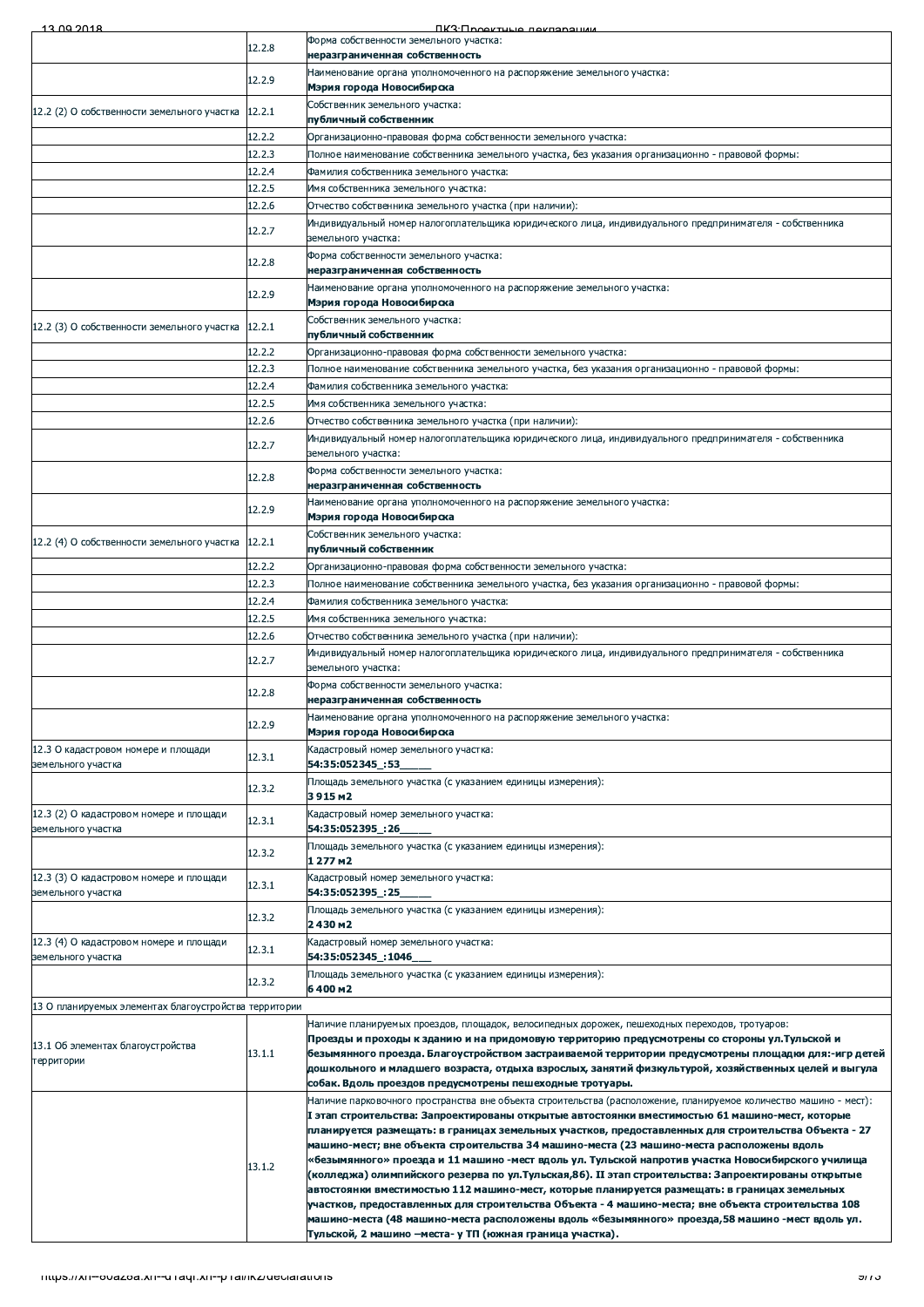| | | |
|---|---|---|
| | 12.2.8 | Форма собственности земельного участка:<br>**неразграниченная собственность** |
| | 12.2.9 | Наименование органа уполномоченного на распоряжение земельного участка:<br>**Мэрия города Новосибирска** |
| 12.2 (2) О собственности земельного участка | 12.2.1 | Собственник земельного участка:<br>**публичный собственник** |
| | 12.2.2 | Организационно-правовая форма собственности земельного участка: |
| | 12.2.3 | Полное наименование собственника земельного участка, без указания организационно - правовой формы: |
| | 12.2.4 | Фамилия собственника земельного участка: |
| | 12.2.5 | Имя собственника земельного участка: |
| | 12.2.6 | Отчество собственника земельного участка (при наличии): |
| | 12.2.7 | Индивидуальный номер налогоплательщика юридического лица, индивидуального предпринимателя - собственника земельного участка: |
| | 12.2.8 | Форма собственности земельного участка:<br>**неразграниченная собственность** |
| | 12.2.9 | Наименование органа уполномоченного на распоряжение земельного участка:<br>**Мэрия города Новосибирска** |
| 12.2 (3) О собственности земельного участка | 12.2.1 | Собственник земельного участка:<br>**публичный собственник** |
| | 12.2.2 | Организационно-правовая форма собственности земельного участка: |
| | 12.2.3 | Полное наименование собственника земельного участка, без указания организационно - правовой формы: |
| | 12.2.4 | Фамилия собственника земельного участка: |
| | 12.2.5 | Имя собственника земельного участка: |
| | 12.2.6 | Отчество собственника земельного участка (при наличии): |
| | 12.2.7 | Индивидуальный номер налогоплательщика юридического лица, индивидуального предпринимателя - собственника земельного участка: |
| | 12.2.8 | Форма собственности земельного участка:<br>**неразграниченная собственность** |
| | 12.2.9 | Наименование органа уполномоченного на распоряжение земельного участка:<br>**Мэрия города Новосибирска** |
| 12.2 (4) О собственности земельного участка | 12.2.1 | Собственник земельного участка:<br>**публичный собственник** |
| | 12.2.2 | Организационно-правовая форма собственности земельного участка: |
| | 12.2.3 | Полное наименование собственника земельного участка, без указания организационно - правовой формы: |
| | 12.2.4 | Фамилия собственника земельного участка: |
| | 12.2.5 | Имя собственника земельного участка: |
| | 12.2.6 | Отчество собственника земельного участка (при наличии): |
| | 12.2.7 | Индивидуальный номер налогоплательщика юридического лица, индивидуального предпринимателя - собственника земельного участка: |
| | 12.2.8 | Форма собственности земельного участка:<br>**неразграниченная собственность** |
| | 12.2.9 | Наименование органа уполномоченного на распоряжение земельного участка:<br>**Мэрия города Новосибирска** |
| 12.3 О кадастровом номере и площади земельного участка | 12.3.1 | Кадастровый номер земельного участка:<br>**54:35:052345_:53_____** |
| | 12.3.2 | Площадь земельного участка (с указанием единицы измерения):<br>**3 915 м2** |
| 12.3 (2) О кадастровом номере и площади земельного участка | 12.3.1 | Кадастровый номер земельного участка:<br>**54:35:052395_:26_____** |
| | 12.3.2 | Площадь земельного участка (с указанием единицы измерения):<br>**1 277 м2** |
| 12.3 (3) О кадастровом номере и площади земельного участка | 12.3.1 | Кадастровый номер земельного участка:<br>**54:35:052395_:25_____** |
| | 12.3.2 | Площадь земельного участка (с указанием единицы измерения):<br>**2 430 м2** |
| 12.3 (4) О кадастровом номере и площади земельного участка | 12.3.1 | Кадастровый номер земельного участка:<br>**54:35:052345_:1046___** |
| | 12.3.2 | Площадь земельного участка (с указанием единицы измерения):<br>**6 400 м2** |
| 13 О планируемых элементах благоустройства территории | | |
| 13.1 Об элементах благоустройства территории | 13.1.1 | Наличие планируемых проездов, площадок, велосипедных дорожек, пешеходных переходов, тротуаров:<br>**Проезды и проходы к зданию и на придомовую территорию предусмотрены со стороны ул.Тульской и безымянного проезда. Благоустройством застраиваемой территории предусмотрены площадки для:-игр детей дошкольного и младшего возраста, отдыха взрослых, занятий физкультурой, хозяйственных целей и выгула собак. Вдоль проездов предусмотрены пешеходные тротуары.** |
| | 13.1.2 | Наличие парковочного пространства вне объекта строительства (расположение, планируемое количество машино - мест):<br>**I этап строительства: Запроектированы открытые автостоянки вместимостью 61 машино-мест, которые планируется размещать: в границах земельных участков, предоставленных для строительства Объекта - 27 машино-мест; вне объекта строительства 34 машино-места (23 машино-места расположены вдоль «безымянного» проезда и 11 машино -мест вдоль ул. Тульской напротив участка Новосибирского училища (колледжа) олимпийского резерва по ул.Тульская,86). II этап строительства: Запроектированы открытые автостоянки вместимостью 112 машино-мест, которые планируется размещать: в границах земельных участков, предоставленных для строительства Объекта - 4 машино-места; вне объекта строительства 108 машино-места (48 машино-места расположены вдоль «безымянного» проезда,58 машино -мест вдоль ул. Тульской, 2 машино –места- у ТП (южная граница участка).** |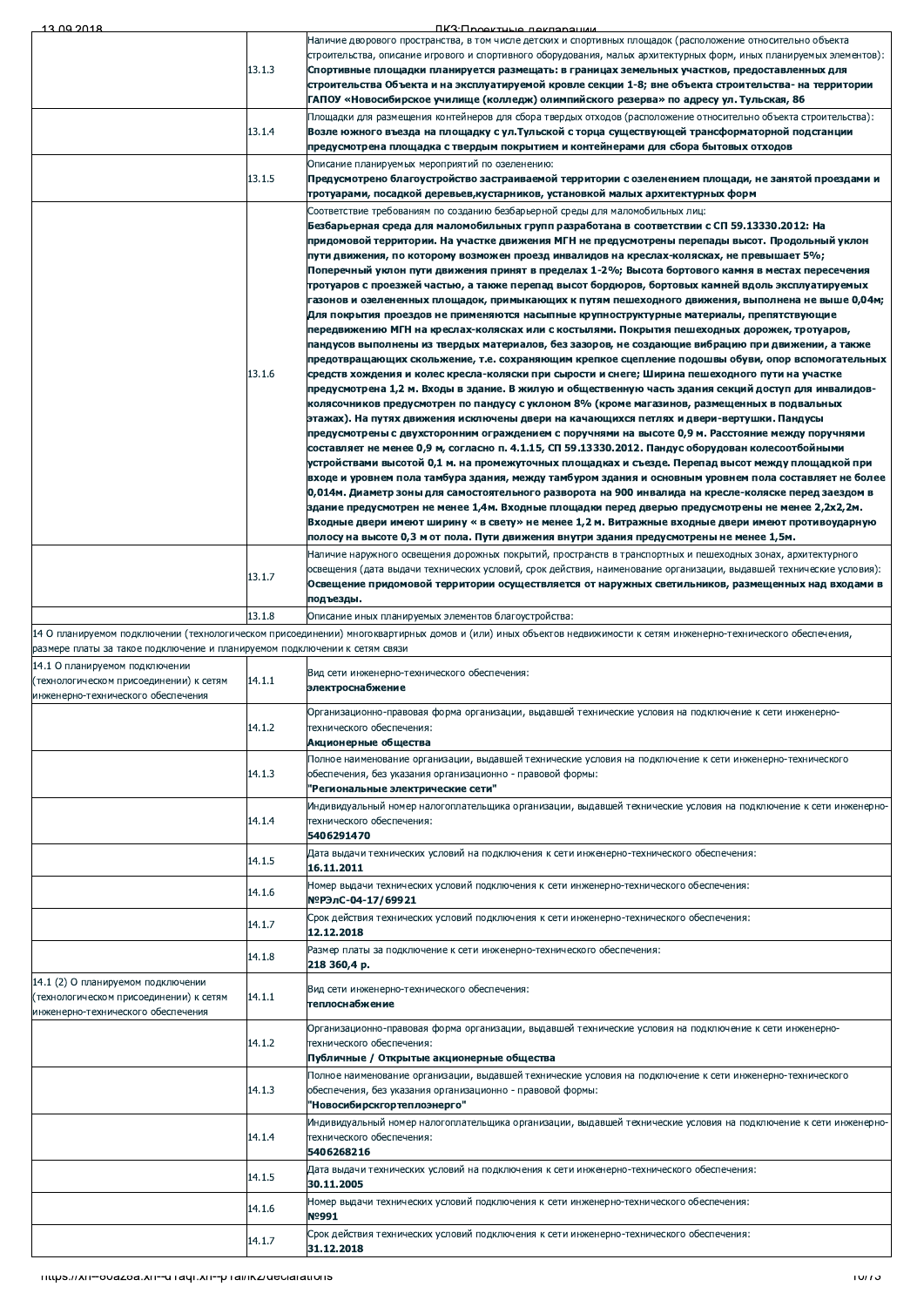| | | |
|---|---|---|
| | 13.1.3 | Наличие дворового пространства, в том числе детских и спортивных площадок (расположение относительно объекта строительства, описание игрового и спортивного оборудования, малых архитектурных форм, иных планируемых элементов):<br>**Спортивные площадки планируется размещать: в границах земельных участков, предоставленных для строительства Объекта и на эксплуатируемой кровле секции 1-8; вне объекта строительства- на территории ГАПОУ «Новосибирское училище (колледж) олимпийского резерва» по адресу ул. Тульская, 86** |
| | 13.1.4 | Площадки для размещения контейнеров для сбора твердых отходов (расположение относительно объекта строительства):<br>**Возле южного въезда на площадку с ул.Тульской с торца существующей трансформаторной подстанции предусмотрена площадка с твердым покрытием и контейнерами для сбора бытовых отходов** |
| | 13.1.5 | Описание планируемых мероприятий по озеленению:<br>**Предусмотрено благоустройство застраиваемой территории с озеленением площади, не занятой проездами и тротуарами, посадкой деревьев,кустарников, установкой малых архитектурных форм** |
| | 13.1.6 | Соответствие требованиям по созданию безбарьерной среды для маломобильных лиц:<br>**Безбарьерная среда для маломобильных групп разработана в соответствии с СП 59.13330.2012: На придомовой территории. На участке движения МГН не предусмотрены перепады высот. Продольный уклон пути движения, по которому возможен проезд инвалидов на креслах-колясках, не превышает 5%; Поперечный уклон пути движения принят в пределах 1-2%; Высота бортового камня в местах пересечения тротуаров с проезжей частью, а также перепад высот бордюров, бортовых камней вдоль эксплуатируемых газонов и озелененных площадок, примыкающих к путям пешеходного движения, выполнена не выше 0,04м; Для покрытия проездов не применяются насыпные крупноструктурные материалы, препятствующие передвижению МГН на креслах-колясках или с костылями. Покрытия пешеходных дорожек, тротуаров, пандусов выполнены из твердых материалов, без зазоров, не создающие вибрацию при движении, а также предотвращающих скольжение, т.е. сохраняющим крепкое сцепление подошвы обуви, опор вспомогательных средств хождения и колес кресла-коляски при сырости и снеге; Ширина пешеходного пути на участке предусмотрена 1,2 м. Входы в здание. В жилую и общественную часть здания секций доступ для инвалидов-колясочников предусмотрен по пандусу с уклоном 8% (кроме магазинов, размещенных в подвальных этажах). На путях движения исключены двери на качающихся петлях и двери-вертушки. Пандусы предусмотрены с двухсторонним ограждением с поручнями на высоте 0,9 м. Расстояние между поручнями составляет не менее 0,9 м, согласно п. 4.1.15, СП 59.13330.2012. Пандус оборудован колесоотбойными устройствами высотой 0,1 м. на промежуточных площадках и съезде. Перепад высот между площадкой при входе и уровнем пола тамбура здания, между тамбуром здания и основным уровнем пола составляет не более 0,014м. Диаметр зоны для самостоятельного разворота на 900 инвалида на кресле-коляске перед заездом в здание предусмотрен не менее 1,4м. Входные площадки перед дверью предусмотрены не менее 2,2х2,2м. Входные двери имеют ширину « в свету» не менее 1,2 м. Витражные входные двери имеют противоударную полосу на высоте 0,3 м от пола. Пути движения внутри здания предусмотрены не менее 1,5м.** |
| | 13.1.7 | Наличие наружного освещения дорожных покрытий, пространств в транспортных и пешеходных зонах, архитектурного освещения (дата выдачи технических условий, срок действия, наименование организации, выдавшей технические условия):<br>**Освещение придомовой территории осуществляется от наружных светильников, размещенных над входами в подъезды.** |
| | 13.1.8 | Описание иных планируемых элементов благоустройства: |
| 14 О планируемом подключении (технологическом присоединении) многоквартирных домов и (или) иных объектов недвижимости к сетям инженерно-технического обеспечения, размере платы за такое подключение и планируемом подключении к сетям связи | | |
| 14.1 О планируемом подключении (технологическом присоединении) к сетям инженерно-технического обеспечения | 14.1.1 | Вид сети инженерно-технического обеспечения:<br>**электроснабжение** |
| | 14.1.2 | Организационно-правовая форма организации, выдавшей технические условия на подключение к сети инженерно-технического обеспечения:<br>**Акционерные общества** |
| | 14.1.3 | Полное наименование организации, выдавшей технические условия на подключение к сети инженерно-технического обеспечения, без указания организационно - правовой формы:<br>**"Региональные электрические сети"** |
| | 14.1.4 | Индивидуальный номер налогоплательщика организации, выдавшей технические условия на подключение к сети инженерно-технического обеспечения:<br>**5406291470** |
| | 14.1.5 | Дата выдачи технических условий на подключения к сети инженерно-технического обеспечения:<br>**16.11.2011** |
| | 14.1.6 | Номер выдачи технических условий подключения к сети инженерно-технического обеспечения:<br>**№РЭлС-04-17/69921** |
| | 14.1.7 | Срок действия технических условий подключения к сети инженерно-технического обеспечения:<br>**12.12.2018** |
| | 14.1.8 | Размер платы за подключение к сети инженерно-технического обеспечения:<br>**218 360,4 р.** |
| 14.1 (2) О планируемом подключении (технологическом присоединении) к сетям инженерно-технического обеспечения | 14.1.1 | Вид сети инженерно-технического обеспечения:<br>**теплоснабжение** |
| | 14.1.2 | Организационно-правовая форма организации, выдавшей технические условия на подключение к сети инженерно-технического обеспечения:<br>**Публичные / Открытые акционерные общества** |
| | 14.1.3 | Полное наименование организации, выдавшей технические условия на подключение к сети инженерно-технического обеспечения, без указания организационно - правовой формы:<br>**"Новосибирскгортеплоэнерго"** |
| | 14.1.4 | Индивидуальный номер налогоплательщика организации, выдавшей технические условия на подключение к сети инженерно-технического обеспечения:<br>**5406268216** |
| | 14.1.5 | Дата выдачи технических условий на подключения к сети инженерно-технического обеспечения:<br>**30.11.2005** |
| | 14.1.6 | Номер выдачи технических условий подключения к сети инженерно-технического обеспечения:<br>**№991** |
| | 14.1.7 | Срок действия технических условий подключения к сети инженерно-технического обеспечения:<br>**31.12.2018** |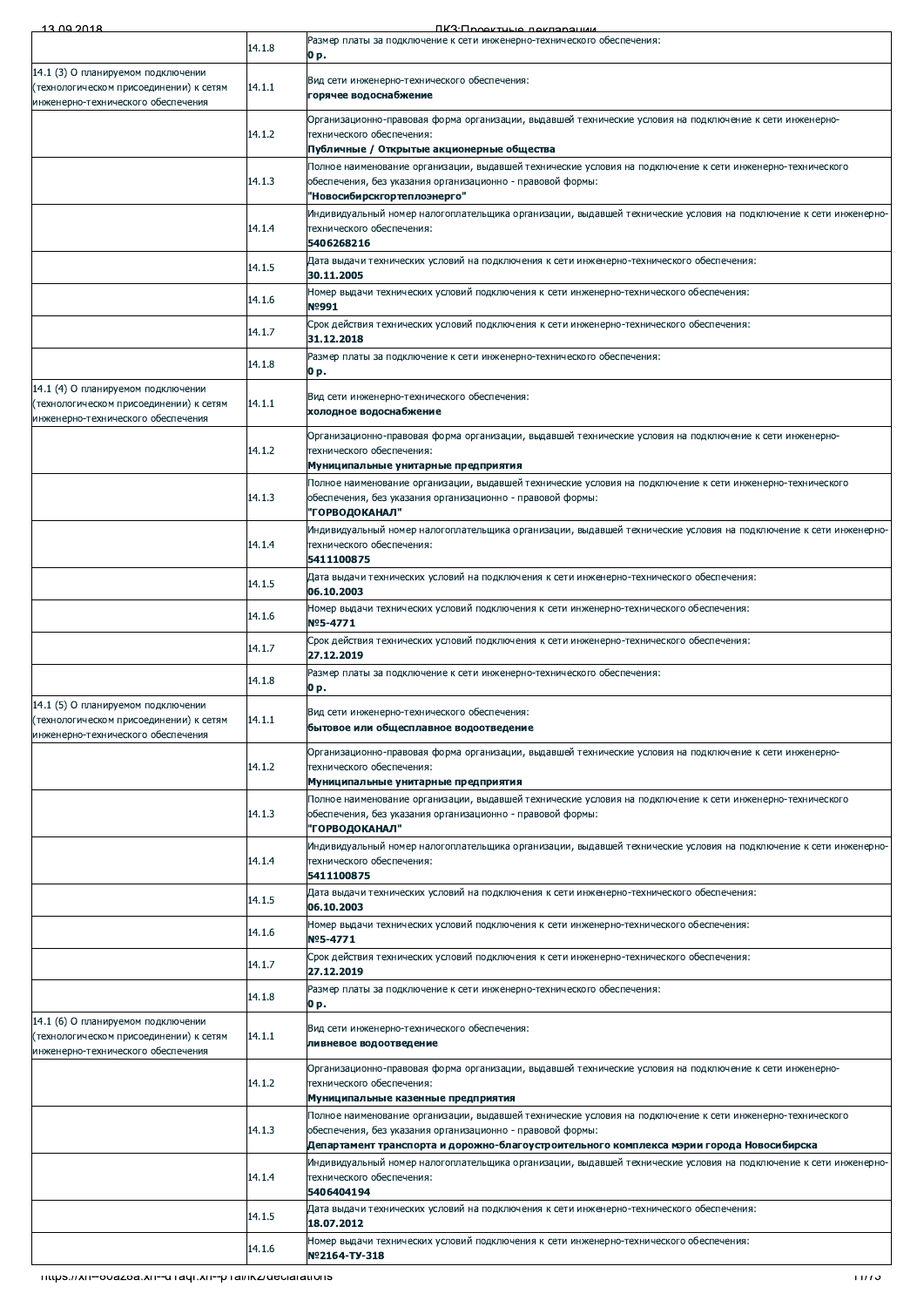| | | |
|---|---|---|
| | 14.1.8 | Размер платы за подключение к сети инженерно-технического обеспечения:<br>**0 р.** |
| 14.1 (3) О планируемом подключении (технологическом присоединении) к сетям инженерно-технического обеспечения | 14.1.1 | Вид сети инженерно-технического обеспечения:<br>**горячее водоснабжение** |
| | 14.1.2 | Организационно-правовая форма организации, выдавшей технические условия на подключение к сети инженерно-технического обеспечения:<br>**Публичные / Открытые акционерные общества** |
| | 14.1.3 | Полное наименование организации, выдавшей технические условия на подключение к сети инженерно-технического обеспечения, без указания организационно - правовой формы:<br>**"Новосибирскгортеплоэнерго"** |
| | 14.1.4 | Индивидуальный номер налогоплательщика организации, выдавшей технические условия на подключение к сети инженерно-технического обеспечения:<br>**5406268216** |
| | 14.1.5 | Дата выдачи технических условий на подключения к сети инженерно-технического обеспечения:<br>**30.11.2005** |
| | 14.1.6 | Номер выдачи технических условий подключения к сети инженерно-технического обеспечения:<br>**№991** |
| | 14.1.7 | Срок действия технических условий подключения к сети инженерно-технического обеспечения:<br>**31.12.2018** |
| | 14.1.8 | Размер платы за подключение к сети инженерно-технического обеспечения:<br>**0 р.** |
| 14.1 (4) О планируемом подключении (технологическом присоединении) к сетям инженерно-технического обеспечения | 14.1.1 | Вид сети инженерно-технического обеспечения:<br>**холодное водоснабжение** |
| | 14.1.2 | Организационно-правовая форма организации, выдавшей технические условия на подключение к сети инженерно-технического обеспечения:<br>**Муниципальные унитарные предприятия** |
| | 14.1.3 | Полное наименование организации, выдавшей технические условия на подключение к сети инженерно-технического обеспечения, без указания организационно - правовой формы:<br>**"ГОРВОДОКАНАЛ"** |
| | 14.1.4 | Индивидуальный номер налогоплательщика организации, выдавшей технические условия на подключение к сети инженерно-технического обеспечения:<br>**5411100875** |
| | 14.1.5 | Дата выдачи технических условий на подключения к сети инженерно-технического обеспечения:<br>**06.10.2003** |
| | 14.1.6 | Номер выдачи технических условий подключения к сети инженерно-технического обеспечения:<br>**№5-4771** |
| | 14.1.7 | Срок действия технических условий подключения к сети инженерно-технического обеспечения:<br>**27.12.2019** |
| | 14.1.8 | Размер платы за подключение к сети инженерно-технического обеспечения:<br>**0 р.** |
| 14.1 (5) О планируемом подключении (технологическом присоединении) к сетям инженерно-технического обеспечения | 14.1.1 | Вид сети инженерно-технического обеспечения:<br>**бытовое или общесплавное водоотведение** |
| | 14.1.2 | Организационно-правовая форма организации, выдавшей технические условия на подключение к сети инженерно-технического обеспечения:<br>**Муниципальные унитарные предприятия** |
| | 14.1.3 | Полное наименование организации, выдавшей технические условия на подключение к сети инженерно-технического обеспечения, без указания организационно - правовой формы:<br>**"ГОРВОДОКАНАЛ"** |
| | 14.1.4 | Индивидуальный номер налогоплательщика организации, выдавшей технические условия на подключение к сети инженерно-технического обеспечения:<br>**5411100875** |
| | 14.1.5 | Дата выдачи технических условий на подключения к сети инженерно-технического обеспечения:<br>**06.10.2003** |
| | 14.1.6 | Номер выдачи технических условий подключения к сети инженерно-технического обеспечения:<br>**№5-4771** |
| | 14.1.7 | Срок действия технических условий подключения к сети инженерно-технического обеспечения:<br>**27.12.2019** |
| | 14.1.8 | Размер платы за подключение к сети инженерно-технического обеспечения:<br>**0 р.** |
| 14.1 (6) О планируемом подключении (технологическом присоединении) к сетям инженерно-технического обеспечения | 14.1.1 | Вид сети инженерно-технического обеспечения:<br>**ливневое водоотведение** |
| | 14.1.2 | Организационно-правовая форма организации, выдавшей технические условия на подключение к сети инженерно-технического обеспечения:<br>**Муниципальные казенные предприятия** |
| | 14.1.3 | Полное наименование организации, выдавшей технические условия на подключение к сети инженерно-технического обеспечения, без указания организационно - правовой формы:<br>**Департамент транспорта и дорожно-благоустроительного комплекса мэрии города Новосибирска** |
| | 14.1.4 | Индивидуальный номер налогоплательщика организации, выдавшей технические условия на подключение к сети инженерно-технического обеспечения:<br>**5406404194** |
| | 14.1.5 | Дата выдачи технических условий на подключения к сети инженерно-технического обеспечения:<br>**18.07.2012** |
| | 14.1.6 | Номер выдачи технических условий подключения к сети инженерно-технического обеспечения:<br>**№2164-ТУ-318** |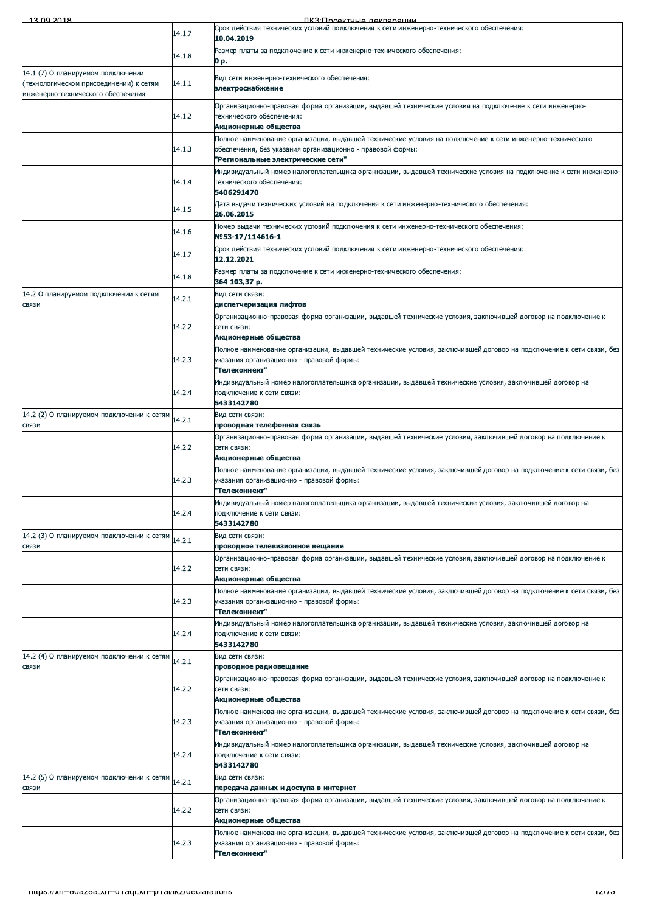| | | |
|---|---|---|
| | 14.1.7 | Срок действия технических условий подключения к сети инженерно-технического обеспечения: **10.04.2019** |
| | 14.1.8 | Размер платы за подключение к сети инженерно-технического обеспечения: **0 р.** |
| 14.1 (7) О планируемом подключении (технологическом присоединении) к сетям инженерно-технического обеспечения | 14.1.1 | Вид сети инженерно-технического обеспечения: **электроснабжение** |
| | 14.1.2 | Организационно-правовая форма организации, выдавшей технические условия на подключение к сети инженерно-технического обеспечения: **Акционерные общества** |
| | 14.1.3 | Полное наименование организации, выдавшей технические условия на подключение к сети инженерно-технического обеспечения, без указания организационно - правовой формы: **"Региональные электрические сети"** |
| | 14.1.4 | Индивидуальный номер налогоплательщика организации, выдавшей технические условия на подключение к сети инженерно-технического обеспечения: **5406291470** |
| | 14.1.5 | Дата выдачи технических условий на подключения к сети инженерно-технического обеспечения: **26.06.2015** |
| | 14.1.6 | Номер выдачи технических условий на подключения к сети инженерно-технического обеспечения: **№53-17/114616-1** |
| | 14.1.7 | Срок действия технических условий подключения к сети инженерно-технического обеспечения: **12.12.2021** |
| | 14.1.8 | Размер платы за подключение к сети инженерно-технического обеспечения: **364 103,37 р.** |
| 14.2 О планируемом подключении к сетям связи | 14.2.1 | Вид сети связи: **диспетчеризация лифтов** |
| | 14.2.2 | Организационно-правовая форма организации, выдавшей технические условия, заключившей договор на подключение к сети связи: **Акционерные общества** |
| | 14.2.3 | Полное наименование организации, выдавшей технические условия, заключившей договор на подключение к сети связи, без указания организационно - правовой формы: **"Телеконнект"** |
| | 14.2.4 | Индивидуальный номер налогоплательщика организации, выдавшей технические условия, заключившей договор на подключение к сети связи: **5433142780** |
| 14.2 (2) О планируемом подключении к сетям связи | 14.2.1 | Вид сети связи: **проводная телефонная связь** |
| | 14.2.2 | Организационно-правовая форма организации, выдавшей технические условия, заключившей договор на подключение к сети связи: **Акционерные общества** |
| | 14.2.3 | Полное наименование организации, выдавшей технические условия, заключившей договор на подключение к сети связи, без указания организационно - правовой формы: **"Телеконнект"** |
| | 14.2.4 | Индивидуальный номер налогоплательщика организации, выдавшей технические условия, заключившей договор на подключение к сети связи: **5433142780** |
| 14.2 (3) О планируемом подключении к сетям связи | 14.2.1 | Вид сети связи: **проводное телевизионное вещание** |
| | 14.2.2 | Организационно-правовая форма организации, выдавшей технические условия, заключившей договор на подключение к сети связи: **Акционерные общества** |
| | 14.2.3 | Полное наименование организации, выдавшей технические условия, заключившей договор на подключение к сети связи, без указания организационно - правовой формы: **"Телеконнект"** |
| | 14.2.4 | Индивидуальный номер налогоплательщика организации, выдавшей технические условия, заключившей договор на подключение к сети связи: **5433142780** |
| 14.2 (4) О планируемом подключении к сетям связи | 14.2.1 | Вид сети связи: **проводное радиовещание** |
| | 14.2.2 | Организационно-правовая форма организации, выдавшей технические условия, заключившей договор на подключение к сети связи: **Акционерные общества** |
| | 14.2.3 | Полное наименование организации, выдавшей технические условия, заключившей договор на подключение к сети связи, без указания организационно - правовой формы: **"Телеконнект"** |
| | 14.2.4 | Индивидуальный номер налогоплательщика организации, выдавшей технические условия, заключившей договор на подключение к сети связи: **5433142780** |
| 14.2 (5) О планируемом подключении к сетям связи | 14.2.1 | Вид сети связи: **передача данных и доступа в интернет** |
| | 14.2.2 | Организационно-правовая форма организации, выдавшей технические условия, заключившей договор на подключение к сети связи: **Акционерные общества** |
| | 14.2.3 | Полное наименование организации, выдавшей технические условия, заключившей договор на подключение к сети связи, без указания организационно - правовой формы: **"Телеконнект"** |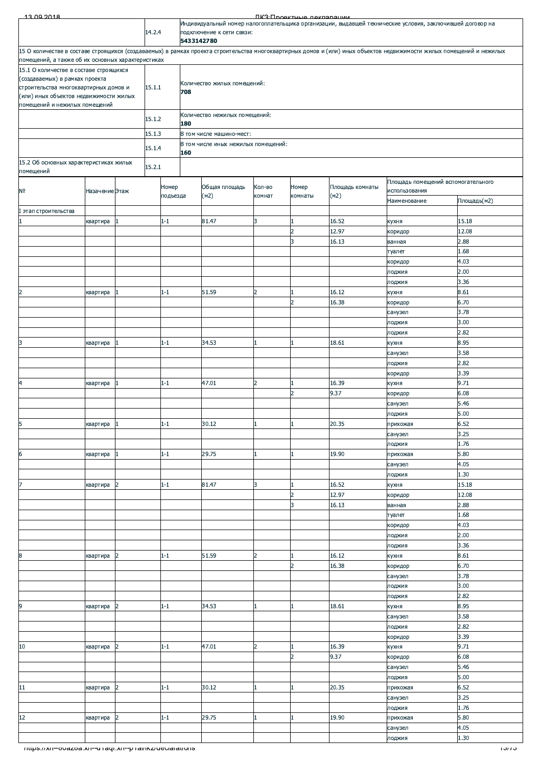| | | |
|---|---|---|
| | 14.2.4 | Индивидуальный номер налогоплательщика организации, выдавшей технические условия, заключившей договор на подключение к сети связи: **5433142780** |
| 15 О количестве в составе строящихся (создаваемых) в рамках проекта строительства многоквартирных домов и (или) иных объектов недвижимости жилых помещений и нежилых помещений, а также об их основных характеристиках | | |
| 15.1 О количестве в составе строящихся (создаваемых) в рамках проекта строительства многоквартирных домов и (или) иных объектов недвижимости жилых помещений и нежилых помещений | 15.1.1 | Количество жилых помещений: **708** |
| | 15.1.2 | Количество нежилых помещений: **180** |
| | 15.1.3 | В том числе машино-мест: |
| | 15.1.4 | В том числе иных нежилых помещений: **160** |
| 15.2 Об основных характеристиках жилых помещений | 15.2.1 | |

| № | Назачение | Этаж | Номер подъезда | Общая площадь (м2) | Кол-во комнат | Номер комнаты | Площадь комнаты (м2) | Площадь помещений вспомогательного использования | |
|---|---|---|---|---|---|---|---|---|---|
| | | | | | | | | Наименование | Площадь(м2) |
| I этап строительства | | | | | | | | | |
| 1 | квартира | 1 | 1-1 | 81.47 | 3 | 1 | 16.52 | кухня | 15.18 |
| | | | | | | 2 | 12.97 | коридор | 12.08 |
| | | | | | | 3 | 16.13 | ванная | 2.88 |
| | | | | | | | | туалет | 1.68 |
| | | | | | | | | коридор | 4.03 |
| | | | | | | | | лоджия | 2.00 |
| | | | | | | | | лоджия | 3.36 |
| 2 | квартира | 1 | 1-1 | 51.59 | 2 | 1 | 16.12 | кухня | 8.61 |
| | | | | | | 2 | 16.38 | коридор | 6.70 |
| | | | | | | | | санузел | 3.78 |
| | | | | | | | | лоджия | 3.00 |
| | | | | | | | | лоджия | 2.82 |
| 3 | квартира | 1 | 1-1 | 34.53 | 1 | 1 | 18.61 | кухня | 8.95 |
| | | | | | | | | санузел | 3.58 |
| | | | | | | | | лоджия | 2.82 |
| | | | | | | | | коридор | 3.39 |
| 4 | квартира | 1 | 1-1 | 47.01 | 2 | 1 | 16.39 | кухня | 9.71 |
| | | | | | | 2 | 9.37 | коридор | 6.08 |
| | | | | | | | | санузел | 5.46 |
| | | | | | | | | лоджия | 5.00 |
| 5 | квартира | 1 | 1-1 | 30.12 | 1 | 1 | 20.35 | прихожая | 6.52 |
| | | | | | | | | санузел | 3.25 |
| | | | | | | | | лоджия | 1.76 |
| 6 | квартира | 1 | 1-1 | 29.75 | 1 | 1 | 19.90 | прихожая | 5.80 |
| | | | | | | | | санузел | 4.05 |
| | | | | | | | | лоджия | 1.30 |
| 7 | квартира | 2 | 1-1 | 81.47 | 3 | 1 | 16.52 | кухня | 15.18 |
| | | | | | | 2 | 12.97 | коридор | 12.08 |
| | | | | | | 3 | 16.13 | ванная | 2.88 |
| | | | | | | | | туалет | 1.68 |
| | | | | | | | | коридор | 4.03 |
| | | | | | | | | лоджия | 2.00 |
| | | | | | | | | лоджия | 3.36 |
| 8 | квартира | 2 | 1-1 | 51.59 | 2 | 1 | 16.12 | кухня | 8.61 |
| | | | | | | 2 | 16.38 | коридор | 6.70 |
| | | | | | | | | санузел | 3.78 |
| | | | | | | | | лоджия | 3.00 |
| | | | | | | | | лоджия | 2.82 |
| 9 | квартира | 2 | 1-1 | 34.53 | 1 | 1 | 18.61 | кухня | 8.95 |
| | | | | | | | | санузел | 3.58 |
| | | | | | | | | лоджия | 2.82 |
| | | | | | | | | коридор | 3.39 |
| 10 | квартира | 2 | 1-1 | 47.01 | 2 | 1 | 16.39 | кухня | 9.71 |
| | | | | | | 2 | 9.37 | коридор | 6.08 |
| | | | | | | | | санузел | 5.46 |
| | | | | | | | | лоджия | 5.00 |
| 11 | квартира | 2 | 1-1 | 30.12 | 1 | 1 | 20.35 | прихожая | 6.52 |
| | | | | | | | | санузел | 3.25 |
| | | | | | | | | лоджия | 1.76 |
| 12 | квартира | 2 | 1-1 | 29.75 | 1 | 1 | 19.90 | прихожая | 5.80 |
| | | | | | | | | санузел | 4.05 |
| | | | | | | | | лоджия | 1.30 |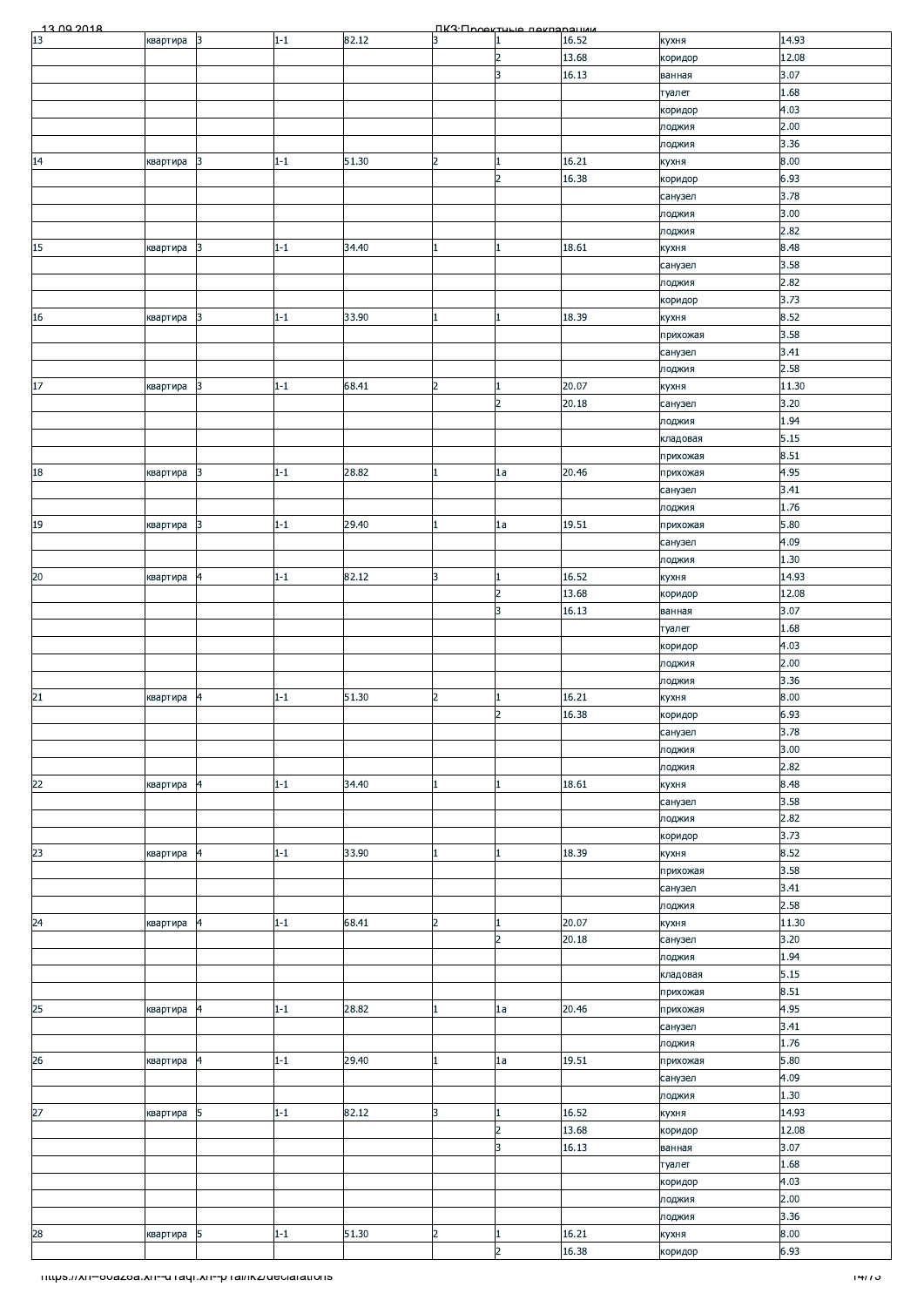| 13 | квартира | 3 | 1-1 | 82.12 | 3 | 1 | 16.52 | кухня | 14.93 |
|---|---|---|---|---|---|---|---|---|---|
| | | | | | | 2 | 13.68 | коридор | 12.08 |
| | | | | | | 3 | 16.13 | ванная | 3.07 |
| | | | | | | | | туалет | 1.68 |
| | | | | | | | | коридор | 4.03 |
| | | | | | | | | лоджия | 2.00 |
| | | | | | | | | лоджия | 3.36 |
| 14 | квартира | 3 | 1-1 | 51.30 | 2 | 1 | 16.21 | кухня | 8.00 |
| | | | | | | 2 | 16.38 | коридор | 6.93 |
| | | | | | | | | санузел | 3.78 |
| | | | | | | | | лоджия | 3.00 |
| | | | | | | | | лоджия | 2.82 |
| 15 | квартира | 3 | 1-1 | 34.40 | 1 | 1 | 18.61 | кухня | 8.48 |
| | | | | | | | | санузел | 3.58 |
| | | | | | | | | лоджия | 2.82 |
| | | | | | | | | коридор | 3.73 |
| 16 | квартира | 3 | 1-1 | 33.90 | 1 | 1 | 18.39 | кухня | 8.52 |
| | | | | | | | | прихожая | 3.58 |
| | | | | | | | | санузел | 3.41 |
| | | | | | | | | лоджия | 2.58 |
| 17 | квартира | 3 | 1-1 | 68.41 | 2 | 1 | 20.07 | кухня | 11.30 |
| | | | | | | 2 | 20.18 | санузел | 3.20 |
| | | | | | | | | лоджия | 1.94 |
| | | | | | | | | кладовая | 5.15 |
| | | | | | | | | прихожая | 8.51 |
| 18 | квартира | 3 | 1-1 | 28.82 | 1 | 1а | 20.46 | прихожая | 4.95 |
| | | | | | | | | санузел | 3.41 |
| | | | | | | | | лоджия | 1.76 |
| 19 | квартира | 3 | 1-1 | 29.40 | 1 | 1а | 19.51 | прихожая | 5.80 |
| | | | | | | | | санузел | 4.09 |
| | | | | | | | | лоджия | 1.30 |
| 20 | квартира | 4 | 1-1 | 82.12 | 3 | 1 | 16.52 | кухня | 14.93 |
| | | | | | | 2 | 13.68 | коридор | 12.08 |
| | | | | | | 3 | 16.13 | ванная | 3.07 |
| | | | | | | | | туалет | 1.68 |
| | | | | | | | | коридор | 4.03 |
| | | | | | | | | лоджия | 2.00 |
| | | | | | | | | лоджия | 3.36 |
| 21 | квартира | 4 | 1-1 | 51.30 | 2 | 1 | 16.21 | кухня | 8.00 |
| | | | | | | 2 | 16.38 | коридор | 6.93 |
| | | | | | | | | санузел | 3.78 |
| | | | | | | | | лоджия | 3.00 |
| | | | | | | | | лоджия | 2.82 |
| 22 | квартира | 4 | 1-1 | 34.40 | 1 | 1 | 18.61 | кухня | 8.48 |
| | | | | | | | | санузел | 3.58 |
| | | | | | | | | лоджия | 2.82 |
| | | | | | | | | коридор | 3.73 |
| 23 | квартира | 4 | 1-1 | 33.90 | 1 | 1 | 18.39 | кухня | 8.52 |
| | | | | | | | | прихожая | 3.58 |
| | | | | | | | | санузел | 3.41 |
| | | | | | | | | лоджия | 2.58 |
| 24 | квартира | 4 | 1-1 | 68.41 | 2 | 1 | 20.07 | кухня | 11.30 |
| | | | | | | 2 | 20.18 | санузел | 3.20 |
| | | | | | | | | лоджия | 1.94 |
| | | | | | | | | кладовая | 5.15 |
| | | | | | | | | прихожая | 8.51 |
| 25 | квартира | 4 | 1-1 | 28.82 | 1 | 1а | 20.46 | прихожая | 4.95 |
| | | | | | | | | санузел | 3.41 |
| | | | | | | | | лоджия | 1.76 |
| 26 | квартира | 4 | 1-1 | 29.40 | 1 | 1а | 19.51 | прихожая | 5.80 |
| | | | | | | | | санузел | 4.09 |
| | | | | | | | | лоджия | 1.30 |
| 27 | квартира | 5 | 1-1 | 82.12 | 3 | 1 | 16.52 | кухня | 14.93 |
| | | | | | | 2 | 13.68 | коридор | 12.08 |
| | | | | | | 3 | 16.13 | ванная | 3.07 |
| | | | | | | | | туалет | 1.68 |
| | | | | | | | | коридор | 4.03 |
| | | | | | | | | лоджия | 2.00 |
| | | | | | | | | лоджия | 3.36 |
| 28 | квартира | 5 | 1-1 | 51.30 | 2 | 1 | 16.21 | кухня | 8.00 |
| | | | | | | 2 | 16.38 | коридор | 6.93 |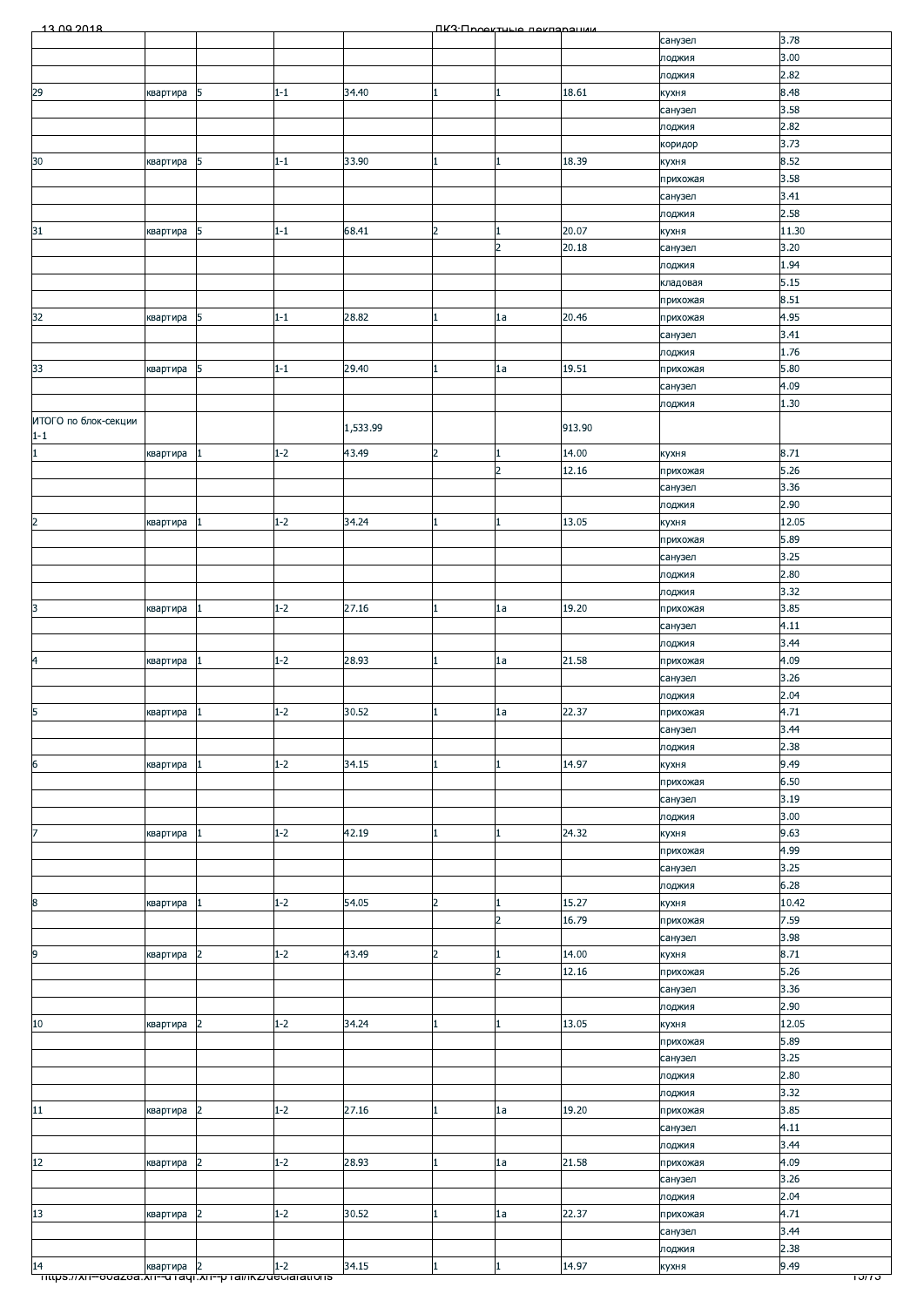| | | | | | | | | |
|---|---|---|---|---|---|---|---|---|
| | | | | | | | санузел | 3.78 |
| | | | | | | | лоджия | 3.00 |
| | | | | | | | лоджия | 2.82 |
| 29 | квартира | 5 | 1-1 | 34.40 | 1 | 1 | 18.61 | кухня | 8.48 |
| | | | | | | | санузел | 3.58 |
| | | | | | | | лоджия | 2.82 |
| | | | | | | | коридор | 3.73 |
| 30 | квартира | 5 | 1-1 | 33.90 | 1 | 1 | 18.39 | кухня | 8.52 |
| | | | | | | | прихожая | 3.58 |
| | | | | | | | санузел | 3.41 |
| | | | | | | | лоджия | 2.58 |
| 31 | квартира | 5 | 1-1 | 68.41 | 2 | 1 | 20.07 | кухня | 11.30 |
| | | | | | 2 | 20.18 | санузел | 3.20 |
| | | | | | | | лоджия | 1.94 |
| | | | | | | | кладовая | 5.15 |
| | | | | | | | прихожая | 8.51 |
| 32 | квартира | 5 | 1-1 | 28.82 | 1 | 1a | 20.46 | прихожая | 4.95 |
| | | | | | | | санузел | 3.41 |
| | | | | | | | лоджия | 1.76 |
| 33 | квартира | 5 | 1-1 | 29.40 | 1 | 1a | 19.51 | прихожая | 5.80 |
| | | | | | | | санузел | 4.09 |
| | | | | | | | лоджия | 1.30 |
| ИТОГО по блок-секции 1-1 | | | 1,533.99 | | | 913.90 | | |
| 1 | квартира | 1 | 1-2 | 43.49 | 2 | 1 | 14.00 | кухня | 8.71 |
| | | | | | 2 | 12.16 | прихожая | 5.26 |
| | | | | | | | санузел | 3.36 |
| | | | | | | | лоджия | 2.90 |
| 2 | квартира | 1 | 1-2 | 34.24 | 1 | 1 | 13.05 | кухня | 12.05 |
| | | | | | | | прихожая | 5.89 |
| | | | | | | | санузел | 3.25 |
| | | | | | | | лоджия | 2.80 |
| | | | | | | | лоджия | 3.32 |
| 3 | квартира | 1 | 1-2 | 27.16 | 1 | 1a | 19.20 | прихожая | 3.85 |
| | | | | | | | санузел | 4.11 |
| | | | | | | | лоджия | 3.44 |
| 4 | квартира | 1 | 1-2 | 28.93 | 1 | 1a | 21.58 | прихожая | 4.09 |
| | | | | | | | санузел | 3.26 |
| | | | | | | | лоджия | 2.04 |
| 5 | квартира | 1 | 1-2 | 30.52 | 1 | 1a | 22.37 | прихожая | 4.71 |
| | | | | | | | санузел | 3.44 |
| | | | | | | | лоджия | 2.38 |
| 6 | квартира | 1 | 1-2 | 34.15 | 1 | 1 | 14.97 | кухня | 9.49 |
| | | | | | | | прихожая | 6.50 |
| | | | | | | | санузел | 3.19 |
| | | | | | | | лоджия | 3.00 |
| 7 | квартира | 1 | 1-2 | 42.19 | 1 | 1 | 24.32 | кухня | 9.63 |
| | | | | | | | прихожая | 4.99 |
| | | | | | | | санузел | 3.25 |
| | | | | | | | лоджия | 6.28 |
| 8 | квартира | 1 | 1-2 | 54.05 | 2 | 1 | 15.27 | кухня | 10.42 |
| | | | | | 2 | 16.79 | прихожая | 7.59 |
| | | | | | | | санузел | 3.98 |
| 9 | квартира | 2 | 1-2 | 43.49 | 2 | 1 | 14.00 | кухня | 8.71 |
| | | | | | 2 | 12.16 | прихожая | 5.26 |
| | | | | | | | санузел | 3.36 |
| | | | | | | | лоджия | 2.90 |
| 10 | квартира | 2 | 1-2 | 34.24 | 1 | 1 | 13.05 | кухня | 12.05 |
| | | | | | | | прихожая | 5.89 |
| | | | | | | | санузел | 3.25 |
| | | | | | | | лоджия | 2.80 |
| | | | | | | | лоджия | 3.32 |
| 11 | квартира | 2 | 1-2 | 27.16 | 1 | 1a | 19.20 | прихожая | 3.85 |
| | | | | | | | санузел | 4.11 |
| | | | | | | | лоджия | 3.44 |
| 12 | квартира | 2 | 1-2 | 28.93 | 1 | 1a | 21.58 | прихожая | 4.09 |
| | | | | | | | санузел | 3.26 |
| | | | | | | | лоджия | 2.04 |
| 13 | квартира | 2 | 1-2 | 30.52 | 1 | 1a | 22.37 | прихожая | 4.71 |
| | | | | | | | санузел | 3.44 |
| | | | | | | | лоджия | 2.38 |
| 14 | квартира | 2 | 1-2 | 34.15 | 1 | 1 | 14.97 | кухня | 9.49 |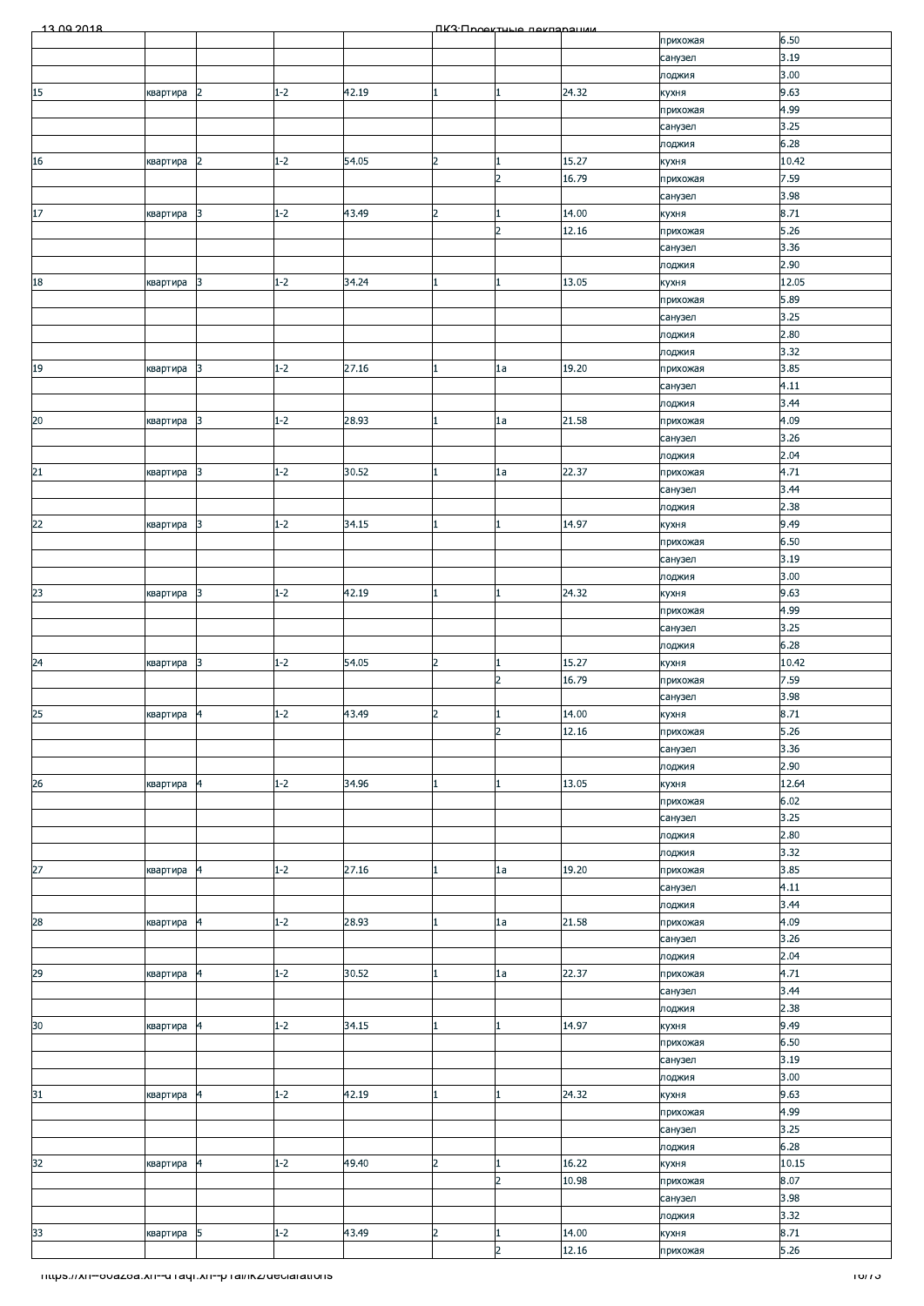| | | | | | | | | |
|---|---|---|---|---|---|---|---|---|
| | | | | | | | прихожая | 6.50 |
| | | | | | | | санузел | 3.19 |
| | | | | | | | лоджия | 3.00 |
| 15 | квартира | 2 | 1-2 | 42.19 | 1 | 1 | 24.32 | кухня | 9.63 |
| | | | | | | | прихожая | 4.99 |
| | | | | | | | санузел | 3.25 |
| | | | | | | | лоджия | 6.28 |
| 16 | квартира | 2 | 1-2 | 54.05 | 2 | 1 | 15.27 | кухня | 10.42 |
| | | | | | | 2 | 16.79 | прихожая | 7.59 |
| | | | | | | | | санузел | 3.98 |
| 17 | квартира | 3 | 1-2 | 43.49 | 2 | 1 | 14.00 | кухня | 8.71 |
| | | | | | | 2 | 12.16 | прихожая | 5.26 |
| | | | | | | | | санузел | 3.36 |
| | | | | | | | | лоджия | 2.90 |
| 18 | квартира | 3 | 1-2 | 34.24 | 1 | 1 | 13.05 | кухня | 12.05 |
| | | | | | | | | прихожая | 5.89 |
| | | | | | | | | санузел | 3.25 |
| | | | | | | | | лоджия | 2.80 |
| | | | | | | | | лоджия | 3.32 |
| 19 | квартира | 3 | 1-2 | 27.16 | 1 | 1а | 19.20 | прихожая | 3.85 |
| | | | | | | | | санузел | 4.11 |
| | | | | | | | | лоджия | 3.44 |
| 20 | квартира | 3 | 1-2 | 28.93 | 1 | 1а | 21.58 | прихожая | 4.09 |
| | | | | | | | | санузел | 3.26 |
| | | | | | | | | лоджия | 2.04 |
| 21 | квартира | 3 | 1-2 | 30.52 | 1 | 1а | 22.37 | прихожая | 4.71 |
| | | | | | | | | санузел | 3.44 |
| | | | | | | | | лоджия | 2.38 |
| 22 | квартира | 3 | 1-2 | 34.15 | 1 | 1 | 14.97 | кухня | 9.49 |
| | | | | | | | | прихожая | 6.50 |
| | | | | | | | | санузел | 3.19 |
| | | | | | | | | лоджия | 3.00 |
| 23 | квартира | 3 | 1-2 | 42.19 | 1 | 1 | 24.32 | кухня | 9.63 |
| | | | | | | | | прихожая | 4.99 |
| | | | | | | | | санузел | 3.25 |
| | | | | | | | | лоджия | 6.28 |
| 24 | квартира | 3 | 1-2 | 54.05 | 2 | 1 | 15.27 | кухня | 10.42 |
| | | | | | | 2 | 16.79 | прихожая | 7.59 |
| | | | | | | | | санузел | 3.98 |
| 25 | квартира | 4 | 1-2 | 43.49 | 2 | 1 | 14.00 | кухня | 8.71 |
| | | | | | | 2 | 12.16 | прихожая | 5.26 |
| | | | | | | | | санузел | 3.36 |
| | | | | | | | | лоджия | 2.90 |
| 26 | квартира | 4 | 1-2 | 34.96 | 1 | 1 | 13.05 | кухня | 12.64 |
| | | | | | | | | прихожая | 6.02 |
| | | | | | | | | санузел | 3.25 |
| | | | | | | | | лоджия | 2.80 |
| | | | | | | | | лоджия | 3.32 |
| 27 | квартира | 4 | 1-2 | 27.16 | 1 | 1а | 19.20 | прихожая | 3.85 |
| | | | | | | | | санузел | 4.11 |
| | | | | | | | | лоджия | 3.44 |
| 28 | квартира | 4 | 1-2 | 28.93 | 1 | 1а | 21.58 | прихожая | 4.09 |
| | | | | | | | | санузел | 3.26 |
| | | | | | | | | лоджия | 2.04 |
| 29 | квартира | 4 | 1-2 | 30.52 | 1 | 1а | 22.37 | прихожая | 4.71 |
| | | | | | | | | санузел | 3.44 |
| | | | | | | | | лоджия | 2.38 |
| 30 | квартира | 4 | 1-2 | 34.15 | 1 | 1 | 14.97 | кухня | 9.49 |
| | | | | | | | | прихожая | 6.50 |
| | | | | | | | | санузел | 3.19 |
| | | | | | | | | лоджия | 3.00 |
| 31 | квартира | 4 | 1-2 | 42.19 | 1 | 1 | 24.32 | кухня | 9.63 |
| | | | | | | | | прихожая | 4.99 |
| | | | | | | | | санузел | 3.25 |
| | | | | | | | | лоджия | 6.28 |
| 32 | квартира | 4 | 1-2 | 49.40 | 2 | 1 | 16.22 | кухня | 10.15 |
| | | | | | | 2 | 10.98 | прихожая | 8.07 |
| | | | | | | | | санузел | 3.98 |
| | | | | | | | | лоджия | 3.32 |
| 33 | квартира | 5 | 1-2 | 43.49 | 2 | 1 | 14.00 | кухня | 8.71 |
| | | | | | | 2 | 12.16 | прихожая | 5.26 |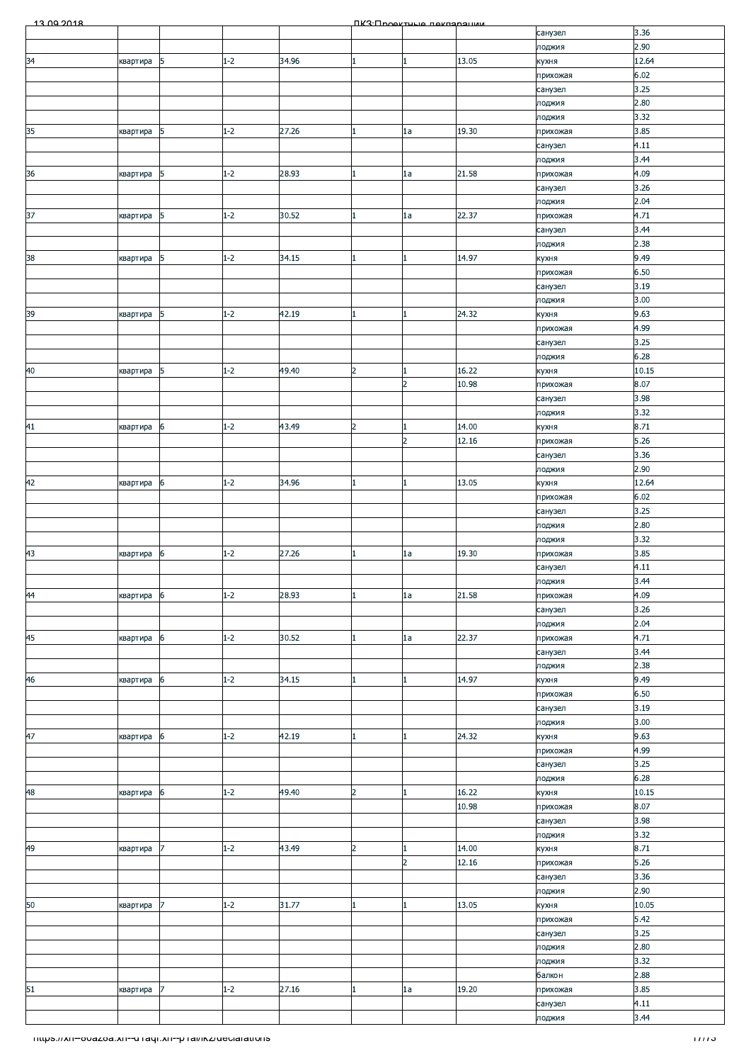| | | | | | | | | | |
|---|---|---|---|---|---|---|---|---|---|
| | | | | | | | | санузел | 3.36 |
| | | | | | | | | лоджия | 2.90 |
| 34 | квартира | 5 | 1-2 | 34.96 | 1 | 1 | 13.05 | кухня | 12.64 |
| | | | | | | | | прихожая | 6.02 |
| | | | | | | | | санузел | 3.25 |
| | | | | | | | | лоджия | 2.80 |
| | | | | | | | | лоджия | 3.32 |
| 35 | квартира | 5 | 1-2 | 27.26 | 1 | 1а | 19.30 | прихожая | 3.85 |
| | | | | | | | | санузел | 4.11 |
| | | | | | | | | лоджия | 3.44 |
| 36 | квартира | 5 | 1-2 | 28.93 | 1 | 1а | 21.58 | прихожая | 4.09 |
| | | | | | | | | санузел | 3.26 |
| | | | | | | | | лоджия | 2.04 |
| 37 | квартира | 5 | 1-2 | 30.52 | 1 | 1а | 22.37 | прихожая | 4.71 |
| | | | | | | | | санузел | 3.44 |
| | | | | | | | | лоджия | 2.38 |
| 38 | квартира | 5 | 1-2 | 34.15 | 1 | 1 | 14.97 | кухня | 9.49 |
| | | | | | | | | прихожая | 6.50 |
| | | | | | | | | санузел | 3.19 |
| | | | | | | | | лоджия | 3.00 |
| 39 | квартира | 5 | 1-2 | 42.19 | 1 | 1 | 24.32 | кухня | 9.63 |
| | | | | | | | | прихожая | 4.99 |
| | | | | | | | | санузел | 3.25 |
| | | | | | | | | лоджия | 6.28 |
| 40 | квартира | 5 | 1-2 | 49.40 | 2 | 1 | 16.22 | кухня | 10.15 |
| | | | | | | 2 | 10.98 | прихожая | 8.07 |
| | | | | | | | | санузел | 3.98 |
| | | | | | | | | лоджия | 3.32 |
| 41 | квартира | 6 | 1-2 | 43.49 | 2 | 1 | 14.00 | кухня | 8.71 |
| | | | | | | 2 | 12.16 | прихожая | 5.26 |
| | | | | | | | | санузел | 3.36 |
| | | | | | | | | лоджия | 2.90 |
| 42 | квартира | 6 | 1-2 | 34.96 | 1 | 1 | 13.05 | кухня | 12.64 |
| | | | | | | | | прихожая | 6.02 |
| | | | | | | | | санузел | 3.25 |
| | | | | | | | | лоджия | 2.80 |
| | | | | | | | | лоджия | 3.32 |
| 43 | квартира | 6 | 1-2 | 27.26 | 1 | 1а | 19.30 | прихожая | 3.85 |
| | | | | | | | | санузел | 4.11 |
| | | | | | | | | лоджия | 3.44 |
| 44 | квартира | 6 | 1-2 | 28.93 | 1 | 1а | 21.58 | прихожая | 4.09 |
| | | | | | | | | санузел | 3.26 |
| | | | | | | | | лоджия | 2.04 |
| 45 | квартира | 6 | 1-2 | 30.52 | 1 | 1а | 22.37 | прихожая | 4.71 |
| | | | | | | | | санузел | 3.44 |
| | | | | | | | | лоджия | 2.38 |
| 46 | квартира | 6 | 1-2 | 34.15 | 1 | 1 | 14.97 | кухня | 9.49 |
| | | | | | | | | прихожая | 6.50 |
| | | | | | | | | санузел | 3.19 |
| | | | | | | | | лоджия | 3.00 |
| 47 | квартира | 6 | 1-2 | 42.19 | 1 | 1 | 24.32 | кухня | 9.63 |
| | | | | | | | | прихожая | 4.99 |
| | | | | | | | | санузел | 3.25 |
| | | | | | | | | лоджия | 6.28 |
| 48 | квартира | 6 | 1-2 | 49.40 | 2 | 1 | 16.22 | кухня | 10.15 |
| | | | | | | | 10.98 | прихожая | 8.07 |
| | | | | | | | | санузел | 3.98 |
| | | | | | | | | лоджия | 3.32 |
| 49 | квартира | 7 | 1-2 | 43.49 | 2 | 1 | 14.00 | кухня | 8.71 |
| | | | | | | 2 | 12.16 | прихожая | 5.26 |
| | | | | | | | | санузел | 3.36 |
| | | | | | | | | лоджия | 2.90 |
| 50 | квартира | 7 | 1-2 | 31.77 | 1 | 1 | 13.05 | кухня | 10.05 |
| | | | | | | | | прихожая | 5.42 |
| | | | | | | | | санузел | 3.25 |
| | | | | | | | | лоджия | 2.80 |
| | | | | | | | | лоджия | 3.32 |
| | | | | | | | | балкон | 2.88 |
| 51 | квартира | 7 | 1-2 | 27.16 | 1 | 1а | 19.20 | прихожая | 3.85 |
| | | | | | | | | санузел | 4.11 |
| | | | | | | | | лоджия | 3.44 |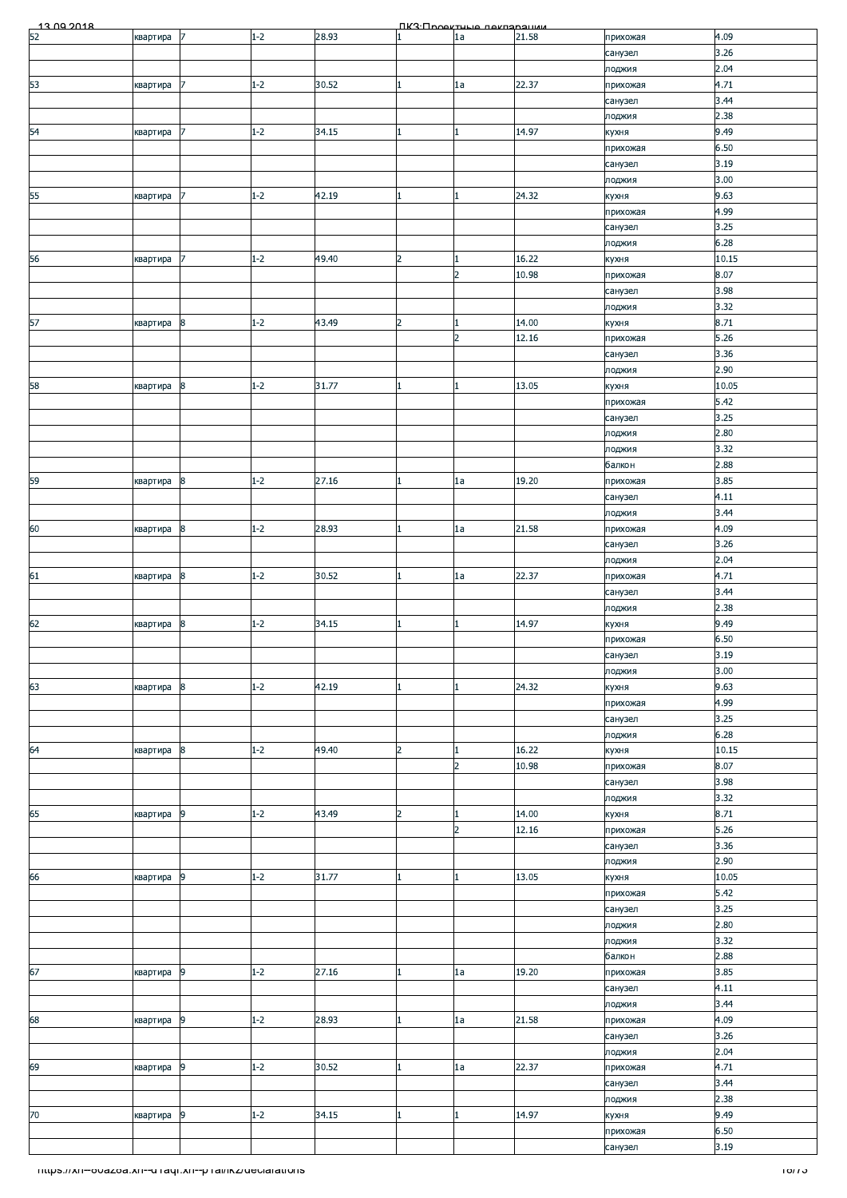| | | | | | | | | | |
|---|---|---|---|---|---|---|---|---|---|
| 52 | квартира | 7 | 1-2 | 28.93 | 1 | 1а | 21.58 | прихожая | 4.09 |
| | | | | | | | | санузел | 3.26 |
| | | | | | | | | лоджия | 2.04 |
| 53 | квартира | 7 | 1-2 | 30.52 | 1 | 1а | 22.37 | прихожая | 4.71 |
| | | | | | | | | санузел | 3.44 |
| | | | | | | | | лоджия | 2.38 |
| 54 | квартира | 7 | 1-2 | 34.15 | 1 | 1 | 14.97 | кухня | 9.49 |
| | | | | | | | | прихожая | 6.50 |
| | | | | | | | | санузел | 3.19 |
| | | | | | | | | лоджия | 3.00 |
| 55 | квартира | 7 | 1-2 | 42.19 | 1 | 1 | 24.32 | кухня | 9.63 |
| | | | | | | | | прихожая | 4.99 |
| | | | | | | | | санузел | 3.25 |
| | | | | | | | | лоджия | 6.28 |
| 56 | квартира | 7 | 1-2 | 49.40 | 2 | 1 | 16.22 | кухня | 10.15 |
| | | | | | | 2 | 10.98 | прихожая | 8.07 |
| | | | | | | | | санузел | 3.98 |
| | | | | | | | | лоджия | 3.32 |
| 57 | квартира | 8 | 1-2 | 43.49 | 2 | 1 | 14.00 | кухня | 8.71 |
| | | | | | | 2 | 12.16 | прихожая | 5.26 |
| | | | | | | | | санузел | 3.36 |
| | | | | | | | | лоджия | 2.90 |
| 58 | квартира | 8 | 1-2 | 31.77 | 1 | 1 | 13.05 | кухня | 10.05 |
| | | | | | | | | прихожая | 5.42 |
| | | | | | | | | санузел | 3.25 |
| | | | | | | | | лоджия | 2.80 |
| | | | | | | | | лоджия | 3.32 |
| | | | | | | | | балкон | 2.88 |
| 59 | квартира | 8 | 1-2 | 27.16 | 1 | 1а | 19.20 | прихожая | 3.85 |
| | | | | | | | | санузел | 4.11 |
| | | | | | | | | лоджия | 3.44 |
| 60 | квартира | 8 | 1-2 | 28.93 | 1 | 1а | 21.58 | прихожая | 4.09 |
| | | | | | | | | санузел | 3.26 |
| | | | | | | | | лоджия | 2.04 |
| 61 | квартира | 8 | 1-2 | 30.52 | 1 | 1а | 22.37 | прихожая | 4.71 |
| | | | | | | | | санузел | 3.44 |
| | | | | | | | | лоджия | 2.38 |
| 62 | квартира | 8 | 1-2 | 34.15 | 1 | 1 | 14.97 | кухня | 9.49 |
| | | | | | | | | прихожая | 6.50 |
| | | | | | | | | санузел | 3.19 |
| | | | | | | | | лоджия | 3.00 |
| 63 | квартира | 8 | 1-2 | 42.19 | 1 | 1 | 24.32 | кухня | 9.63 |
| | | | | | | | | прихожая | 4.99 |
| | | | | | | | | санузел | 3.25 |
| | | | | | | | | лоджия | 6.28 |
| 64 | квартира | 8 | 1-2 | 49.40 | 2 | 1 | 16.22 | кухня | 10.15 |
| | | | | | | 2 | 10.98 | прихожая | 8.07 |
| | | | | | | | | санузел | 3.98 |
| | | | | | | | | лоджия | 3.32 |
| 65 | квартира | 9 | 1-2 | 43.49 | 2 | 1 | 14.00 | кухня | 8.71 |
| | | | | | | 2 | 12.16 | прихожая | 5.26 |
| | | | | | | | | санузел | 3.36 |
| | | | | | | | | лоджия | 2.90 |
| 66 | квартира | 9 | 1-2 | 31.77 | 1 | 1 | 13.05 | кухня | 10.05 |
| | | | | | | | | прихожая | 5.42 |
| | | | | | | | | санузел | 3.25 |
| | | | | | | | | лоджия | 2.80 |
| | | | | | | | | лоджия | 3.32 |
| | | | | | | | | балкон | 2.88 |
| 67 | квартира | 9 | 1-2 | 27.16 | 1 | 1а | 19.20 | прихожая | 3.85 |
| | | | | | | | | санузел | 4.11 |
| | | | | | | | | лоджия | 3.44 |
| 68 | квартира | 9 | 1-2 | 28.93 | 1 | 1а | 21.58 | прихожая | 4.09 |
| | | | | | | | | санузел | 3.26 |
| | | | | | | | | лоджия | 2.04 |
| 69 | квартира | 9 | 1-2 | 30.52 | 1 | 1а | 22.37 | прихожая | 4.71 |
| | | | | | | | | санузел | 3.44 |
| | | | | | | | | лоджия | 2.38 |
| 70 | квартира | 9 | 1-2 | 34.15 | 1 | 1 | 14.97 | кухня | 9.49 |
| | | | | | | | | прихожая | 6.50 |
| | | | | | | | | санузел | 3.19 |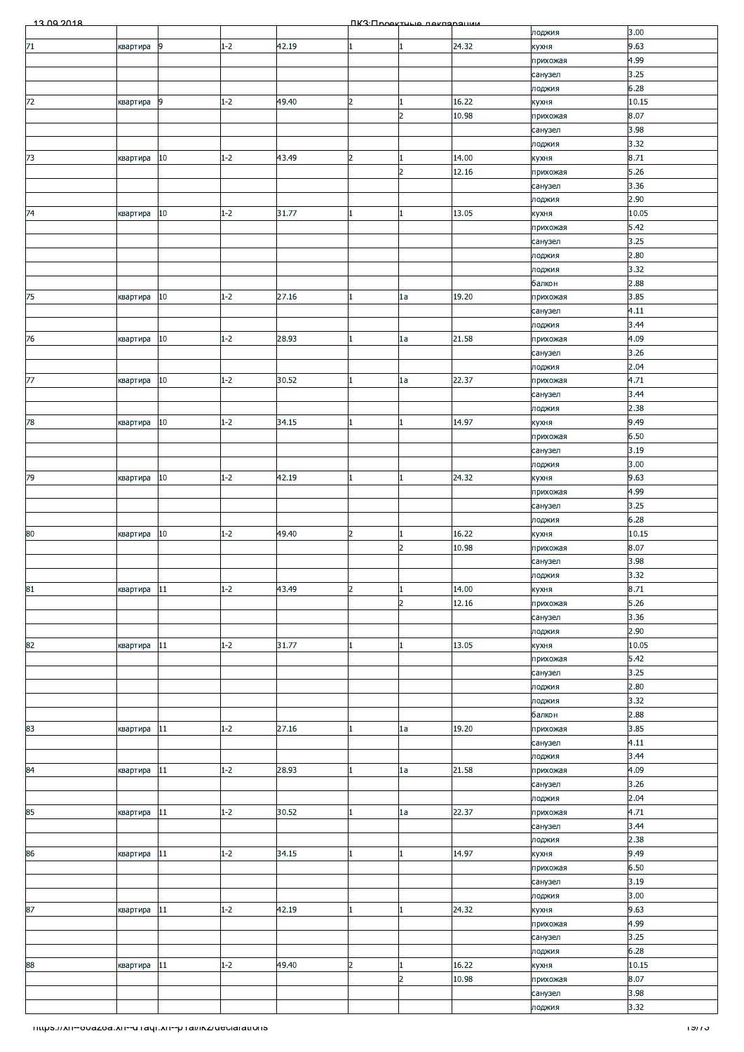|  |  |  |  |  |  |  |  | лоджия | 3.00 |
|---|---|---|---|---|---|---|---|---|---|
| 71 | квартира | 9 | 1-2 | 42.19 | 1 | 1 | 24.32 | кухня | 9.63 |
|  |  |  |  |  |  |  |  | прихожая | 4.99 |
|  |  |  |  |  |  |  |  | санузел | 3.25 |
|  |  |  |  |  |  |  |  | лоджия | 6.28 |
| 72 | квартира | 9 | 1-2 | 49.40 | 2 | 1 | 16.22 | кухня | 10.15 |
|  |  |  |  |  |  | 2 | 10.98 | прихожая | 8.07 |
|  |  |  |  |  |  |  |  | санузел | 3.98 |
|  |  |  |  |  |  |  |  | лоджия | 3.32 |
| 73 | квартира | 10 | 1-2 | 43.49 | 2 | 1 | 14.00 | кухня | 8.71 |
|  |  |  |  |  |  | 2 | 12.16 | прихожая | 5.26 |
|  |  |  |  |  |  |  |  | санузел | 3.36 |
|  |  |  |  |  |  |  |  | лоджия | 2.90 |
| 74 | квартира | 10 | 1-2 | 31.77 | 1 | 1 | 13.05 | кухня | 10.05 |
|  |  |  |  |  |  |  |  | прихожая | 5.42 |
|  |  |  |  |  |  |  |  | санузел | 3.25 |
|  |  |  |  |  |  |  |  | лоджия | 2.80 |
|  |  |  |  |  |  |  |  | лоджия | 3.32 |
|  |  |  |  |  |  |  |  | балкон | 2.88 |
| 75 | квартира | 10 | 1-2 | 27.16 | 1 | 1а | 19.20 | прихожая | 3.85 |
|  |  |  |  |  |  |  |  | санузел | 4.11 |
|  |  |  |  |  |  |  |  | лоджия | 3.44 |
| 76 | квартира | 10 | 1-2 | 28.93 | 1 | 1а | 21.58 | прихожая | 4.09 |
|  |  |  |  |  |  |  |  | санузел | 3.26 |
|  |  |  |  |  |  |  |  | лоджия | 2.04 |
| 77 | квартира | 10 | 1-2 | 30.52 | 1 | 1а | 22.37 | прихожая | 4.71 |
|  |  |  |  |  |  |  |  | санузел | 3.44 |
|  |  |  |  |  |  |  |  | лоджия | 2.38 |
| 78 | квартира | 10 | 1-2 | 34.15 | 1 | 1 | 14.97 | кухня | 9.49 |
|  |  |  |  |  |  |  |  | прихожая | 6.50 |
|  |  |  |  |  |  |  |  | санузел | 3.19 |
|  |  |  |  |  |  |  |  | лоджия | 3.00 |
| 79 | квартира | 10 | 1-2 | 42.19 | 1 | 1 | 24.32 | кухня | 9.63 |
|  |  |  |  |  |  |  |  | прихожая | 4.99 |
|  |  |  |  |  |  |  |  | санузел | 3.25 |
|  |  |  |  |  |  |  |  | лоджия | 6.28 |
| 80 | квартира | 10 | 1-2 | 49.40 | 2 | 1 | 16.22 | кухня | 10.15 |
|  |  |  |  |  |  | 2 | 10.98 | прихожая | 8.07 |
|  |  |  |  |  |  |  |  | санузел | 3.98 |
|  |  |  |  |  |  |  |  | лоджия | 3.32 |
| 81 | квартира | 11 | 1-2 | 43.49 | 2 | 1 | 14.00 | кухня | 8.71 |
|  |  |  |  |  |  | 2 | 12.16 | прихожая | 5.26 |
|  |  |  |  |  |  |  |  | санузел | 3.36 |
|  |  |  |  |  |  |  |  | лоджия | 2.90 |
| 82 | квартира | 11 | 1-2 | 31.77 | 1 | 1 | 13.05 | кухня | 10.05 |
|  |  |  |  |  |  |  |  | прихожая | 5.42 |
|  |  |  |  |  |  |  |  | санузел | 3.25 |
|  |  |  |  |  |  |  |  | лоджия | 2.80 |
|  |  |  |  |  |  |  |  | лоджия | 3.32 |
|  |  |  |  |  |  |  |  | балкон | 2.88 |
| 83 | квартира | 11 | 1-2 | 27.16 | 1 | 1а | 19.20 | прихожая | 3.85 |
|  |  |  |  |  |  |  |  | санузел | 4.11 |
|  |  |  |  |  |  |  |  | лоджия | 3.44 |
| 84 | квартира | 11 | 1-2 | 28.93 | 1 | 1а | 21.58 | прихожая | 4.09 |
|  |  |  |  |  |  |  |  | санузел | 3.26 |
|  |  |  |  |  |  |  |  | лоджия | 2.04 |
| 85 | квартира | 11 | 1-2 | 30.52 | 1 | 1а | 22.37 | прихожая | 4.71 |
|  |  |  |  |  |  |  |  | санузел | 3.44 |
|  |  |  |  |  |  |  |  | лоджия | 2.38 |
| 86 | квартира | 11 | 1-2 | 34.15 | 1 | 1 | 14.97 | кухня | 9.49 |
|  |  |  |  |  |  |  |  | прихожая | 6.50 |
|  |  |  |  |  |  |  |  | санузел | 3.19 |
|  |  |  |  |  |  |  |  | лоджия | 3.00 |
| 87 | квартира | 11 | 1-2 | 42.19 | 1 | 1 | 24.32 | кухня | 9.63 |
|  |  |  |  |  |  |  |  | прихожая | 4.99 |
|  |  |  |  |  |  |  |  | санузел | 3.25 |
|  |  |  |  |  |  |  |  | лоджия | 6.28 |
| 88 | квартира | 11 | 1-2 | 49.40 | 2 | 1 | 16.22 | кухня | 10.15 |
|  |  |  |  |  |  | 2 | 10.98 | прихожая | 8.07 |
|  |  |  |  |  |  |  |  | санузел | 3.98 |
|  |  |  |  |  |  |  |  | лоджия | 3.32 |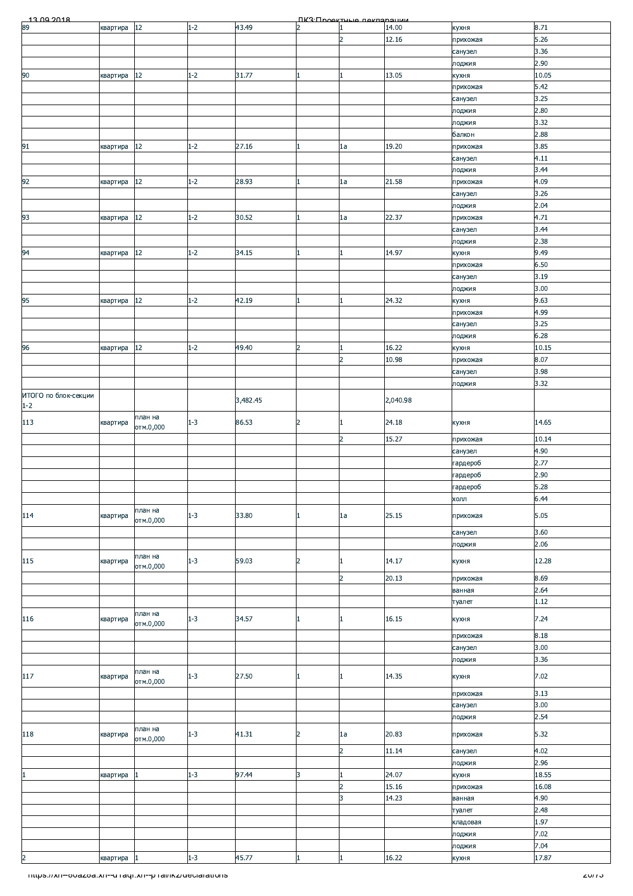| | | | | | | | | | |
|---|---|---|---|---|---|---|---|---|---|
| 89 | квартира | 12 | 1-2 | 43.49 | 2 | 1 | 14.00 | кухня | 8.71 |
| | | | | | | 2 | 12.16 | прихожая | 5.26 |
| | | | | | | | | санузел | 3.36 |
| | | | | | | | | лоджия | 2.90 |
| 90 | квартира | 12 | 1-2 | 31.77 | 1 | 1 | 13.05 | кухня | 10.05 |
| | | | | | | | | прихожая | 5.42 |
| | | | | | | | | санузел | 3.25 |
| | | | | | | | | лоджия | 2.80 |
| | | | | | | | | лоджия | 3.32 |
| | | | | | | | | балкон | 2.88 |
| 91 | квартира | 12 | 1-2 | 27.16 | 1 | 1а | 19.20 | прихожая | 3.85 |
| | | | | | | | | санузел | 4.11 |
| | | | | | | | | лоджия | 3.44 |
| 92 | квартира | 12 | 1-2 | 28.93 | 1 | 1а | 21.58 | прихожая | 4.09 |
| | | | | | | | | санузел | 3.26 |
| | | | | | | | | лоджия | 2.04 |
| 93 | квартира | 12 | 1-2 | 30.52 | 1 | 1а | 22.37 | прихожая | 4.71 |
| | | | | | | | | санузел | 3.44 |
| | | | | | | | | лоджия | 2.38 |
| 94 | квартира | 12 | 1-2 | 34.15 | 1 | 1 | 14.97 | кухня | 9.49 |
| | | | | | | | | прихожая | 6.50 |
| | | | | | | | | санузел | 3.19 |
| | | | | | | | | лоджия | 3.00 |
| 95 | квартира | 12 | 1-2 | 42.19 | 1 | 1 | 24.32 | кухня | 9.63 |
| | | | | | | | | прихожая | 4.99 |
| | | | | | | | | санузел | 3.25 |
| | | | | | | | | лоджия | 6.28 |
| 96 | квартира | 12 | 1-2 | 49.40 | 2 | 1 | 16.22 | кухня | 10.15 |
| | | | | | | 2 | 10.98 | прихожая | 8.07 |
| | | | | | | | | санузел | 3.98 |
| | | | | | | | | лоджия | 3.32 |
| ИТОГО по блок-секции 1-2 | | | | 3,482.45 | | | 2,040.98 | | |
| 113 | квартира | план на отм.0,000 | 1-3 | 86.53 | 2 | 1 | 24.18 | кухня | 14.65 |
| | | | | | | 2 | 15.27 | прихожая | 10.14 |
| | | | | | | | | санузел | 4.90 |
| | | | | | | | | гардероб | 2.77 |
| | | | | | | | | гардероб | 2.90 |
| | | | | | | | | гардероб | 5.28 |
| | | | | | | | | холл | 6.44 |
| 114 | квартира | план на отм.0,000 | 1-3 | 33.80 | 1 | 1а | 25.15 | прихожая | 5.05 |
| | | | | | | | | санузел | 3.60 |
| | | | | | | | | лоджия | 2.06 |
| 115 | квартира | план на отм.0,000 | 1-3 | 59.03 | 2 | 1 | 14.17 | кухня | 12.28 |
| | | | | | | 2 | 20.13 | прихожая | 8.69 |
| | | | | | | | | ванная | 2.64 |
| | | | | | | | | туалет | 1.12 |
| 116 | квартира | план на отм.0,000 | 1-3 | 34.57 | 1 | 1 | 16.15 | кухня | 7.24 |
| | | | | | | | | прихожая | 8.18 |
| | | | | | | | | санузел | 3.00 |
| | | | | | | | | лоджия | 3.36 |
| 117 | квартира | план на отм.0,000 | 1-3 | 27.50 | 1 | 1 | 14.35 | кухня | 7.02 |
| | | | | | | | | прихожая | 3.13 |
| | | | | | | | | санузел | 3.00 |
| | | | | | | | | лоджия | 2.54 |
| 118 | квартира | план на отм.0,000 | 1-3 | 41.31 | 2 | 1а | 20.83 | прихожая | 5.32 |
| | | | | | | 2 | 11.14 | санузел | 4.02 |
| | | | | | | | | лоджия | 2.96 |
| 1 | квартира | 1 | 1-3 | 97.44 | 3 | 1 | 24.07 | кухня | 18.55 |
| | | | | | | 2 | 15.16 | прихожая | 16.08 |
| | | | | | | 3 | 14.23 | ванная | 4.90 |
| | | | | | | | | туалет | 2.48 |
| | | | | | | | | кладовая | 1.97 |
| | | | | | | | | лоджия | 7.02 |
| | | | | | | | | лоджия | 7.04 |
| 2 | квартира | 1 | 1-3 | 45.77 | 1 | 1 | 16.22 | кухня | 17.87 |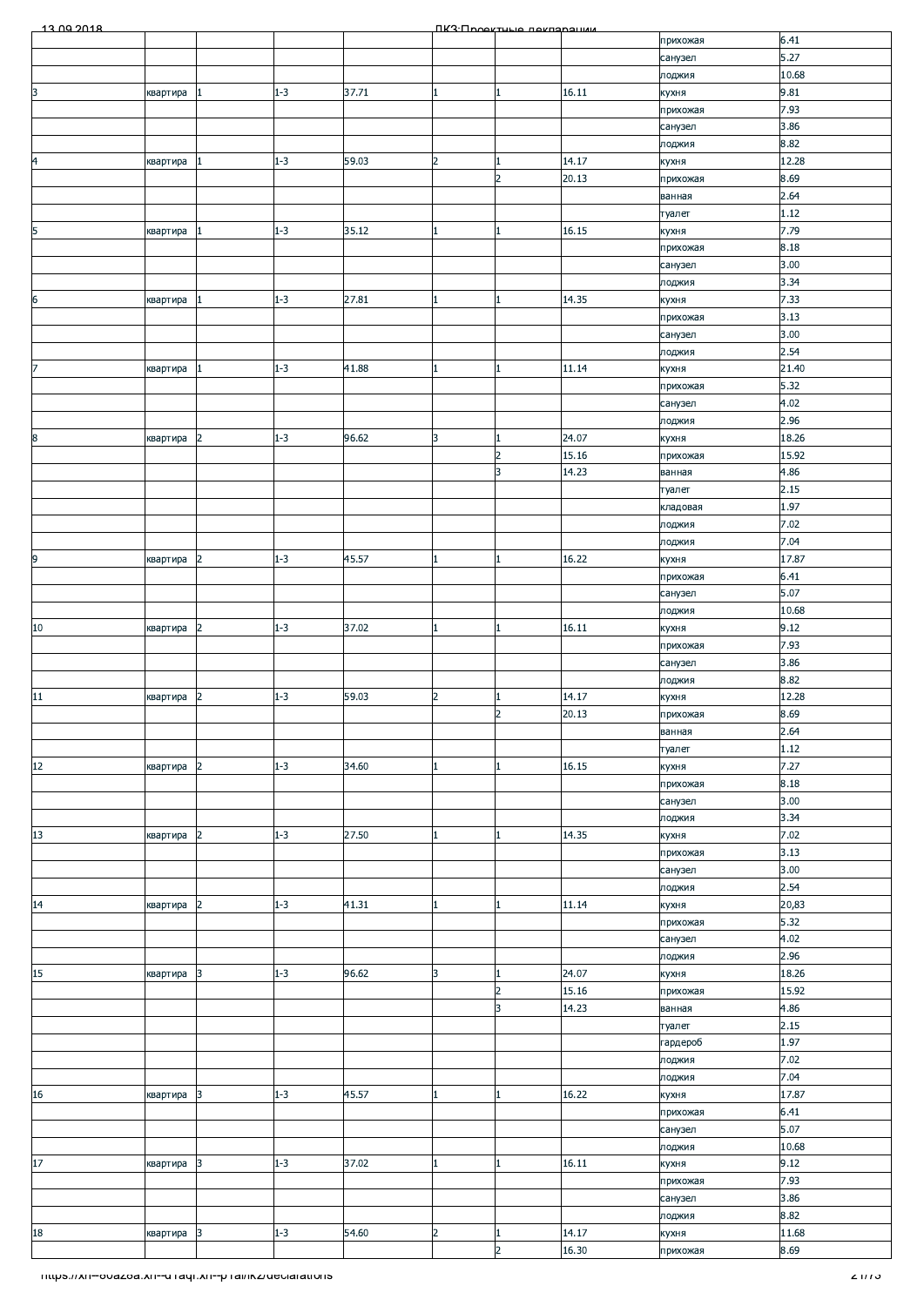| | | | | | | | | |
|---|---|---|---|---|---|---|---|---|
| | | | | | | | прихожая | 6.41 |
| | | | | | | | санузел | 5.27 |
| | | | | | | | лоджия | 10.68 |
| 3 | квартира | 1 | 1-3 | 37.71 | 1 | 1 | 16.11 | кухня | 9.81 |
| | | | | | | | прихожая | 7.93 |
| | | | | | | | санузел | 3.86 |
| | | | | | | | лоджия | 8.82 |
| 4 | квартира | 1 | 1-3 | 59.03 | 2 | 1 | 14.17 | кухня | 12.28 |
| | | | | | 2 | 20.13 | прихожая | 8.69 |
| | | | | | | | ванная | 2.64 |
| | | | | | | | туалет | 1.12 |
| 5 | квартира | 1 | 1-3 | 35.12 | 1 | 1 | 16.15 | кухня | 7.79 |
| | | | | | | | прихожая | 8.18 |
| | | | | | | | санузел | 3.00 |
| | | | | | | | лоджия | 3.34 |
| 6 | квартира | 1 | 1-3 | 27.81 | 1 | 1 | 14.35 | кухня | 7.33 |
| | | | | | | | прихожая | 3.13 |
| | | | | | | | санузел | 3.00 |
| | | | | | | | лоджия | 2.54 |
| 7 | квартира | 1 | 1-3 | 41.88 | 1 | 1 | 11.14 | кухня | 21.40 |
| | | | | | | | прихожая | 5.32 |
| | | | | | | | санузел | 4.02 |
| | | | | | | | лоджия | 2.96 |
| 8 | квартира | 2 | 1-3 | 96.62 | 3 | 1 | 24.07 | кухня | 18.26 |
| | | | | | 2 | 15.16 | прихожая | 15.92 |
| | | | | | 3 | 14.23 | ванная | 4.86 |
| | | | | | | | туалет | 2.15 |
| | | | | | | | кладовая | 1.97 |
| | | | | | | | лоджия | 7.02 |
| | | | | | | | лоджия | 7.04 |
| 9 | квартира | 2 | 1-3 | 45.57 | 1 | 1 | 16.22 | кухня | 17.87 |
| | | | | | | | прихожая | 6.41 |
| | | | | | | | санузел | 5.07 |
| | | | | | | | лоджия | 10.68 |
| 10 | квартира | 2 | 1-3 | 37.02 | 1 | 1 | 16.11 | кухня | 9.12 |
| | | | | | | | прихожая | 7.93 |
| | | | | | | | санузел | 3.86 |
| | | | | | | | лоджия | 8.82 |
| 11 | квартира | 2 | 1-3 | 59.03 | 2 | 1 | 14.17 | кухня | 12.28 |
| | | | | | 2 | 20.13 | прихожая | 8.69 |
| | | | | | | | ванная | 2.64 |
| | | | | | | | туалет | 1.12 |
| 12 | квартира | 2 | 1-3 | 34.60 | 1 | 1 | 16.15 | кухня | 7.27 |
| | | | | | | | прихожая | 8.18 |
| | | | | | | | санузел | 3.00 |
| | | | | | | | лоджия | 3.34 |
| 13 | квартира | 2 | 1-3 | 27.50 | 1 | 1 | 14.35 | кухня | 7.02 |
| | | | | | | | прихожая | 3.13 |
| | | | | | | | санузел | 3.00 |
| | | | | | | | лоджия | 2.54 |
| 14 | квартира | 2 | 1-3 | 41.31 | 1 | 1 | 11.14 | кухня | 20,83 |
| | | | | | | | прихожая | 5.32 |
| | | | | | | | санузел | 4.02 |
| | | | | | | | лоджия | 2.96 |
| 15 | квартира | 3 | 1-3 | 96.62 | 3 | 1 | 24.07 | кухня | 18.26 |
| | | | | | 2 | 15.16 | прихожая | 15.92 |
| | | | | | 3 | 14.23 | ванная | 4.86 |
| | | | | | | | туалет | 2.15 |
| | | | | | | | гардероб | 1.97 |
| | | | | | | | лоджия | 7.02 |
| | | | | | | | лоджия | 7.04 |
| 16 | квартира | 3 | 1-3 | 45.57 | 1 | 1 | 16.22 | кухня | 17.87 |
| | | | | | | | прихожая | 6.41 |
| | | | | | | | санузел | 5.07 |
| | | | | | | | лоджия | 10.68 |
| 17 | квартира | 3 | 1-3 | 37.02 | 1 | 1 | 16.11 | кухня | 9.12 |
| | | | | | | | прихожая | 7.93 |
| | | | | | | | санузел | 3.86 |
| | | | | | | | лоджия | 8.82 |
| 18 | квартира | 3 | 1-3 | 54.60 | 2 | 1 | 14.17 | кухня | 11.68 |
| | | | | | 2 | 16.30 | прихожая | 8.69 |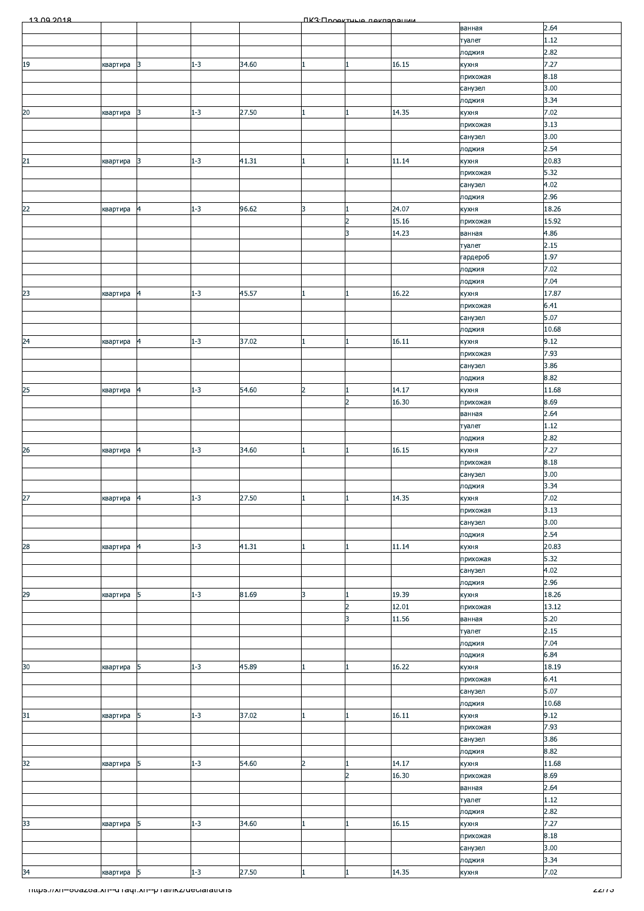| | | | | | | | | |
|---|---|---|---|---|---|---|---|---|
| | | | | | | | ванная | 2.64 |
| | | | | | | | туалет | 1.12 |
| | | | | | | | лоджия | 2.82 |
| 19 | квартира | 3 | 1-3 | 34.60 | 1 | 1 | 16.15 | кухня | 7.27 |
| | | | | | | | | прихожая | 8.18 |
| | | | | | | | | санузел | 3.00 |
| | | | | | | | | лоджия | 3.34 |
| 20 | квартира | 3 | 1-3 | 27.50 | 1 | 1 | 14.35 | кухня | 7.02 |
| | | | | | | | | прихожая | 3.13 |
| | | | | | | | | санузел | 3.00 |
| | | | | | | | | лоджия | 2.54 |
| 21 | квартира | 3 | 1-3 | 41.31 | 1 | 1 | 11.14 | кухня | 20.83 |
| | | | | | | | | прихожая | 5.32 |
| | | | | | | | | санузел | 4.02 |
| | | | | | | | | лоджия | 2.96 |
| 22 | квартира | 4 | 1-3 | 96.62 | 3 | 1 | 24.07 | кухня | 18.26 |
| | | | | | | 2 | 15.16 | прихожая | 15.92 |
| | | | | | | 3 | 14.23 | ванная | 4.86 |
| | | | | | | | | туалет | 2.15 |
| | | | | | | | | гардероб | 1.97 |
| | | | | | | | | лоджия | 7.02 |
| | | | | | | | | лоджия | 7.04 |
| 23 | квартира | 4 | 1-3 | 45.57 | 1 | 1 | 16.22 | кухня | 17.87 |
| | | | | | | | | прихожая | 6.41 |
| | | | | | | | | санузел | 5.07 |
| | | | | | | | | лоджия | 10.68 |
| 24 | квартира | 4 | 1-3 | 37.02 | 1 | 1 | 16.11 | кухня | 9.12 |
| | | | | | | | | прихожая | 7.93 |
| | | | | | | | | санузел | 3.86 |
| | | | | | | | | лоджия | 8.82 |
| 25 | квартира | 4 | 1-3 | 54.60 | 2 | 1 | 14.17 | кухня | 11.68 |
| | | | | | | 2 | 16.30 | прихожая | 8.69 |
| | | | | | | | | ванная | 2.64 |
| | | | | | | | | туалет | 1.12 |
| | | | | | | | | лоджия | 2.82 |
| 26 | квартира | 4 | 1-3 | 34.60 | 1 | 1 | 16.15 | кухня | 7.27 |
| | | | | | | | | прихожая | 8.18 |
| | | | | | | | | санузел | 3.00 |
| | | | | | | | | лоджия | 3.34 |
| 27 | квартира | 4 | 1-3 | 27.50 | 1 | 1 | 14.35 | кухня | 7.02 |
| | | | | | | | | прихожая | 3.13 |
| | | | | | | | | санузел | 3.00 |
| | | | | | | | | лоджия | 2.54 |
| 28 | квартира | 4 | 1-3 | 41.31 | 1 | 1 | 11.14 | кухня | 20.83 |
| | | | | | | | | прихожая | 5.32 |
| | | | | | | | | санузел | 4.02 |
| | | | | | | | | лоджия | 2.96 |
| 29 | квартира | 5 | 1-3 | 81.69 | 3 | 1 | 19.39 | кухня | 18.26 |
| | | | | | | 2 | 12.01 | прихожая | 13.12 |
| | | | | | | 3 | 11.56 | ванная | 5.20 |
| | | | | | | | | туалет | 2.15 |
| | | | | | | | | лоджия | 7.04 |
| | | | | | | | | лоджия | 6.84 |
| 30 | квартира | 5 | 1-3 | 45.89 | 1 | 1 | 16.22 | кухня | 18.19 |
| | | | | | | | | прихожая | 6.41 |
| | | | | | | | | санузел | 5.07 |
| | | | | | | | | лоджия | 10.68 |
| 31 | квартира | 5 | 1-3 | 37.02 | 1 | 1 | 16.11 | кухня | 9.12 |
| | | | | | | | | прихожая | 7.93 |
| | | | | | | | | санузел | 3.86 |
| | | | | | | | | лоджия | 8.82 |
| 32 | квартира | 5 | 1-3 | 54.60 | 2 | 1 | 14.17 | кухня | 11.68 |
| | | | | | | 2 | 16.30 | прихожая | 8.69 |
| | | | | | | | | ванная | 2.64 |
| | | | | | | | | туалет | 1.12 |
| | | | | | | | | лоджия | 2.82 |
| 33 | квартира | 5 | 1-3 | 34.60 | 1 | 1 | 16.15 | кухня | 7.27 |
| | | | | | | | | прихожая | 8.18 |
| | | | | | | | | санузел | 3.00 |
| | | | | | | | | лоджия | 3.34 |
| 34 | квартира | 5 | 1-3 | 27.50 | 1 | 1 | 14.35 | кухня | 7.02 |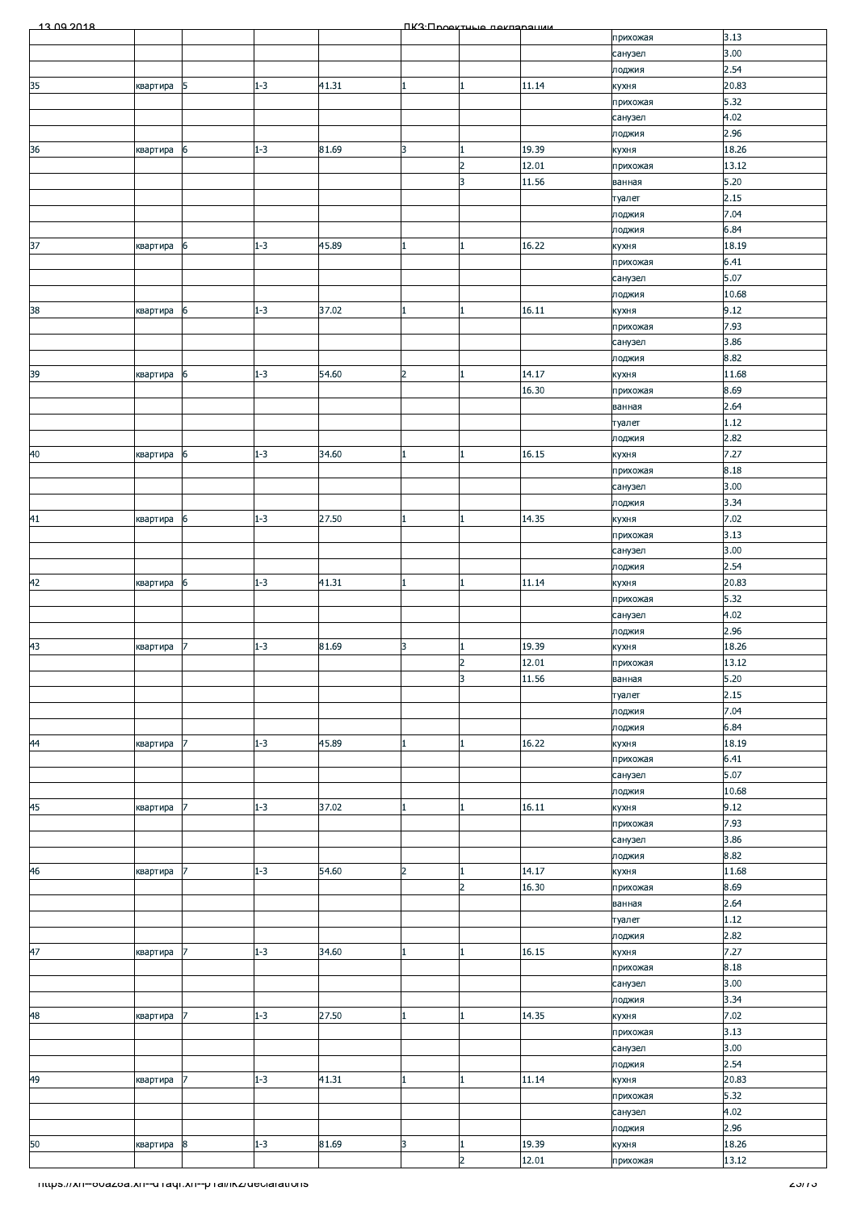| | | | | | | | | | |
|---|---|---|---|---|---|---|---|---|---|
| | | | | | | | | прихожая | 3.13 |
| | | | | | | | | санузел | 3.00 |
| | | | | | | | | лоджия | 2.54 |
| 35 | квартира | 5 | 1-3 | 41.31 | 1 | 1 | 11.14 | кухня | 20.83 |
| | | | | | | | | прихожая | 5.32 |
| | | | | | | | | санузел | 4.02 |
| | | | | | | | | лоджия | 2.96 |
| 36 | квартира | 6 | 1-3 | 81.69 | 3 | 1 | 19.39 | кухня | 18.26 |
| | | | | | | 2 | 12.01 | прихожая | 13.12 |
| | | | | | | 3 | 11.56 | ванная | 5.20 |
| | | | | | | | | туалет | 2.15 |
| | | | | | | | | лоджия | 7.04 |
| | | | | | | | | лоджия | 6.84 |
| 37 | квартира | 6 | 1-3 | 45.89 | 1 | 1 | 16.22 | кухня | 18.19 |
| | | | | | | | | прихожая | 6.41 |
| | | | | | | | | санузел | 5.07 |
| | | | | | | | | лоджия | 10.68 |
| 38 | квартира | 6 | 1-3 | 37.02 | 1 | 1 | 16.11 | кухня | 9.12 |
| | | | | | | | | прихожая | 7.93 |
| | | | | | | | | санузел | 3.86 |
| | | | | | | | | лоджия | 8.82 |
| 39 | квартира | 6 | 1-3 | 54.60 | 2 | 1 | 14.17 | кухня | 11.68 |
| | | | | | | | 16.30 | прихожая | 8.69 |
| | | | | | | | | ванная | 2.64 |
| | | | | | | | | туалет | 1.12 |
| | | | | | | | | лоджия | 2.82 |
| 40 | квартира | 6 | 1-3 | 34.60 | 1 | 1 | 16.15 | кухня | 7.27 |
| | | | | | | | | прихожая | 8.18 |
| | | | | | | | | санузел | 3.00 |
| | | | | | | | | лоджия | 3.34 |
| 41 | квартира | 6 | 1-3 | 27.50 | 1 | 1 | 14.35 | кухня | 7.02 |
| | | | | | | | | прихожая | 3.13 |
| | | | | | | | | санузел | 3.00 |
| | | | | | | | | лоджия | 2.54 |
| 42 | квартира | 6 | 1-3 | 41.31 | 1 | 1 | 11.14 | кухня | 20.83 |
| | | | | | | | | прихожая | 5.32 |
| | | | | | | | | санузел | 4.02 |
| | | | | | | | | лоджия | 2.96 |
| 43 | квартира | 7 | 1-3 | 81.69 | 3 | 1 | 19.39 | кухня | 18.26 |
| | | | | | | 2 | 12.01 | прихожая | 13.12 |
| | | | | | | 3 | 11.56 | ванная | 5.20 |
| | | | | | | | | туалет | 2.15 |
| | | | | | | | | лоджия | 7.04 |
| | | | | | | | | лоджия | 6.84 |
| 44 | квартира | 7 | 1-3 | 45.89 | 1 | 1 | 16.22 | кухня | 18.19 |
| | | | | | | | | прихожая | 6.41 |
| | | | | | | | | санузел | 5.07 |
| | | | | | | | | лоджия | 10.68 |
| 45 | квартира | 7 | 1-3 | 37.02 | 1 | 1 | 16.11 | кухня | 9.12 |
| | | | | | | | | прихожая | 7.93 |
| | | | | | | | | санузел | 3.86 |
| | | | | | | | | лоджия | 8.82 |
| 46 | квартира | 7 | 1-3 | 54.60 | 2 | 1 | 14.17 | кухня | 11.68 |
| | | | | | | 2 | 16.30 | прихожая | 8.69 |
| | | | | | | | | ванная | 2.64 |
| | | | | | | | | туалет | 1.12 |
| | | | | | | | | лоджия | 2.82 |
| 47 | квартира | 7 | 1-3 | 34.60 | 1 | 1 | 16.15 | кухня | 7.27 |
| | | | | | | | | прихожая | 8.18 |
| | | | | | | | | санузел | 3.00 |
| | | | | | | | | лоджия | 3.34 |
| 48 | квартира | 7 | 1-3 | 27.50 | 1 | 1 | 14.35 | кухня | 7.02 |
| | | | | | | | | прихожая | 3.13 |
| | | | | | | | | санузел | 3.00 |
| | | | | | | | | лоджия | 2.54 |
| 49 | квартира | 7 | 1-3 | 41.31 | 1 | 1 | 11.14 | кухня | 20.83 |
| | | | | | | | | прихожая | 5.32 |
| | | | | | | | | санузел | 4.02 |
| | | | | | | | | лоджия | 2.96 |
| 50 | квартира | 8 | 1-3 | 81.69 | 3 | 1 | 19.39 | кухня | 18.26 |
| | | | | | | 2 | 12.01 | прихожая | 13.12 |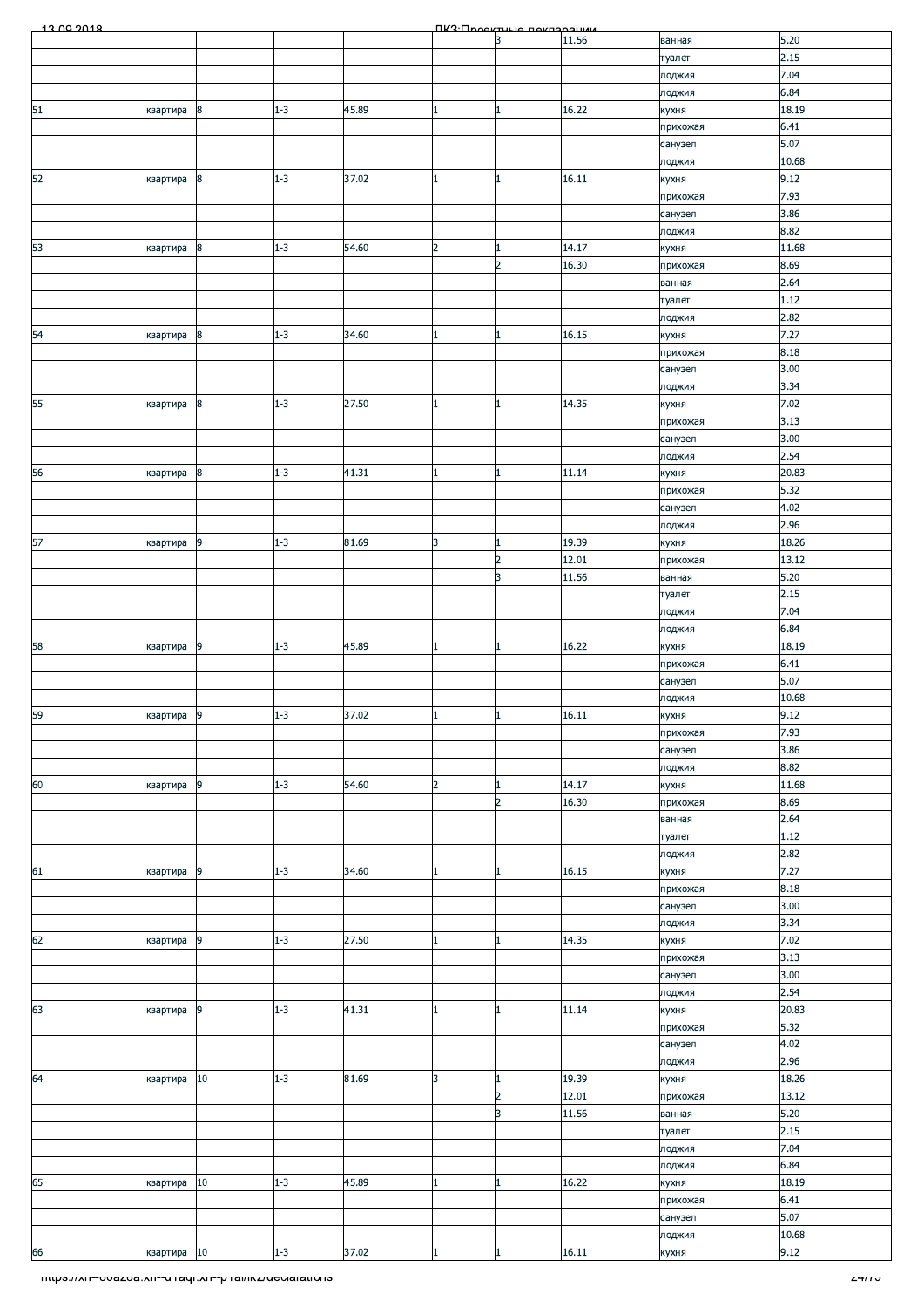| | | | | | | | | |
|---|---|---|---|---|---|---|---|---|
| | | | | | 3 | 11.56 | ванная | 5.20 |
| | | | | | | | туалет | 2.15 |
| | | | | | | | лоджия | 7.04 |
| | | | | | | | лоджия | 6.84 |
| 51 | квартира | 8 | 1-3 | 45.89 | 1 | 1 | 16.22 | кухня | 18.19 |
| | | | | | | | прихожая | 6.41 |
| | | | | | | | санузел | 5.07 |
| | | | | | | | лоджия | 10.68 |
| 52 | квартира | 8 | 1-3 | 37.02 | 1 | 1 | 16.11 | кухня | 9.12 |
| | | | | | | | прихожая | 7.93 |
| | | | | | | | санузел | 3.86 |
| | | | | | | | лоджия | 8.82 |
| 53 | квартира | 8 | 1-3 | 54.60 | 2 | 1 | 14.17 | кухня | 11.68 |
| | | | | | 2 | 16.30 | прихожая | 8.69 |
| | | | | | | | ванная | 2.64 |
| | | | | | | | туалет | 1.12 |
| | | | | | | | лоджия | 2.82 |
| 54 | квартира | 8 | 1-3 | 34.60 | 1 | 1 | 16.15 | кухня | 7.27 |
| | | | | | | | прихожая | 8.18 |
| | | | | | | | санузел | 3.00 |
| | | | | | | | лоджия | 3.34 |
| 55 | квартира | 8 | 1-3 | 27.50 | 1 | 1 | 14.35 | кухня | 7.02 |
| | | | | | | | прихожая | 3.13 |
| | | | | | | | санузел | 3.00 |
| | | | | | | | лоджия | 2.54 |
| 56 | квартира | 8 | 1-3 | 41.31 | 1 | 1 | 11.14 | кухня | 20.83 |
| | | | | | | | прихожая | 5.32 |
| | | | | | | | санузел | 4.02 |
| | | | | | | | лоджия | 2.96 |
| 57 | квартира | 9 | 1-3 | 81.69 | 3 | 1 | 19.39 | кухня | 18.26 |
| | | | | | 2 | 12.01 | прихожая | 13.12 |
| | | | | | 3 | 11.56 | ванная | 5.20 |
| | | | | | | | туалет | 2.15 |
| | | | | | | | лоджия | 7.04 |
| | | | | | | | лоджия | 6.84 |
| 58 | квартира | 9 | 1-3 | 45.89 | 1 | 1 | 16.22 | кухня | 18.19 |
| | | | | | | | прихожая | 6.41 |
| | | | | | | | санузел | 5.07 |
| | | | | | | | лоджия | 10.68 |
| 59 | квартира | 9 | 1-3 | 37.02 | 1 | 1 | 16.11 | кухня | 9.12 |
| | | | | | | | прихожая | 7.93 |
| | | | | | | | санузел | 3.86 |
| | | | | | | | лоджия | 8.82 |
| 60 | квартира | 9 | 1-3 | 54.60 | 2 | 1 | 14.17 | кухня | 11.68 |
| | | | | | 2 | 16.30 | прихожая | 8.69 |
| | | | | | | | ванная | 2.64 |
| | | | | | | | туалет | 1.12 |
| | | | | | | | лоджия | 2.82 |
| 61 | квартира | 9 | 1-3 | 34.60 | 1 | 1 | 16.15 | кухня | 7.27 |
| | | | | | | | прихожая | 8.18 |
| | | | | | | | санузел | 3.00 |
| | | | | | | | лоджия | 3.34 |
| 62 | квартира | 9 | 1-3 | 27.50 | 1 | 1 | 14.35 | кухня | 7.02 |
| | | | | | | | прихожая | 3.13 |
| | | | | | | | санузел | 3.00 |
| | | | | | | | лоджия | 2.54 |
| 63 | квартира | 9 | 1-3 | 41.31 | 1 | 1 | 11.14 | кухня | 20.83 |
| | | | | | | | прихожая | 5.32 |
| | | | | | | | санузел | 4.02 |
| | | | | | | | лоджия | 2.96 |
| 64 | квартира | 10 | 1-3 | 81.69 | 3 | 1 | 19.39 | кухня | 18.26 |
| | | | | | 2 | 12.01 | прихожая | 13.12 |
| | | | | | 3 | 11.56 | ванная | 5.20 |
| | | | | | | | туалет | 2.15 |
| | | | | | | | лоджия | 7.04 |
| | | | | | | | лоджия | 6.84 |
| 65 | квартира | 10 | 1-3 | 45.89 | 1 | 1 | 16.22 | кухня | 18.19 |
| | | | | | | | прихожая | 6.41 |
| | | | | | | | санузел | 5.07 |
| | | | | | | | лоджия | 10.68 |
| 66 | квартира | 10 | 1-3 | 37.02 | 1 | 1 | 16.11 | кухня | 9.12 |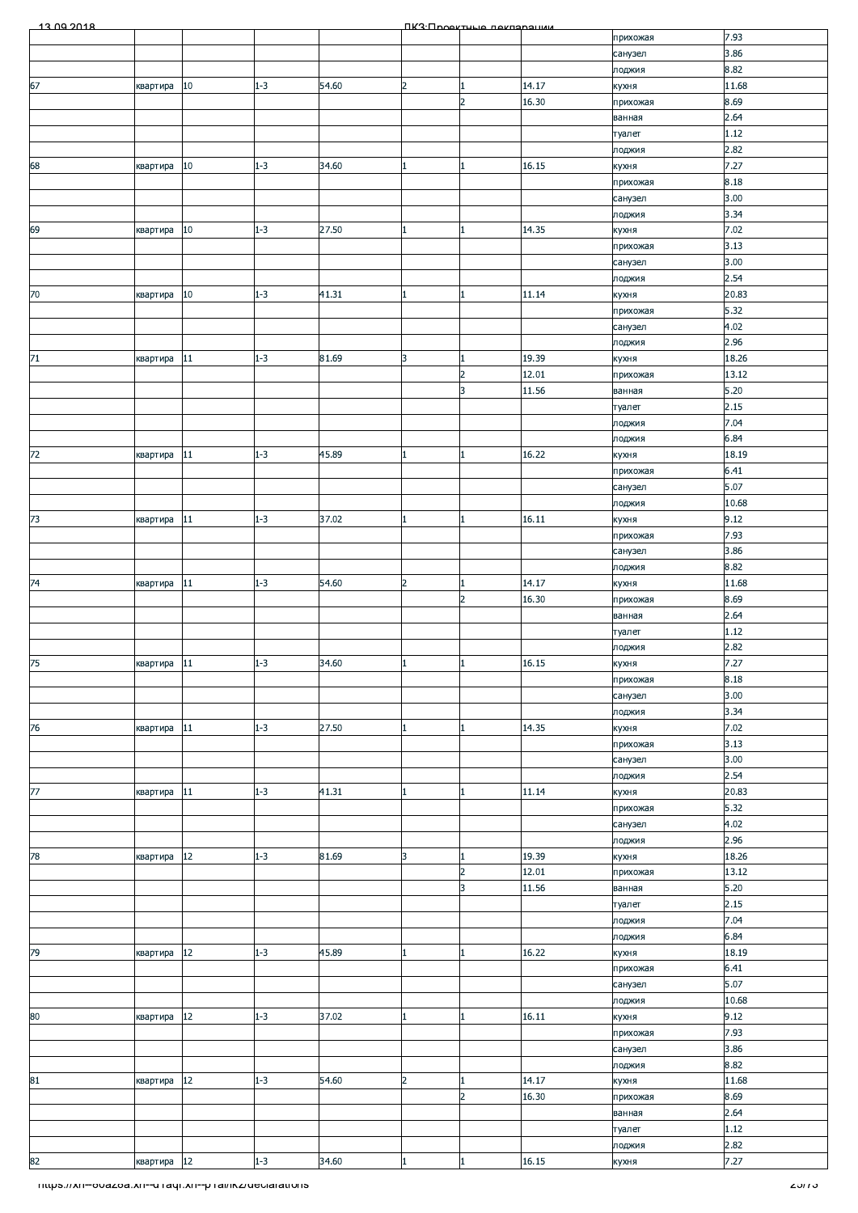| | | | | | | | | |
|---|---|---|---|---|---|---|---|---|
| | | | | | | | прихожая | 7.93 |
| | | | | | | | санузел | 3.86 |
| | | | | | | | лоджия | 8.82 |
| 67 | квартира | 10 | 1-3 | 54.60 | 2 | 1 | 14.17 | кухня | 11.68 |
| | | | | | | 2 | 16.30 | прихожая | 8.69 |
| | | | | | | | | ванная | 2.64 |
| | | | | | | | | туалет | 1.12 |
| | | | | | | | | лоджия | 2.82 |
| 68 | квартира | 10 | 1-3 | 34.60 | 1 | 1 | 16.15 | кухня | 7.27 |
| | | | | | | | | прихожая | 8.18 |
| | | | | | | | | санузел | 3.00 |
| | | | | | | | | лоджия | 3.34 |
| 69 | квартира | 10 | 1-3 | 27.50 | 1 | 1 | 14.35 | кухня | 7.02 |
| | | | | | | | | прихожая | 3.13 |
| | | | | | | | | санузел | 3.00 |
| | | | | | | | | лоджия | 2.54 |
| 70 | квартира | 10 | 1-3 | 41.31 | 1 | 1 | 11.14 | кухня | 20.83 |
| | | | | | | | | прихожая | 5.32 |
| | | | | | | | | санузел | 4.02 |
| | | | | | | | | лоджия | 2.96 |
| 71 | квартира | 11 | 1-3 | 81.69 | 3 | 1 | 19.39 | кухня | 18.26 |
| | | | | | | 2 | 12.01 | прихожая | 13.12 |
| | | | | | | 3 | 11.56 | ванная | 5.20 |
| | | | | | | | | туалет | 2.15 |
| | | | | | | | | лоджия | 7.04 |
| | | | | | | | | лоджия | 6.84 |
| 72 | квартира | 11 | 1-3 | 45.89 | 1 | 1 | 16.22 | кухня | 18.19 |
| | | | | | | | | прихожая | 6.41 |
| | | | | | | | | санузел | 5.07 |
| | | | | | | | | лоджия | 10.68 |
| 73 | квартира | 11 | 1-3 | 37.02 | 1 | 1 | 16.11 | кухня | 9.12 |
| | | | | | | | | прихожая | 7.93 |
| | | | | | | | | санузел | 3.86 |
| | | | | | | | | лоджия | 8.82 |
| 74 | квартира | 11 | 1-3 | 54.60 | 2 | 1 | 14.17 | кухня | 11.68 |
| | | | | | | 2 | 16.30 | прихожая | 8.69 |
| | | | | | | | | ванная | 2.64 |
| | | | | | | | | туалет | 1.12 |
| | | | | | | | | лоджия | 2.82 |
| 75 | квартира | 11 | 1-3 | 34.60 | 1 | 1 | 16.15 | кухня | 7.27 |
| | | | | | | | | прихожая | 8.18 |
| | | | | | | | | санузел | 3.00 |
| | | | | | | | | лоджия | 3.34 |
| 76 | квартира | 11 | 1-3 | 27.50 | 1 | 1 | 14.35 | кухня | 7.02 |
| | | | | | | | | прихожая | 3.13 |
| | | | | | | | | санузел | 3.00 |
| | | | | | | | | лоджия | 2.54 |
| 77 | квартира | 11 | 1-3 | 41.31 | 1 | 1 | 11.14 | кухня | 20.83 |
| | | | | | | | | прихожая | 5.32 |
| | | | | | | | | санузел | 4.02 |
| | | | | | | | | лоджия | 2.96 |
| 78 | квартира | 12 | 1-3 | 81.69 | 3 | 1 | 19.39 | кухня | 18.26 |
| | | | | | | 2 | 12.01 | прихожая | 13.12 |
| | | | | | | 3 | 11.56 | ванная | 5.20 |
| | | | | | | | | туалет | 2.15 |
| | | | | | | | | лоджия | 7.04 |
| | | | | | | | | лоджия | 6.84 |
| 79 | квартира | 12 | 1-3 | 45.89 | 1 | 1 | 16.22 | кухня | 18.19 |
| | | | | | | | | прихожая | 6.41 |
| | | | | | | | | санузел | 5.07 |
| | | | | | | | | лоджия | 10.68 |
| 80 | квартира | 12 | 1-3 | 37.02 | 1 | 1 | 16.11 | кухня | 9.12 |
| | | | | | | | | прихожая | 7.93 |
| | | | | | | | | санузел | 3.86 |
| | | | | | | | | лоджия | 8.82 |
| 81 | квартира | 12 | 1-3 | 54.60 | 2 | 1 | 14.17 | кухня | 11.68 |
| | | | | | | 2 | 16.30 | прихожая | 8.69 |
| | | | | | | | | ванная | 2.64 |
| | | | | | | | | туалет | 1.12 |
| | | | | | | | | лоджия | 2.82 |
| 82 | квартира | 12 | 1-3 | 34.60 | 1 | 1 | 16.15 | кухня | 7.27 |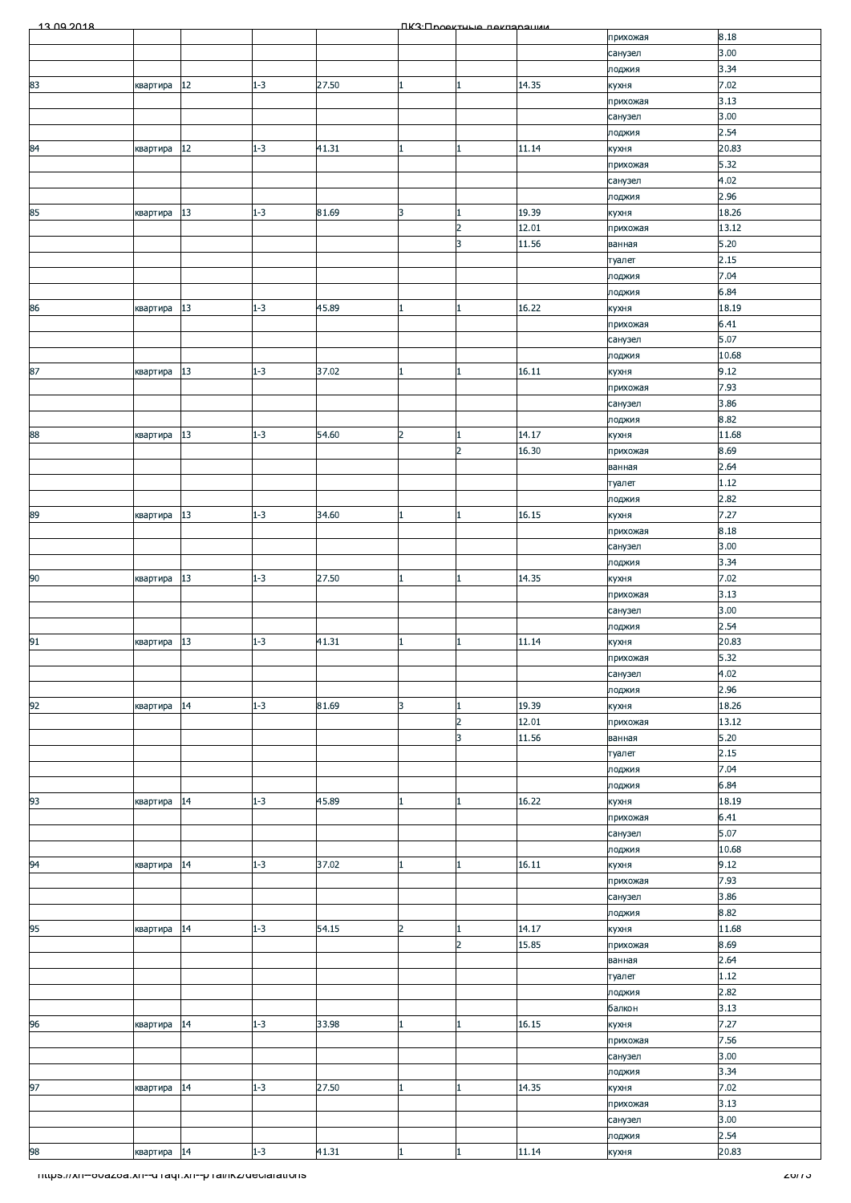| | | | | | | | | |
|---|---|---|---|---|---|---|---|---|
| | | | | | | | прихожая | 8.18 |
| | | | | | | | санузел | 3.00 |
| | | | | | | | лоджия | 3.34 |
| 83 | квартира | 12 | 1-3 | 27.50 | 1 | 1 | 14.35 | кухня | 7.02 |
| | | | | | | | прихожая | 3.13 |
| | | | | | | | санузел | 3.00 |
| | | | | | | | лоджия | 2.54 |
| 84 | квартира | 12 | 1-3 | 41.31 | 1 | 1 | 11.14 | кухня | 20.83 |
| | | | | | | | прихожая | 5.32 |
| | | | | | | | санузел | 4.02 |
| | | | | | | | лоджия | 2.96 |
| 85 | квартира | 13 | 1-3 | 81.69 | 3 | 1 | 19.39 | кухня | 18.26 |
| | | | | | 2 | 12.01 | прихожая | 13.12 |
| | | | | | 3 | 11.56 | ванная | 5.20 |
| | | | | | | | туалет | 2.15 |
| | | | | | | | лоджия | 7.04 |
| | | | | | | | лоджия | 6.84 |
| 86 | квартира | 13 | 1-3 | 45.89 | 1 | 1 | 16.22 | кухня | 18.19 |
| | | | | | | | прихожая | 6.41 |
| | | | | | | | санузел | 5.07 |
| | | | | | | | лоджия | 10.68 |
| 87 | квартира | 13 | 1-3 | 37.02 | 1 | 1 | 16.11 | кухня | 9.12 |
| | | | | | | | прихожая | 7.93 |
| | | | | | | | санузел | 3.86 |
| | | | | | | | лоджия | 8.82 |
| 88 | квартира | 13 | 1-3 | 54.60 | 2 | 1 | 14.17 | кухня | 11.68 |
| | | | | | 2 | 16.30 | прихожая | 8.69 |
| | | | | | | | ванная | 2.64 |
| | | | | | | | туалет | 1.12 |
| | | | | | | | лоджия | 2.82 |
| 89 | квартира | 13 | 1-3 | 34.60 | 1 | 1 | 16.15 | кухня | 7.27 |
| | | | | | | | прихожая | 8.18 |
| | | | | | | | санузел | 3.00 |
| | | | | | | | лоджия | 3.34 |
| 90 | квартира | 13 | 1-3 | 27.50 | 1 | 1 | 14.35 | кухня | 7.02 |
| | | | | | | | прихожая | 3.13 |
| | | | | | | | санузел | 3.00 |
| | | | | | | | лоджия | 2.54 |
| 91 | квартира | 13 | 1-3 | 41.31 | 1 | 1 | 11.14 | кухня | 20.83 |
| | | | | | | | прихожая | 5.32 |
| | | | | | | | санузел | 4.02 |
| | | | | | | | лоджия | 2.96 |
| 92 | квартира | 14 | 1-3 | 81.69 | 3 | 1 | 19.39 | кухня | 18.26 |
| | | | | | 2 | 12.01 | прихожая | 13.12 |
| | | | | | 3 | 11.56 | ванная | 5.20 |
| | | | | | | | туалет | 2.15 |
| | | | | | | | лоджия | 7.04 |
| | | | | | | | лоджия | 6.84 |
| 93 | квартира | 14 | 1-3 | 45.89 | 1 | 1 | 16.22 | кухня | 18.19 |
| | | | | | | | прихожая | 6.41 |
| | | | | | | | санузел | 5.07 |
| | | | | | | | лоджия | 10.68 |
| 94 | квартира | 14 | 1-3 | 37.02 | 1 | 1 | 16.11 | кухня | 9.12 |
| | | | | | | | прихожая | 7.93 |
| | | | | | | | санузел | 3.86 |
| | | | | | | | лоджия | 8.82 |
| 95 | квартира | 14 | 1-3 | 54.15 | 2 | 1 | 14.17 | кухня | 11.68 |
| | | | | | 2 | 15.85 | прихожая | 8.69 |
| | | | | | | | ванная | 2.64 |
| | | | | | | | туалет | 1.12 |
| | | | | | | | лоджия | 2.82 |
| | | | | | | | балкон | 3.13 |
| 96 | квартира | 14 | 1-3 | 33.98 | 1 | 1 | 16.15 | кухня | 7.27 |
| | | | | | | | прихожая | 7.56 |
| | | | | | | | санузел | 3.00 |
| | | | | | | | лоджия | 3.34 |
| 97 | квартира | 14 | 1-3 | 27.50 | 1 | 1 | 14.35 | кухня | 7.02 |
| | | | | | | | прихожая | 3.13 |
| | | | | | | | санузел | 3.00 |
| | | | | | | | лоджия | 2.54 |
| 98 | квартира | 14 | 1-3 | 41.31 | 1 | 1 | 11.14 | кухня | 20.83 |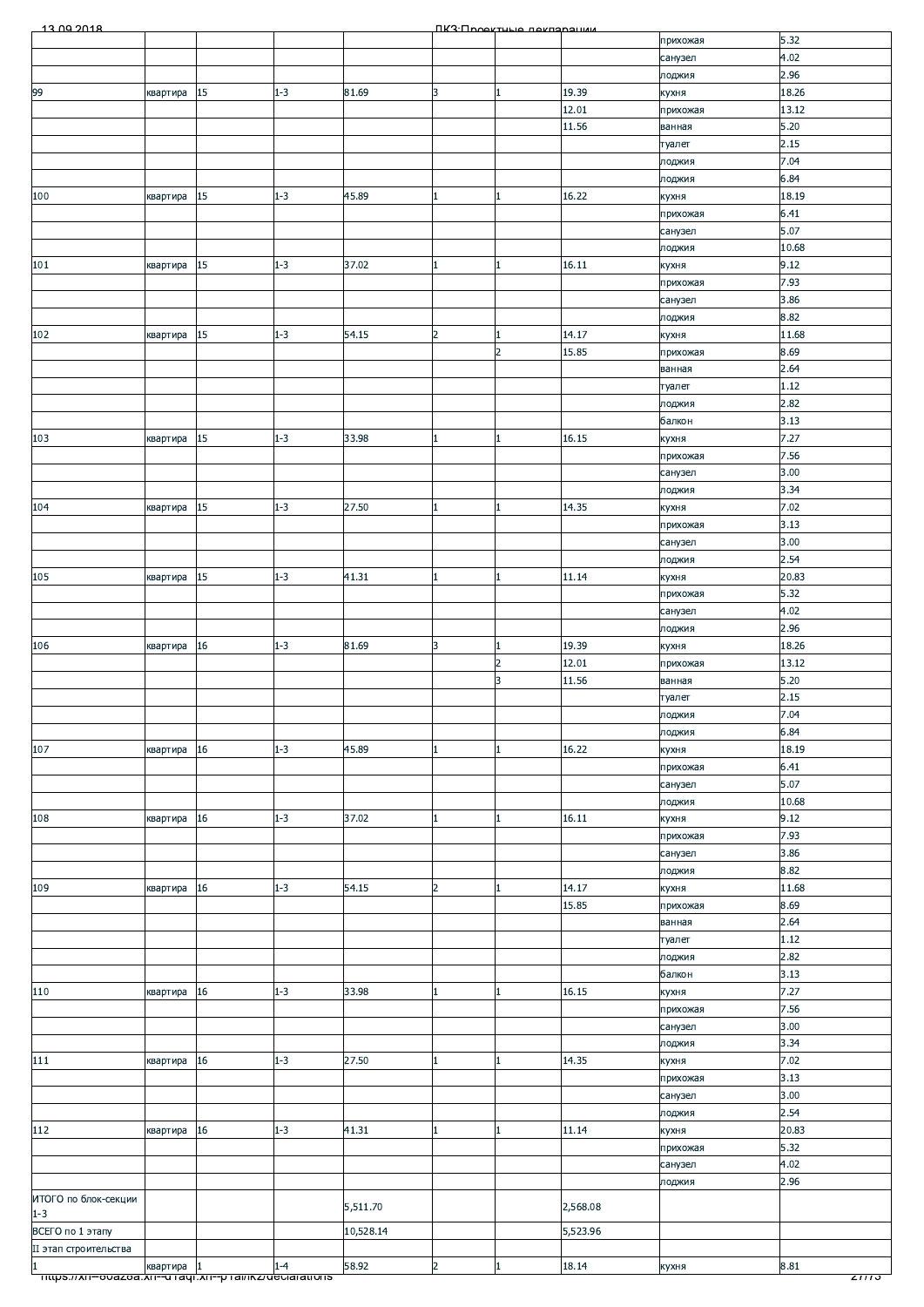| | | | | | | | | | |
|---|---|---|---|---|---|---|---|---|---|
| | | | | | | | | прихожая | 5.32 |
| | | | | | | | | санузел | 4.02 |
| | | | | | | | | лоджия | 2.96 |
| 99 | квартира | 15 | 1-3 | 81.69 | 3 | 1 | 19.39 | кухня | 18.26 |
| | | | | | | | 12.01 | прихожая | 13.12 |
| | | | | | | | 11.56 | ванная | 5.20 |
| | | | | | | | | туалет | 2.15 |
| | | | | | | | | лоджия | 7.04 |
| | | | | | | | | лоджия | 6.84 |
| 100 | квартира | 15 | 1-3 | 45.89 | 1 | 1 | 16.22 | кухня | 18.19 |
| | | | | | | | | прихожая | 6.41 |
| | | | | | | | | санузел | 5.07 |
| | | | | | | | | лоджия | 10.68 |
| 101 | квартира | 15 | 1-3 | 37.02 | 1 | 1 | 16.11 | кухня | 9.12 |
| | | | | | | | | прихожая | 7.93 |
| | | | | | | | | санузел | 3.86 |
| | | | | | | | | лоджия | 8.82 |
| 102 | квартира | 15 | 1-3 | 54.15 | 2 | 1 | 14.17 | кухня | 11.68 |
| | | | | | | 2 | 15.85 | прихожая | 8.69 |
| | | | | | | | | ванная | 2.64 |
| | | | | | | | | туалет | 1.12 |
| | | | | | | | | лоджия | 2.82 |
| | | | | | | | | балкон | 3.13 |
| 103 | квартира | 15 | 1-3 | 33.98 | 1 | 1 | 16.15 | кухня | 7.27 |
| | | | | | | | | прихожая | 7.56 |
| | | | | | | | | санузел | 3.00 |
| | | | | | | | | лоджия | 3.34 |
| 104 | квартира | 15 | 1-3 | 27.50 | 1 | 1 | 14.35 | кухня | 7.02 |
| | | | | | | | | прихожая | 3.13 |
| | | | | | | | | санузел | 3.00 |
| | | | | | | | | лоджия | 2.54 |
| 105 | квартира | 15 | 1-3 | 41.31 | 1 | 1 | 11.14 | кухня | 20.83 |
| | | | | | | | | прихожая | 5.32 |
| | | | | | | | | санузел | 4.02 |
| | | | | | | | | лоджия | 2.96 |
| 106 | квартира | 16 | 1-3 | 81.69 | 3 | 1 | 19.39 | кухня | 18.26 |
| | | | | | | 2 | 12.01 | прихожая | 13.12 |
| | | | | | | 3 | 11.56 | ванная | 5.20 |
| | | | | | | | | туалет | 2.15 |
| | | | | | | | | лоджия | 7.04 |
| | | | | | | | | лоджия | 6.84 |
| 107 | квартира | 16 | 1-3 | 45.89 | 1 | 1 | 16.22 | кухня | 18.19 |
| | | | | | | | | прихожая | 6.41 |
| | | | | | | | | санузел | 5.07 |
| | | | | | | | | лоджия | 10.68 |
| 108 | квартира | 16 | 1-3 | 37.02 | 1 | 1 | 16.11 | кухня | 9.12 |
| | | | | | | | | прихожая | 7.93 |
| | | | | | | | | санузел | 3.86 |
| | | | | | | | | лоджия | 8.82 |
| 109 | квартира | 16 | 1-3 | 54.15 | 2 | 1 | 14.17 | кухня | 11.68 |
| | | | | | | | 15.85 | прихожая | 8.69 |
| | | | | | | | | ванная | 2.64 |
| | | | | | | | | туалет | 1.12 |
| | | | | | | | | лоджия | 2.82 |
| | | | | | | | | балкон | 3.13 |
| 110 | квартира | 16 | 1-3 | 33.98 | 1 | 1 | 16.15 | кухня | 7.27 |
| | | | | | | | | прихожая | 7.56 |
| | | | | | | | | санузел | 3.00 |
| | | | | | | | | лоджия | 3.34 |
| 111 | квартира | 16 | 1-3 | 27.50 | 1 | 1 | 14.35 | кухня | 7.02 |
| | | | | | | | | прихожая | 3.13 |
| | | | | | | | | санузел | 3.00 |
| | | | | | | | | лоджия | 2.54 |
| 112 | квартира | 16 | 1-3 | 41.31 | 1 | 1 | 11.14 | кухня | 20.83 |
| | | | | | | | | прихожая | 5.32 |
| | | | | | | | | санузел | 4.02 |
| | | | | | | | | лоджия | 2.96 |
| ИТОГО по блок-секции 1-3 | | | | 5,511.70 | | | 2,568.08 | | |
| ВСЕГО по 1 этапу | | | | 10,528.14 | | | 5,523.96 | | |
| II этап строительства | | | | | | | | | |
| 1 | квартира | 1 | 1-4 | 58.92 | 2 | 1 | 18.14 | кухня | 8.81 |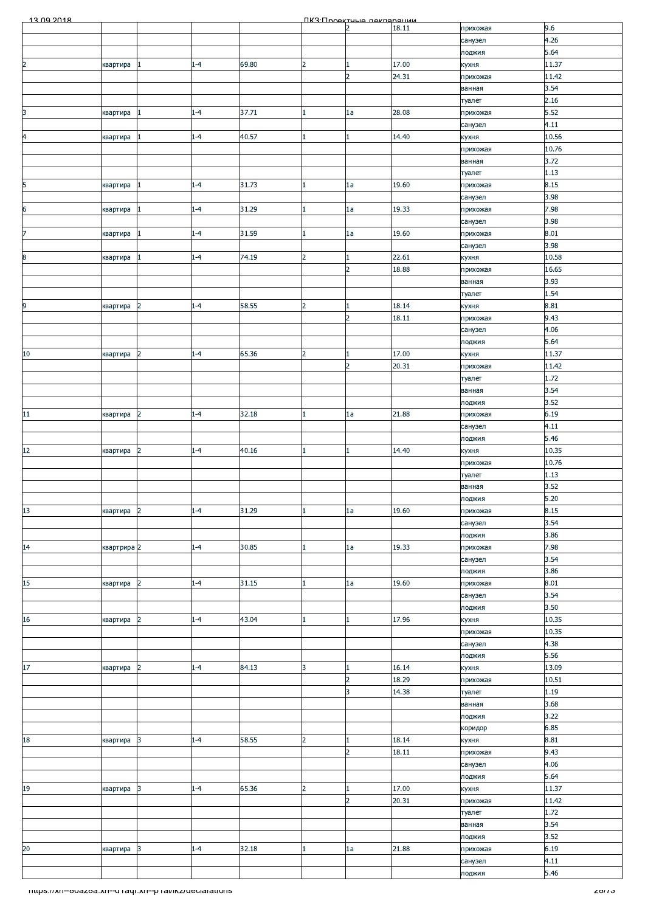| | | | | | | | | |
|---|---|---|---|---|---|---|---|---|
| | | | | | 2 | 18.11 | прихожая | 9.6 |
| | | | | | | | санузел | 4.26 |
| | | | | | | | лоджия | 5.64 |
| 2 | квартира | 1 | 1-4 | 69.80 | 2 | 1 | 17.00 | кухня | 11.37 |
| | | | | | 2 | 24.31 | прихожая | 11.42 |
| | | | | | | | ванная | 3.54 |
| | | | | | | | туалет | 2.16 |
| 3 | квартира | 1 | 1-4 | 37.71 | 1 | 1а | 28.08 | прихожая | 5.52 |
| | | | | | | | санузел | 4.11 |
| 4 | квартира | 1 | 1-4 | 40.57 | 1 | 1 | 14.40 | кухня | 10.56 |
| | | | | | | | прихожая | 10.76 |
| | | | | | | | ванная | 3.72 |
| | | | | | | | туалет | 1.13 |
| 5 | квартира | 1 | 1-4 | 31.73 | 1 | 1а | 19.60 | прихожая | 8.15 |
| | | | | | | | санузел | 3.98 |
| 6 | квартира | 1 | 1-4 | 31.29 | 1 | 1а | 19.33 | прихожая | 7.98 |
| | | | | | | | санузел | 3.98 |
| 7 | квартира | 1 | 1-4 | 31.59 | 1 | 1а | 19.60 | прихожая | 8.01 |
| | | | | | | | санузел | 3.98 |
| 8 | квартира | 1 | 1-4 | 74.19 | 2 | 1 | 22.61 | кухня | 10.58 |
| | | | | | 2 | 18.88 | прихожая | 16.65 |
| | | | | | | | ванная | 3.93 |
| | | | | | | | туалет | 1.54 |
| 9 | квартира | 2 | 1-4 | 58.55 | 2 | 1 | 18.14 | кухня | 8.81 |
| | | | | | 2 | 18.11 | прихожая | 9.43 |
| | | | | | | | санузел | 4.06 |
| | | | | | | | лоджия | 5.64 |
| 10 | квартира | 2 | 1-4 | 65.36 | 2 | 1 | 17.00 | кухня | 11.37 |
| | | | | | 2 | 20.31 | прихожая | 11.42 |
| | | | | | | | туалет | 1.72 |
| | | | | | | | ванная | 3.54 |
| | | | | | | | лоджия | 3.52 |
| 11 | квартира | 2 | 1-4 | 32.18 | 1 | 1а | 21.88 | прихожая | 6.19 |
| | | | | | | | санузел | 4.11 |
| | | | | | | | лоджия | 5.46 |
| 12 | квартира | 2 | 1-4 | 40.16 | 1 | 1 | 14.40 | кухня | 10.35 |
| | | | | | | | прихожая | 10.76 |
| | | | | | | | туалет | 1.13 |
| | | | | | | | ванная | 3.52 |
| | | | | | | | лоджия | 5.20 |
| 13 | квартира | 2 | 1-4 | 31.29 | 1 | 1а | 19.60 | прихожая | 8.15 |
| | | | | | | | санузел | 3.54 |
| | | | | | | | лоджия | 3.86 |
| 14 | квартрира | 2 | 1-4 | 30.85 | 1 | 1а | 19.33 | прихожая | 7.98 |
| | | | | | | | санузел | 3.54 |
| | | | | | | | лоджия | 3.86 |
| 15 | квартира | 2 | 1-4 | 31.15 | 1 | 1а | 19.60 | прихожая | 8.01 |
| | | | | | | | санузел | 3.54 |
| | | | | | | | лоджия | 3.50 |
| 16 | квартира | 2 | 1-4 | 43.04 | 1 | 1 | 17.96 | кухня | 10.35 |
| | | | | | | | прихожая | 10.35 |
| | | | | | | | санузел | 4.38 |
| | | | | | | | лоджия | 5.56 |
| 17 | квартира | 2 | 1-4 | 84.13 | 3 | 1 | 16.14 | кухня | 13.09 |
| | | | | | 2 | 18.29 | прихожая | 10.51 |
| | | | | | 3 | 14.38 | туалет | 1.19 |
| | | | | | | | ванная | 3.68 |
| | | | | | | | лоджия | 3.22 |
| | | | | | | | коридор | 6.85 |
| 18 | квартира | 3 | 1-4 | 58.55 | 2 | 1 | 18.14 | кухня | 8.81 |
| | | | | | 2 | 18.11 | прихожая | 9.43 |
| | | | | | | | санузел | 4.06 |
| | | | | | | | лоджия | 5.64 |
| 19 | квартира | 3 | 1-4 | 65.36 | 2 | 1 | 17.00 | кухня | 11.37 |
| | | | | | 2 | 20.31 | прихожая | 11.42 |
| | | | | | | | туалет | 1.72 |
| | | | | | | | ванная | 3.54 |
| | | | | | | | лоджия | 3.52 |
| 20 | квартира | 3 | 1-4 | 32.18 | 1 | 1а | 21.88 | прихожая | 6.19 |
| | | | | | | | санузел | 4.11 |
| | | | | | | | лоджия | 5.46 |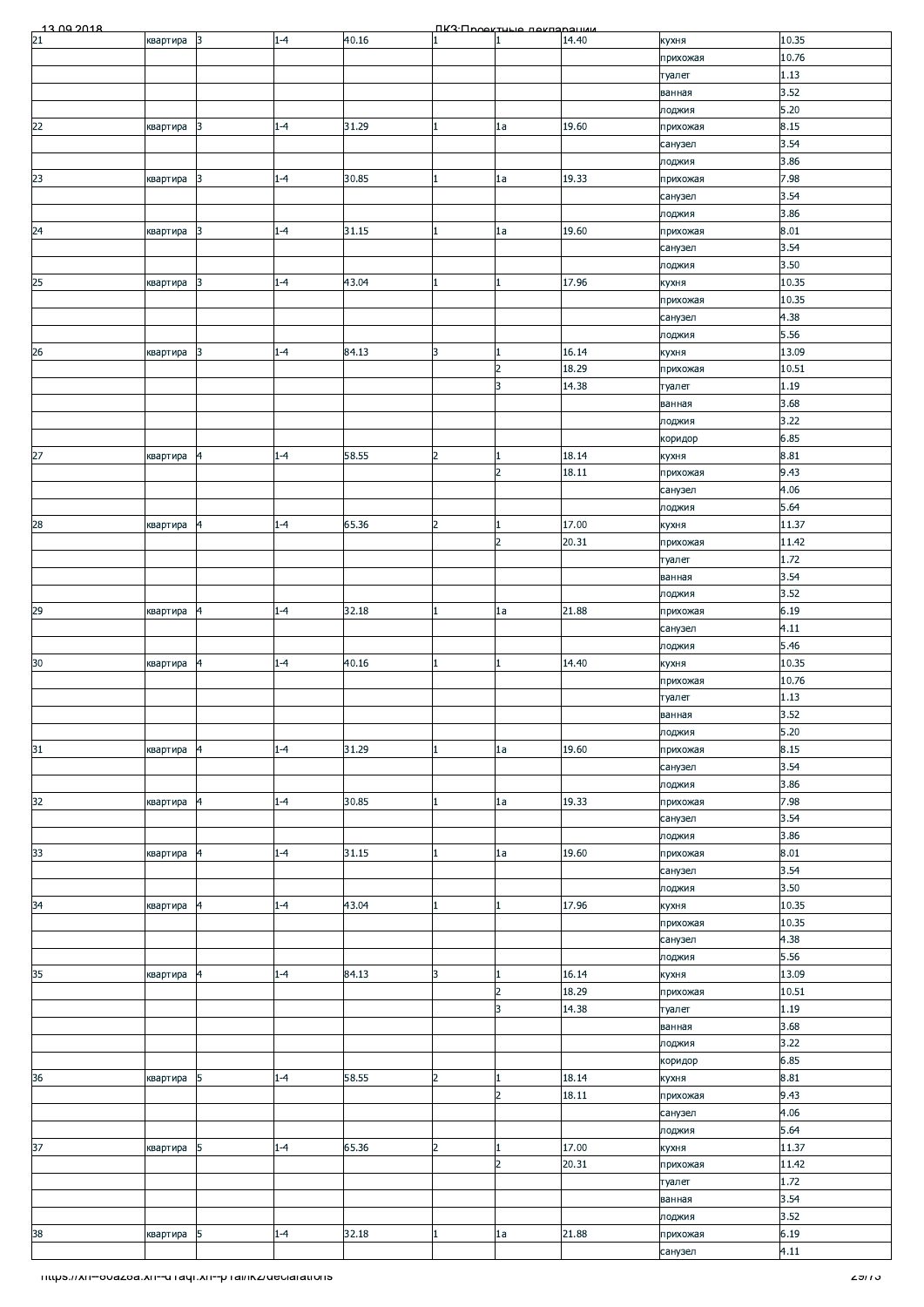| | | | | | | | | | |
|---|---|---|---|---|---|---|---|---|---|
| 21 | квартира | 3 | 1-4 | 40.16 | 1 | 1 | 14.40 | кухня | 10.35 |
| | | | | | | | | прихожая | 10.76 |
| | | | | | | | | туалет | 1.13 |
| | | | | | | | | ванная | 3.52 |
| | | | | | | | | лоджия | 5.20 |
| 22 | квартира | 3 | 1-4 | 31.29 | 1 | 1а | 19.60 | прихожая | 8.15 |
| | | | | | | | | санузел | 3.54 |
| | | | | | | | | лоджия | 3.86 |
| 23 | квартира | 3 | 1-4 | 30.85 | 1 | 1а | 19.33 | прихожая | 7.98 |
| | | | | | | | | санузел | 3.54 |
| | | | | | | | | лоджия | 3.86 |
| 24 | квартира | 3 | 1-4 | 31.15 | 1 | 1а | 19.60 | прихожая | 8.01 |
| | | | | | | | | санузел | 3.54 |
| | | | | | | | | лоджия | 3.50 |
| 25 | квартира | 3 | 1-4 | 43.04 | 1 | 1 | 17.96 | кухня | 10.35 |
| | | | | | | | | прихожая | 10.35 |
| | | | | | | | | санузел | 4.38 |
| | | | | | | | | лоджия | 5.56 |
| 26 | квартира | 3 | 1-4 | 84.13 | 3 | 1 | 16.14 | кухня | 13.09 |
| | | | | | | 2 | 18.29 | прихожая | 10.51 |
| | | | | | | 3 | 14.38 | туалет | 1.19 |
| | | | | | | | | ванная | 3.68 |
| | | | | | | | | лоджия | 3.22 |
| | | | | | | | | коридор | 6.85 |
| 27 | квартира | 4 | 1-4 | 58.55 | 2 | 1 | 18.14 | кухня | 8.81 |
| | | | | | | 2 | 18.11 | прихожая | 9.43 |
| | | | | | | | | санузел | 4.06 |
| | | | | | | | | лоджия | 5.64 |
| 28 | квартира | 4 | 1-4 | 65.36 | 2 | 1 | 17.00 | кухня | 11.37 |
| | | | | | | 2 | 20.31 | прихожая | 11.42 |
| | | | | | | | | туалет | 1.72 |
| | | | | | | | | ванная | 3.54 |
| | | | | | | | | лоджия | 3.52 |
| 29 | квартира | 4 | 1-4 | 32.18 | 1 | 1а | 21.88 | прихожая | 6.19 |
| | | | | | | | | санузел | 4.11 |
| | | | | | | | | лоджия | 5.46 |
| 30 | квартира | 4 | 1-4 | 40.16 | 1 | 1 | 14.40 | кухня | 10.35 |
| | | | | | | | | прихожая | 10.76 |
| | | | | | | | | туалет | 1.13 |
| | | | | | | | | ванная | 3.52 |
| | | | | | | | | лоджия | 5.20 |
| 31 | квартира | 4 | 1-4 | 31.29 | 1 | 1а | 19.60 | прихожая | 8.15 |
| | | | | | | | | санузел | 3.54 |
| | | | | | | | | лоджия | 3.86 |
| 32 | квартира | 4 | 1-4 | 30.85 | 1 | 1а | 19.33 | прихожая | 7.98 |
| | | | | | | | | санузел | 3.54 |
| | | | | | | | | лоджия | 3.86 |
| 33 | квартира | 4 | 1-4 | 31.15 | 1 | 1а | 19.60 | прихожая | 8.01 |
| | | | | | | | | санузел | 3.54 |
| | | | | | | | | лоджия | 3.50 |
| 34 | квартира | 4 | 1-4 | 43.04 | 1 | 1 | 17.96 | кухня | 10.35 |
| | | | | | | | | прихожая | 10.35 |
| | | | | | | | | санузел | 4.38 |
| | | | | | | | | лоджия | 5.56 |
| 35 | квартира | 4 | 1-4 | 84.13 | 3 | 1 | 16.14 | кухня | 13.09 |
| | | | | | | 2 | 18.29 | прихожая | 10.51 |
| | | | | | | 3 | 14.38 | туалет | 1.19 |
| | | | | | | | | ванная | 3.68 |
| | | | | | | | | лоджия | 3.22 |
| | | | | | | | | коридор | 6.85 |
| 36 | квартира | 5 | 1-4 | 58.55 | 2 | 1 | 18.14 | кухня | 8.81 |
| | | | | | | 2 | 18.11 | прихожая | 9.43 |
| | | | | | | | | санузел | 4.06 |
| | | | | | | | | лоджия | 5.64 |
| 37 | квартира | 5 | 1-4 | 65.36 | 2 | 1 | 17.00 | кухня | 11.37 |
| | | | | | | 2 | 20.31 | прихожая | 11.42 |
| | | | | | | | | туалет | 1.72 |
| | | | | | | | | ванная | 3.54 |
| | | | | | | | | лоджия | 3.52 |
| 38 | квартира | 5 | 1-4 | 32.18 | 1 | 1а | 21.88 | прихожая | 6.19 |
| | | | | | | | | санузел | 4.11 |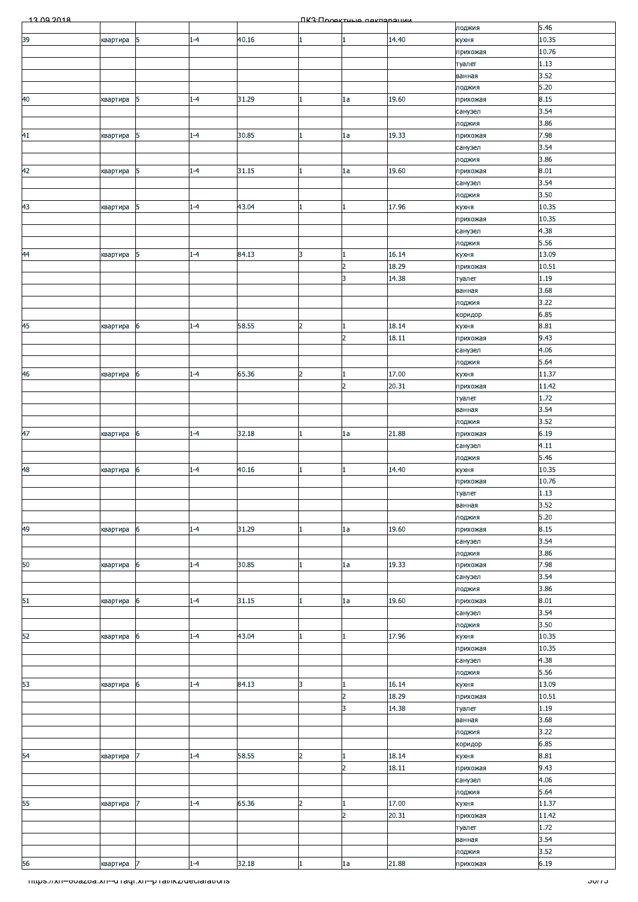| | | | | | | | | | |
|---|---|---|---|---|---|---|---|---|---|
| | | | | | | | | лоджия | 5.46 |
| 39 | квартира | 5 | 1-4 | 40.16 | 1 | 1 | 14.40 | кухня | 10.35 |
| | | | | | | | | прихожая | 10.76 |
| | | | | | | | | туалет | 1.13 |
| | | | | | | | | ванная | 3.52 |
| | | | | | | | | лоджия | 5.20 |
| 40 | квартира | 5 | 1-4 | 31.29 | 1 | 1а | 19.60 | прихожая | 8.15 |
| | | | | | | | | санузел | 3.54 |
| | | | | | | | | лоджия | 3.86 |
| 41 | квартира | 5 | 1-4 | 30.85 | 1 | 1а | 19.33 | прихожая | 7.98 |
| | | | | | | | | санузел | 3.54 |
| | | | | | | | | лоджия | 3.86 |
| 42 | квартира | 5 | 1-4 | 31.15 | 1 | 1а | 19.60 | прихожая | 8.01 |
| | | | | | | | | санузел | 3.54 |
| | | | | | | | | лоджия | 3.50 |
| 43 | квартира | 5 | 1-4 | 43.04 | 1 | 1 | 17.96 | кухня | 10.35 |
| | | | | | | | | прихожая | 10.35 |
| | | | | | | | | санузел | 4.38 |
| | | | | | | | | лоджия | 5.56 |
| 44 | квартира | 5 | 1-4 | 84.13 | 3 | 1 | 16.14 | кухня | 13.09 |
| | | | | | | 2 | 18.29 | прихожая | 10.51 |
| | | | | | | 3 | 14.38 | туалет | 1.19 |
| | | | | | | | | ванная | 3.68 |
| | | | | | | | | лоджия | 3.22 |
| | | | | | | | | коридор | 6.85 |
| 45 | квартира | 6 | 1-4 | 58.55 | 2 | 1 | 18.14 | кухня | 8.81 |
| | | | | | | 2 | 18.11 | прихожая | 9.43 |
| | | | | | | | | санузел | 4.06 |
| | | | | | | | | лоджия | 5.64 |
| 46 | квартира | 6 | 1-4 | 65.36 | 2 | 1 | 17.00 | кухня | 11.37 |
| | | | | | | 2 | 20.31 | прихожая | 11.42 |
| | | | | | | | | туалет | 1.72 |
| | | | | | | | | ванная | 3.54 |
| | | | | | | | | лоджия | 3.52 |
| 47 | квартира | 6 | 1-4 | 32.18 | 1 | 1а | 21.88 | прихожая | 6.19 |
| | | | | | | | | санузел | 4.11 |
| | | | | | | | | лоджия | 5.46 |
| 48 | квартира | 6 | 1-4 | 40.16 | 1 | 1 | 14.40 | кухня | 10.35 |
| | | | | | | | | прихожая | 10.76 |
| | | | | | | | | туалет | 1.13 |
| | | | | | | | | ванная | 3.52 |
| | | | | | | | | лоджия | 5.20 |
| 49 | квартира | 6 | 1-4 | 31.29 | 1 | 1а | 19.60 | прихожая | 8.15 |
| | | | | | | | | санузел | 3.54 |
| | | | | | | | | лоджия | 3.86 |
| 50 | квартира | 6 | 1-4 | 30.85 | 1 | 1а | 19.33 | прихожая | 7.98 |
| | | | | | | | | санузел | 3.54 |
| | | | | | | | | лоджия | 3.86 |
| 51 | квартира | 6 | 1-4 | 31.15 | 1 | 1а | 19.60 | прихожая | 8.01 |
| | | | | | | | | санузел | 3.54 |
| | | | | | | | | лоджия | 3.50 |
| 52 | квартира | 6 | 1-4 | 43.04 | 1 | 1 | 17.96 | кухня | 10.35 |
| | | | | | | | | прихожая | 10.35 |
| | | | | | | | | санузел | 4.38 |
| | | | | | | | | лоджия | 5.56 |
| 53 | квартира | 6 | 1-4 | 84.13 | 3 | 1 | 16.14 | кухня | 13.09 |
| | | | | | | 2 | 18.29 | прихожая | 10.51 |
| | | | | | | 3 | 14.38 | туалет | 1.19 |
| | | | | | | | | ванная | 3.68 |
| | | | | | | | | лоджия | 3.22 |
| | | | | | | | | коридор | 6.85 |
| 54 | квартира | 7 | 1-4 | 58.55 | 2 | 1 | 18.14 | кухня | 8.81 |
| | | | | | | 2 | 18.11 | прихожая | 9.43 |
| | | | | | | | | санузел | 4.06 |
| | | | | | | | | лоджия | 5.64 |
| 55 | квартира | 7 | 1-4 | 65.36 | 2 | 1 | 17.00 | кухня | 11.37 |
| | | | | | | 2 | 20.31 | прихожая | 11.42 |
| | | | | | | | | туалет | 1.72 |
| | | | | | | | | ванная | 3.54 |
| | | | | | | | | лоджия | 3.52 |
| 56 | квартира | 7 | 1-4 | 32.18 | 1 | 1а | 21.88 | прихожая | 6.19 |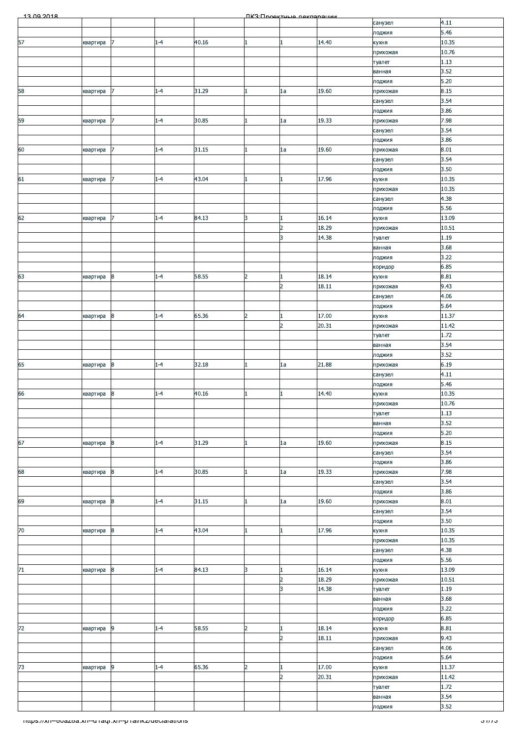| | | | | | | | | | |
|---|---|---|---|---|---|---|---|---|---|
| | | | | | | | | санузел | 4.11 |
| | | | | | | | | лоджия | 5.46 |
| 57 | квартира | 7 | 1-4 | 40.16 | 1 | 1 | 14.40 | кухня | 10.35 |
| | | | | | | | | прихожая | 10.76 |
| | | | | | | | | туалет | 1.13 |
| | | | | | | | | ванная | 3.52 |
| | | | | | | | | лоджия | 5.20 |
| 58 | квартира | 7 | 1-4 | 31.29 | 1 | 1а | 19.60 | прихожая | 8.15 |
| | | | | | | | | санузел | 3.54 |
| | | | | | | | | лоджия | 3.86 |
| 59 | квартира | 7 | 1-4 | 30.85 | 1 | 1а | 19.33 | прихожая | 7.98 |
| | | | | | | | | санузел | 3.54 |
| | | | | | | | | лоджия | 3.86 |
| 60 | квартира | 7 | 1-4 | 31.15 | 1 | 1а | 19.60 | прихожая | 8.01 |
| | | | | | | | | санузел | 3.54 |
| | | | | | | | | лоджия | 3.50 |
| 61 | квартира | 7 | 1-4 | 43.04 | 1 | 1 | 17.96 | кухня | 10.35 |
| | | | | | | | | прихожая | 10.35 |
| | | | | | | | | санузел | 4.38 |
| | | | | | | | | лоджия | 5.56 |
| 62 | квартира | 7 | 1-4 | 84.13 | 3 | 1 | 16.14 | кухня | 13.09 |
| | | | | | | 2 | 18.29 | прихожая | 10.51 |
| | | | | | | 3 | 14.38 | туалет | 1.19 |
| | | | | | | | | ванная | 3.68 |
| | | | | | | | | лоджия | 3.22 |
| | | | | | | | | коридор | 6.85 |
| 63 | квартира | 8 | 1-4 | 58.55 | 2 | 1 | 18.14 | кухня | 8.81 |
| | | | | | | 2 | 18.11 | прихожая | 9.43 |
| | | | | | | | | санузел | 4.06 |
| | | | | | | | | лоджия | 5.64 |
| 64 | квартира | 8 | 1-4 | 65.36 | 2 | 1 | 17.00 | кухня | 11.37 |
| | | | | | | 2 | 20.31 | прихожая | 11.42 |
| | | | | | | | | туалет | 1.72 |
| | | | | | | | | ванная | 3.54 |
| | | | | | | | | лоджия | 3.52 |
| 65 | квартира | 8 | 1-4 | 32.18 | 1 | 1а | 21.88 | прихожая | 6.19 |
| | | | | | | | | санузел | 4.11 |
| | | | | | | | | лоджия | 5.46 |
| 66 | квартира | 8 | 1-4 | 40.16 | 1 | 1 | 14.40 | кухня | 10.35 |
| | | | | | | | | прихожая | 10.76 |
| | | | | | | | | туалет | 1.13 |
| | | | | | | | | ванная | 3.52 |
| | | | | | | | | лоджия | 5.20 |
| 67 | квартира | 8 | 1-4 | 31.29 | 1 | 1а | 19.60 | прихожая | 8.15 |
| | | | | | | | | санузел | 3.54 |
| | | | | | | | | лоджия | 3.86 |
| 68 | квартира | 8 | 1-4 | 30.85 | 1 | 1а | 19.33 | прихожая | 7.98 |
| | | | | | | | | санузел | 3.54 |
| | | | | | | | | лоджия | 3.86 |
| 69 | квартира | 8 | 1-4 | 31.15 | 1 | 1а | 19.60 | прихожая | 8.01 |
| | | | | | | | | санузел | 3.54 |
| | | | | | | | | лоджия | 3.50 |
| 70 | квартира | 8 | 1-4 | 43.04 | 1 | 1 | 17.96 | кухня | 10.35 |
| | | | | | | | | прихожая | 10.35 |
| | | | | | | | | санузел | 4.38 |
| | | | | | | | | лоджия | 5.56 |
| 71 | квартира | 8 | 1-4 | 84.13 | 3 | 1 | 16.14 | кухня | 13.09 |
| | | | | | | 2 | 18.29 | прихожая | 10.51 |
| | | | | | | 3 | 14.38 | туалет | 1.19 |
| | | | | | | | | ванная | 3.68 |
| | | | | | | | | лоджия | 3.22 |
| | | | | | | | | коридор | 6.85 |
| 72 | квартира | 9 | 1-4 | 58.55 | 2 | 1 | 18.14 | кухня | 8.81 |
| | | | | | | 2 | 18.11 | прихожая | 9.43 |
| | | | | | | | | санузел | 4.06 |
| | | | | | | | | лоджия | 5.64 |
| 73 | квартира | 9 | 1-4 | 65.36 | 2 | 1 | 17.00 | кухня | 11.37 |
| | | | | | | 2 | 20.31 | прихожая | 11.42 |
| | | | | | | | | туалет | 1.72 |
| | | | | | | | | ванная | 3.54 |
| | | | | | | | | лоджия | 3.52 |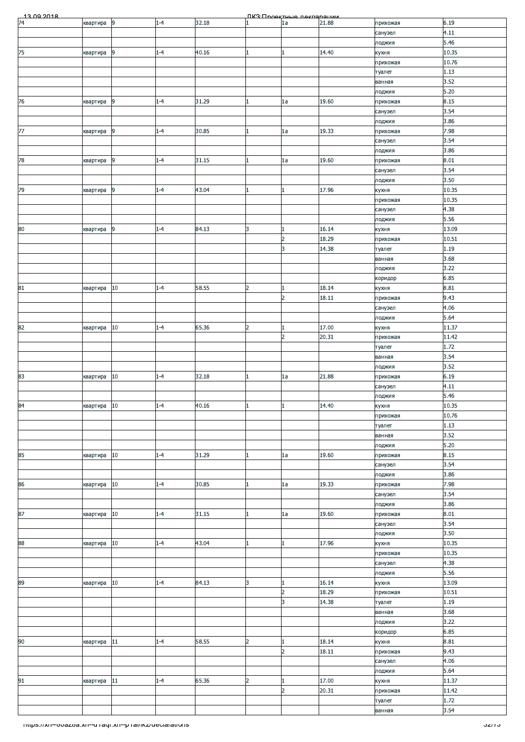| | | | | | | | | | |
|---|---|---|---|---|---|---|---|---|---|
| 74 | квартира | 9 | 1-4 | 32.18 | 1 | 1а | 21.88 | прихожая | 6.19 |
| | | | | | | | | санузел | 4.11 |
| | | | | | | | | лоджия | 5.46 |
| 75 | квартира | 9 | 1-4 | 40.16 | 1 | 1 | 14.40 | кухня | 10.35 |
| | | | | | | | | прихожая | 10.76 |
| | | | | | | | | туалет | 1.13 |
| | | | | | | | | ванная | 3.52 |
| | | | | | | | | лоджия | 5.20 |
| 76 | квартира | 9 | 1-4 | 31.29 | 1 | 1а | 19.60 | прихожая | 8.15 |
| | | | | | | | | санузел | 3.54 |
| | | | | | | | | лоджия | 3.86 |
| 77 | квартира | 9 | 1-4 | 30.85 | 1 | 1а | 19.33 | прихожая | 7.98 |
| | | | | | | | | санузел | 3.54 |
| | | | | | | | | лоджия | 3.86 |
| 78 | квартира | 9 | 1-4 | 31.15 | 1 | 1а | 19.60 | прихожая | 8.01 |
| | | | | | | | | санузел | 3.54 |
| | | | | | | | | лоджия | 3.50 |
| 79 | квартира | 9 | 1-4 | 43.04 | 1 | 1 | 17.96 | кухня | 10.35 |
| | | | | | | | | прихожая | 10.35 |
| | | | | | | | | санузел | 4.38 |
| | | | | | | | | лоджия | 5.56 |
| 80 | квартира | 9 | 1-4 | 84.13 | 3 | 1 | 16.14 | кухня | 13.09 |
| | | | | | | 2 | 18.29 | прихожая | 10.51 |
| | | | | | | 3 | 14.38 | туалет | 1.19 |
| | | | | | | | | ванная | 3.68 |
| | | | | | | | | лоджия | 3.22 |
| | | | | | | | | коридор | 6.85 |
| 81 | квартира | 10 | 1-4 | 58.55 | 2 | 1 | 18.14 | кухня | 8.81 |
| | | | | | | 2 | 18.11 | прихожая | 9.43 |
| | | | | | | | | санузел | 4.06 |
| | | | | | | | | лоджия | 5.64 |
| 82 | квартира | 10 | 1-4 | 65.36 | 2 | 1 | 17.00 | кухня | 11.37 |
| | | | | | | 2 | 20.31 | прихожая | 11.42 |
| | | | | | | | | туалет | 1.72 |
| | | | | | | | | ванная | 3.54 |
| | | | | | | | | лоджия | 3.52 |
| 83 | квартира | 10 | 1-4 | 32.18 | 1 | 1а | 21.88 | прихожая | 6.19 |
| | | | | | | | | санузел | 4.11 |
| | | | | | | | | лоджия | 5.46 |
| 84 | квартира | 10 | 1-4 | 40.16 | 1 | 1 | 14.40 | кухня | 10.35 |
| | | | | | | | | прихожая | 10.76 |
| | | | | | | | | туалет | 1.13 |
| | | | | | | | | ванная | 3.52 |
| | | | | | | | | лоджия | 5.20 |
| 85 | квартира | 10 | 1-4 | 31.29 | 1 | 1а | 19.60 | прихожая | 8.15 |
| | | | | | | | | санузел | 3.54 |
| | | | | | | | | лоджия | 3.86 |
| 86 | квартира | 10 | 1-4 | 30.85 | 1 | 1а | 19.33 | прихожая | 7.98 |
| | | | | | | | | санузел | 3.54 |
| | | | | | | | | лоджия | 3.86 |
| 87 | квартира | 10 | 1-4 | 31.15 | 1 | 1а | 19.60 | прихожая | 8.01 |
| | | | | | | | | санузел | 3.54 |
| | | | | | | | | лоджия | 3.50 |
| 88 | квартира | 10 | 1-4 | 43.04 | 1 | 1 | 17.96 | кухня | 10.35 |
| | | | | | | | | прихожая | 10.35 |
| | | | | | | | | санузел | 4.38 |
| | | | | | | | | лоджия | 5.56 |
| 89 | квартира | 10 | 1-4 | 84.13 | 3 | 1 | 16.14 | кухня | 13.09 |
| | | | | | | 2 | 18.29 | прихожая | 10.51 |
| | | | | | | 3 | 14.38 | туалет | 1.19 |
| | | | | | | | | ванная | 3.68 |
| | | | | | | | | лоджия | 3.22 |
| | | | | | | | | коридор | 6.85 |
| 90 | квартира | 11 | 1-4 | 58.55 | 2 | 1 | 18.14 | кухня | 8.81 |
| | | | | | | 2 | 18.11 | прихожая | 9.43 |
| | | | | | | | | санузел | 4.06 |
| | | | | | | | | лоджия | 5.64 |
| 91 | квартира | 11 | 1-4 | 65.36 | 2 | 1 | 17.00 | кухня | 11.37 |
| | | | | | | 2 | 20.31 | прихожая | 11.42 |
| | | | | | | | | туалет | 1.72 |
| | | | | | | | | ванная | 3.54 |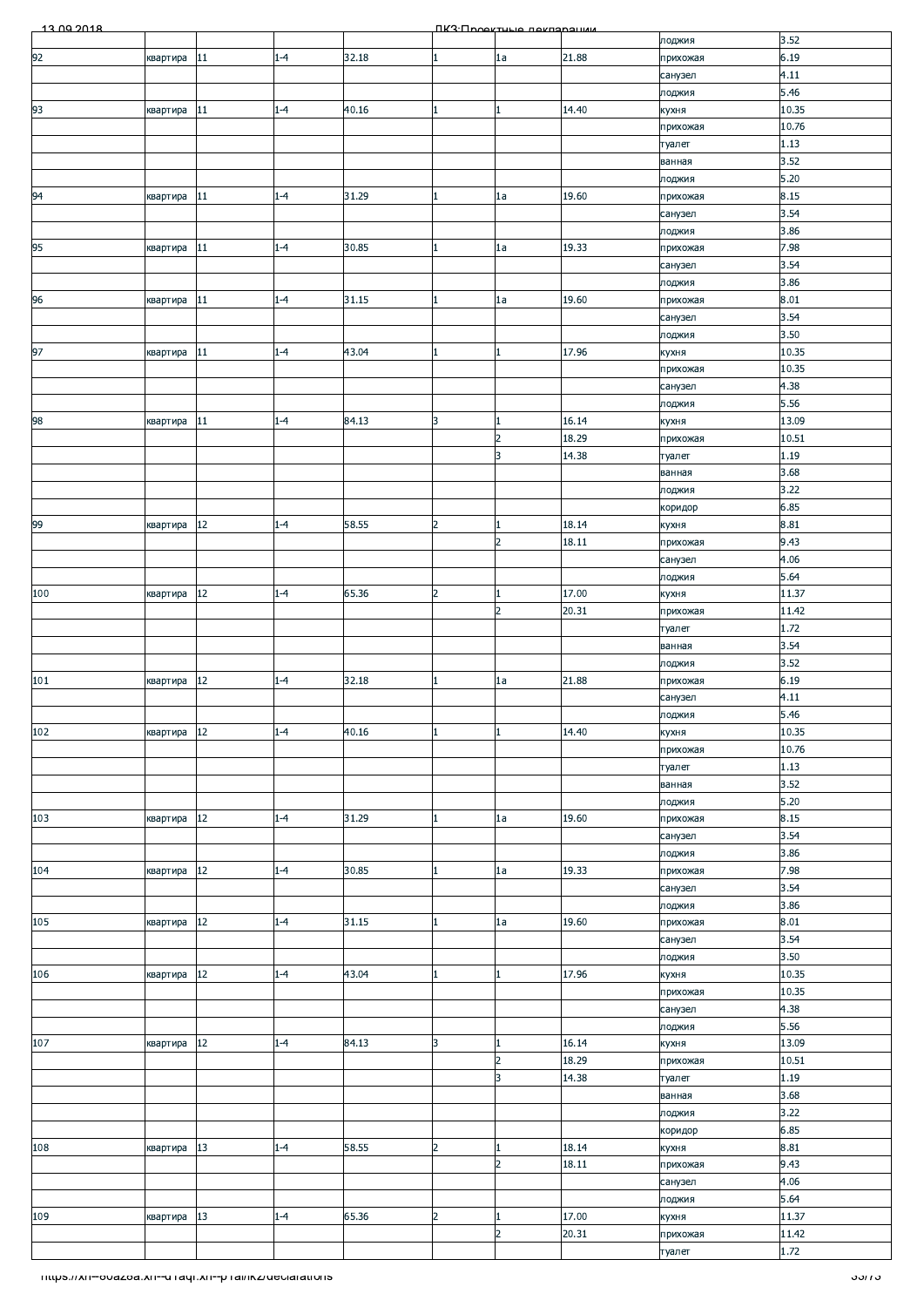| | | | | | | | | | |
|---|---|---|---|---|---|---|---|---|---|
| | | | | | | | | лоджия | 3.52 |
| 92 | квартира | 11 | 1-4 | 32.18 | 1 | 1а | 21.88 | прихожая | 6.19 |
| | | | | | | | | санузел | 4.11 |
| | | | | | | | | лоджия | 5.46 |
| 93 | квартира | 11 | 1-4 | 40.16 | 1 | 1 | 14.40 | кухня | 10.35 |
| | | | | | | | | прихожая | 10.76 |
| | | | | | | | | туалет | 1.13 |
| | | | | | | | | ванная | 3.52 |
| | | | | | | | | лоджия | 5.20 |
| 94 | квартира | 11 | 1-4 | 31.29 | 1 | 1а | 19.60 | прихожая | 8.15 |
| | | | | | | | | санузел | 3.54 |
| | | | | | | | | лоджия | 3.86 |
| 95 | квартира | 11 | 1-4 | 30.85 | 1 | 1а | 19.33 | прихожая | 7.98 |
| | | | | | | | | санузел | 3.54 |
| | | | | | | | | лоджия | 3.86 |
| 96 | квартира | 11 | 1-4 | 31.15 | 1 | 1а | 19.60 | прихожая | 8.01 |
| | | | | | | | | санузел | 3.54 |
| | | | | | | | | лоджия | 3.50 |
| 97 | квартира | 11 | 1-4 | 43.04 | 1 | 1 | 17.96 | кухня | 10.35 |
| | | | | | | | | прихожая | 10.35 |
| | | | | | | | | санузел | 4.38 |
| | | | | | | | | лоджия | 5.56 |
| 98 | квартира | 11 | 1-4 | 84.13 | 3 | 1 | 16.14 | кухня | 13.09 |
| | | | | | | 2 | 18.29 | прихожая | 10.51 |
| | | | | | | 3 | 14.38 | туалет | 1.19 |
| | | | | | | | | ванная | 3.68 |
| | | | | | | | | лоджия | 3.22 |
| | | | | | | | | коридор | 6.85 |
| 99 | квартира | 12 | 1-4 | 58.55 | 2 | 1 | 18.14 | кухня | 8.81 |
| | | | | | | 2 | 18.11 | прихожая | 9.43 |
| | | | | | | | | санузел | 4.06 |
| | | | | | | | | лоджия | 5.64 |
| 100 | квартира | 12 | 1-4 | 65.36 | 2 | 1 | 17.00 | кухня | 11.37 |
| | | | | | | 2 | 20.31 | прихожая | 11.42 |
| | | | | | | | | туалет | 1.72 |
| | | | | | | | | ванная | 3.54 |
| | | | | | | | | лоджия | 3.52 |
| 101 | квартира | 12 | 1-4 | 32.18 | 1 | 1а | 21.88 | прихожая | 6.19 |
| | | | | | | | | санузел | 4.11 |
| | | | | | | | | лоджия | 5.46 |
| 102 | квартира | 12 | 1-4 | 40.16 | 1 | 1 | 14.40 | кухня | 10.35 |
| | | | | | | | | прихожая | 10.76 |
| | | | | | | | | туалет | 1.13 |
| | | | | | | | | ванная | 3.52 |
| | | | | | | | | лоджия | 5.20 |
| 103 | квартира | 12 | 1-4 | 31.29 | 1 | 1а | 19.60 | прихожая | 8.15 |
| | | | | | | | | санузел | 3.54 |
| | | | | | | | | лоджия | 3.86 |
| 104 | квартира | 12 | 1-4 | 30.85 | 1 | 1а | 19.33 | прихожая | 7.98 |
| | | | | | | | | санузел | 3.54 |
| | | | | | | | | лоджия | 3.86 |
| 105 | квартира | 12 | 1-4 | 31.15 | 1 | 1а | 19.60 | прихожая | 8.01 |
| | | | | | | | | санузел | 3.54 |
| | | | | | | | | лоджия | 3.50 |
| 106 | квартира | 12 | 1-4 | 43.04 | 1 | 1 | 17.96 | кухня | 10.35 |
| | | | | | | | | прихожая | 10.35 |
| | | | | | | | | санузел | 4.38 |
| | | | | | | | | лоджия | 5.56 |
| 107 | квартира | 12 | 1-4 | 84.13 | 3 | 1 | 16.14 | кухня | 13.09 |
| | | | | | | 2 | 18.29 | прихожая | 10.51 |
| | | | | | | 3 | 14.38 | туалет | 1.19 |
| | | | | | | | | ванная | 3.68 |
| | | | | | | | | лоджия | 3.22 |
| | | | | | | | | коридор | 6.85 |
| 108 | квартира | 13 | 1-4 | 58.55 | 2 | 1 | 18.14 | кухня | 8.81 |
| | | | | | | 2 | 18.11 | прихожая | 9.43 |
| | | | | | | | | санузел | 4.06 |
| | | | | | | | | лоджия | 5.64 |
| 109 | квартира | 13 | 1-4 | 65.36 | 2 | 1 | 17.00 | кухня | 11.37 |
| | | | | | | 2 | 20.31 | прихожая | 11.42 |
| | | | | | | | | туалет | 1.72 |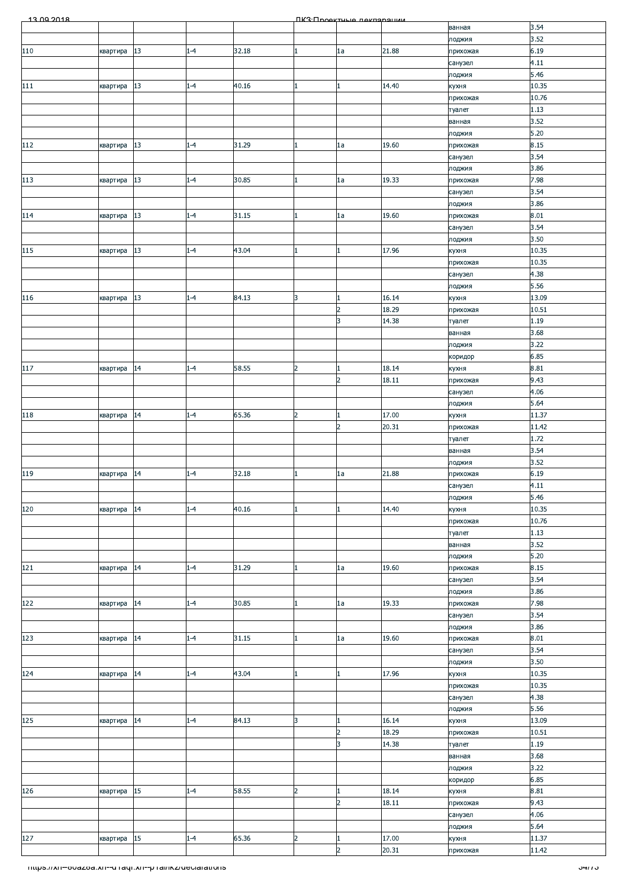| | | | | | | | | | |
|---|---|---|---|---|---|---|---|---|---|
| | | | | | | | | ванная | 3.54 |
| | | | | | | | | лоджия | 3.52 |
| 110 | квартира | 13 | 1-4 | 32.18 | 1 | 1а | 21.88 | прихожая | 6.19 |
| | | | | | | | | санузел | 4.11 |
| | | | | | | | | лоджия | 5.46 |
| 111 | квартира | 13 | 1-4 | 40.16 | 1 | 1 | 14.40 | кухня | 10.35 |
| | | | | | | | | прихожая | 10.76 |
| | | | | | | | | туалет | 1.13 |
| | | | | | | | | ванная | 3.52 |
| | | | | | | | | лоджия | 5.20 |
| 112 | квартира | 13 | 1-4 | 31.29 | 1 | 1а | 19.60 | прихожая | 8.15 |
| | | | | | | | | санузел | 3.54 |
| | | | | | | | | лоджия | 3.86 |
| 113 | квартира | 13 | 1-4 | 30.85 | 1 | 1а | 19.33 | прихожая | 7.98 |
| | | | | | | | | санузел | 3.54 |
| | | | | | | | | лоджия | 3.86 |
| 114 | квартира | 13 | 1-4 | 31.15 | 1 | 1а | 19.60 | прихожая | 8.01 |
| | | | | | | | | санузел | 3.54 |
| | | | | | | | | лоджия | 3.50 |
| 115 | квартира | 13 | 1-4 | 43.04 | 1 | 1 | 17.96 | кухня | 10.35 |
| | | | | | | | | прихожая | 10.35 |
| | | | | | | | | санузел | 4.38 |
| | | | | | | | | лоджия | 5.56 |
| 116 | квартира | 13 | 1-4 | 84.13 | 3 | 1 | 16.14 | кухня | 13.09 |
| | | | | | | 2 | 18.29 | прихожая | 10.51 |
| | | | | | | 3 | 14.38 | туалет | 1.19 |
| | | | | | | | | ванная | 3.68 |
| | | | | | | | | лоджия | 3.22 |
| | | | | | | | | коридор | 6.85 |
| 117 | квартира | 14 | 1-4 | 58.55 | 2 | 1 | 18.14 | кухня | 8.81 |
| | | | | | | 2 | 18.11 | прихожая | 9.43 |
| | | | | | | | | санузел | 4.06 |
| | | | | | | | | лоджия | 5.64 |
| 118 | квартира | 14 | 1-4 | 65.36 | 2 | 1 | 17.00 | кухня | 11.37 |
| | | | | | | 2 | 20.31 | прихожая | 11.42 |
| | | | | | | | | туалет | 1.72 |
| | | | | | | | | ванная | 3.54 |
| | | | | | | | | лоджия | 3.52 |
| 119 | квартира | 14 | 1-4 | 32.18 | 1 | 1а | 21.88 | прихожая | 6.19 |
| | | | | | | | | санузел | 4.11 |
| | | | | | | | | лоджия | 5.46 |
| 120 | квартира | 14 | 1-4 | 40.16 | 1 | 1 | 14.40 | кухня | 10.35 |
| | | | | | | | | прихожая | 10.76 |
| | | | | | | | | туалет | 1.13 |
| | | | | | | | | ванная | 3.52 |
| | | | | | | | | лоджия | 5.20 |
| 121 | квартира | 14 | 1-4 | 31.29 | 1 | 1а | 19.60 | прихожая | 8.15 |
| | | | | | | | | санузел | 3.54 |
| | | | | | | | | лоджия | 3.86 |
| 122 | квартира | 14 | 1-4 | 30.85 | 1 | 1а | 19.33 | прихожая | 7.98 |
| | | | | | | | | санузел | 3.54 |
| | | | | | | | | лоджия | 3.86 |
| 123 | квартира | 14 | 1-4 | 31.15 | 1 | 1а | 19.60 | прихожая | 8.01 |
| | | | | | | | | санузел | 3.54 |
| | | | | | | | | лоджия | 3.50 |
| 124 | квартира | 14 | 1-4 | 43.04 | 1 | 1 | 17.96 | кухня | 10.35 |
| | | | | | | | | прихожая | 10.35 |
| | | | | | | | | санузел | 4.38 |
| | | | | | | | | лоджия | 5.56 |
| 125 | квартира | 14 | 1-4 | 84.13 | 3 | 1 | 16.14 | кухня | 13.09 |
| | | | | | | 2 | 18.29 | прихожая | 10.51 |
| | | | | | | 3 | 14.38 | туалет | 1.19 |
| | | | | | | | | ванная | 3.68 |
| | | | | | | | | лоджия | 3.22 |
| | | | | | | | | коридор | 6.85 |
| 126 | квартира | 15 | 1-4 | 58.55 | 2 | 1 | 18.14 | кухня | 8.81 |
| | | | | | | 2 | 18.11 | прихожая | 9.43 |
| | | | | | | | | санузел | 4.06 |
| | | | | | | | | лоджия | 5.64 |
| 127 | квартира | 15 | 1-4 | 65.36 | 2 | 1 | 17.00 | кухня | 11.37 |
| | | | | | | 2 | 20.31 | прихожая | 11.42 |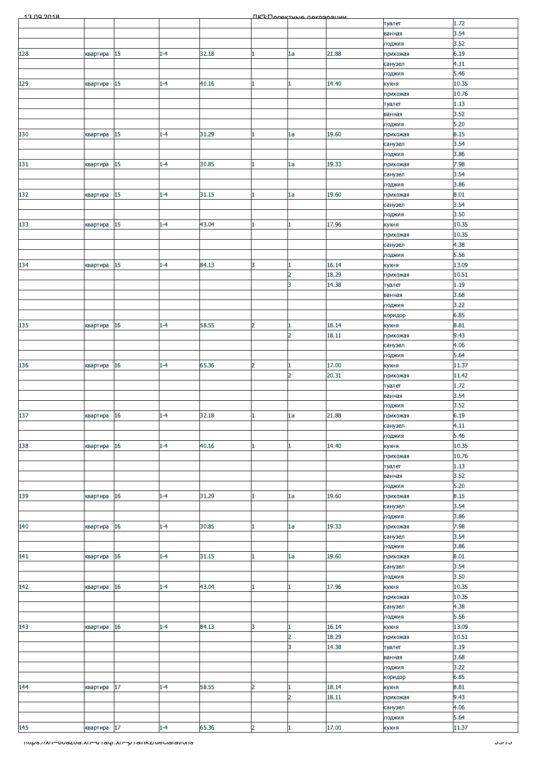| | | | | | | | | |
|---|---|---|---|---|---|---|---|---|
| | | | | | | | туалет | 1.72 |
| | | | | | | | ванная | 3.54 |
| | | | | | | | лоджия | 3.52 |
| 128 | квартира | 15 | 1-4 | 32.18 | 1 | 1а | 21.88 | прихожая | 6.19 |
| | | | | | | | санузел | 4.11 |
| | | | | | | | лоджия | 5.46 |
| 129 | квартира | 15 | 1-4 | 40.16 | 1 | 1 | 14.40 | кухня | 10.35 |
| | | | | | | | прихожая | 10.76 |
| | | | | | | | туалет | 1.13 |
| | | | | | | | ванная | 3.52 |
| | | | | | | | лоджия | 5.20 |
| 130 | квартира | 15 | 1-4 | 31.29 | 1 | 1а | 19.60 | прихожая | 8.15 |
| | | | | | | | санузел | 3.54 |
| | | | | | | | лоджия | 3.86 |
| 131 | квартира | 15 | 1-4 | 30.85 | 1 | 1а | 19.33 | прихожая | 7.98 |
| | | | | | | | санузел | 3.54 |
| | | | | | | | лоджия | 3.86 |
| 132 | квартира | 15 | 1-4 | 31.15 | 1 | 1а | 19.60 | прихожая | 8.01 |
| | | | | | | | санузел | 3.54 |
| | | | | | | | лоджия | 3.50 |
| 133 | квартира | 15 | 1-4 | 43.04 | 1 | 1 | 17.96 | кухня | 10.35 |
| | | | | | | | прихожая | 10.35 |
| | | | | | | | санузел | 4.38 |
| | | | | | | | лоджия | 5.56 |
| 134 | квартира | 15 | 1-4 | 84.13 | 3 | 1 | 16.14 | кухня | 13.09 |
| | | | | | | 2 | 18.29 | прихожая | 10.51 |
| | | | | | | 3 | 14.38 | туалет | 1.19 |
| | | | | | | | ванная | 3.68 |
| | | | | | | | лоджия | 3.22 |
| | | | | | | | коридор | 6.85 |
| 135 | квартира | 16 | 1-4 | 58.55 | 2 | 1 | 18.14 | кухня | 8.81 |
| | | | | | | 2 | 18.11 | прихожая | 9.43 |
| | | | | | | | санузел | 4.06 |
| | | | | | | | лоджия | 5.64 |
| 136 | квартира | 16 | 1-4 | 65.36 | 2 | 1 | 17.00 | кухня | 11.37 |
| | | | | | | 2 | 20.31 | прихожая | 11.42 |
| | | | | | | | туалет | 1.72 |
| | | | | | | | ванная | 3.54 |
| | | | | | | | лоджия | 3.52 |
| 137 | квартира | 16 | 1-4 | 32.18 | 1 | 1а | 21.88 | прихожая | 6.19 |
| | | | | | | | санузел | 4.11 |
| | | | | | | | лоджия | 5.46 |
| 138 | квартира | 16 | 1-4 | 40.16 | 1 | 1 | 14.40 | кухня | 10.35 |
| | | | | | | | прихожая | 10.76 |
| | | | | | | | туалет | 1.13 |
| | | | | | | | ванная | 3.52 |
| | | | | | | | лоджия | 5.20 |
| 139 | квартира | 16 | 1-4 | 31.29 | 1 | 1а | 19.60 | прихожая | 8.15 |
| | | | | | | | санузел | 3.54 |
| | | | | | | | лоджия | 3.86 |
| 140 | квартира | 16 | 1-4 | 30.85 | 1 | 1а | 19.33 | прихожая | 7.98 |
| | | | | | | | санузел | 3.54 |
| | | | | | | | лоджия | 3.86 |
| 141 | квартира | 16 | 1-4 | 31.15 | 1 | 1а | 19.60 | прихожая | 8.01 |
| | | | | | | | санузел | 3.54 |
| | | | | | | | лоджия | 3.50 |
| 142 | квартира | 16 | 1-4 | 43.04 | 1 | 1 | 17.96 | кухня | 10.35 |
| | | | | | | | прихожая | 10.35 |
| | | | | | | | санузел | 4.38 |
| | | | | | | | лоджия | 5.56 |
| 143 | квартира | 16 | 1-4 | 84.13 | 3 | 1 | 16.14 | кухня | 13.09 |
| | | | | | | 2 | 18.29 | прихожая | 10.51 |
| | | | | | | 3 | 14.38 | туалет | 1.19 |
| | | | | | | | ванная | 3.68 |
| | | | | | | | лоджия | 3.22 |
| | | | | | | | коридор | 6.85 |
| 144 | квартира | 17 | 1-4 | 58.55 | 2 | 1 | 18.14 | кухня | 8.81 |
| | | | | | | 2 | 18.11 | прихожая | 9.43 |
| | | | | | | | санузел | 4.06 |
| | | | | | | | лоджия | 5.64 |
| 145 | квартира | 17 | 1-4 | 65.36 | 2 | 1 | 17.00 | кухня | 11.37 |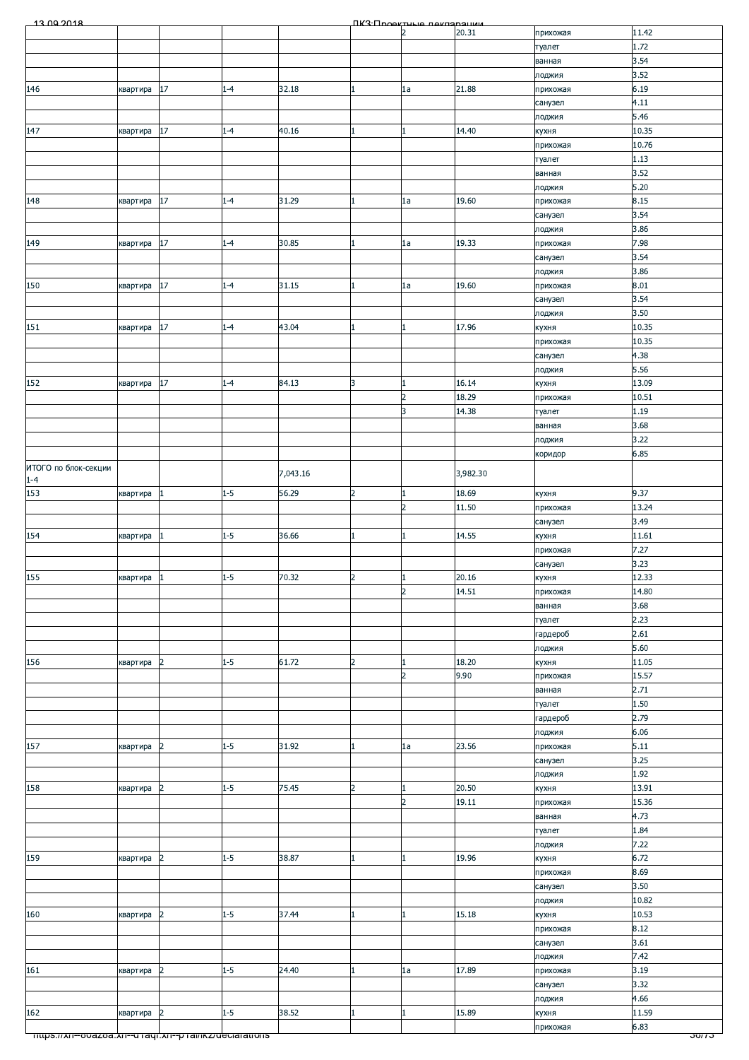| | | | | | | | | |
|---|---|---|---|---|---|---|---|---|
| | | | | | 2 | 20.31 | прихожая | 11.42 |
| | | | | | | | туалет | 1.72 |
| | | | | | | | ванная | 3.54 |
| | | | | | | | лоджия | 3.52 |
| 146 | квартира | 17 | 1-4 | 32.18 | 1 | 1а | 21.88 | прихожая | 6.19 |
| | | | | | | | санузел | 4.11 |
| | | | | | | | лоджия | 5.46 |
| 147 | квартира | 17 | 1-4 | 40.16 | 1 | 1 | 14.40 | кухня | 10.35 |
| | | | | | | | прихожая | 10.76 |
| | | | | | | | туалет | 1.13 |
| | | | | | | | ванная | 3.52 |
| | | | | | | | лоджия | 5.20 |
| 148 | квартира | 17 | 1-4 | 31.29 | 1 | 1а | 19.60 | прихожая | 8.15 |
| | | | | | | | санузел | 3.54 |
| | | | | | | | лоджия | 3.86 |
| 149 | квартира | 17 | 1-4 | 30.85 | 1 | 1а | 19.33 | прихожая | 7.98 |
| | | | | | | | санузел | 3.54 |
| | | | | | | | лоджия | 3.86 |
| 150 | квартира | 17 | 1-4 | 31.15 | 1 | 1а | 19.60 | прихожая | 8.01 |
| | | | | | | | санузел | 3.54 |
| | | | | | | | лоджия | 3.50 |
| 151 | квартира | 17 | 1-4 | 43.04 | 1 | 1 | 17.96 | кухня | 10.35 |
| | | | | | | | прихожая | 10.35 |
| | | | | | | | санузел | 4.38 |
| | | | | | | | лоджия | 5.56 |
| 152 | квартира | 17 | 1-4 | 84.13 | 3 | 1 | 16.14 | кухня | 13.09 |
| | | | | | 2 | 18.29 | прихожая | 10.51 |
| | | | | | 3 | 14.38 | туалет | 1.19 |
| | | | | | | | ванная | 3.68 |
| | | | | | | | лоджия | 3.22 |
| | | | | | | | коридор | 6.85 |
| ИТОГО по блок-секции 1-4 | | | 7,043.16 | | | 3,982.30 | | |
| 153 | квартира | 1 | 1-5 | 56.29 | 2 | 1 | 18.69 | кухня | 9.37 |
| | | | | | 2 | 11.50 | прихожая | 13.24 |
| | | | | | | | санузел | 3.49 |
| 154 | квартира | 1 | 1-5 | 36.66 | 1 | 1 | 14.55 | кухня | 11.61 |
| | | | | | | | прихожая | 7.27 |
| | | | | | | | санузел | 3.23 |
| 155 | квартира | 1 | 1-5 | 70.32 | 2 | 1 | 20.16 | кухня | 12.33 |
| | | | | | 2 | 14.51 | прихожая | 14.80 |
| | | | | | | | ванная | 3.68 |
| | | | | | | | туалет | 2.23 |
| | | | | | | | гардероб | 2.61 |
| | | | | | | | лоджия | 5.60 |
| 156 | квартира | 2 | 1-5 | 61.72 | 2 | 1 | 18.20 | кухня | 11.05 |
| | | | | | 2 | 9.90 | прихожая | 15.57 |
| | | | | | | | ванная | 2.71 |
| | | | | | | | туалет | 1.50 |
| | | | | | | | гардероб | 2.79 |
| | | | | | | | лоджия | 6.06 |
| 157 | квартира | 2 | 1-5 | 31.92 | 1 | 1а | 23.56 | прихожая | 5.11 |
| | | | | | | | санузел | 3.25 |
| | | | | | | | лоджия | 1.92 |
| 158 | квартира | 2 | 1-5 | 75.45 | 2 | 1 | 20.50 | кухня | 13.91 |
| | | | | | 2 | 19.11 | прихожая | 15.36 |
| | | | | | | | ванная | 4.73 |
| | | | | | | | туалет | 1.84 |
| | | | | | | | лоджия | 7.22 |
| 159 | квартира | 2 | 1-5 | 38.87 | 1 | 1 | 19.96 | кухня | 6.72 |
| | | | | | | | прихожая | 8.69 |
| | | | | | | | санузел | 3.50 |
| | | | | | | | лоджия | 10.82 |
| 160 | квартира | 2 | 1-5 | 37.44 | 1 | 1 | 15.18 | кухня | 10.53 |
| | | | | | | | прихожая | 8.12 |
| | | | | | | | санузел | 3.61 |
| | | | | | | | лоджия | 7.42 |
| 161 | квартира | 2 | 1-5 | 24.40 | 1 | 1а | 17.89 | прихожая | 3.19 |
| | | | | | | | санузел | 3.32 |
| | | | | | | | лоджия | 4.66 |
| 162 | квартира | 2 | 1-5 | 38.52 | 1 | 1 | 15.89 | кухня | 11.59 |
| | | | | | | | прихожая | 6.83 |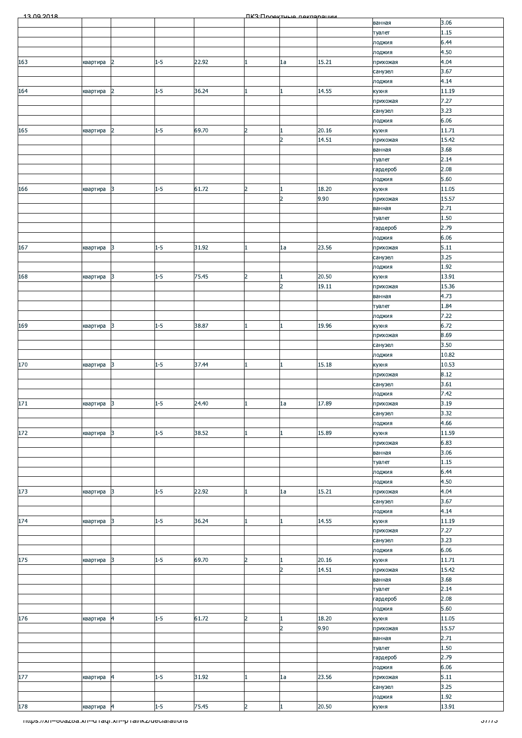| | | | | | | | | |
|---|---|---|---|---|---|---|---|---|
| | | | | | | | ванная | 3.06 |
| | | | | | | | туалет | 1.15 |
| | | | | | | | лоджия | 6.44 |
| | | | | | | | лоджия | 4.50 |
| 163 | квартира | 2 | 1-5 | 22.92 | 1 | 1а | 15.21 | прихожая | 4.04 |
| | | | | | | | | санузел | 3.67 |
| | | | | | | | | лоджия | 4.14 |
| 164 | квартира | 2 | 1-5 | 36.24 | 1 | 1 | 14.55 | кухня | 11.19 |
| | | | | | | | | прихожая | 7.27 |
| | | | | | | | | санузел | 3.23 |
| | | | | | | | | лоджия | 6.06 |
| 165 | квартира | 2 | 1-5 | 69.70 | 2 | 1 | 20.16 | кухня | 11.71 |
| | | | | | | 2 | 14.51 | прихожая | 15.42 |
| | | | | | | | | ванная | 3.68 |
| | | | | | | | | туалет | 2.14 |
| | | | | | | | | гардероб | 2.08 |
| | | | | | | | | лоджия | 5.60 |
| 166 | квартира | 3 | 1-5 | 61.72 | 2 | 1 | 18.20 | кухня | 11.05 |
| | | | | | | 2 | 9.90 | прихожая | 15.57 |
| | | | | | | | | ванная | 2.71 |
| | | | | | | | | туалет | 1.50 |
| | | | | | | | | гардероб | 2.79 |
| | | | | | | | | лоджия | 6.06 |
| 167 | квартира | 3 | 1-5 | 31.92 | 1 | 1а | 23.56 | прихожая | 5.11 |
| | | | | | | | | санузел | 3.25 |
| | | | | | | | | лоджия | 1.92 |
| 168 | квартира | 3 | 1-5 | 75.45 | 2 | 1 | 20.50 | кухня | 13.91 |
| | | | | | | 2 | 19.11 | прихожая | 15.36 |
| | | | | | | | | ванная | 4.73 |
| | | | | | | | | туалет | 1.84 |
| | | | | | | | | лоджия | 7.22 |
| 169 | квартира | 3 | 1-5 | 38.87 | 1 | 1 | 19.96 | кухня | 6.72 |
| | | | | | | | | прихожая | 8.69 |
| | | | | | | | | санузел | 3.50 |
| | | | | | | | | лоджия | 10.82 |
| 170 | квартира | 3 | 1-5 | 37.44 | 1 | 1 | 15.18 | кухня | 10.53 |
| | | | | | | | | прихожая | 8.12 |
| | | | | | | | | санузел | 3.61 |
| | | | | | | | | лоджия | 7.42 |
| 171 | квартира | 3 | 1-5 | 24.40 | 1 | 1а | 17.89 | прихожая | 3.19 |
| | | | | | | | | санузел | 3.32 |
| | | | | | | | | лоджия | 4.66 |
| 172 | квартира | 3 | 1-5 | 38.52 | 1 | 1 | 15.89 | кухня | 11.59 |
| | | | | | | | | прихожая | 6.83 |
| | | | | | | | | ванная | 3.06 |
| | | | | | | | | туалет | 1.15 |
| | | | | | | | | лоджия | 6.44 |
| | | | | | | | | лоджия | 4.50 |
| 173 | квартира | 3 | 1-5 | 22.92 | 1 | 1а | 15.21 | прихожая | 4.04 |
| | | | | | | | | санузел | 3.67 |
| | | | | | | | | лоджия | 4.14 |
| 174 | квартира | 3 | 1-5 | 36.24 | 1 | 1 | 14.55 | кухня | 11.19 |
| | | | | | | | | прихожая | 7.27 |
| | | | | | | | | санузел | 3.23 |
| | | | | | | | | лоджия | 6.06 |
| 175 | квартира | 3 | 1-5 | 69.70 | 2 | 1 | 20.16 | кухня | 11.71 |
| | | | | | | 2 | 14.51 | прихожая | 15.42 |
| | | | | | | | | ванная | 3.68 |
| | | | | | | | | туалет | 2.14 |
| | | | | | | | | гардероб | 2.08 |
| | | | | | | | | лоджия | 5.60 |
| 176 | квартира | 4 | 1-5 | 61.72 | 2 | 1 | 18.20 | кухня | 11.05 |
| | | | | | | 2 | 9.90 | прихожая | 15.57 |
| | | | | | | | | ванная | 2.71 |
| | | | | | | | | туалет | 1.50 |
| | | | | | | | | гардероб | 2.79 |
| | | | | | | | | лоджия | 6.06 |
| 177 | квартира | 4 | 1-5 | 31.92 | 1 | 1а | 23.56 | прихожая | 5.11 |
| | | | | | | | | санузел | 3.25 |
| | | | | | | | | лоджия | 1.92 |
| 178 | квартира | 4 | 1-5 | 75.45 | 2 | 1 | 20.50 | кухня | 13.91 |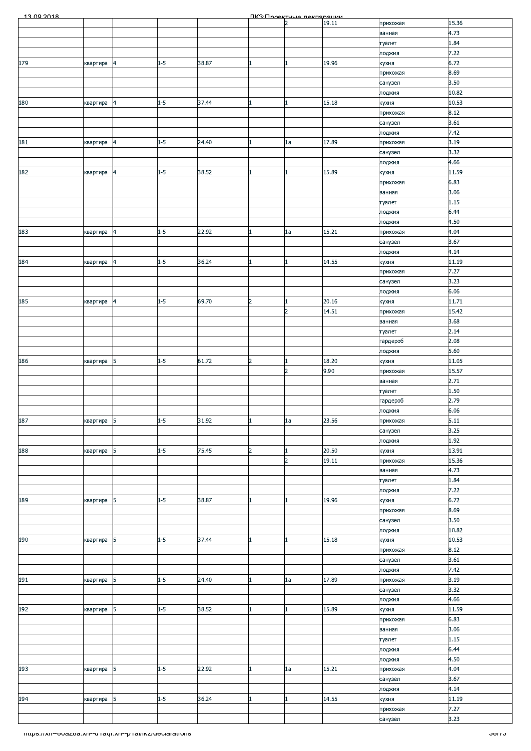| | | | | | | | | | |
|---|---|---|---|---|---|---|---|---|---|
| | | | | | | 2 | 19.11 | прихожая | 15.36 |
| | | | | | | | | ванная | 4.73 |
| | | | | | | | | туалет | 1.84 |
| | | | | | | | | лоджия | 7.22 |
| 179 | квартира | 4 | 1-5 | 38.87 | 1 | 1 | 19.96 | кухня | 6.72 |
| | | | | | | | | прихожая | 8.69 |
| | | | | | | | | санузел | 3.50 |
| | | | | | | | | лоджия | 10.82 |
| 180 | квартира | 4 | 1-5 | 37.44 | 1 | 1 | 15.18 | кухня | 10.53 |
| | | | | | | | | прихожая | 8.12 |
| | | | | | | | | санузел | 3.61 |
| | | | | | | | | лоджия | 7.42 |
| 181 | квартира | 4 | 1-5 | 24.40 | 1 | 1а | 17.89 | прихожая | 3.19 |
| | | | | | | | | санузел | 3.32 |
| | | | | | | | | лоджия | 4.66 |
| 182 | квартира | 4 | 1-5 | 38.52 | 1 | 1 | 15.89 | кухня | 11.59 |
| | | | | | | | | прихожая | 6.83 |
| | | | | | | | | ванная | 3.06 |
| | | | | | | | | туалет | 1.15 |
| | | | | | | | | лоджия | 6.44 |
| | | | | | | | | лоджия | 4.50 |
| 183 | квартира | 4 | 1-5 | 22.92 | 1 | 1а | 15.21 | прихожая | 4.04 |
| | | | | | | | | санузел | 3.67 |
| | | | | | | | | лоджия | 4.14 |
| 184 | квартира | 4 | 1-5 | 36.24 | 1 | 1 | 14.55 | кухня | 11.19 |
| | | | | | | | | прихожая | 7.27 |
| | | | | | | | | санузел | 3.23 |
| | | | | | | | | лоджия | 6.06 |
| 185 | квартира | 4 | 1-5 | 69.70 | 2 | 1 | 20.16 | кухня | 11.71 |
| | | | | | | 2 | 14.51 | прихожая | 15.42 |
| | | | | | | | | ванная | 3.68 |
| | | | | | | | | туалет | 2.14 |
| | | | | | | | | гардероб | 2.08 |
| | | | | | | | | лоджия | 5.60 |
| 186 | квартира | 5 | 1-5 | 61.72 | 2 | 1 | 18.20 | кухня | 11.05 |
| | | | | | | 2 | 9.90 | прихожая | 15.57 |
| | | | | | | | | ванная | 2.71 |
| | | | | | | | | туалет | 1.50 |
| | | | | | | | | гардероб | 2.79 |
| | | | | | | | | лоджия | 6.06 |
| 187 | квартира | 5 | 1-5 | 31.92 | 1 | 1а | 23.56 | прихожая | 5.11 |
| | | | | | | | | санузел | 3.25 |
| | | | | | | | | лоджия | 1.92 |
| 188 | квартира | 5 | 1-5 | 75.45 | 2 | 1 | 20.50 | кухня | 13.91 |
| | | | | | | 2 | 19.11 | прихожая | 15.36 |
| | | | | | | | | ванная | 4.73 |
| | | | | | | | | туалет | 1.84 |
| | | | | | | | | лоджия | 7.22 |
| 189 | квартира | 5 | 1-5 | 38.87 | 1 | 1 | 19.96 | кухня | 6.72 |
| | | | | | | | | прихожая | 8.69 |
| | | | | | | | | санузел | 3.50 |
| | | | | | | | | лоджия | 10.82 |
| 190 | квартира | 5 | 1-5 | 37.44 | 1 | 1 | 15.18 | кухня | 10.53 |
| | | | | | | | | прихожая | 8.12 |
| | | | | | | | | санузел | 3.61 |
| | | | | | | | | лоджия | 7.42 |
| 191 | квартира | 5 | 1-5 | 24.40 | 1 | 1а | 17.89 | прихожая | 3.19 |
| | | | | | | | | санузел | 3.32 |
| | | | | | | | | лоджия | 4.66 |
| 192 | квартира | 5 | 1-5 | 38.52 | 1 | 1 | 15.89 | кухня | 11.59 |
| | | | | | | | | прихожая | 6.83 |
| | | | | | | | | ванная | 3.06 |
| | | | | | | | | туалет | 1.15 |
| | | | | | | | | лоджия | 6.44 |
| | | | | | | | | лоджия | 4.50 |
| 193 | квартира | 5 | 1-5 | 22.92 | 1 | 1а | 15.21 | прихожая | 4.04 |
| | | | | | | | | санузел | 3.67 |
| | | | | | | | | лоджия | 4.14 |
| 194 | квартира | 5 | 1-5 | 36.24 | 1 | 1 | 14.55 | кухня | 11.19 |
| | | | | | | | | прихожая | 7.27 |
| | | | | | | | | санузел | 3.23 |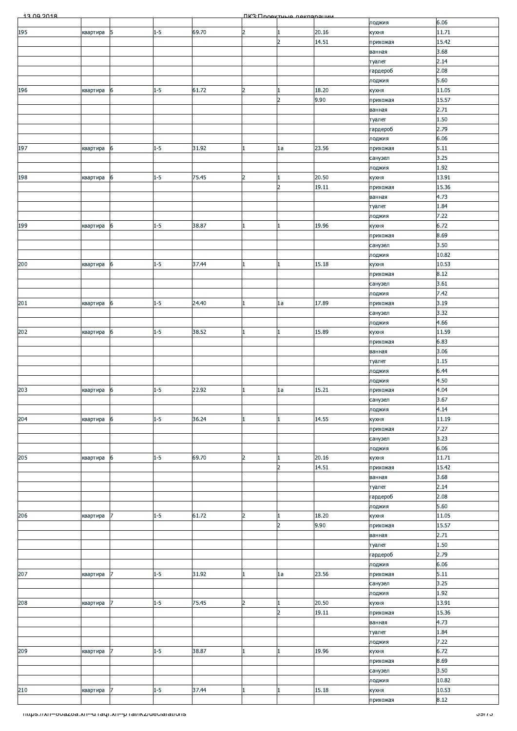| | | | | | | | | | |
|---|---|---|---|---|---|---|---|---|---|
| | | | | | | | | лоджия | 6.06 |
| 195 | квартира | 5 | 1-5 | 69.70 | 2 | 1 | 20.16 | кухня | 11.71 |
| | | | | | | 2 | 14.51 | прихожая | 15.42 |
| | | | | | | | | ванная | 3.68 |
| | | | | | | | | туалет | 2.14 |
| | | | | | | | | гардероб | 2.08 |
| | | | | | | | | лоджия | 5.60 |
| 196 | квартира | 6 | 1-5 | 61.72 | 2 | 1 | 18.20 | кухня | 11.05 |
| | | | | | | 2 | 9.90 | прихожая | 15.57 |
| | | | | | | | | ванная | 2.71 |
| | | | | | | | | туалет | 1.50 |
| | | | | | | | | гардероб | 2.79 |
| | | | | | | | | лоджия | 6.06 |
| 197 | квартира | 6 | 1-5 | 31.92 | 1 | 1а | 23.56 | прихожая | 5.11 |
| | | | | | | | | санузел | 3.25 |
| | | | | | | | | лоджия | 1.92 |
| 198 | квартира | 6 | 1-5 | 75.45 | 2 | 1 | 20.50 | кухня | 13.91 |
| | | | | | | 2 | 19.11 | прихожая | 15.36 |
| | | | | | | | | ванная | 4.73 |
| | | | | | | | | туалет | 1.84 |
| | | | | | | | | лоджия | 7.22 |
| 199 | квартира | 6 | 1-5 | 38.87 | 1 | 1 | 19.96 | кухня | 6.72 |
| | | | | | | | | прихожая | 8.69 |
| | | | | | | | | санузел | 3.50 |
| | | | | | | | | лоджия | 10.82 |
| 200 | квартира | 6 | 1-5 | 37.44 | 1 | 1 | 15.18 | кухня | 10.53 |
| | | | | | | | | прихожая | 8.12 |
| | | | | | | | | санузел | 3.61 |
| | | | | | | | | лоджия | 7.42 |
| 201 | квартира | 6 | 1-5 | 24.40 | 1 | 1а | 17.89 | прихожая | 3.19 |
| | | | | | | | | санузел | 3.32 |
| | | | | | | | | лоджия | 4.66 |
| 202 | квартира | 6 | 1-5 | 38.52 | 1 | 1 | 15.89 | кухня | 11.59 |
| | | | | | | | | прихожая | 6.83 |
| | | | | | | | | ванная | 3.06 |
| | | | | | | | | туалет | 1.15 |
| | | | | | | | | лоджия | 6.44 |
| | | | | | | | | лоджия | 4.50 |
| 203 | квартира | 6 | 1-5 | 22.92 | 1 | 1а | 15.21 | прихожая | 4.04 |
| | | | | | | | | санузел | 3.67 |
| | | | | | | | | лоджия | 4.14 |
| 204 | квартира | 6 | 1-5 | 36.24 | 1 | 1 | 14.55 | кухня | 11.19 |
| | | | | | | | | прихожая | 7.27 |
| | | | | | | | | санузел | 3.23 |
| | | | | | | | | лоджия | 6.06 |
| 205 | квартира | 6 | 1-5 | 69.70 | 2 | 1 | 20.16 | кухня | 11.71 |
| | | | | | | 2 | 14.51 | прихожая | 15.42 |
| | | | | | | | | ванная | 3.68 |
| | | | | | | | | туалет | 2.14 |
| | | | | | | | | гардероб | 2.08 |
| | | | | | | | | лоджия | 5.60 |
| 206 | квартира | 7 | 1-5 | 61.72 | 2 | 1 | 18.20 | кухня | 11.05 |
| | | | | | | 2 | 9.90 | прихожая | 15.57 |
| | | | | | | | | ванная | 2.71 |
| | | | | | | | | туалет | 1.50 |
| | | | | | | | | гардероб | 2.79 |
| | | | | | | | | лоджия | 6.06 |
| 207 | квартира | 7 | 1-5 | 31.92 | 1 | 1а | 23.56 | прихожая | 5.11 |
| | | | | | | | | санузел | 3.25 |
| | | | | | | | | лоджия | 1.92 |
| 208 | квартира | 7 | 1-5 | 75.45 | 2 | 1 | 20.50 | кухня | 13.91 |
| | | | | | | 2 | 19.11 | прихожая | 15.36 |
| | | | | | | | | ванная | 4.73 |
| | | | | | | | | туалет | 1.84 |
| | | | | | | | | лоджия | 7.22 |
| 209 | квартира | 7 | 1-5 | 38.87 | 1 | 1 | 19.96 | кухня | 6.72 |
| | | | | | | | | прихожая | 8.69 |
| | | | | | | | | санузел | 3.50 |
| | | | | | | | | лоджия | 10.82 |
| 210 | квартира | 7 | 1-5 | 37.44 | 1 | 1 | 15.18 | кухня | 10.53 |
| | | | | | | | | прихожая | 8.12 |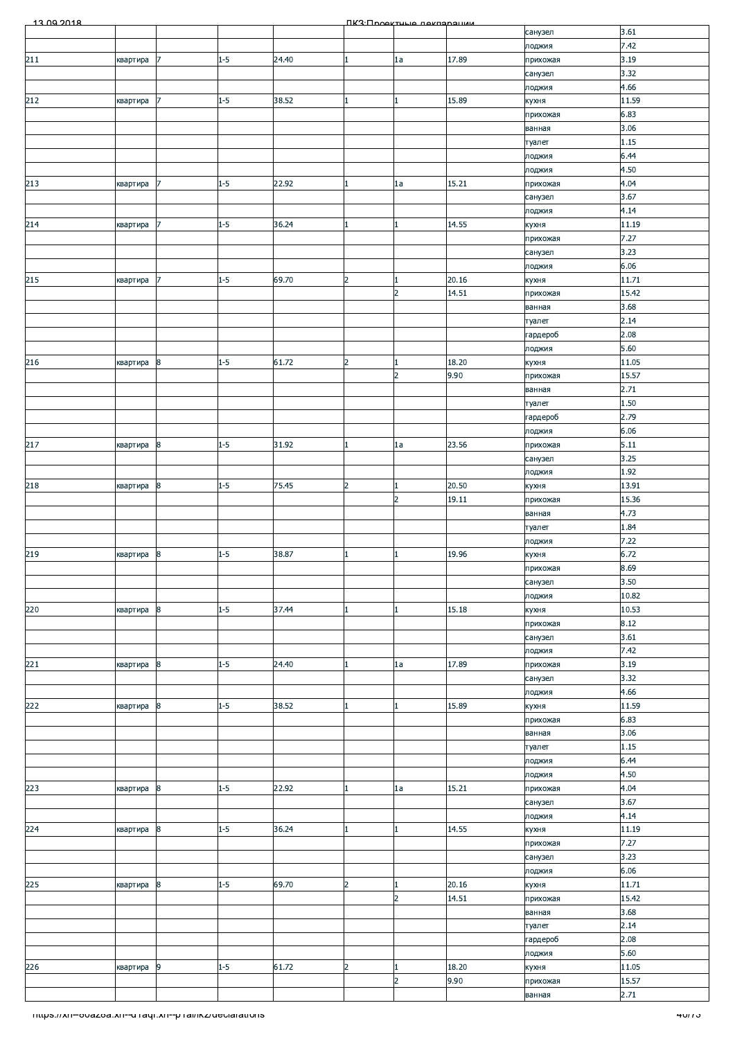| | | | | | | | | | |
|---|---|---|---|---|---|---|---|---|---|
| | | | | | | | | санузел | 3.61 |
| | | | | | | | | лоджия | 7.42 |
| 211 | квартира | 7 | 1-5 | 24.40 | 1 | 1а | 17.89 | прихожая | 3.19 |
| | | | | | | | | санузел | 3.32 |
| | | | | | | | | лоджия | 4.66 |
| 212 | квартира | 7 | 1-5 | 38.52 | 1 | 1 | 15.89 | кухня | 11.59 |
| | | | | | | | | прихожая | 6.83 |
| | | | | | | | | ванная | 3.06 |
| | | | | | | | | туалет | 1.15 |
| | | | | | | | | лоджия | 6.44 |
| | | | | | | | | лоджия | 4.50 |
| 213 | квартира | 7 | 1-5 | 22.92 | 1 | 1а | 15.21 | прихожая | 4.04 |
| | | | | | | | | санузел | 3.67 |
| | | | | | | | | лоджия | 4.14 |
| 214 | квартира | 7 | 1-5 | 36.24 | 1 | 1 | 14.55 | кухня | 11.19 |
| | | | | | | | | прихожая | 7.27 |
| | | | | | | | | санузел | 3.23 |
| | | | | | | | | лоджия | 6.06 |
| 215 | квартира | 7 | 1-5 | 69.70 | 2 | 1 | 20.16 | кухня | 11.71 |
| | | | | | | 2 | 14.51 | прихожая | 15.42 |
| | | | | | | | | ванная | 3.68 |
| | | | | | | | | туалет | 2.14 |
| | | | | | | | | гардероб | 2.08 |
| | | | | | | | | лоджия | 5.60 |
| 216 | квартира | 8 | 1-5 | 61.72 | 2 | 1 | 18.20 | кухня | 11.05 |
| | | | | | | 2 | 9.90 | прихожая | 15.57 |
| | | | | | | | | ванная | 2.71 |
| | | | | | | | | туалет | 1.50 |
| | | | | | | | | гардероб | 2.79 |
| | | | | | | | | лоджия | 6.06 |
| 217 | квартира | 8 | 1-5 | 31.92 | 1 | 1а | 23.56 | прихожая | 5.11 |
| | | | | | | | | санузел | 3.25 |
| | | | | | | | | лоджия | 1.92 |
| 218 | квартира | 8 | 1-5 | 75.45 | 2 | 1 | 20.50 | кухня | 13.91 |
| | | | | | | 2 | 19.11 | прихожая | 15.36 |
| | | | | | | | | ванная | 4.73 |
| | | | | | | | | туалет | 1.84 |
| | | | | | | | | лоджия | 7.22 |
| 219 | квартира | 8 | 1-5 | 38.87 | 1 | 1 | 19.96 | кухня | 6.72 |
| | | | | | | | | прихожая | 8.69 |
| | | | | | | | | санузел | 3.50 |
| | | | | | | | | лоджия | 10.82 |
| 220 | квартира | 8 | 1-5 | 37.44 | 1 | 1 | 15.18 | кухня | 10.53 |
| | | | | | | | | прихожая | 8.12 |
| | | | | | | | | санузел | 3.61 |
| | | | | | | | | лоджия | 7.42 |
| 221 | квартира | 8 | 1-5 | 24.40 | 1 | 1а | 17.89 | прихожая | 3.19 |
| | | | | | | | | санузел | 3.32 |
| | | | | | | | | лоджия | 4.66 |
| 222 | квартира | 8 | 1-5 | 38.52 | 1 | 1 | 15.89 | кухня | 11.59 |
| | | | | | | | | прихожая | 6.83 |
| | | | | | | | | ванная | 3.06 |
| | | | | | | | | туалет | 1.15 |
| | | | | | | | | лоджия | 6.44 |
| | | | | | | | | лоджия | 4.50 |
| 223 | квартира | 8 | 1-5 | 22.92 | 1 | 1а | 15.21 | прихожая | 4.04 |
| | | | | | | | | санузел | 3.67 |
| | | | | | | | | лоджия | 4.14 |
| 224 | квартира | 8 | 1-5 | 36.24 | 1 | 1 | 14.55 | кухня | 11.19 |
| | | | | | | | | прихожая | 7.27 |
| | | | | | | | | санузел | 3.23 |
| | | | | | | | | лоджия | 6.06 |
| 225 | квартира | 8 | 1-5 | 69.70 | 2 | 1 | 20.16 | кухня | 11.71 |
| | | | | | | 2 | 14.51 | прихожая | 15.42 |
| | | | | | | | | ванная | 3.68 |
| | | | | | | | | туалет | 2.14 |
| | | | | | | | | гардероб | 2.08 |
| | | | | | | | | лоджия | 5.60 |
| 226 | квартира | 9 | 1-5 | 61.72 | 2 | 1 | 18.20 | кухня | 11.05 |
| | | | | | | 2 | 9.90 | прихожая | 15.57 |
| | | | | | | | | ванная | 2.71 |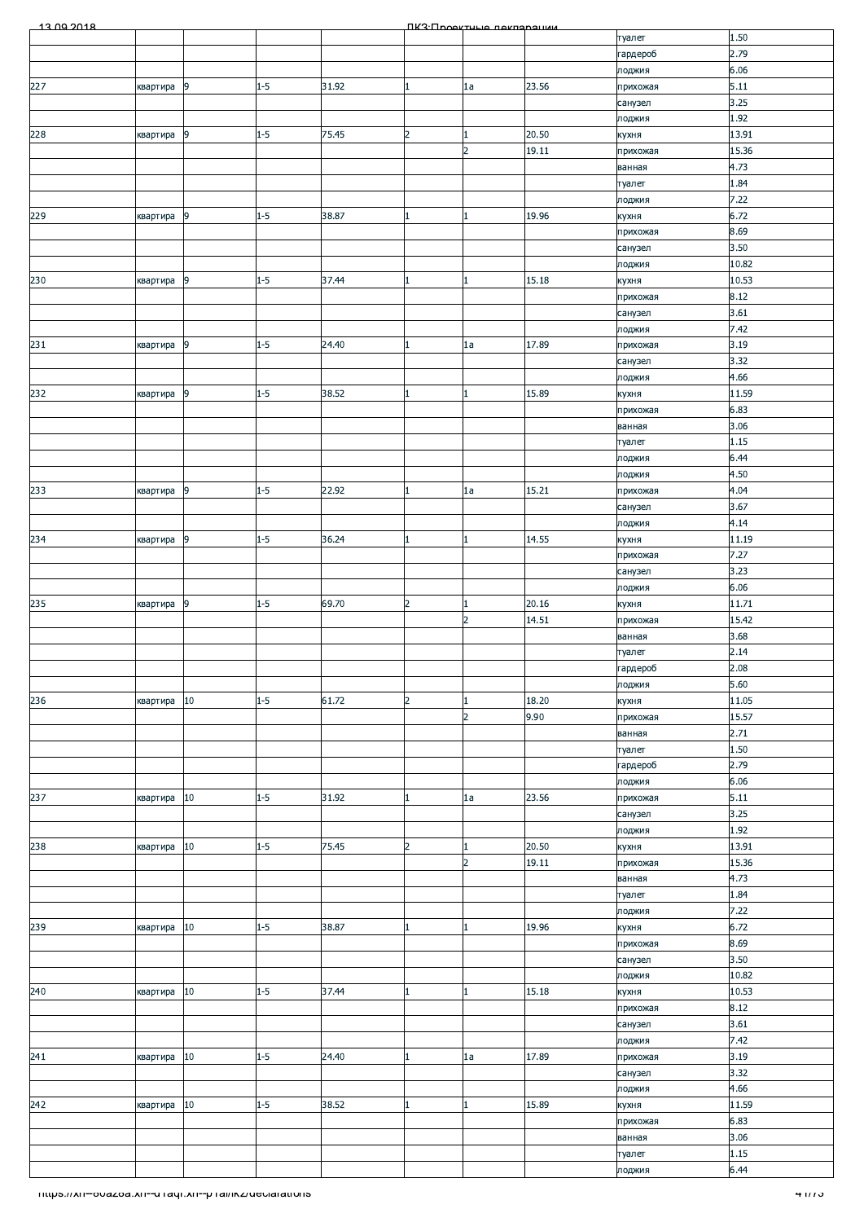| | | | | | | | | |
|---|---|---|---|---|---|---|---|---|
| | | | | | | | туалет | 1.50 |
| | | | | | | | гардероб | 2.79 |
| | | | | | | | лоджия | 6.06 |
| 227 | квартира | 9 | 1-5 | 31.92 | 1 | 1а | 23.56 | прихожая | 5.11 |
| | | | | | | | санузел | 3.25 |
| | | | | | | | лоджия | 1.92 |
| 228 | квартира | 9 | 1-5 | 75.45 | 2 | 1 | 20.50 | кухня | 13.91 |
| | | | | | | 2 | 19.11 | прихожая | 15.36 |
| | | | | | | | | ванная | 4.73 |
| | | | | | | | | туалет | 1.84 |
| | | | | | | | | лоджия | 7.22 |
| 229 | квартира | 9 | 1-5 | 38.87 | 1 | 1 | 19.96 | кухня | 6.72 |
| | | | | | | | | прихожая | 8.69 |
| | | | | | | | | санузел | 3.50 |
| | | | | | | | | лоджия | 10.82 |
| 230 | квартира | 9 | 1-5 | 37.44 | 1 | 1 | 15.18 | кухня | 10.53 |
| | | | | | | | | прихожая | 8.12 |
| | | | | | | | | санузел | 3.61 |
| | | | | | | | | лоджия | 7.42 |
| 231 | квартира | 9 | 1-5 | 24.40 | 1 | 1а | 17.89 | прихожая | 3.19 |
| | | | | | | | | санузел | 3.32 |
| | | | | | | | | лоджия | 4.66 |
| 232 | квартира | 9 | 1-5 | 38.52 | 1 | 1 | 15.89 | кухня | 11.59 |
| | | | | | | | | прихожая | 6.83 |
| | | | | | | | | ванная | 3.06 |
| | | | | | | | | туалет | 1.15 |
| | | | | | | | | лоджия | 6.44 |
| | | | | | | | | лоджия | 4.50 |
| 233 | квартира | 9 | 1-5 | 22.92 | 1 | 1а | 15.21 | прихожая | 4.04 |
| | | | | | | | | санузел | 3.67 |
| | | | | | | | | лоджия | 4.14 |
| 234 | квартира | 9 | 1-5 | 36.24 | 1 | 1 | 14.55 | кухня | 11.19 |
| | | | | | | | | прихожая | 7.27 |
| | | | | | | | | санузел | 3.23 |
| | | | | | | | | лоджия | 6.06 |
| 235 | квартира | 9 | 1-5 | 69.70 | 2 | 1 | 20.16 | кухня | 11.71 |
| | | | | | | 2 | 14.51 | прихожая | 15.42 |
| | | | | | | | | ванная | 3.68 |
| | | | | | | | | туалет | 2.14 |
| | | | | | | | | гардероб | 2.08 |
| | | | | | | | | лоджия | 5.60 |
| 236 | квартира | 10 | 1-5 | 61.72 | 2 | 1 | 18.20 | кухня | 11.05 |
| | | | | | | 2 | 9.90 | прихожая | 15.57 |
| | | | | | | | | ванная | 2.71 |
| | | | | | | | | туалет | 1.50 |
| | | | | | | | | гардероб | 2.79 |
| | | | | | | | | лоджия | 6.06 |
| 237 | квартира | 10 | 1-5 | 31.92 | 1 | 1а | 23.56 | прихожая | 5.11 |
| | | | | | | | | санузел | 3.25 |
| | | | | | | | | лоджия | 1.92 |
| 238 | квартира | 10 | 1-5 | 75.45 | 2 | 1 | 20.50 | кухня | 13.91 |
| | | | | | | 2 | 19.11 | прихожая | 15.36 |
| | | | | | | | | ванная | 4.73 |
| | | | | | | | | туалет | 1.84 |
| | | | | | | | | лоджия | 7.22 |
| 239 | квартира | 10 | 1-5 | 38.87 | 1 | 1 | 19.96 | кухня | 6.72 |
| | | | | | | | | прихожая | 8.69 |
| | | | | | | | | санузел | 3.50 |
| | | | | | | | | лоджия | 10.82 |
| 240 | квартира | 10 | 1-5 | 37.44 | 1 | 1 | 15.18 | кухня | 10.53 |
| | | | | | | | | прихожая | 8.12 |
| | | | | | | | | санузел | 3.61 |
| | | | | | | | | лоджия | 7.42 |
| 241 | квартира | 10 | 1-5 | 24.40 | 1 | 1а | 17.89 | прихожая | 3.19 |
| | | | | | | | | санузел | 3.32 |
| | | | | | | | | лоджия | 4.66 |
| 242 | квартира | 10 | 1-5 | 38.52 | 1 | 1 | 15.89 | кухня | 11.59 |
| | | | | | | | | прихожая | 6.83 |
| | | | | | | | | ванная | 3.06 |
| | | | | | | | | туалет | 1.15 |
| | | | | | | | | лоджия | 6.44 |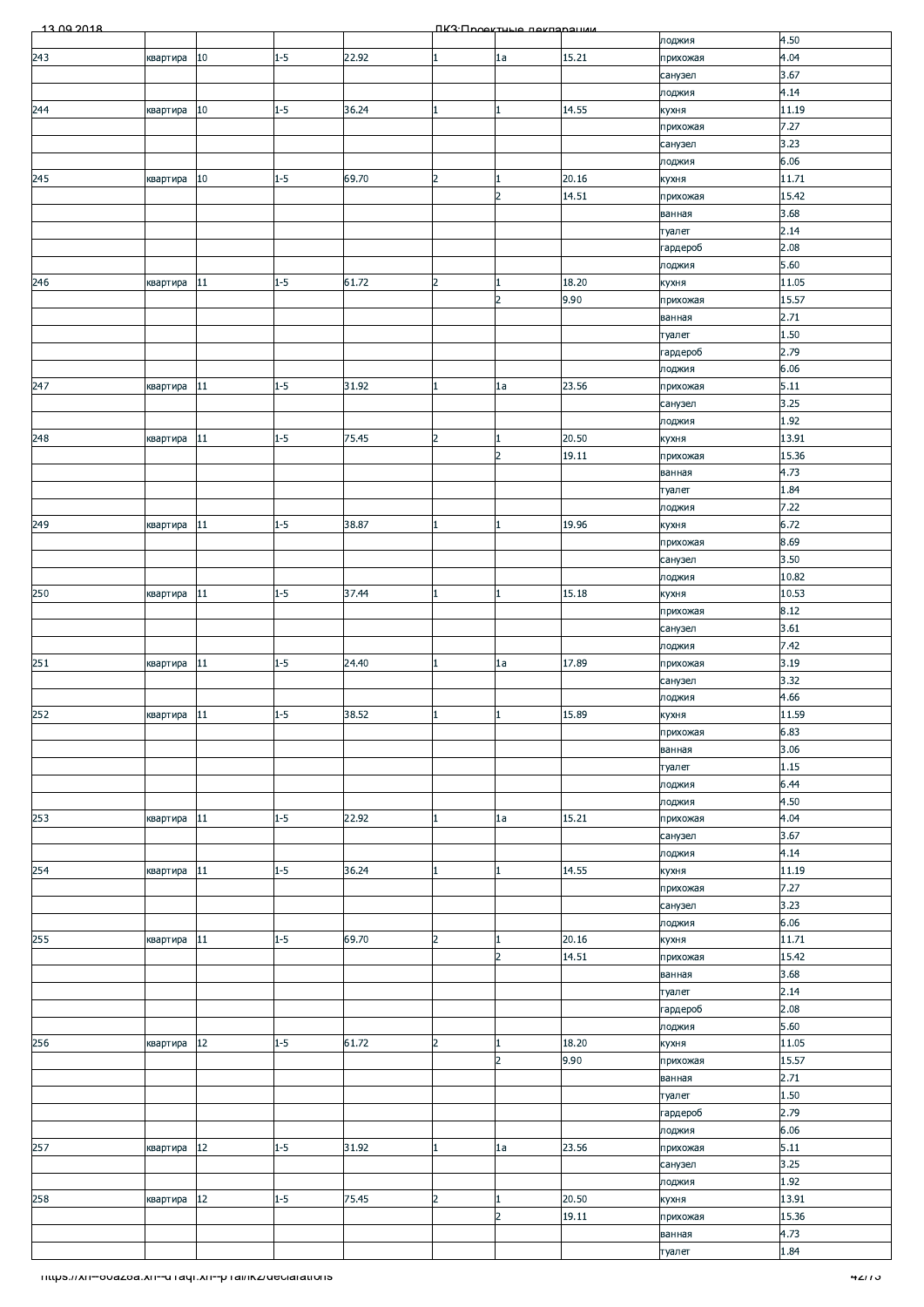| | | | | | | | | | |
|---|---|---|---|---|---|---|---|---|---|
| | | | | | | | | лоджия | 4.50 |
| 243 | квартира | 10 | 1-5 | 22.92 | 1 | 1а | 15.21 | прихожая | 4.04 |
| | | | | | | | | санузел | 3.67 |
| | | | | | | | | лоджия | 4.14 |
| 244 | квартира | 10 | 1-5 | 36.24 | 1 | 1 | 14.55 | кухня | 11.19 |
| | | | | | | | | прихожая | 7.27 |
| | | | | | | | | санузел | 3.23 |
| | | | | | | | | лоджия | 6.06 |
| 245 | квартира | 10 | 1-5 | 69.70 | 2 | 1 | 20.16 | кухня | 11.71 |
| | | | | | | 2 | 14.51 | прихожая | 15.42 |
| | | | | | | | | ванная | 3.68 |
| | | | | | | | | туалет | 2.14 |
| | | | | | | | | гардероб | 2.08 |
| | | | | | | | | лоджия | 5.60 |
| 246 | квартира | 11 | 1-5 | 61.72 | 2 | 1 | 18.20 | кухня | 11.05 |
| | | | | | | 2 | 9.90 | прихожая | 15.57 |
| | | | | | | | | ванная | 2.71 |
| | | | | | | | | туалет | 1.50 |
| | | | | | | | | гардероб | 2.79 |
| | | | | | | | | лоджия | 6.06 |
| 247 | квартира | 11 | 1-5 | 31.92 | 1 | 1а | 23.56 | прихожая | 5.11 |
| | | | | | | | | санузел | 3.25 |
| | | | | | | | | лоджия | 1.92 |
| 248 | квартира | 11 | 1-5 | 75.45 | 2 | 1 | 20.50 | кухня | 13.91 |
| | | | | | | 2 | 19.11 | прихожая | 15.36 |
| | | | | | | | | ванная | 4.73 |
| | | | | | | | | туалет | 1.84 |
| | | | | | | | | лоджия | 7.22 |
| 249 | квартира | 11 | 1-5 | 38.87 | 1 | 1 | 19.96 | кухня | 6.72 |
| | | | | | | | | прихожая | 8.69 |
| | | | | | | | | санузел | 3.50 |
| | | | | | | | | лоджия | 10.82 |
| 250 | квартира | 11 | 1-5 | 37.44 | 1 | 1 | 15.18 | кухня | 10.53 |
| | | | | | | | | прихожая | 8.12 |
| | | | | | | | | санузел | 3.61 |
| | | | | | | | | лоджия | 7.42 |
| 251 | квартира | 11 | 1-5 | 24.40 | 1 | 1а | 17.89 | прихожая | 3.19 |
| | | | | | | | | санузел | 3.32 |
| | | | | | | | | лоджия | 4.66 |
| 252 | квартира | 11 | 1-5 | 38.52 | 1 | 1 | 15.89 | кухня | 11.59 |
| | | | | | | | | прихожая | 6.83 |
| | | | | | | | | ванная | 3.06 |
| | | | | | | | | туалет | 1.15 |
| | | | | | | | | лоджия | 6.44 |
| | | | | | | | | лоджия | 4.50 |
| 253 | квартира | 11 | 1-5 | 22.92 | 1 | 1а | 15.21 | прихожая | 4.04 |
| | | | | | | | | санузел | 3.67 |
| | | | | | | | | лоджия | 4.14 |
| 254 | квартира | 11 | 1-5 | 36.24 | 1 | 1 | 14.55 | кухня | 11.19 |
| | | | | | | | | прихожая | 7.27 |
| | | | | | | | | санузел | 3.23 |
| | | | | | | | | лоджия | 6.06 |
| 255 | квартира | 11 | 1-5 | 69.70 | 2 | 1 | 20.16 | кухня | 11.71 |
| | | | | | | 2 | 14.51 | прихожая | 15.42 |
| | | | | | | | | ванная | 3.68 |
| | | | | | | | | туалет | 2.14 |
| | | | | | | | | гардероб | 2.08 |
| | | | | | | | | лоджия | 5.60 |
| 256 | квартира | 12 | 1-5 | 61.72 | 2 | 1 | 18.20 | кухня | 11.05 |
| | | | | | | 2 | 9.90 | прихожая | 15.57 |
| | | | | | | | | ванная | 2.71 |
| | | | | | | | | туалет | 1.50 |
| | | | | | | | | гардероб | 2.79 |
| | | | | | | | | лоджия | 6.06 |
| 257 | квартира | 12 | 1-5 | 31.92 | 1 | 1а | 23.56 | прихожая | 5.11 |
| | | | | | | | | санузел | 3.25 |
| | | | | | | | | лоджия | 1.92 |
| 258 | квартира | 12 | 1-5 | 75.45 | 2 | 1 | 20.50 | кухня | 13.91 |
| | | | | | | 2 | 19.11 | прихожая | 15.36 |
| | | | | | | | | ванная | 4.73 |
| | | | | | | | | туалет | 1.84 |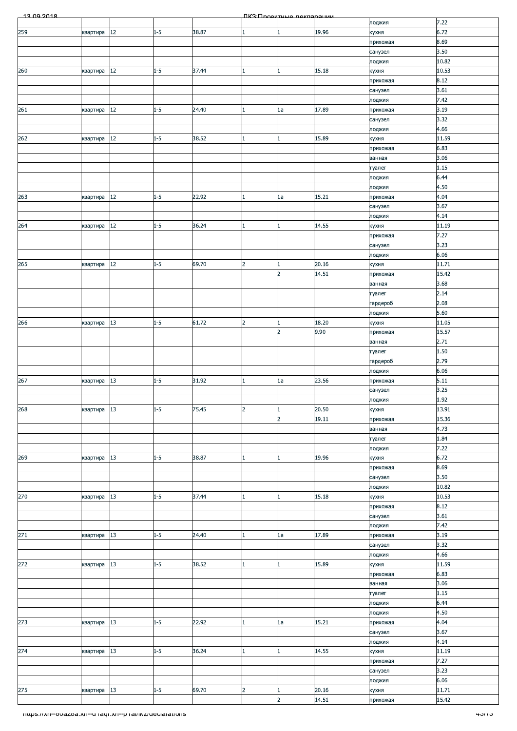| | | | | | | | | | |
|---|---|---|---|---|---|---|---|---|---|
| | | | | | | | | лоджия | 7.22 |
| 259 | квартира | 12 | 1-5 | 38.87 | 1 | 1 | 19.96 | кухня | 6.72 |
| | | | | | | | | прихожая | 8.69 |
| | | | | | | | | санузел | 3.50 |
| | | | | | | | | лоджия | 10.82 |
| 260 | квартира | 12 | 1-5 | 37.44 | 1 | 1 | 15.18 | кухня | 10.53 |
| | | | | | | | | прихожая | 8.12 |
| | | | | | | | | санузел | 3.61 |
| | | | | | | | | лоджия | 7.42 |
| 261 | квартира | 12 | 1-5 | 24.40 | 1 | 1а | 17.89 | прихожая | 3.19 |
| | | | | | | | | санузел | 3.32 |
| | | | | | | | | лоджия | 4.66 |
| 262 | квартира | 12 | 1-5 | 38.52 | 1 | 1 | 15.89 | кухня | 11.59 |
| | | | | | | | | прихожая | 6.83 |
| | | | | | | | | ванная | 3.06 |
| | | | | | | | | туалет | 1.15 |
| | | | | | | | | лоджия | 6.44 |
| | | | | | | | | лоджия | 4.50 |
| 263 | квартира | 12 | 1-5 | 22.92 | 1 | 1а | 15.21 | прихожая | 4.04 |
| | | | | | | | | санузел | 3.67 |
| | | | | | | | | лоджия | 4.14 |
| 264 | квартира | 12 | 1-5 | 36.24 | 1 | 1 | 14.55 | кухня | 11.19 |
| | | | | | | | | прихожая | 7.27 |
| | | | | | | | | санузел | 3.23 |
| | | | | | | | | лоджия | 6.06 |
| 265 | квартира | 12 | 1-5 | 69.70 | 2 | 1 | 20.16 | кухня | 11.71 |
| | | | | | | 2 | 14.51 | прихожая | 15.42 |
| | | | | | | | | ванная | 3.68 |
| | | | | | | | | туалет | 2.14 |
| | | | | | | | | гардероб | 2.08 |
| | | | | | | | | лоджия | 5.60 |
| 266 | квартира | 13 | 1-5 | 61.72 | 2 | 1 | 18.20 | кухня | 11.05 |
| | | | | | | 2 | 9.90 | прихожая | 15.57 |
| | | | | | | | | ванная | 2.71 |
| | | | | | | | | туалет | 1.50 |
| | | | | | | | | гардероб | 2.79 |
| | | | | | | | | лоджия | 6.06 |
| 267 | квартира | 13 | 1-5 | 31.92 | 1 | 1а | 23.56 | прихожая | 5.11 |
| | | | | | | | | санузел | 3.25 |
| | | | | | | | | лоджия | 1.92 |
| 268 | квартира | 13 | 1-5 | 75.45 | 2 | 1 | 20.50 | кухня | 13.91 |
| | | | | | | 2 | 19.11 | прихожая | 15.36 |
| | | | | | | | | ванная | 4.73 |
| | | | | | | | | туалет | 1.84 |
| | | | | | | | | лоджия | 7.22 |
| 269 | квартира | 13 | 1-5 | 38.87 | 1 | 1 | 19.96 | кухня | 6.72 |
| | | | | | | | | прихожая | 8.69 |
| | | | | | | | | санузел | 3.50 |
| | | | | | | | | лоджия | 10.82 |
| 270 | квартира | 13 | 1-5 | 37.44 | 1 | 1 | 15.18 | кухня | 10.53 |
| | | | | | | | | прихожая | 8.12 |
| | | | | | | | | санузел | 3.61 |
| | | | | | | | | лоджия | 7.42 |
| 271 | квартира | 13 | 1-5 | 24.40 | 1 | 1а | 17.89 | прихожая | 3.19 |
| | | | | | | | | санузел | 3.32 |
| | | | | | | | | лоджия | 4.66 |
| 272 | квартира | 13 | 1-5 | 38.52 | 1 | 1 | 15.89 | кухня | 11.59 |
| | | | | | | | | прихожая | 6.83 |
| | | | | | | | | ванная | 3.06 |
| | | | | | | | | туалет | 1.15 |
| | | | | | | | | лоджия | 6.44 |
| | | | | | | | | лоджия | 4.50 |
| 273 | квартира | 13 | 1-5 | 22.92 | 1 | 1а | 15.21 | прихожая | 4.04 |
| | | | | | | | | санузел | 3.67 |
| | | | | | | | | лоджия | 4.14 |
| 274 | квартира | 13 | 1-5 | 36.24 | 1 | 1 | 14.55 | кухня | 11.19 |
| | | | | | | | | прихожая | 7.27 |
| | | | | | | | | санузел | 3.23 |
| | | | | | | | | лоджия | 6.06 |
| 275 | квартира | 13 | 1-5 | 69.70 | 2 | 1 | 20.16 | кухня | 11.71 |
| | | | | | | 2 | 14.51 | прихожая | 15.42 |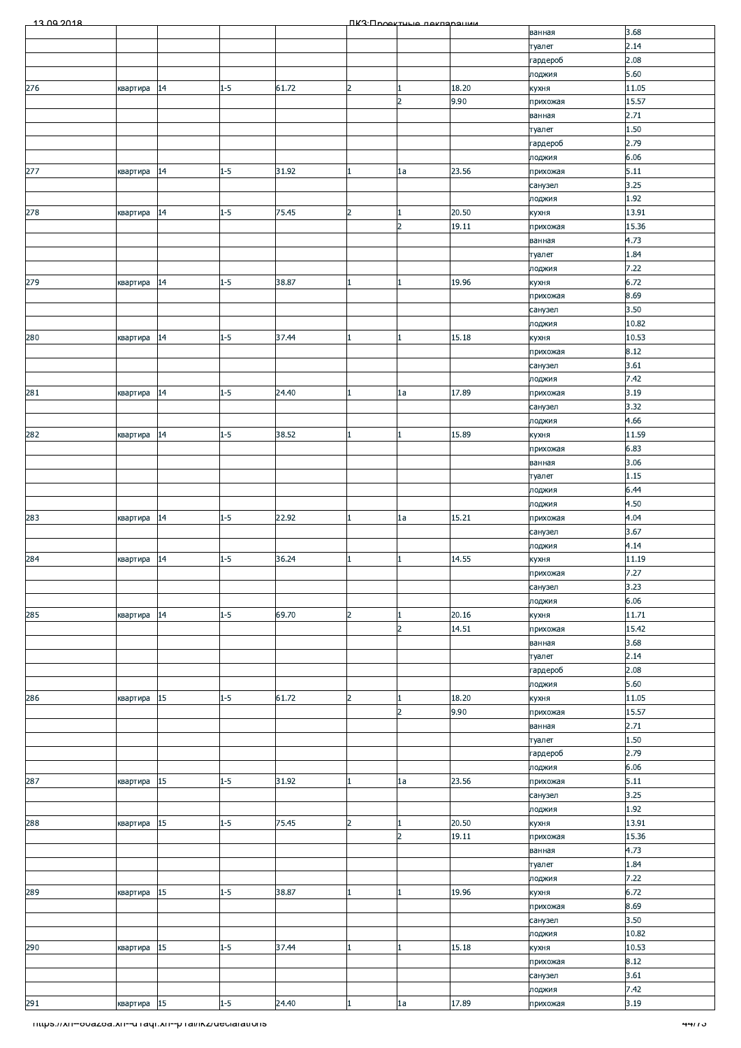| | | | | | | | | |
|---|---|---|---|---|---|---|---|---|
| | | | | | | | ванная | 3.68 |
| | | | | | | | туалет | 2.14 |
| | | | | | | | гардероб | 2.08 |
| | | | | | | | лоджия | 5.60 |
| 276 | квартира | 14 | 1-5 | 61.72 | 2 | 1 | 18.20 | кухня | 11.05 |
| | | | | | | 2 | 9.90 | прихожая | 15.57 |
| | | | | | | | | ванная | 2.71 |
| | | | | | | | | туалет | 1.50 |
| | | | | | | | | гардероб | 2.79 |
| | | | | | | | | лоджия | 6.06 |
| 277 | квартира | 14 | 1-5 | 31.92 | 1 | 1а | 23.56 | прихожая | 5.11 |
| | | | | | | | | санузел | 3.25 |
| | | | | | | | | лоджия | 1.92 |
| 278 | квартира | 14 | 1-5 | 75.45 | 2 | 1 | 20.50 | кухня | 13.91 |
| | | | | | | 2 | 19.11 | прихожая | 15.36 |
| | | | | | | | | ванная | 4.73 |
| | | | | | | | | туалет | 1.84 |
| | | | | | | | | лоджия | 7.22 |
| 279 | квартира | 14 | 1-5 | 38.87 | 1 | 1 | 19.96 | кухня | 6.72 |
| | | | | | | | | прихожая | 8.69 |
| | | | | | | | | санузел | 3.50 |
| | | | | | | | | лоджия | 10.82 |
| 280 | квартира | 14 | 1-5 | 37.44 | 1 | 1 | 15.18 | кухня | 10.53 |
| | | | | | | | | прихожая | 8.12 |
| | | | | | | | | санузел | 3.61 |
| | | | | | | | | лоджия | 7.42 |
| 281 | квартира | 14 | 1-5 | 24.40 | 1 | 1а | 17.89 | прихожая | 3.19 |
| | | | | | | | | санузел | 3.32 |
| | | | | | | | | лоджия | 4.66 |
| 282 | квартира | 14 | 1-5 | 38.52 | 1 | 1 | 15.89 | кухня | 11.59 |
| | | | | | | | | прихожая | 6.83 |
| | | | | | | | | ванная | 3.06 |
| | | | | | | | | туалет | 1.15 |
| | | | | | | | | лоджия | 6.44 |
| | | | | | | | | лоджия | 4.50 |
| 283 | квартира | 14 | 1-5 | 22.92 | 1 | 1а | 15.21 | прихожая | 4.04 |
| | | | | | | | | санузел | 3.67 |
| | | | | | | | | лоджия | 4.14 |
| 284 | квартира | 14 | 1-5 | 36.24 | 1 | 1 | 14.55 | кухня | 11.19 |
| | | | | | | | | прихожая | 7.27 |
| | | | | | | | | санузел | 3.23 |
| | | | | | | | | лоджия | 6.06 |
| 285 | квартира | 14 | 1-5 | 69.70 | 2 | 1 | 20.16 | кухня | 11.71 |
| | | | | | | 2 | 14.51 | прихожая | 15.42 |
| | | | | | | | | ванная | 3.68 |
| | | | | | | | | туалет | 2.14 |
| | | | | | | | | гардероб | 2.08 |
| | | | | | | | | лоджия | 5.60 |
| 286 | квартира | 15 | 1-5 | 61.72 | 2 | 1 | 18.20 | кухня | 11.05 |
| | | | | | | 2 | 9.90 | прихожая | 15.57 |
| | | | | | | | | ванная | 2.71 |
| | | | | | | | | туалет | 1.50 |
| | | | | | | | | гардероб | 2.79 |
| | | | | | | | | лоджия | 6.06 |
| 287 | квартира | 15 | 1-5 | 31.92 | 1 | 1а | 23.56 | прихожая | 5.11 |
| | | | | | | | | санузел | 3.25 |
| | | | | | | | | лоджия | 1.92 |
| 288 | квартира | 15 | 1-5 | 75.45 | 2 | 1 | 20.50 | кухня | 13.91 |
| | | | | | | 2 | 19.11 | прихожая | 15.36 |
| | | | | | | | | ванная | 4.73 |
| | | | | | | | | туалет | 1.84 |
| | | | | | | | | лоджия | 7.22 |
| 289 | квартира | 15 | 1-5 | 38.87 | 1 | 1 | 19.96 | кухня | 6.72 |
| | | | | | | | | прихожая | 8.69 |
| | | | | | | | | санузел | 3.50 |
| | | | | | | | | лоджия | 10.82 |
| 290 | квартира | 15 | 1-5 | 37.44 | 1 | 1 | 15.18 | кухня | 10.53 |
| | | | | | | | | прихожая | 8.12 |
| | | | | | | | | санузел | 3.61 |
| | | | | | | | | лоджия | 7.42 |
| 291 | квартира | 15 | 1-5 | 24.40 | 1 | 1а | 17.89 | прихожая | 3.19 |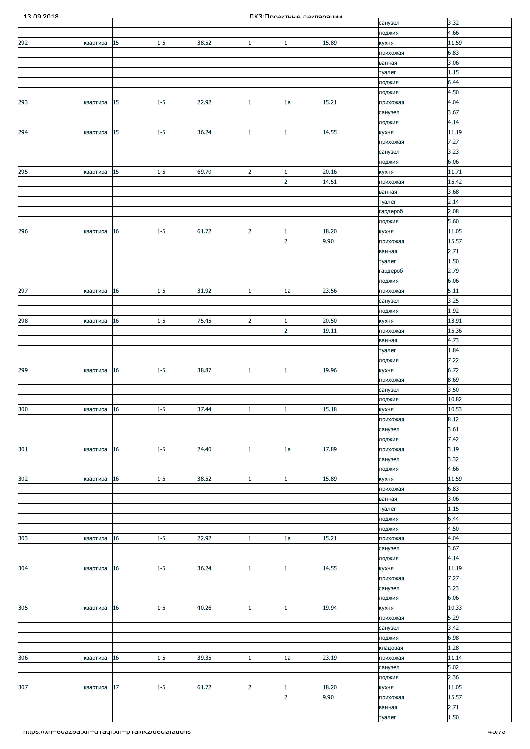| | | | | | | | | | |
|---|---|---|---|---|---|---|---|---|---|
| | | | | | | | | санузел | 3.32 |
| | | | | | | | | лоджия | 4.66 |
| 292 | квартира | 15 | 1-5 | 38.52 | 1 | 1 | 15.89 | кухня | 11.59 |
| | | | | | | | | прихожая | 6.83 |
| | | | | | | | | ванная | 3.06 |
| | | | | | | | | туалет | 1.15 |
| | | | | | | | | лоджия | 6.44 |
| | | | | | | | | лоджия | 4.50 |
| 293 | квартира | 15 | 1-5 | 22.92 | 1 | 1а | 15.21 | прихожая | 4.04 |
| | | | | | | | | санузел | 3.67 |
| | | | | | | | | лоджия | 4.14 |
| 294 | квартира | 15 | 1-5 | 36.24 | 1 | 1 | 14.55 | кухня | 11.19 |
| | | | | | | | | прихожая | 7.27 |
| | | | | | | | | санузел | 3.23 |
| | | | | | | | | лоджия | 6.06 |
| 295 | квартира | 15 | 1-5 | 69.70 | 2 | 1 | 20.16 | кухня | 11.71 |
| | | | | | | 2 | 14.51 | прихожая | 15.42 |
| | | | | | | | | ванная | 3.68 |
| | | | | | | | | туалет | 2.14 |
| | | | | | | | | гардероб | 2.08 |
| | | | | | | | | лоджия | 5.60 |
| 296 | квартира | 16 | 1-5 | 61.72 | 2 | 1 | 18.20 | кухня | 11.05 |
| | | | | | | 2 | 9.90 | прихожая | 15.57 |
| | | | | | | | | ванная | 2.71 |
| | | | | | | | | туалет | 1.50 |
| | | | | | | | | гардероб | 2.79 |
| | | | | | | | | лоджия | 6.06 |
| 297 | квартира | 16 | 1-5 | 31.92 | 1 | 1а | 23.56 | прихожая | 5.11 |
| | | | | | | | | санузел | 3.25 |
| | | | | | | | | лоджия | 1.92 |
| 298 | квартира | 16 | 1-5 | 75.45 | 2 | 1 | 20.50 | кухня | 13.91 |
| | | | | | | 2 | 19.11 | прихожая | 15.36 |
| | | | | | | | | ванная | 4.73 |
| | | | | | | | | туалет | 1.84 |
| | | | | | | | | лоджия | 7.22 |
| 299 | квартира | 16 | 1-5 | 38.87 | 1 | 1 | 19.96 | кухня | 6.72 |
| | | | | | | | | прихожая | 8.69 |
| | | | | | | | | санузел | 3.50 |
| | | | | | | | | лоджия | 10.82 |
| 300 | квартира | 16 | 1-5 | 37.44 | 1 | 1 | 15.18 | кухня | 10.53 |
| | | | | | | | | прихожая | 8.12 |
| | | | | | | | | санузел | 3.61 |
| | | | | | | | | лоджия | 7.42 |
| 301 | квартира | 16 | 1-5 | 24.40 | 1 | 1а | 17.89 | прихожая | 3.19 |
| | | | | | | | | санузел | 3.32 |
| | | | | | | | | лоджия | 4.66 |
| 302 | квартира | 16 | 1-5 | 38.52 | 1 | 1 | 15.89 | кухня | 11.59 |
| | | | | | | | | прихожая | 6.83 |
| | | | | | | | | ванная | 3.06 |
| | | | | | | | | туалет | 1.15 |
| | | | | | | | | лоджия | 6.44 |
| | | | | | | | | лоджия | 4.50 |
| 303 | квартира | 16 | 1-5 | 22.92 | 1 | 1а | 15.21 | прихожая | 4.04 |
| | | | | | | | | санузел | 3.67 |
| | | | | | | | | лоджия | 4.14 |
| 304 | квартира | 16 | 1-5 | 36.24 | 1 | 1 | 14.55 | кухня | 11.19 |
| | | | | | | | | прихожая | 7.27 |
| | | | | | | | | санузел | 3.23 |
| | | | | | | | | лоджия | 6.06 |
| 305 | квартира | 16 | 1-5 | 40.26 | 1 | 1 | 19.94 | кухня | 10.33 |
| | | | | | | | | прихожая | 5.29 |
| | | | | | | | | санузел | 3.42 |
| | | | | | | | | лоджия | 6.98 |
| | | | | | | | | кладовая | 1.28 |
| 306 | квартира | 16 | 1-5 | 39.35 | 1 | 1а | 23.19 | прихожая | 11.14 |
| | | | | | | | | санузел | 5.02 |
| | | | | | | | | лоджия | 2.36 |
| 307 | квартира | 17 | 1-5 | 61.72 | 2 | 1 | 18.20 | кухня | 11.05 |
| | | | | | | 2 | 9.90 | прихожая | 15.57 |
| | | | | | | | | ванная | 2.71 |
| | | | | | | | | туалет | 1.50 |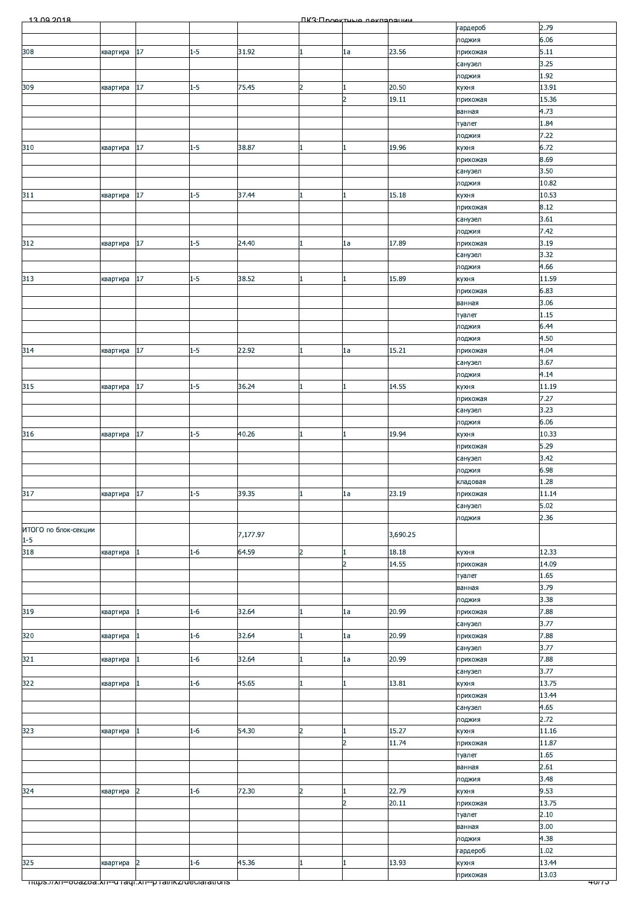| | | | | | | | | | |
|---|---|---|---|---|---|---|---|---|---|
| | | | | | | | | гардероб | 2.79 |
| | | | | | | | | лоджия | 6.06 |
| 308 | квартира | 17 | 1-5 | 31.92 | 1 | 1а | 23.56 | прихожая | 5.11 |
| | | | | | | | | санузел | 3.25 |
| | | | | | | | | лоджия | 1.92 |
| 309 | квартира | 17 | 1-5 | 75.45 | 2 | 1 | 20.50 | кухня | 13.91 |
| | | | | | | 2 | 19.11 | прихожая | 15.36 |
| | | | | | | | | ванная | 4.73 |
| | | | | | | | | туалет | 1.84 |
| | | | | | | | | лоджия | 7.22 |
| 310 | квартира | 17 | 1-5 | 38.87 | 1 | 1 | 19.96 | кухня | 6.72 |
| | | | | | | | | прихожая | 8.69 |
| | | | | | | | | санузел | 3.50 |
| | | | | | | | | лоджия | 10.82 |
| 311 | квартира | 17 | 1-5 | 37.44 | 1 | 1 | 15.18 | кухня | 10.53 |
| | | | | | | | | прихожая | 8.12 |
| | | | | | | | | санузел | 3.61 |
| | | | | | | | | лоджия | 7.42 |
| 312 | квартира | 17 | 1-5 | 24.40 | 1 | 1а | 17.89 | прихожая | 3.19 |
| | | | | | | | | санузел | 3.32 |
| | | | | | | | | лоджия | 4.66 |
| 313 | квартира | 17 | 1-5 | 38.52 | 1 | 1 | 15.89 | кухня | 11.59 |
| | | | | | | | | прихожая | 6.83 |
| | | | | | | | | ванная | 3.06 |
| | | | | | | | | туалет | 1.15 |
| | | | | | | | | лоджия | 6.44 |
| | | | | | | | | лоджия | 4.50 |
| 314 | квартира | 17 | 1-5 | 22.92 | 1 | 1а | 15.21 | прихожая | 4.04 |
| | | | | | | | | санузел | 3.67 |
| | | | | | | | | лоджия | 4.14 |
| 315 | квартира | 17 | 1-5 | 36.24 | 1 | 1 | 14.55 | кухня | 11.19 |
| | | | | | | | | прихожая | 7.27 |
| | | | | | | | | санузел | 3.23 |
| | | | | | | | | лоджия | 6.06 |
| 316 | квартира | 17 | 1-5 | 40.26 | 1 | 1 | 19.94 | кухня | 10.33 |
| | | | | | | | | прихожая | 5.29 |
| | | | | | | | | санузел | 3.42 |
| | | | | | | | | лоджия | 6.98 |
| | | | | | | | | кладовая | 1.28 |
| 317 | квартира | 17 | 1-5 | 39.35 | 1 | 1а | 23.19 | прихожая | 11.14 |
| | | | | | | | | санузел | 5.02 |
| | | | | | | | | лоджия | 2.36 |
| ИТОГО по блок-секции 1-5 | | | | 7,177.97 | | | 3,690.25 | | |
| 318 | квартира | 1 | 1-6 | 64.59 | 2 | 1 | 18.18 | кухня | 12.33 |
| | | | | | | 2 | 14.55 | прихожая | 14.09 |
| | | | | | | | | туалет | 1.65 |
| | | | | | | | | ванная | 3.79 |
| | | | | | | | | лоджия | 3.38 |
| 319 | квартира | 1 | 1-6 | 32.64 | 1 | 1а | 20.99 | прихожая | 7.88 |
| | | | | | | | | санузел | 3.77 |
| 320 | квартира | 1 | 1-6 | 32.64 | 1 | 1а | 20.99 | прихожая | 7.88 |
| | | | | | | | | санузел | 3.77 |
| 321 | квартира | 1 | 1-6 | 32.64 | 1 | 1а | 20.99 | прихожая | 7.88 |
| | | | | | | | | санузел | 3.77 |
| 322 | квартира | 1 | 1-6 | 45.65 | 1 | 1 | 13.81 | кухня | 13.75 |
| | | | | | | | | прихожая | 13.44 |
| | | | | | | | | санузел | 4.65 |
| | | | | | | | | лоджия | 2.72 |
| 323 | квартира | 1 | 1-6 | 54.30 | 2 | 1 | 15.27 | кухня | 11.16 |
| | | | | | | 2 | 11.74 | прихожая | 11.87 |
| | | | | | | | | туалет | 1.65 |
| | | | | | | | | ванная | 2.61 |
| | | | | | | | | лоджия | 3.48 |
| 324 | квартира | 2 | 1-6 | 72.30 | 2 | 1 | 22.79 | кухня | 9.53 |
| | | | | | | 2 | 20.11 | прихожая | 13.75 |
| | | | | | | | | туалет | 2.10 |
| | | | | | | | | ванная | 3.00 |
| | | | | | | | | лоджия | 4.38 |
| | | | | | | | | гардероб | 1.02 |
| 325 | квартира | 2 | 1-6 | 45.36 | 1 | 1 | 13.93 | кухня | 13.44 |
| | | | | | | | | прихожая | 13.03 |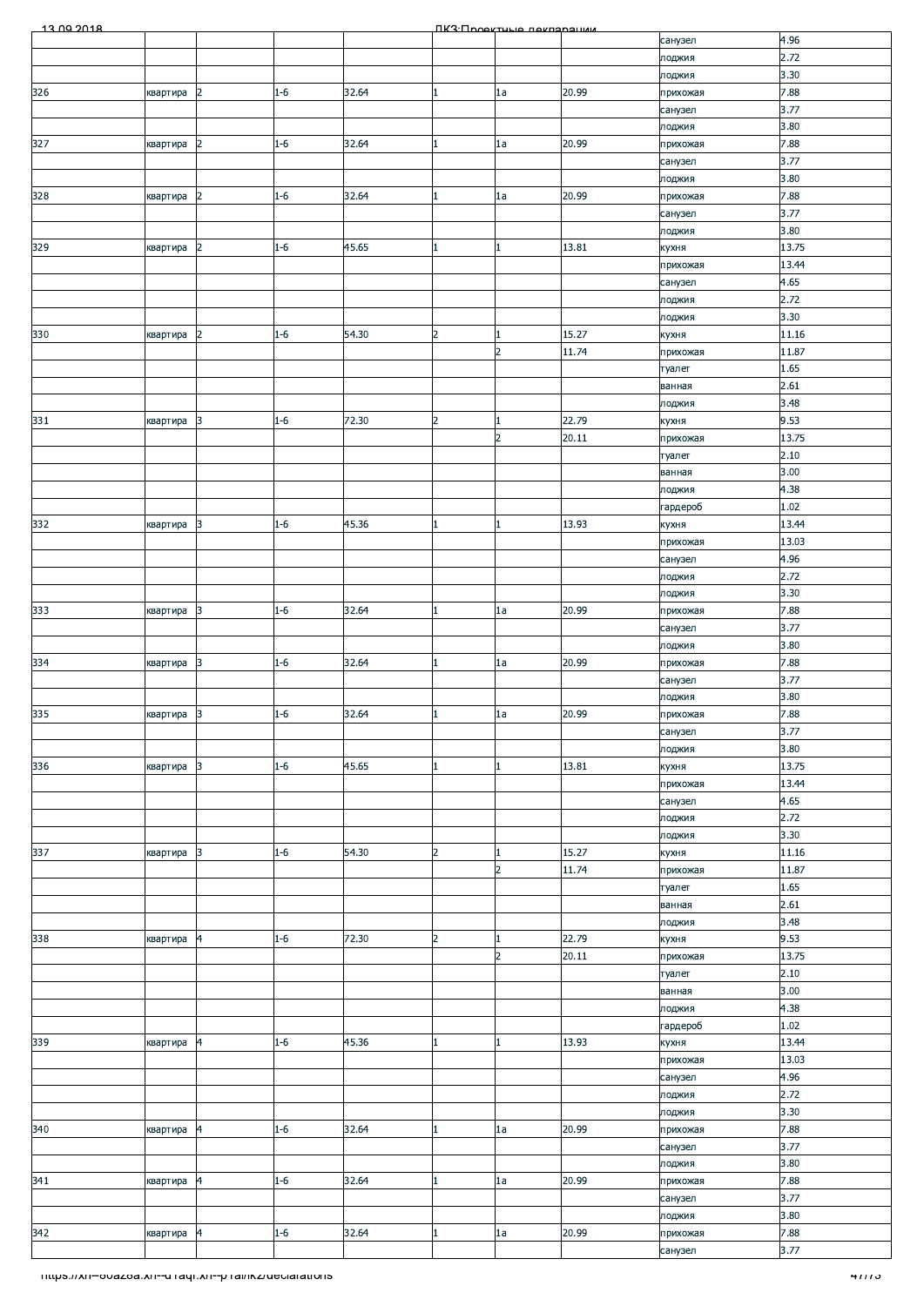| | | | | | | | | |
|---|---|---|---|---|---|---|---|---|
| | | | | | | | санузел | 4.96 |
| | | | | | | | лоджия | 2.72 |
| | | | | | | | лоджия | 3.30 |
| 326 | квартира | 2 | 1-6 | 32.64 | 1 | 1а | 20.99 | прихожая | 7.88 |
| | | | | | | | санузел | 3.77 |
| | | | | | | | лоджия | 3.80 |
| 327 | квартира | 2 | 1-6 | 32.64 | 1 | 1а | 20.99 | прихожая | 7.88 |
| | | | | | | | санузел | 3.77 |
| | | | | | | | лоджия | 3.80 |
| 328 | квартира | 2 | 1-6 | 32.64 | 1 | 1а | 20.99 | прихожая | 7.88 |
| | | | | | | | санузел | 3.77 |
| | | | | | | | лоджия | 3.80 |
| 329 | квартира | 2 | 1-6 | 45.65 | 1 | 1 | 13.81 | кухня | 13.75 |
| | | | | | | | прихожая | 13.44 |
| | | | | | | | санузел | 4.65 |
| | | | | | | | лоджия | 2.72 |
| | | | | | | | лоджия | 3.30 |
| 330 | квартира | 2 | 1-6 | 54.30 | 2 | 1 | 15.27 | кухня | 11.16 |
| | | | | | | 2 | 11.74 | прихожая | 11.87 |
| | | | | | | | | туалет | 1.65 |
| | | | | | | | | ванная | 2.61 |
| | | | | | | | | лоджия | 3.48 |
| 331 | квартира | 3 | 1-6 | 72.30 | 2 | 1 | 22.79 | кухня | 9.53 |
| | | | | | | 2 | 20.11 | прихожая | 13.75 |
| | | | | | | | | туалет | 2.10 |
| | | | | | | | | ванная | 3.00 |
| | | | | | | | | лоджия | 4.38 |
| | | | | | | | | гардероб | 1.02 |
| 332 | квартира | 3 | 1-6 | 45.36 | 1 | 1 | 13.93 | кухня | 13.44 |
| | | | | | | | | прихожая | 13.03 |
| | | | | | | | | санузел | 4.96 |
| | | | | | | | | лоджия | 2.72 |
| | | | | | | | | лоджия | 3.30 |
| 333 | квартира | 3 | 1-6 | 32.64 | 1 | 1а | 20.99 | прихожая | 7.88 |
| | | | | | | | | санузел | 3.77 |
| | | | | | | | | лоджия | 3.80 |
| 334 | квартира | 3 | 1-6 | 32.64 | 1 | 1а | 20.99 | прихожая | 7.88 |
| | | | | | | | | санузел | 3.77 |
| | | | | | | | | лоджия | 3.80 |
| 335 | квартира | 3 | 1-6 | 32.64 | 1 | 1а | 20.99 | прихожая | 7.88 |
| | | | | | | | | санузел | 3.77 |
| | | | | | | | | лоджия | 3.80 |
| 336 | квартира | 3 | 1-6 | 45.65 | 1 | 1 | 13.81 | кухня | 13.75 |
| | | | | | | | | прихожая | 13.44 |
| | | | | | | | | санузел | 4.65 |
| | | | | | | | | лоджия | 2.72 |
| | | | | | | | | лоджия | 3.30 |
| 337 | квартира | 3 | 1-6 | 54.30 | 2 | 1 | 15.27 | кухня | 11.16 |
| | | | | | | 2 | 11.74 | прихожая | 11.87 |
| | | | | | | | | туалет | 1.65 |
| | | | | | | | | ванная | 2.61 |
| | | | | | | | | лоджия | 3.48 |
| 338 | квартира | 4 | 1-6 | 72.30 | 2 | 1 | 22.79 | кухня | 9.53 |
| | | | | | | 2 | 20.11 | прихожая | 13.75 |
| | | | | | | | | туалет | 2.10 |
| | | | | | | | | ванная | 3.00 |
| | | | | | | | | лоджия | 4.38 |
| | | | | | | | | гардероб | 1.02 |
| 339 | квартира | 4 | 1-6 | 45.36 | 1 | 1 | 13.93 | кухня | 13.44 |
| | | | | | | | | прихожая | 13.03 |
| | | | | | | | | санузел | 4.96 |
| | | | | | | | | лоджия | 2.72 |
| | | | | | | | | лоджия | 3.30 |
| 340 | квартира | 4 | 1-6 | 32.64 | 1 | 1а | 20.99 | прихожая | 7.88 |
| | | | | | | | | санузел | 3.77 |
| | | | | | | | | лоджия | 3.80 |
| 341 | квартира | 4 | 1-6 | 32.64 | 1 | 1а | 20.99 | прихожая | 7.88 |
| | | | | | | | | санузел | 3.77 |
| | | | | | | | | лоджия | 3.80 |
| 342 | квартира | 4 | 1-6 | 32.64 | 1 | 1а | 20.99 | прихожая | 7.88 |
| | | | | | | | | санузел | 3.77 |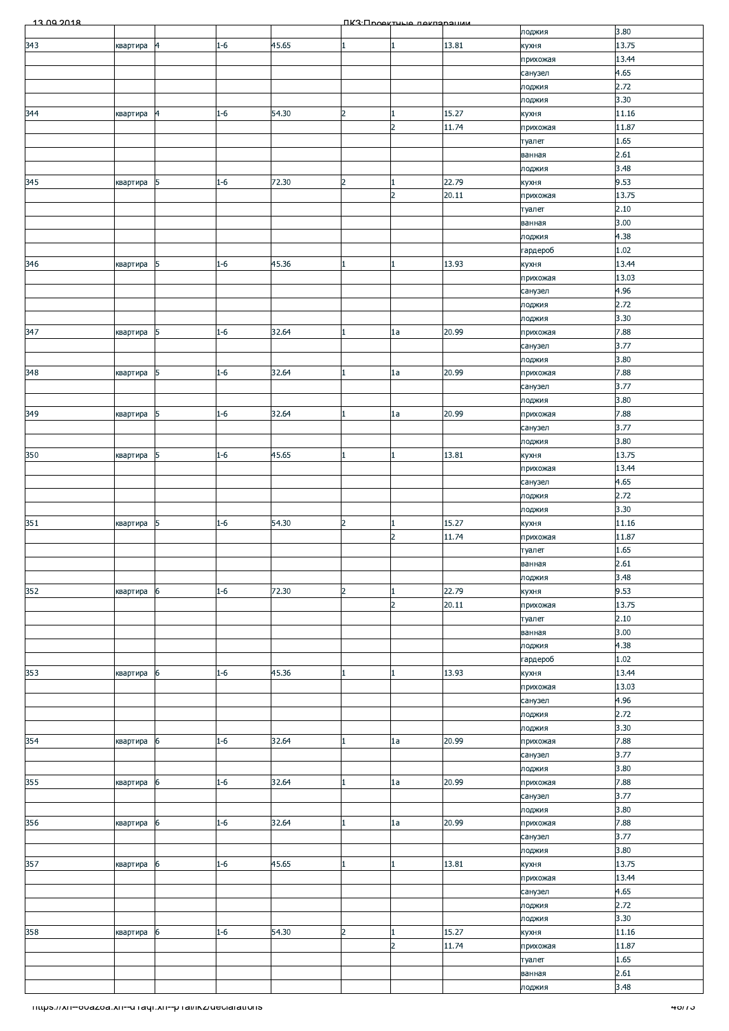| | | | | | | | | | |
|---|---|---|---|---|---|---|---|---|---|
| | | | | | | | | лоджия | 3.80 |
| 343 | квартира | 4 | 1-6 | 45.65 | 1 | 1 | 13.81 | кухня | 13.75 |
| | | | | | | | | прихожая | 13.44 |
| | | | | | | | | санузел | 4.65 |
| | | | | | | | | лоджия | 2.72 |
| | | | | | | | | лоджия | 3.30 |
| 344 | квартира | 4 | 1-6 | 54.30 | 2 | 1 | 15.27 | кухня | 11.16 |
| | | | | | | 2 | 11.74 | прихожая | 11.87 |
| | | | | | | | | туалет | 1.65 |
| | | | | | | | | ванная | 2.61 |
| | | | | | | | | лоджия | 3.48 |
| 345 | квартира | 5 | 1-6 | 72.30 | 2 | 1 | 22.79 | кухня | 9.53 |
| | | | | | | 2 | 20.11 | прихожая | 13.75 |
| | | | | | | | | туалет | 2.10 |
| | | | | | | | | ванная | 3.00 |
| | | | | | | | | лоджия | 4.38 |
| | | | | | | | | гардероб | 1.02 |
| 346 | квартира | 5 | 1-6 | 45.36 | 1 | 1 | 13.93 | кухня | 13.44 |
| | | | | | | | | прихожая | 13.03 |
| | | | | | | | | санузел | 4.96 |
| | | | | | | | | лоджия | 2.72 |
| | | | | | | | | лоджия | 3.30 |
| 347 | квартира | 5 | 1-6 | 32.64 | 1 | 1а | 20.99 | прихожая | 7.88 |
| | | | | | | | | санузел | 3.77 |
| | | | | | | | | лоджия | 3.80 |
| 348 | квартира | 5 | 1-6 | 32.64 | 1 | 1а | 20.99 | прихожая | 7.88 |
| | | | | | | | | санузел | 3.77 |
| | | | | | | | | лоджия | 3.80 |
| 349 | квартира | 5 | 1-6 | 32.64 | 1 | 1а | 20.99 | прихожая | 7.88 |
| | | | | | | | | санузел | 3.77 |
| | | | | | | | | лоджия | 3.80 |
| 350 | квартира | 5 | 1-6 | 45.65 | 1 | 1 | 13.81 | кухня | 13.75 |
| | | | | | | | | прихожая | 13.44 |
| | | | | | | | | санузел | 4.65 |
| | | | | | | | | лоджия | 2.72 |
| | | | | | | | | лоджия | 3.30 |
| 351 | квартира | 5 | 1-6 | 54.30 | 2 | 1 | 15.27 | кухня | 11.16 |
| | | | | | | 2 | 11.74 | прихожая | 11.87 |
| | | | | | | | | туалет | 1.65 |
| | | | | | | | | ванная | 2.61 |
| | | | | | | | | лоджия | 3.48 |
| 352 | квартира | 6 | 1-6 | 72.30 | 2 | 1 | 22.79 | кухня | 9.53 |
| | | | | | | 2 | 20.11 | прихожая | 13.75 |
| | | | | | | | | туалет | 2.10 |
| | | | | | | | | ванная | 3.00 |
| | | | | | | | | лоджия | 4.38 |
| | | | | | | | | гардероб | 1.02 |
| 353 | квартира | 6 | 1-6 | 45.36 | 1 | 1 | 13.93 | кухня | 13.44 |
| | | | | | | | | прихожая | 13.03 |
| | | | | | | | | санузел | 4.96 |
| | | | | | | | | лоджия | 2.72 |
| | | | | | | | | лоджия | 3.30 |
| 354 | квартира | 6 | 1-6 | 32.64 | 1 | 1а | 20.99 | прихожая | 7.88 |
| | | | | | | | | санузел | 3.77 |
| | | | | | | | | лоджия | 3.80 |
| 355 | квартира | 6 | 1-6 | 32.64 | 1 | 1а | 20.99 | прихожая | 7.88 |
| | | | | | | | | санузел | 3.77 |
| | | | | | | | | лоджия | 3.80 |
| 356 | квартира | 6 | 1-6 | 32.64 | 1 | 1а | 20.99 | прихожая | 7.88 |
| | | | | | | | | санузел | 3.77 |
| | | | | | | | | лоджия | 3.80 |
| 357 | квартира | 6 | 1-6 | 45.65 | 1 | 1 | 13.81 | кухня | 13.75 |
| | | | | | | | | прихожая | 13.44 |
| | | | | | | | | санузел | 4.65 |
| | | | | | | | | лоджия | 2.72 |
| | | | | | | | | лоджия | 3.30 |
| 358 | квартира | 6 | 1-6 | 54.30 | 2 | 1 | 15.27 | кухня | 11.16 |
| | | | | | | 2 | 11.74 | прихожая | 11.87 |
| | | | | | | | | туалет | 1.65 |
| | | | | | | | | ванная | 2.61 |
| | | | | | | | | лоджия | 3.48 |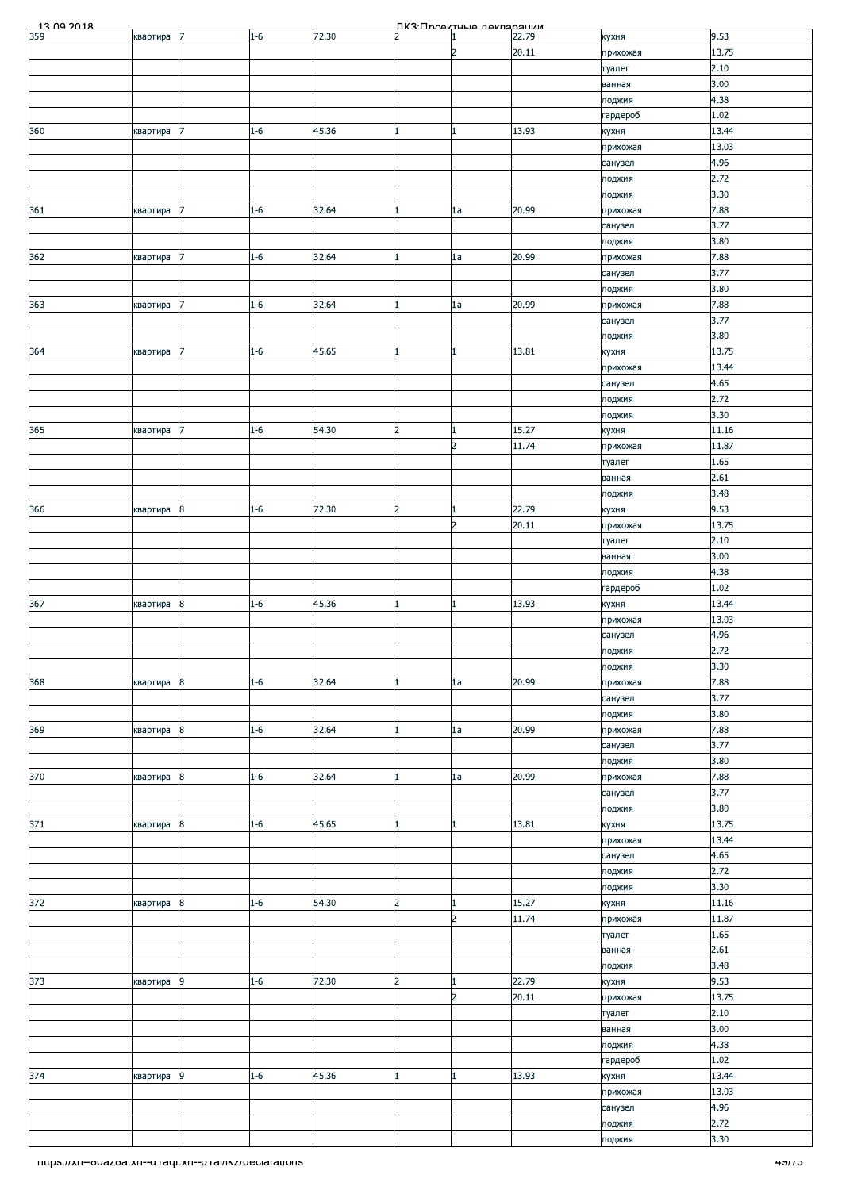| | | | | | | | | | |
|---|---|---|---|---|---|---|---|---|---|
| 359 | квартира | 7 | 1-6 | 72.30 | 2 | 1 | 22.79 | кухня | 9.53 |
| | | | | | | 2 | 20.11 | прихожая | 13.75 |
| | | | | | | | | туалет | 2.10 |
| | | | | | | | | ванная | 3.00 |
| | | | | | | | | лоджия | 4.38 |
| | | | | | | | | гардероб | 1.02 |
| 360 | квартира | 7 | 1-6 | 45.36 | 1 | 1 | 13.93 | кухня | 13.44 |
| | | | | | | | | прихожая | 13.03 |
| | | | | | | | | санузел | 4.96 |
| | | | | | | | | лоджия | 2.72 |
| | | | | | | | | лоджия | 3.30 |
| 361 | квартира | 7 | 1-6 | 32.64 | 1 | 1а | 20.99 | прихожая | 7.88 |
| | | | | | | | | санузел | 3.77 |
| | | | | | | | | лоджия | 3.80 |
| 362 | квартира | 7 | 1-6 | 32.64 | 1 | 1а | 20.99 | прихожая | 7.88 |
| | | | | | | | | санузел | 3.77 |
| | | | | | | | | лоджия | 3.80 |
| 363 | квартира | 7 | 1-6 | 32.64 | 1 | 1а | 20.99 | прихожая | 7.88 |
| | | | | | | | | санузел | 3.77 |
| | | | | | | | | лоджия | 3.80 |
| 364 | квартира | 7 | 1-6 | 45.65 | 1 | 1 | 13.81 | кухня | 13.75 |
| | | | | | | | | прихожая | 13.44 |
| | | | | | | | | санузел | 4.65 |
| | | | | | | | | лоджия | 2.72 |
| | | | | | | | | лоджия | 3.30 |
| 365 | квартира | 7 | 1-6 | 54.30 | 2 | 1 | 15.27 | кухня | 11.16 |
| | | | | | | 2 | 11.74 | прихожая | 11.87 |
| | | | | | | | | туалет | 1.65 |
| | | | | | | | | ванная | 2.61 |
| | | | | | | | | лоджия | 3.48 |
| 366 | квартира | 8 | 1-6 | 72.30 | 2 | 1 | 22.79 | кухня | 9.53 |
| | | | | | | 2 | 20.11 | прихожая | 13.75 |
| | | | | | | | | туалет | 2.10 |
| | | | | | | | | ванная | 3.00 |
| | | | | | | | | лоджия | 4.38 |
| | | | | | | | | гардероб | 1.02 |
| 367 | квартира | 8 | 1-6 | 45.36 | 1 | 1 | 13.93 | кухня | 13.44 |
| | | | | | | | | прихожая | 13.03 |
| | | | | | | | | санузел | 4.96 |
| | | | | | | | | лоджия | 2.72 |
| | | | | | | | | лоджия | 3.30 |
| 368 | квартира | 8 | 1-6 | 32.64 | 1 | 1а | 20.99 | прихожая | 7.88 |
| | | | | | | | | санузел | 3.77 |
| | | | | | | | | лоджия | 3.80 |
| 369 | квартира | 8 | 1-6 | 32.64 | 1 | 1а | 20.99 | прихожая | 7.88 |
| | | | | | | | | санузел | 3.77 |
| | | | | | | | | лоджия | 3.80 |
| 370 | квартира | 8 | 1-6 | 32.64 | 1 | 1а | 20.99 | прихожая | 7.88 |
| | | | | | | | | санузел | 3.77 |
| | | | | | | | | лоджия | 3.80 |
| 371 | квартира | 8 | 1-6 | 45.65 | 1 | 1 | 13.81 | кухня | 13.75 |
| | | | | | | | | прихожая | 13.44 |
| | | | | | | | | санузел | 4.65 |
| | | | | | | | | лоджия | 2.72 |
| | | | | | | | | лоджия | 3.30 |
| 372 | квартира | 8 | 1-6 | 54.30 | 2 | 1 | 15.27 | кухня | 11.16 |
| | | | | | | 2 | 11.74 | прихожая | 11.87 |
| | | | | | | | | туалет | 1.65 |
| | | | | | | | | ванная | 2.61 |
| | | | | | | | | лоджия | 3.48 |
| 373 | квартира | 9 | 1-6 | 72.30 | 2 | 1 | 22.79 | кухня | 9.53 |
| | | | | | | 2 | 20.11 | прихожая | 13.75 |
| | | | | | | | | туалет | 2.10 |
| | | | | | | | | ванная | 3.00 |
| | | | | | | | | лоджия | 4.38 |
| | | | | | | | | гардероб | 1.02 |
| 374 | квартира | 9 | 1-6 | 45.36 | 1 | 1 | 13.93 | кухня | 13.44 |
| | | | | | | | | прихожая | 13.03 |
| | | | | | | | | санузел | 4.96 |
| | | | | | | | | лоджия | 2.72 |
| | | | | | | | | лоджия | 3.30 |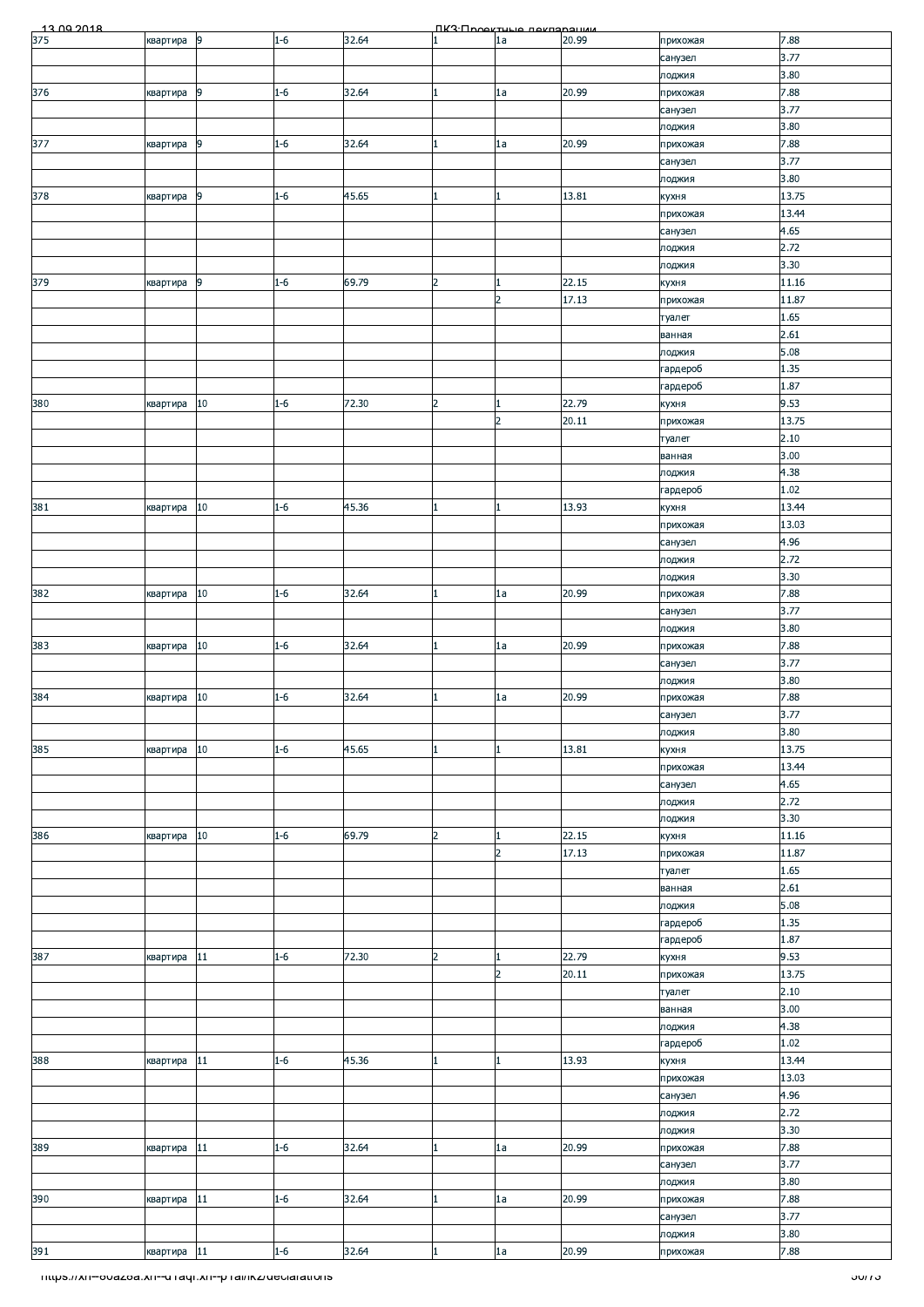| | | | | | | | | |
|---|---|---|---|---|---|---|---|---|
| 375 | квартира | 9 | 1-6 | 32.64 | 1 | 1а | 20.99 | прихожая | 7.88 |
| | | | | | | | | санузел | 3.77 |
| | | | | | | | | лоджия | 3.80 |
| 376 | квартира | 9 | 1-6 | 32.64 | 1 | 1а | 20.99 | прихожая | 7.88 |
| | | | | | | | | санузел | 3.77 |
| | | | | | | | | лоджия | 3.80 |
| 377 | квартира | 9 | 1-6 | 32.64 | 1 | 1а | 20.99 | прихожая | 7.88 |
| | | | | | | | | санузел | 3.77 |
| | | | | | | | | лоджия | 3.80 |
| 378 | квартира | 9 | 1-6 | 45.65 | 1 | 1 | 13.81 | кухня | 13.75 |
| | | | | | | | | прихожая | 13.44 |
| | | | | | | | | санузел | 4.65 |
| | | | | | | | | лоджия | 2.72 |
| | | | | | | | | лоджия | 3.30 |
| 379 | квартира | 9 | 1-6 | 69.79 | 2 | 1 | 22.15 | кухня | 11.16 |
| | | | | | | 2 | 17.13 | прихожая | 11.87 |
| | | | | | | | | туалет | 1.65 |
| | | | | | | | | ванная | 2.61 |
| | | | | | | | | лоджия | 5.08 |
| | | | | | | | | гардероб | 1.35 |
| | | | | | | | | гардероб | 1.87 |
| 380 | квартира | 10 | 1-6 | 72.30 | 2 | 1 | 22.79 | кухня | 9.53 |
| | | | | | | 2 | 20.11 | прихожая | 13.75 |
| | | | | | | | | туалет | 2.10 |
| | | | | | | | | ванная | 3.00 |
| | | | | | | | | лоджия | 4.38 |
| | | | | | | | | гардероб | 1.02 |
| 381 | квартира | 10 | 1-6 | 45.36 | 1 | 1 | 13.93 | кухня | 13.44 |
| | | | | | | | | прихожая | 13.03 |
| | | | | | | | | санузел | 4.96 |
| | | | | | | | | лоджия | 2.72 |
| | | | | | | | | лоджия | 3.30 |
| 382 | квартира | 10 | 1-6 | 32.64 | 1 | 1а | 20.99 | прихожая | 7.88 |
| | | | | | | | | санузел | 3.77 |
| | | | | | | | | лоджия | 3.80 |
| 383 | квартира | 10 | 1-6 | 32.64 | 1 | 1а | 20.99 | прихожая | 7.88 |
| | | | | | | | | санузел | 3.77 |
| | | | | | | | | лоджия | 3.80 |
| 384 | квартира | 10 | 1-6 | 32.64 | 1 | 1а | 20.99 | прихожая | 7.88 |
| | | | | | | | | санузел | 3.77 |
| | | | | | | | | лоджия | 3.80 |
| 385 | квартира | 10 | 1-6 | 45.65 | 1 | 1 | 13.81 | кухня | 13.75 |
| | | | | | | | | прихожая | 13.44 |
| | | | | | | | | санузел | 4.65 |
| | | | | | | | | лоджия | 2.72 |
| | | | | | | | | лоджия | 3.30 |
| 386 | квартира | 10 | 1-6 | 69.79 | 2 | 1 | 22.15 | кухня | 11.16 |
| | | | | | | 2 | 17.13 | прихожая | 11.87 |
| | | | | | | | | туалет | 1.65 |
| | | | | | | | | ванная | 2.61 |
| | | | | | | | | лоджия | 5.08 |
| | | | | | | | | гардероб | 1.35 |
| | | | | | | | | гардероб | 1.87 |
| 387 | квартира | 11 | 1-6 | 72.30 | 2 | 1 | 22.79 | кухня | 9.53 |
| | | | | | | 2 | 20.11 | прихожая | 13.75 |
| | | | | | | | | туалет | 2.10 |
| | | | | | | | | ванная | 3.00 |
| | | | | | | | | лоджия | 4.38 |
| | | | | | | | | гардероб | 1.02 |
| 388 | квартира | 11 | 1-6 | 45.36 | 1 | 1 | 13.93 | кухня | 13.44 |
| | | | | | | | | прихожая | 13.03 |
| | | | | | | | | санузел | 4.96 |
| | | | | | | | | лоджия | 2.72 |
| | | | | | | | | лоджия | 3.30 |
| 389 | квартира | 11 | 1-6 | 32.64 | 1 | 1а | 20.99 | прихожая | 7.88 |
| | | | | | | | | санузел | 3.77 |
| | | | | | | | | лоджия | 3.80 |
| 390 | квартира | 11 | 1-6 | 32.64 | 1 | 1а | 20.99 | прихожая | 7.88 |
| | | | | | | | | санузел | 3.77 |
| | | | | | | | | лоджия | 3.80 |
| 391 | квартира | 11 | 1-6 | 32.64 | 1 | 1а | 20.99 | прихожая | 7.88 |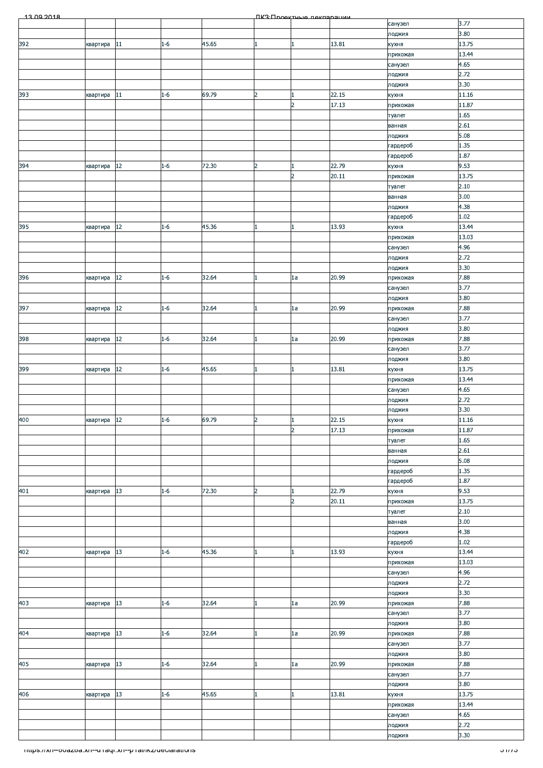| | | | | | | | | | |
|---|---|---|---|---|---|---|---|---|---|
| | | | | | | | | санузел | 3.77 |
| | | | | | | | | лоджия | 3.80 |
| 392 | квартира | 11 | 1-6 | 45.65 | 1 | 1 | 13.81 | кухня | 13.75 |
| | | | | | | | | прихожая | 13.44 |
| | | | | | | | | санузел | 4.65 |
| | | | | | | | | лоджия | 2.72 |
| | | | | | | | | лоджия | 3.30 |
| 393 | квартира | 11 | 1-6 | 69.79 | 2 | 1 | 22.15 | кухня | 11.16 |
| | | | | | | 2 | 17.13 | прихожая | 11.87 |
| | | | | | | | | туалет | 1.65 |
| | | | | | | | | ванная | 2.61 |
| | | | | | | | | лоджия | 5.08 |
| | | | | | | | | гардероб | 1.35 |
| | | | | | | | | гардероб | 1.87 |
| 394 | квартира | 12 | 1-6 | 72.30 | 2 | 1 | 22.79 | кухня | 9.53 |
| | | | | | | 2 | 20.11 | прихожая | 13.75 |
| | | | | | | | | туалет | 2.10 |
| | | | | | | | | ванная | 3.00 |
| | | | | | | | | лоджия | 4.38 |
| | | | | | | | | гардероб | 1.02 |
| 395 | квартира | 12 | 1-6 | 45.36 | 1 | 1 | 13.93 | кухня | 13.44 |
| | | | | | | | | прихожая | 13.03 |
| | | | | | | | | санузел | 4.96 |
| | | | | | | | | лоджия | 2.72 |
| | | | | | | | | лоджия | 3.30 |
| 396 | квартира | 12 | 1-6 | 32.64 | 1 | 1а | 20.99 | прихожая | 7.88 |
| | | | | | | | | санузел | 3.77 |
| | | | | | | | | лоджия | 3.80 |
| 397 | квартира | 12 | 1-6 | 32.64 | 1 | 1а | 20.99 | прихожая | 7.88 |
| | | | | | | | | санузел | 3.77 |
| | | | | | | | | лоджия | 3.80 |
| 398 | квартира | 12 | 1-6 | 32.64 | 1 | 1а | 20.99 | прихожая | 7.88 |
| | | | | | | | | санузел | 3.77 |
| | | | | | | | | лоджия | 3.80 |
| 399 | квартира | 12 | 1-6 | 45.65 | 1 | 1 | 13.81 | кухня | 13.75 |
| | | | | | | | | прихожая | 13.44 |
| | | | | | | | | санузел | 4.65 |
| | | | | | | | | лоджия | 2.72 |
| | | | | | | | | лоджия | 3.30 |
| 400 | квартира | 12 | 1-6 | 69.79 | 2 | 1 | 22.15 | кухня | 11.16 |
| | | | | | | 2 | 17.13 | прихожая | 11.87 |
| | | | | | | | | туалет | 1.65 |
| | | | | | | | | ванная | 2.61 |
| | | | | | | | | лоджия | 5.08 |
| | | | | | | | | гардероб | 1.35 |
| | | | | | | | | гардероб | 1.87 |
| 401 | квартира | 13 | 1-6 | 72.30 | 2 | 1 | 22.79 | кухня | 9.53 |
| | | | | | | 2 | 20.11 | прихожая | 13.75 |
| | | | | | | | | туалет | 2.10 |
| | | | | | | | | ванная | 3.00 |
| | | | | | | | | лоджия | 4.38 |
| | | | | | | | | гардероб | 1.02 |
| 402 | квартира | 13 | 1-6 | 45.36 | 1 | 1 | 13.93 | кухня | 13.44 |
| | | | | | | | | прихожая | 13.03 |
| | | | | | | | | санузел | 4.96 |
| | | | | | | | | лоджия | 2.72 |
| | | | | | | | | лоджия | 3.30 |
| 403 | квартира | 13 | 1-6 | 32.64 | 1 | 1а | 20.99 | прихожая | 7.88 |
| | | | | | | | | санузел | 3.77 |
| | | | | | | | | лоджия | 3.80 |
| 404 | квартира | 13 | 1-6 | 32.64 | 1 | 1а | 20.99 | прихожая | 7.88 |
| | | | | | | | | санузел | 3.77 |
| | | | | | | | | лоджия | 3.80 |
| 405 | квартира | 13 | 1-6 | 32.64 | 1 | 1а | 20.99 | прихожая | 7.88 |
| | | | | | | | | санузел | 3.77 |
| | | | | | | | | лоджия | 3.80 |
| 406 | квартира | 13 | 1-6 | 45.65 | 1 | 1 | 13.81 | кухня | 13.75 |
| | | | | | | | | прихожая | 13.44 |
| | | | | | | | | санузел | 4.65 |
| | | | | | | | | лоджия | 2.72 |
| | | | | | | | | лоджия | 3.30 |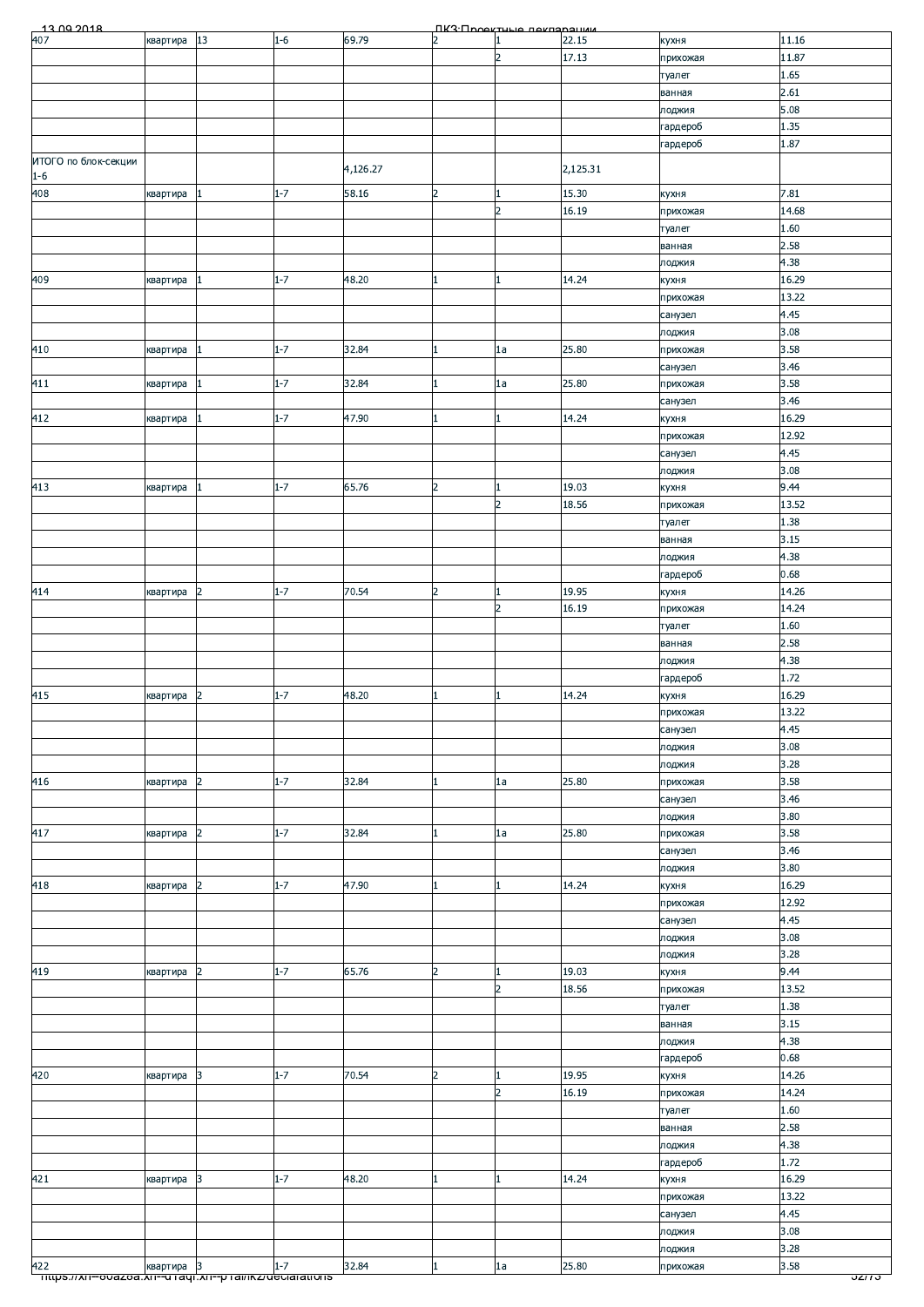| 407 | квартира | 13 | 1-6 | 69.79 | 2 | 1 | 22.15 | кухня | 11.16 |
|---|---|---|---|---|---|---|---|---|---|
| | | | | | | 2 | 17.13 | прихожая | 11.87 |
| | | | | | | | | туалет | 1.65 |
| | | | | | | | | ванная | 2.61 |
| | | | | | | | | лоджия | 5.08 |
| | | | | | | | | гардероб | 1.35 |
| | | | | | | | | гардероб | 1.87 |
| ИТОГО по блок-секции 1-6 | | | | 4,126.27 | | | 2,125.31 | | |
| 408 | квартира | 1 | 1-7 | 58.16 | 2 | 1 | 15.30 | кухня | 7.81 |
| | | | | | | 2 | 16.19 | прихожая | 14.68 |
| | | | | | | | | туалет | 1.60 |
| | | | | | | | | ванная | 2.58 |
| | | | | | | | | лоджия | 4.38 |
| 409 | квартира | 1 | 1-7 | 48.20 | 1 | 1 | 14.24 | кухня | 16.29 |
| | | | | | | | | прихожая | 13.22 |
| | | | | | | | | санузел | 4.45 |
| | | | | | | | | лоджия | 3.08 |
| 410 | квартира | 1 | 1-7 | 32.84 | 1 | 1а | 25.80 | прихожая | 3.58 |
| | | | | | | | | санузел | 3.46 |
| 411 | квартира | 1 | 1-7 | 32.84 | 1 | 1а | 25.80 | прихожая | 3.58 |
| | | | | | | | | санузел | 3.46 |
| 412 | квартира | 1 | 1-7 | 47.90 | 1 | 1 | 14.24 | кухня | 16.29 |
| | | | | | | | | прихожая | 12.92 |
| | | | | | | | | санузел | 4.45 |
| | | | | | | | | лоджия | 3.08 |
| 413 | квартира | 1 | 1-7 | 65.76 | 2 | 1 | 19.03 | кухня | 9.44 |
| | | | | | | 2 | 18.56 | прихожая | 13.52 |
| | | | | | | | | туалет | 1.38 |
| | | | | | | | | ванная | 3.15 |
| | | | | | | | | лоджия | 4.38 |
| | | | | | | | | гардероб | 0.68 |
| 414 | квартира | 2 | 1-7 | 70.54 | 2 | 1 | 19.95 | кухня | 14.26 |
| | | | | | | 2 | 16.19 | прихожая | 14.24 |
| | | | | | | | | туалет | 1.60 |
| | | | | | | | | ванная | 2.58 |
| | | | | | | | | лоджия | 4.38 |
| | | | | | | | | гардероб | 1.72 |
| 415 | квартира | 2 | 1-7 | 48.20 | 1 | 1 | 14.24 | кухня | 16.29 |
| | | | | | | | | прихожая | 13.22 |
| | | | | | | | | санузел | 4.45 |
| | | | | | | | | лоджия | 3.08 |
| | | | | | | | | лоджия | 3.28 |
| 416 | квартира | 2 | 1-7 | 32.84 | 1 | 1а | 25.80 | прихожая | 3.58 |
| | | | | | | | | санузел | 3.46 |
| | | | | | | | | лоджия | 3.80 |
| 417 | квартира | 2 | 1-7 | 32.84 | 1 | 1а | 25.80 | прихожая | 3.58 |
| | | | | | | | | санузел | 3.46 |
| | | | | | | | | лоджия | 3.80 |
| 418 | квартира | 2 | 1-7 | 47.90 | 1 | 1 | 14.24 | кухня | 16.29 |
| | | | | | | | | прихожая | 12.92 |
| | | | | | | | | санузел | 4.45 |
| | | | | | | | | лоджия | 3.08 |
| | | | | | | | | лоджия | 3.28 |
| 419 | квартира | 2 | 1-7 | 65.76 | 2 | 1 | 19.03 | кухня | 9.44 |
| | | | | | | 2 | 18.56 | прихожая | 13.52 |
| | | | | | | | | туалет | 1.38 |
| | | | | | | | | ванная | 3.15 |
| | | | | | | | | лоджия | 4.38 |
| | | | | | | | | гардероб | 0.68 |
| 420 | квартира | 3 | 1-7 | 70.54 | 2 | 1 | 19.95 | кухня | 14.26 |
| | | | | | | 2 | 16.19 | прихожая | 14.24 |
| | | | | | | | | туалет | 1.60 |
| | | | | | | | | ванная | 2.58 |
| | | | | | | | | лоджия | 4.38 |
| | | | | | | | | гардероб | 1.72 |
| 421 | квартира | 3 | 1-7 | 48.20 | 1 | 1 | 14.24 | кухня | 16.29 |
| | | | | | | | | прихожая | 13.22 |
| | | | | | | | | санузел | 4.45 |
| | | | | | | | | лоджия | 3.08 |
| | | | | | | | | лоджия | 3.28 |
| 422 | квартира | 3 | 1-7 | 32.84 | 1 | 1а | 25.80 | прихожая | 3.58 |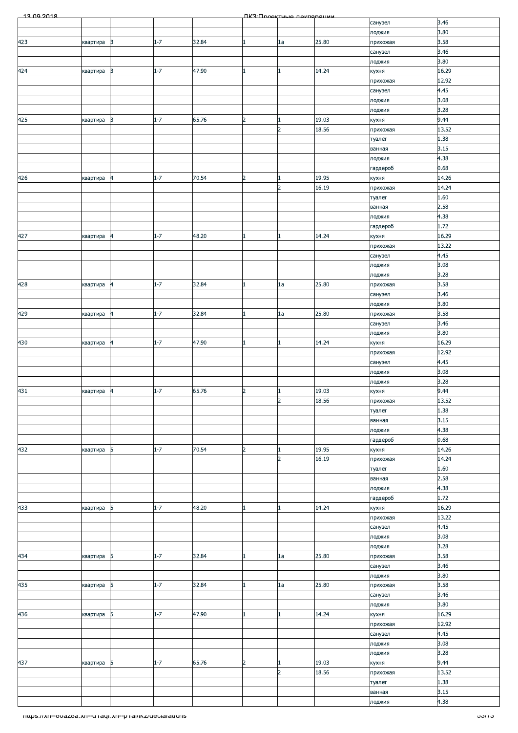| | | | | | | | | | |
|---|---|---|---|---|---|---|---|---|---|
| | | | | | | | | санузел | 3.46 |
| | | | | | | | | лоджия | 3.80 |
| 423 | квартира | 3 | 1-7 | 32.84 | 1 | 1а | 25.80 | прихожая | 3.58 |
| | | | | | | | | санузел | 3.46 |
| | | | | | | | | лоджия | 3.80 |
| 424 | квартира | 3 | 1-7 | 47.90 | 1 | 1 | 14.24 | кухня | 16.29 |
| | | | | | | | | прихожая | 12.92 |
| | | | | | | | | санузел | 4.45 |
| | | | | | | | | лоджия | 3.08 |
| | | | | | | | | лоджия | 3.28 |
| 425 | квартира | 3 | 1-7 | 65.76 | 2 | 1 | 19.03 | кухня | 9.44 |
| | | | | | | 2 | 18.56 | прихожая | 13.52 |
| | | | | | | | | туалет | 1.38 |
| | | | | | | | | ванная | 3.15 |
| | | | | | | | | лоджия | 4.38 |
| | | | | | | | | гардероб | 0.68 |
| 426 | квартира | 4 | 1-7 | 70.54 | 2 | 1 | 19.95 | кухня | 14.26 |
| | | | | | | 2 | 16.19 | прихожая | 14.24 |
| | | | | | | | | туалет | 1.60 |
| | | | | | | | | ванная | 2.58 |
| | | | | | | | | лоджия | 4.38 |
| | | | | | | | | гардероб | 1.72 |
| 427 | квартира | 4 | 1-7 | 48.20 | 1 | 1 | 14.24 | кухня | 16.29 |
| | | | | | | | | прихожая | 13.22 |
| | | | | | | | | санузел | 4.45 |
| | | | | | | | | лоджия | 3.08 |
| | | | | | | | | лоджия | 3.28 |
| 428 | квартира | 4 | 1-7 | 32.84 | 1 | 1а | 25.80 | прихожая | 3.58 |
| | | | | | | | | санузел | 3.46 |
| | | | | | | | | лоджия | 3.80 |
| 429 | квартира | 4 | 1-7 | 32.84 | 1 | 1а | 25.80 | прихожая | 3.58 |
| | | | | | | | | санузел | 3.46 |
| | | | | | | | | лоджия | 3.80 |
| 430 | квартира | 4 | 1-7 | 47.90 | 1 | 1 | 14.24 | кухня | 16.29 |
| | | | | | | | | прихожая | 12.92 |
| | | | | | | | | санузел | 4.45 |
| | | | | | | | | лоджия | 3.08 |
| | | | | | | | | лоджия | 3.28 |
| 431 | квартира | 4 | 1-7 | 65.76 | 2 | 1 | 19.03 | кухня | 9.44 |
| | | | | | | 2 | 18.56 | прихожая | 13.52 |
| | | | | | | | | туалет | 1.38 |
| | | | | | | | | ванная | 3.15 |
| | | | | | | | | лоджия | 4.38 |
| | | | | | | | | гардероб | 0.68 |
| 432 | квартира | 5 | 1-7 | 70.54 | 2 | 1 | 19.95 | кухня | 14.26 |
| | | | | | | 2 | 16.19 | прихожая | 14.24 |
| | | | | | | | | туалет | 1.60 |
| | | | | | | | | ванная | 2.58 |
| | | | | | | | | лоджия | 4.38 |
| | | | | | | | | гардероб | 1.72 |
| 433 | квартира | 5 | 1-7 | 48.20 | 1 | 1 | 14.24 | кухня | 16.29 |
| | | | | | | | | прихожая | 13.22 |
| | | | | | | | | санузел | 4.45 |
| | | | | | | | | лоджия | 3.08 |
| | | | | | | | | лоджия | 3.28 |
| 434 | квартира | 5 | 1-7 | 32.84 | 1 | 1а | 25.80 | прихожая | 3.58 |
| | | | | | | | | санузел | 3.46 |
| | | | | | | | | лоджия | 3.80 |
| 435 | квартира | 5 | 1-7 | 32.84 | 1 | 1а | 25.80 | прихожая | 3.58 |
| | | | | | | | | санузел | 3.46 |
| | | | | | | | | лоджия | 3.80 |
| 436 | квартира | 5 | 1-7 | 47.90 | 1 | 1 | 14.24 | кухня | 16.29 |
| | | | | | | | | прихожая | 12.92 |
| | | | | | | | | санузел | 4.45 |
| | | | | | | | | лоджия | 3.08 |
| | | | | | | | | лоджия | 3.28 |
| 437 | квартира | 5 | 1-7 | 65.76 | 2 | 1 | 19.03 | кухня | 9.44 |
| | | | | | | 2 | 18.56 | прихожая | 13.52 |
| | | | | | | | | туалет | 1.38 |
| | | | | | | | | ванная | 3.15 |
| | | | | | | | | лоджия | 4.38 |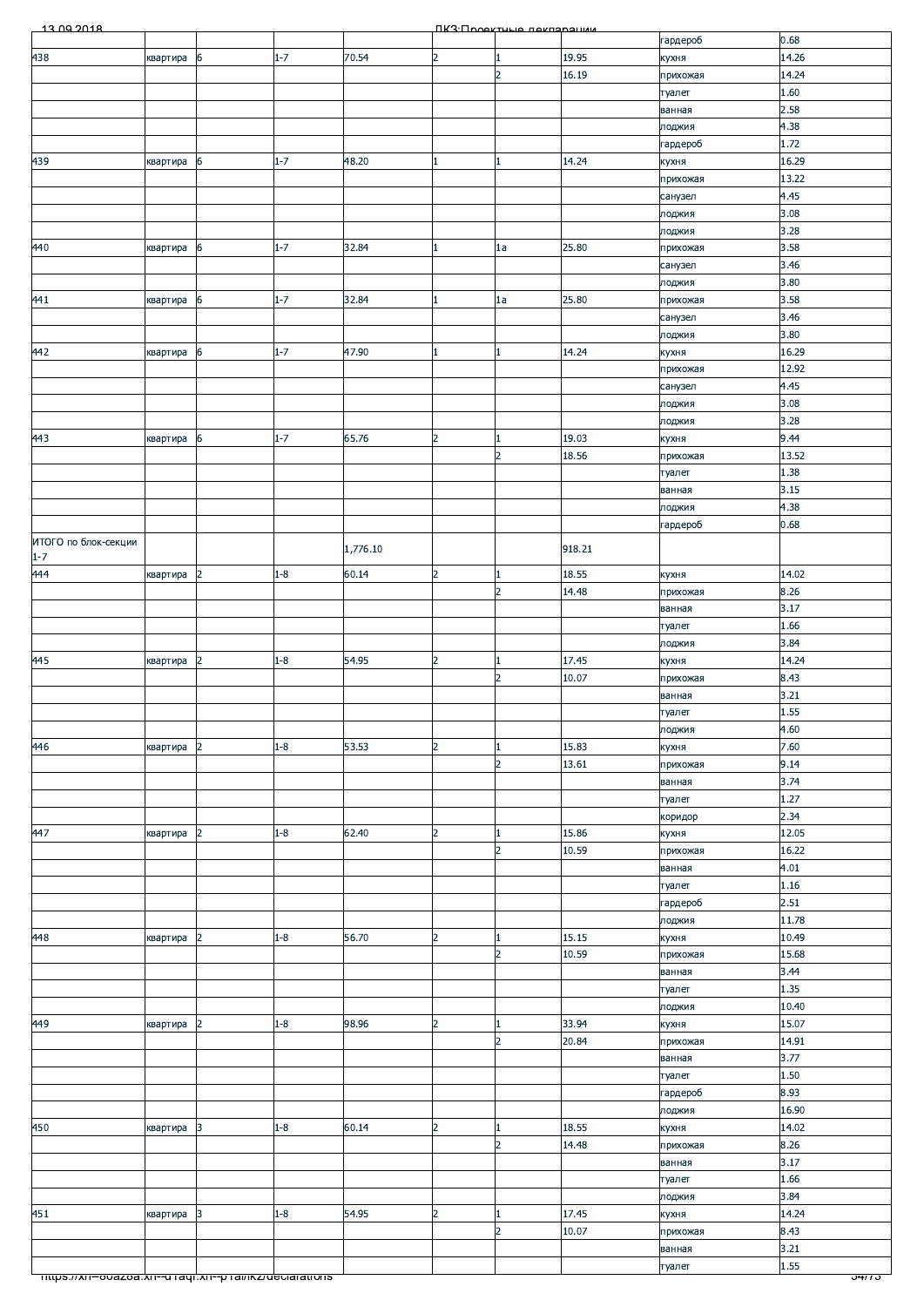| | | | | | | | | | |
|---|---|---|---|---|---|---|---|---|---|
| | | | | | | | | гардероб | 0.68 |
| 438 | квартира | 6 | 1-7 | 70.54 | 2 | 1 | 19.95 | кухня | 14.26 |
| | | | | | | 2 | 16.19 | прихожая | 14.24 |
| | | | | | | | | туалет | 1.60 |
| | | | | | | | | ванная | 2.58 |
| | | | | | | | | лоджия | 4.38 |
| | | | | | | | | гардероб | 1.72 |
| 439 | квартира | 6 | 1-7 | 48.20 | 1 | 1 | 14.24 | кухня | 16.29 |
| | | | | | | | | прихожая | 13.22 |
| | | | | | | | | санузел | 4.45 |
| | | | | | | | | лоджия | 3.08 |
| | | | | | | | | лоджия | 3.28 |
| 440 | квартира | 6 | 1-7 | 32.84 | 1 | 1а | 25.80 | прихожая | 3.58 |
| | | | | | | | | санузел | 3.46 |
| | | | | | | | | лоджия | 3.80 |
| 441 | квартира | 6 | 1-7 | 32.84 | 1 | 1а | 25.80 | прихожая | 3.58 |
| | | | | | | | | санузел | 3.46 |
| | | | | | | | | лоджия | 3.80 |
| 442 | квартира | 6 | 1-7 | 47.90 | 1 | 1 | 14.24 | кухня | 16.29 |
| | | | | | | | | прихожая | 12.92 |
| | | | | | | | | санузел | 4.45 |
| | | | | | | | | лоджия | 3.08 |
| | | | | | | | | лоджия | 3.28 |
| 443 | квартира | 6 | 1-7 | 65.76 | 2 | 1 | 19.03 | кухня | 9.44 |
| | | | | | | 2 | 18.56 | прихожая | 13.52 |
| | | | | | | | | туалет | 1.38 |
| | | | | | | | | ванная | 3.15 |
| | | | | | | | | лоджия | 4.38 |
| | | | | | | | | гардероб | 0.68 |
| ИТОГО по блок-секции 1-7 | | | | 1,776.10 | | | 918.21 | | |
| 444 | квартира | 2 | 1-8 | 60.14 | 2 | 1 | 18.55 | кухня | 14.02 |
| | | | | | | 2 | 14.48 | прихожая | 8.26 |
| | | | | | | | | ванная | 3.17 |
| | | | | | | | | туалет | 1.66 |
| | | | | | | | | лоджия | 3.84 |
| 445 | квартира | 2 | 1-8 | 54.95 | 2 | 1 | 17.45 | кухня | 14.24 |
| | | | | | | 2 | 10.07 | прихожая | 8.43 |
| | | | | | | | | ванная | 3.21 |
| | | | | | | | | туалет | 1.55 |
| | | | | | | | | лоджия | 4.60 |
| 446 | квартира | 2 | 1-8 | 53.53 | 2 | 1 | 15.83 | кухня | 7.60 |
| | | | | | | 2 | 13.61 | прихожая | 9.14 |
| | | | | | | | | ванная | 3.74 |
| | | | | | | | | туалет | 1.27 |
| | | | | | | | | коридор | 2.34 |
| 447 | квартира | 2 | 1-8 | 62.40 | 2 | 1 | 15.86 | кухня | 12.05 |
| | | | | | | 2 | 10.59 | прихожая | 16.22 |
| | | | | | | | | ванная | 4.01 |
| | | | | | | | | туалет | 1.16 |
| | | | | | | | | гардероб | 2.51 |
| | | | | | | | | лоджия | 11.78 |
| 448 | квартира | 2 | 1-8 | 56.70 | 2 | 1 | 15.15 | кухня | 10.49 |
| | | | | | | 2 | 10.59 | прихожая | 15.68 |
| | | | | | | | | ванная | 3.44 |
| | | | | | | | | туалет | 1.35 |
| | | | | | | | | лоджия | 10.40 |
| 449 | квартира | 2 | 1-8 | 98.96 | 2 | 1 | 33.94 | кухня | 15.07 |
| | | | | | | 2 | 20.84 | прихожая | 14.91 |
| | | | | | | | | ванная | 3.77 |
| | | | | | | | | туалет | 1.50 |
| | | | | | | | | гардероб | 8.93 |
| | | | | | | | | лоджия | 16.90 |
| 450 | квартира | 3 | 1-8 | 60.14 | 2 | 1 | 18.55 | кухня | 14.02 |
| | | | | | | 2 | 14.48 | прихожая | 8.26 |
| | | | | | | | | ванная | 3.17 |
| | | | | | | | | туалет | 1.66 |
| | | | | | | | | лоджия | 3.84 |
| 451 | квартира | 3 | 1-8 | 54.95 | 2 | 1 | 17.45 | кухня | 14.24 |
| | | | | | | 2 | 10.07 | прихожая | 8.43 |
| | | | | | | | | ванная | 3.21 |
| | | | | | | | | туалет | 1.55 |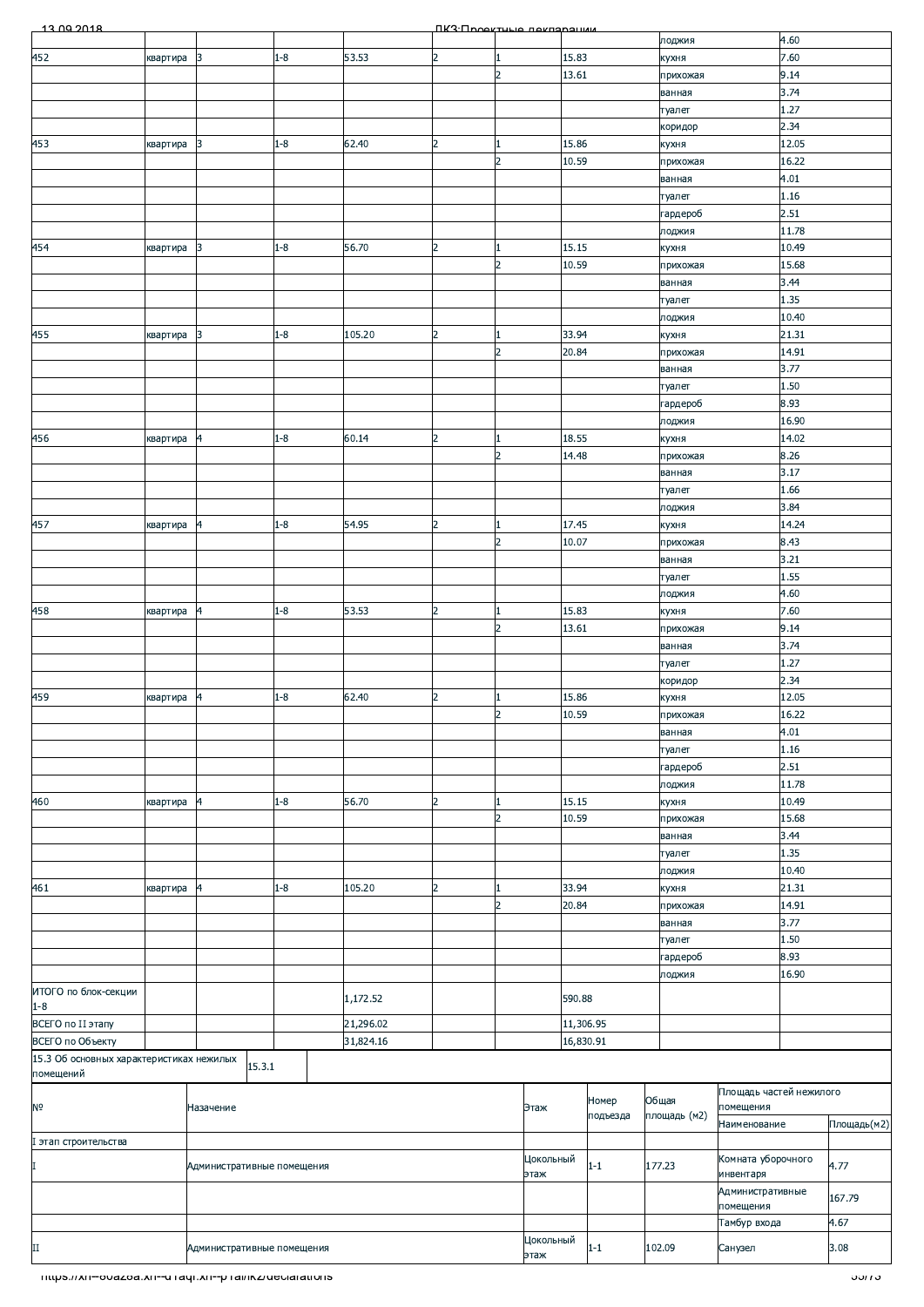| | | | | | | | | | |
|---|---|---|---|---|---|---|---|---|---|
| | | | | | | | | лоджия | 4.60 |
| 452 | квартира | 3 | 1-8 | 53.53 | 2 | 1 | 15.83 | кухня | 7.60 |
| | | | | | | 2 | 13.61 | прихожая | 9.14 |
| | | | | | | | | ванная | 3.74 |
| | | | | | | | | туалет | 1.27 |
| | | | | | | | | коридор | 2.34 |
| 453 | квартира | 3 | 1-8 | 62.40 | 2 | 1 | 15.86 | кухня | 12.05 |
| | | | | | | 2 | 10.59 | прихожая | 16.22 |
| | | | | | | | | ванная | 4.01 |
| | | | | | | | | туалет | 1.16 |
| | | | | | | | | гардероб | 2.51 |
| | | | | | | | | лоджия | 11.78 |
| 454 | квартира | 3 | 1-8 | 56.70 | 2 | 1 | 15.15 | кухня | 10.49 |
| | | | | | | 2 | 10.59 | прихожая | 15.68 |
| | | | | | | | | ванная | 3.44 |
| | | | | | | | | туалет | 1.35 |
| | | | | | | | | лоджия | 10.40 |
| 455 | квартира | 3 | 1-8 | 105.20 | 2 | 1 | 33.94 | кухня | 21.31 |
| | | | | | | 2 | 20.84 | прихожая | 14.91 |
| | | | | | | | | ванная | 3.77 |
| | | | | | | | | туалет | 1.50 |
| | | | | | | | | гардероб | 8.93 |
| | | | | | | | | лоджия | 16.90 |
| 456 | квартира | 4 | 1-8 | 60.14 | 2 | 1 | 18.55 | кухня | 14.02 |
| | | | | | | 2 | 14.48 | прихожая | 8.26 |
| | | | | | | | | ванная | 3.17 |
| | | | | | | | | туалет | 1.66 |
| | | | | | | | | лоджия | 3.84 |
| 457 | квартира | 4 | 1-8 | 54.95 | 2 | 1 | 17.45 | кухня | 14.24 |
| | | | | | | 2 | 10.07 | прихожая | 8.43 |
| | | | | | | | | ванная | 3.21 |
| | | | | | | | | туалет | 1.55 |
| | | | | | | | | лоджия | 4.60 |
| 458 | квартира | 4 | 1-8 | 53.53 | 2 | 1 | 15.83 | кухня | 7.60 |
| | | | | | | 2 | 13.61 | прихожая | 9.14 |
| | | | | | | | | ванная | 3.74 |
| | | | | | | | | туалет | 1.27 |
| | | | | | | | | коридор | 2.34 |
| 459 | квартира | 4 | 1-8 | 62.40 | 2 | 1 | 15.86 | кухня | 12.05 |
| | | | | | | 2 | 10.59 | прихожая | 16.22 |
| | | | | | | | | ванная | 4.01 |
| | | | | | | | | туалет | 1.16 |
| | | | | | | | | гардероб | 2.51 |
| | | | | | | | | лоджия | 11.78 |
| 460 | квартира | 4 | 1-8 | 56.70 | 2 | 1 | 15.15 | кухня | 10.49 |
| | | | | | | 2 | 10.59 | прихожая | 15.68 |
| | | | | | | | | ванная | 3.44 |
| | | | | | | | | туалет | 1.35 |
| | | | | | | | | лоджия | 10.40 |
| 461 | квартира | 4 | 1-8 | 105.20 | 2 | 1 | 33.94 | кухня | 21.31 |
| | | | | | | 2 | 20.84 | прихожая | 14.91 |
| | | | | | | | | ванная | 3.77 |
| | | | | | | | | туалет | 1.50 |
| | | | | | | | | гардероб | 8.93 |
| | | | | | | | | лоджия | 16.90 |
| ИТОГО по блок-секции 1-8 | | | | 1,172.52 | | | 590.88 | | |
| ВСЕГО по II этапу | | | | 21,296.02 | | | 11,306.95 | | |
| ВСЕГО по Объекту | | | | 31,824.16 | | | 16,830.91 | | |

| 15.3 Об основных характеристиках нежилых помещений | 15.3.1 |
|---|---|

| № | Назачение | Этаж | Номер подъезда | Общая площадь (м2) | Площадь частей нежилого помещения | |
|---|---|---|---|---|---|---|
| | | | | | Наименование | Площадь(м2) |
| I этап строительства | | | | | | |
| I | Административные помещения | Цокольный этаж | 1-1 | 177.23 | Комната уборочного инвентаря | 4.77 |
| | | | | | Административные помещения | 167.79 |
| | | | | | Тамбур входа | 4.67 |
| II | Административные помещения | Цокольный этаж | 1-1 | 102.09 | Санузел | 3.08 |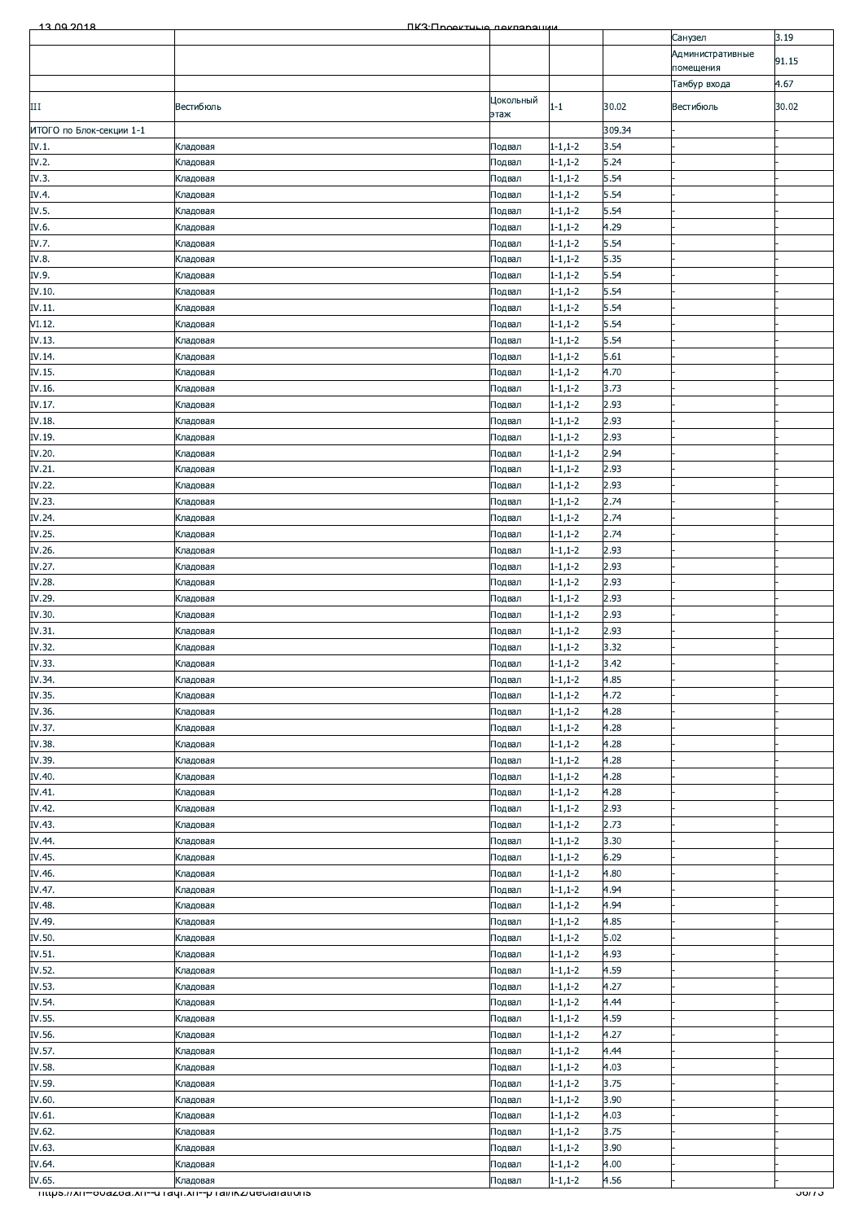| | | | | | | |
|---|---|---|---|---|---|---|
| | | | | | Санузел | 3.19 |
| | | | | | Административные помещения | 91.15 |
| | | | | | Тамбур входа | 4.67 |
| III | Вестибюль | Цокольный этаж | 1-1 | 30.02 | Вестибюль | 30.02 |
| ИТОГО по Блок-секции 1-1 | | | | 309.34 | - | - |
| IV.1. | Кладовая | Подвал | 1-1,1-2 | 3.54 | - | - |
| IV.2. | Кладовая | Подвал | 1-1,1-2 | 5.24 | - | - |
| IV.3. | Кладовая | Подвал | 1-1,1-2 | 5.54 | - | - |
| IV.4. | Кладовая | Подвал | 1-1,1-2 | 5.54 | - | - |
| IV.5. | Кладовая | Подвал | 1-1,1-2 | 5.54 | - | - |
| IV.6. | Кладовая | Подвал | 1-1,1-2 | 4.29 | - | - |
| IV.7. | Кладовая | Подвал | 1-1,1-2 | 5.54 | - | - |
| IV.8. | Кладовая | Подвал | 1-1,1-2 | 5.35 | - | - |
| IV.9. | Кладовая | Подвал | 1-1,1-2 | 5.54 | - | - |
| IV.10. | Кладовая | Подвал | 1-1,1-2 | 5.54 | - | - |
| IV.11. | Кладовая | Подвал | 1-1,1-2 | 5.54 | - | - |
| VI.12. | Кладовая | Подвал | 1-1,1-2 | 5.54 | - | - |
| IV.13. | Кладовая | Подвал | 1-1,1-2 | 5.54 | - | - |
| IV.14. | Кладовая | Подвал | 1-1,1-2 | 5.61 | - | - |
| IV.15. | Кладовая | Подвал | 1-1,1-2 | 4.70 | - | - |
| IV.16. | Кладовая | Подвал | 1-1,1-2 | 3.73 | - | - |
| IV.17. | Кладовая | Подвал | 1-1,1-2 | 2.93 | - | - |
| IV.18. | Кладовая | Подвал | 1-1,1-2 | 2.93 | - | - |
| IV.19. | Кладовая | Подвал | 1-1,1-2 | 2.93 | - | - |
| IV.20. | Кладовая | Подвал | 1-1,1-2 | 2.94 | - | - |
| IV.21. | Кладовая | Подвал | 1-1,1-2 | 2.93 | - | - |
| IV.22. | Кладовая | Подвал | 1-1,1-2 | 2.93 | - | - |
| IV.23. | Кладовая | Подвал | 1-1,1-2 | 2.74 | - | - |
| IV.24. | Кладовая | Подвал | 1-1,1-2 | 2.74 | - | - |
| IV.25. | Кладовая | Подвал | 1-1,1-2 | 2.74 | - | - |
| IV.26. | Кладовая | Подвал | 1-1,1-2 | 2.93 | - | - |
| IV.27. | Кладовая | Подвал | 1-1,1-2 | 2.93 | - | - |
| IV.28. | Кладовая | Подвал | 1-1,1-2 | 2.93 | - | - |
| IV.29. | Кладовая | Подвал | 1-1,1-2 | 2.93 | - | - |
| IV.30. | Кладовая | Подвал | 1-1,1-2 | 2.93 | - | - |
| IV.31. | Кладовая | Подвал | 1-1,1-2 | 2.93 | - | - |
| IV.32. | Кладовая | Подвал | 1-1,1-2 | 3.32 | - | - |
| IV.33. | Кладовая | Подвал | 1-1,1-2 | 3.42 | - | - |
| IV.34. | Кладовая | Подвал | 1-1,1-2 | 4.85 | - | - |
| IV.35. | Кладовая | Подвал | 1-1,1-2 | 4.72 | - | - |
| IV.36. | Кладовая | Подвал | 1-1,1-2 | 4.28 | - | - |
| IV.37. | Кладовая | Подвал | 1-1,1-2 | 4.28 | - | - |
| IV.38. | Кладовая | Подвал | 1-1,1-2 | 4.28 | - | - |
| IV.39. | Кладовая | Подвал | 1-1,1-2 | 4.28 | - | - |
| IV.40. | Кладовая | Подвал | 1-1,1-2 | 4.28 | - | - |
| IV.41. | Кладовая | Подвал | 1-1,1-2 | 4.28 | - | - |
| IV.42. | Кладовая | Подвал | 1-1,1-2 | 2.93 | - | - |
| IV.43. | Кладовая | Подвал | 1-1,1-2 | 2.73 | - | - |
| IV.44. | Кладовая | Подвал | 1-1,1-2 | 3.30 | - | - |
| IV.45. | Кладовая | Подвал | 1-1,1-2 | 6.29 | - | - |
| IV.46. | Кладовая | Подвал | 1-1,1-2 | 4.80 | - | - |
| IV.47. | Кладовая | Подвал | 1-1,1-2 | 4.94 | - | - |
| IV.48. | Кладовая | Подвал | 1-1,1-2 | 4.94 | - | - |
| IV.49. | Кладовая | Подвал | 1-1,1-2 | 4.85 | - | - |
| IV.50. | Кладовая | Подвал | 1-1,1-2 | 5.02 | - | - |
| IV.51. | Кладовая | Подвал | 1-1,1-2 | 4.93 | - | - |
| IV.52. | Кладовая | Подвал | 1-1,1-2 | 4.59 | - | - |
| IV.53. | Кладовая | Подвал | 1-1,1-2 | 4.27 | - | - |
| IV.54. | Кладовая | Подвал | 1-1,1-2 | 4.44 | - | - |
| IV.55. | Кладовая | Подвал | 1-1,1-2 | 4.59 | - | - |
| IV.56. | Кладовая | Подвал | 1-1,1-2 | 4.27 | - | - |
| IV.57. | Кладовая | Подвал | 1-1,1-2 | 4.44 | - | - |
| IV.58. | Кладовая | Подвал | 1-1,1-2 | 4.03 | - | - |
| IV.59. | Кладовая | Подвал | 1-1,1-2 | 3.75 | - | - |
| IV.60. | Кладовая | Подвал | 1-1,1-2 | 3.90 | - | - |
| IV.61. | Кладовая | Подвал | 1-1,1-2 | 4.03 | - | - |
| IV.62. | Кладовая | Подвал | 1-1,1-2 | 3.75 | - | - |
| IV.63. | Кладовая | Подвал | 1-1,1-2 | 3.90 | - | - |
| IV.64. | Кладовая | Подвал | 1-1,1-2 | 4.00 | - | - |
| IV.65. | Кладовая | Подвал | 1-1,1-2 | 4.56 | - | - |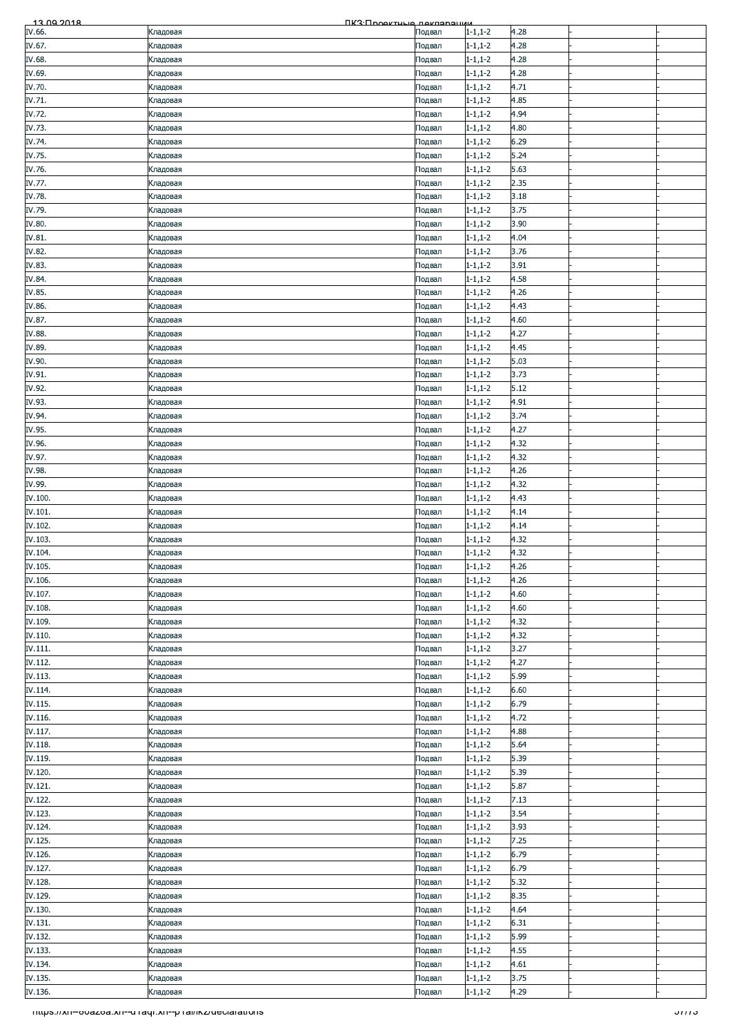| | | | | | | |
|---|---|---|---|---|---|---|
| IV.66. | Кладовая | Подвал | 1-1,1-2 | 4.28 | - | - |
| IV.67. | Кладовая | Подвал | 1-1,1-2 | 4.28 | - | - |
| IV.68. | Кладовая | Подвал | 1-1,1-2 | 4.28 | - | - |
| IV.69. | Кладовая | Подвал | 1-1,1-2 | 4.28 | - | - |
| IV.70. | Кладовая | Подвал | 1-1,1-2 | 4.71 | - | - |
| IV.71. | Кладовая | Подвал | 1-1,1-2 | 4.85 | - | - |
| IV.72. | Кладовая | Подвал | 1-1,1-2 | 4.94 | - | - |
| IV.73. | Кладовая | Подвал | 1-1,1-2 | 4.80 | - | - |
| IV.74. | Кладовая | Подвал | 1-1,1-2 | 6.29 | - | - |
| IV.75. | Кладовая | Подвал | 1-1,1-2 | 5.24 | - | - |
| IV.76. | Кладовая | Подвал | 1-1,1-2 | 5.63 | - | - |
| IV.77. | Кладовая | Подвал | 1-1,1-2 | 2.35 | - | - |
| IV.78. | Кладовая | Подвал | 1-1,1-2 | 3.18 | - | - |
| IV.79. | Кладовая | Подвал | 1-1,1-2 | 3.75 | - | - |
| IV.80. | Кладовая | Подвал | 1-1,1-2 | 3.90 | - | - |
| IV.81. | Кладовая | Подвал | 1-1,1-2 | 4.04 | - | - |
| IV.82. | Кладовая | Подвал | 1-1,1-2 | 3.76 | - | - |
| IV.83. | Кладовая | Подвал | 1-1,1-2 | 3.91 | - | - |
| IV.84. | Кладовая | Подвал | 1-1,1-2 | 4.58 | - | - |
| IV.85. | Кладовая | Подвал | 1-1,1-2 | 4.26 | - | - |
| IV.86. | Кладовая | Подвал | 1-1,1-2 | 4.43 | - | - |
| IV.87. | Кладовая | Подвал | 1-1,1-2 | 4.60 | - | - |
| IV.88. | Кладовая | Подвал | 1-1,1-2 | 4.27 | - | - |
| IV.89. | Кладовая | Подвал | 1-1,1-2 | 4.45 | - | - |
| IV.90. | Кладовая | Подвал | 1-1,1-2 | 5.03 | - | - |
| IV.91. | Кладовая | Подвал | 1-1,1-2 | 3.73 | - | - |
| IV.92. | Кладовая | Подвал | 1-1,1-2 | 5.12 | - | - |
| IV.93. | Кладовая | Подвал | 1-1,1-2 | 4.91 | - | - |
| IV.94. | Кладовая | Подвал | 1-1,1-2 | 3.74 | - | - |
| IV.95. | Кладовая | Подвал | 1-1,1-2 | 4.27 | - | - |
| IV.96. | Кладовая | Подвал | 1-1,1-2 | 4.32 | - | - |
| IV.97. | Кладовая | Подвал | 1-1,1-2 | 4.32 | - | - |
| IV.98. | Кладовая | Подвал | 1-1,1-2 | 4.26 | - | - |
| IV.99. | Кладовая | Подвал | 1-1,1-2 | 4.32 | - | - |
| IV.100. | Кладовая | Подвал | 1-1,1-2 | 4.43 | - | - |
| IV.101. | Кладовая | Подвал | 1-1,1-2 | 4.14 | - | - |
| IV.102. | Кладовая | Подвал | 1-1,1-2 | 4.14 | - | - |
| IV.103. | Кладовая | Подвал | 1-1,1-2 | 4.32 | - | - |
| IV.104. | Кладовая | Подвал | 1-1,1-2 | 4.32 | - | - |
| IV.105. | Кладовая | Подвал | 1-1,1-2 | 4.26 | - | - |
| IV.106. | Кладовая | Подвал | 1-1,1-2 | 4.26 | - | - |
| IV.107. | Кладовая | Подвал | 1-1,1-2 | 4.60 | - | - |
| IV.108. | Кладовая | Подвал | 1-1,1-2 | 4.60 | - | - |
| IV.109. | Кладовая | Подвал | 1-1,1-2 | 4.32 | - | - |
| IV.110. | Кладовая | Подвал | 1-1,1-2 | 4.32 | - | - |
| IV.111. | Кладовая | Подвал | 1-1,1-2 | 3.27 | - | - |
| IV.112. | Кладовая | Подвал | 1-1,1-2 | 4.27 | - | - |
| IV.113. | Кладовая | Подвал | 1-1,1-2 | 5.99 | - | - |
| IV.114. | Кладовая | Подвал | 1-1,1-2 | 6.60 | - | - |
| IV.115. | Кладовая | Подвал | 1-1,1-2 | 6.79 | - | - |
| IV.116. | Кладовая | Подвал | 1-1,1-2 | 4.72 | - | - |
| IV.117. | Кладовая | Подвал | 1-1,1-2 | 4.88 | - | - |
| IV.118. | Кладовая | Подвал | 1-1,1-2 | 5.64 | - | - |
| IV.119. | Кладовая | Подвал | 1-1,1-2 | 5.39 | - | - |
| IV.120. | Кладовая | Подвал | 1-1,1-2 | 5.39 | - | - |
| IV.121. | Кладовая | Подвал | 1-1,1-2 | 5.87 | - | - |
| IV.122. | Кладовая | Подвал | 1-1,1-2 | 7.13 | - | - |
| IV.123. | Кладовая | Подвал | 1-1,1-2 | 3.54 | - | - |
| IV.124. | Кладовая | Подвал | 1-1,1-2 | 3.93 | - | - |
| IV.125. | Кладовая | Подвал | 1-1,1-2 | 7.25 | - | - |
| IV.126. | Кладовая | Подвал | 1-1,1-2 | 6.79 | - | - |
| IV.127. | Кладовая | Подвал | 1-1,1-2 | 6.79 | - | - |
| IV.128. | Кладовая | Подвал | 1-1,1-2 | 5.32 | - | - |
| IV.129. | Кладовая | Подвал | 1-1,1-2 | 8.35 | - | - |
| IV.130. | Кладовая | Подвал | 1-1,1-2 | 4.64 | - | - |
| IV.131. | Кладовая | Подвал | 1-1,1-2 | 6.31 | - | - |
| IV.132. | Кладовая | Подвал | 1-1,1-2 | 5.99 | - | - |
| IV.133. | Кладовая | Подвал | 1-1,1-2 | 4.55 | - | - |
| IV.134. | Кладовая | Подвал | 1-1,1-2 | 4.61 | - | - |
| IV.135. | Кладовая | Подвал | 1-1,1-2 | 3.75 | - | - |
| IV.136. | Кладовая | Подвал | 1-1,1-2 | 4.29 | - | - |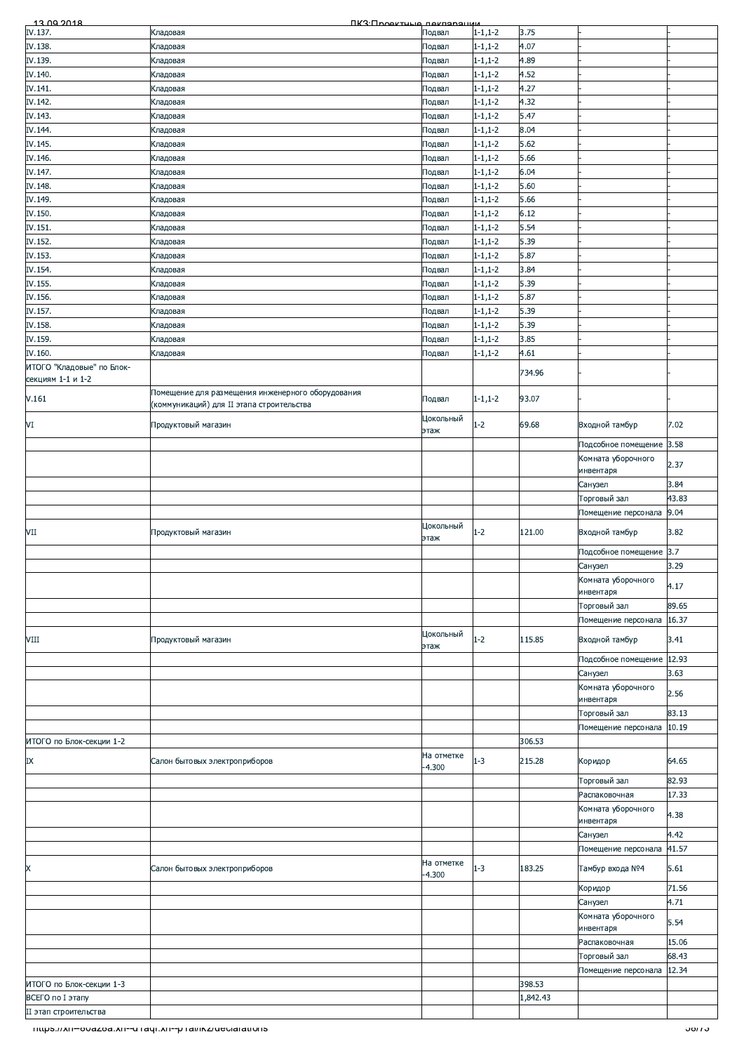| | | | | | | |
|---|---|---|---|---|---|---|
| IV.137. | Кладовая | Подвал | 1-1,1-2 | 3.75 | - | - |
| IV.138. | Кладовая | Подвал | 1-1,1-2 | 4.07 | - | - |
| IV.139. | Кладовая | Подвал | 1-1,1-2 | 4.89 | - | - |
| IV.140. | Кладовая | Подвал | 1-1,1-2 | 4.52 | - | - |
| IV.141. | Кладовая | Подвал | 1-1,1-2 | 4.27 | - | - |
| IV.142. | Кладовая | Подвал | 1-1,1-2 | 4.32 | - | - |
| IV.143. | Кладовая | Подвал | 1-1,1-2 | 5.47 | - | - |
| IV.144. | Кладовая | Подвал | 1-1,1-2 | 8.04 | - | - |
| IV.145. | Кладовая | Подвал | 1-1,1-2 | 5.62 | - | - |
| IV.146. | Кладовая | Подвал | 1-1,1-2 | 5.66 | - | - |
| IV.147. | Кладовая | Подвал | 1-1,1-2 | 6.04 | - | - |
| IV.148. | Кладовая | Подвал | 1-1,1-2 | 5.60 | - | - |
| IV.149. | Кладовая | Подвал | 1-1,1-2 | 5.66 | - | - |
| IV.150. | Кладовая | Подвал | 1-1,1-2 | 6.12 | - | - |
| IV.151. | Кладовая | Подвал | 1-1,1-2 | 5.54 | - | - |
| IV.152. | Кладовая | Подвал | 1-1,1-2 | 5.39 | - | - |
| IV.153. | Кладовая | Подвал | 1-1,1-2 | 5.87 | - | - |
| IV.154. | Кладовая | Подвал | 1-1,1-2 | 3.84 | - | - |
| IV.155. | Кладовая | Подвал | 1-1,1-2 | 5.39 | - | - |
| IV.156. | Кладовая | Подвал | 1-1,1-2 | 5.87 | - | - |
| IV.157. | Кладовая | Подвал | 1-1,1-2 | 5.39 | - | - |
| IV.158. | Кладовая | Подвал | 1-1,1-2 | 5.39 | - | - |
| IV.159. | Кладовая | Подвал | 1-1,1-2 | 3.85 | - | - |
| IV.160. | Кладовая | Подвал | 1-1,1-2 | 4.61 | - | - |
| ИТОГО "Кладовые" по Блок-секциям 1-1 и 1-2 | | | | 734.96 | - | - |
| V.161 | Помещение для размещения инженерного оборудования (коммуникаций) для II этапа строительства | Подвал | 1-1,1-2 | 93.07 | - | - |
| VI | Продуктовый магазин | Цокольный этаж | 1-2 | 69.68 | Входной тамбур | 7.02 |
| | | | | | Подсобное помещение | 3.58 |
| | | | | | Комната уборочного инвентаря | 2.37 |
| | | | | | Санузел | 3.84 |
| | | | | | Торговый зал | 43.83 |
| | | | | | Помещение персонала | 9.04 |
| VII | Продуктовый магазин | Цокольный этаж | 1-2 | 121.00 | Входной тамбур | 3.82 |
| | | | | | Подсобное помещение | 3.7 |
| | | | | | Санузел | 3.29 |
| | | | | | Комната уборочного инвентаря | 4.17 |
| | | | | | Торговый зал | 89.65 |
| | | | | | Помещение персонала | 16.37 |
| VIII | Продуктовый магазин | Цокольный этаж | 1-2 | 115.85 | Входной тамбур | 3.41 |
| | | | | | Подсобное помещение | 12.93 |
| | | | | | Санузел | 3.63 |
| | | | | | Комната уборочного инвентаря | 2.56 |
| | | | | | Торговый зал | 83.13 |
| | | | | | Помещение персонала | 10.19 |
| ИТОГО по Блок-секции 1-2 | | | | 306.53 | | |
| IX | Салон бытовых электроприборов | На отметке -4.300 | 1-3 | 215.28 | Коридор | 64.65 |
| | | | | | Торговый зал | 82.93 |
| | | | | | Распаковочная | 17.33 |
| | | | | | Комната уборочного инвентаря | 4.38 |
| | | | | | Санузел | 4.42 |
| | | | | | Помещение персонала | 41.57 |
| X | Салон бытовых электроприборов | На отметке -4.300 | 1-3 | 183.25 | Тамбур входа №4 | 5.61 |
| | | | | | Коридор | 71.56 |
| | | | | | Санузел | 4.71 |
| | | | | | Комната уборочного инвентаря | 5.54 |
| | | | | | Распаковочная | 15.06 |
| | | | | | Торговый зал | 68.43 |
| | | | | | Помещение персонала | 12.34 |
| ИТОГО по Блок-секции 1-3 | | | | 398.53 | | |
| ВСЕГО по I этапу | | | | 1,842.43 | | |
| II этап строительства | | | | | | |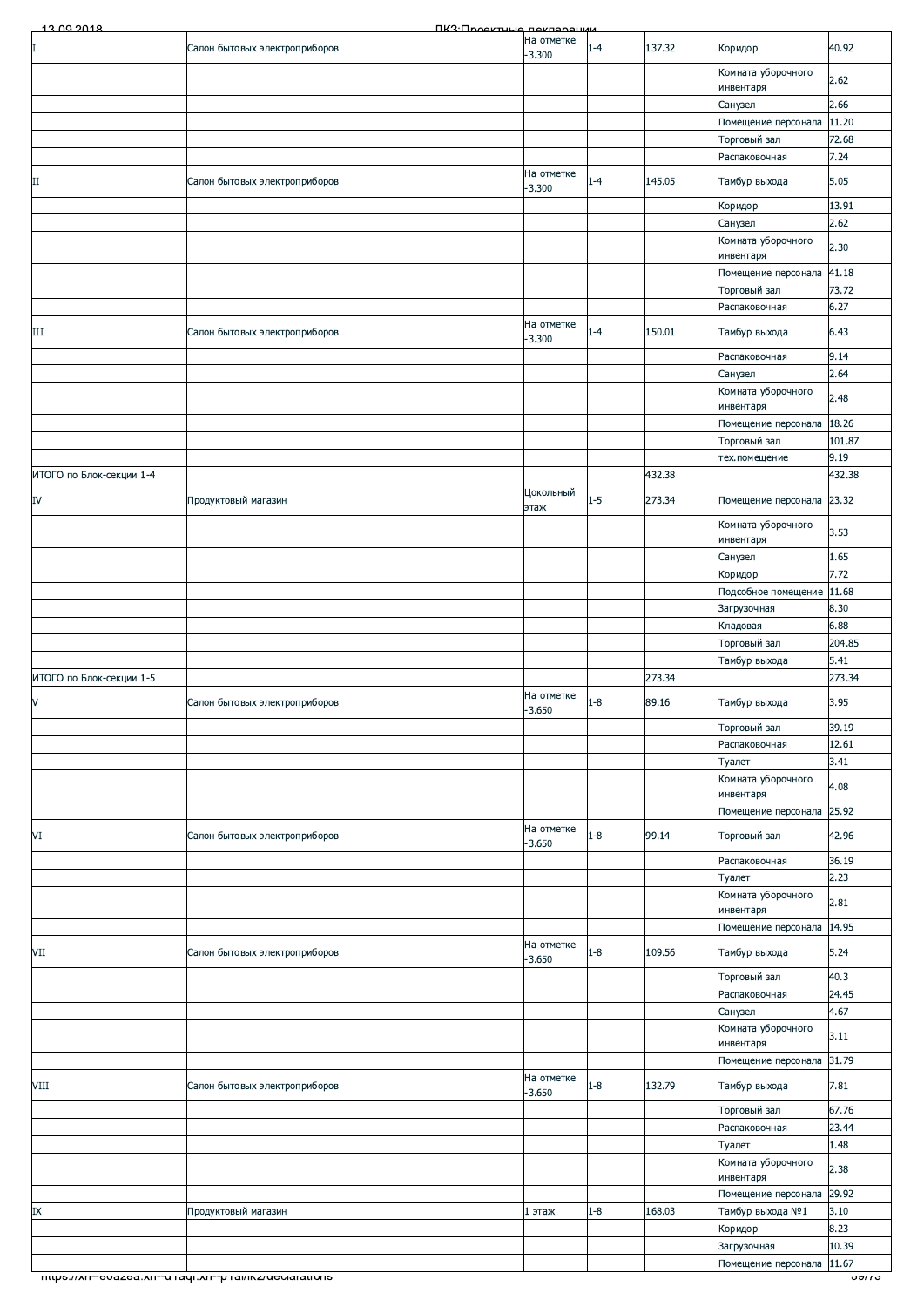| | | | | | | |
|---|---|---|---|---|---|---|
| I | Салон бытовых электроприборов | На отметке -3.300 | 1-4 | 137.32 | Коридор | 40.92 |
| | | | | | Комната уборочного инвентаря | 2.62 |
| | | | | | Санузел | 2.66 |
| | | | | | Помещение персонала | 11.20 |
| | | | | | Торговый зал | 72.68 |
| | | | | | Распаковочная | 7.24 |
| II | Салон бытовых электроприборов | На отметке -3.300 | 1-4 | 145.05 | Тамбур выхода | 5.05 |
| | | | | | Коридор | 13.91 |
| | | | | | Санузел | 2.62 |
| | | | | | Комната уборочного инвентаря | 2.30 |
| | | | | | Помещение персонала | 41.18 |
| | | | | | Торговый зал | 73.72 |
| | | | | | Распаковочная | 6.27 |
| III | Салон бытовых электроприборов | На отметке -3.300 | 1-4 | 150.01 | Тамбур выхода | 6.43 |
| | | | | | Распаковочная | 9.14 |
| | | | | | Санузел | 2.64 |
| | | | | | Комната уборочного инвентаря | 2.48 |
| | | | | | Помещение персонала | 18.26 |
| | | | | | Торговый зал | 101.87 |
| | | | | | тех.помещение | 9.19 |
| ИТОГО по Блок-секции 1-4 | | | | 432.38 | | 432.38 |
| IV | Продуктовый магазин | Цокольный этаж | 1-5 | 273.34 | Помещение персонала | 23.32 |
| | | | | | Комната уборочного инвентаря | 3.53 |
| | | | | | Санузел | 1.65 |
| | | | | | Коридор | 7.72 |
| | | | | | Подсобное помещение | 11.68 |
| | | | | | Загрузочная | 8.30 |
| | | | | | Кладовая | 6.88 |
| | | | | | Торговый зал | 204.85 |
| | | | | | Тамбур выхода | 5.41 |
| ИТОГО по Блок-секции 1-5 | | | | 273.34 | | 273.34 |
| V | Салон бытовых электроприборов | На отметке -3.650 | 1-8 | 89.16 | Тамбур выхода | 3.95 |
| | | | | | Торговый зал | 39.19 |
| | | | | | Распаковочная | 12.61 |
| | | | | | Туалет | 3.41 |
| | | | | | Комната уборочного инвентаря | 4.08 |
| | | | | | Помещение персонала | 25.92 |
| VI | Салон бытовых электроприборов | На отметке -3.650 | 1-8 | 99.14 | Торговый зал | 42.96 |
| | | | | | Распаковочная | 36.19 |
| | | | | | Туалет | 2.23 |
| | | | | | Комната уборочного инвентаря | 2.81 |
| | | | | | Помещение персонала | 14.95 |
| VII | Салон бытовых электроприборов | На отметке -3.650 | 1-8 | 109.56 | Тамбур выхода | 5.24 |
| | | | | | Торговый зал | 40.3 |
| | | | | | Распаковочная | 24.45 |
| | | | | | Санузел | 4.67 |
| | | | | | Комната уборочного инвентаря | 3.11 |
| | | | | | Помещение персонала | 31.79 |
| VIII | Салон бытовых электроприборов | На отметке -3.650 | 1-8 | 132.79 | Тамбур выхода | 7.81 |
| | | | | | Торговый зал | 67.76 |
| | | | | | Распаковочная | 23.44 |
| | | | | | Туалет | 1.48 |
| | | | | | Комната уборочного инвентаря | 2.38 |
| | | | | | Помещение персонала | 29.92 |
| IX | Продуктовый магазин | 1 этаж | 1-8 | 168.03 | Тамбур выхода №1 | 3.10 |
| | | | | | Коридор | 8.23 |
| | | | | | Загрузочная | 10.39 |
| | | | | | Помещение персонала | 11.67 |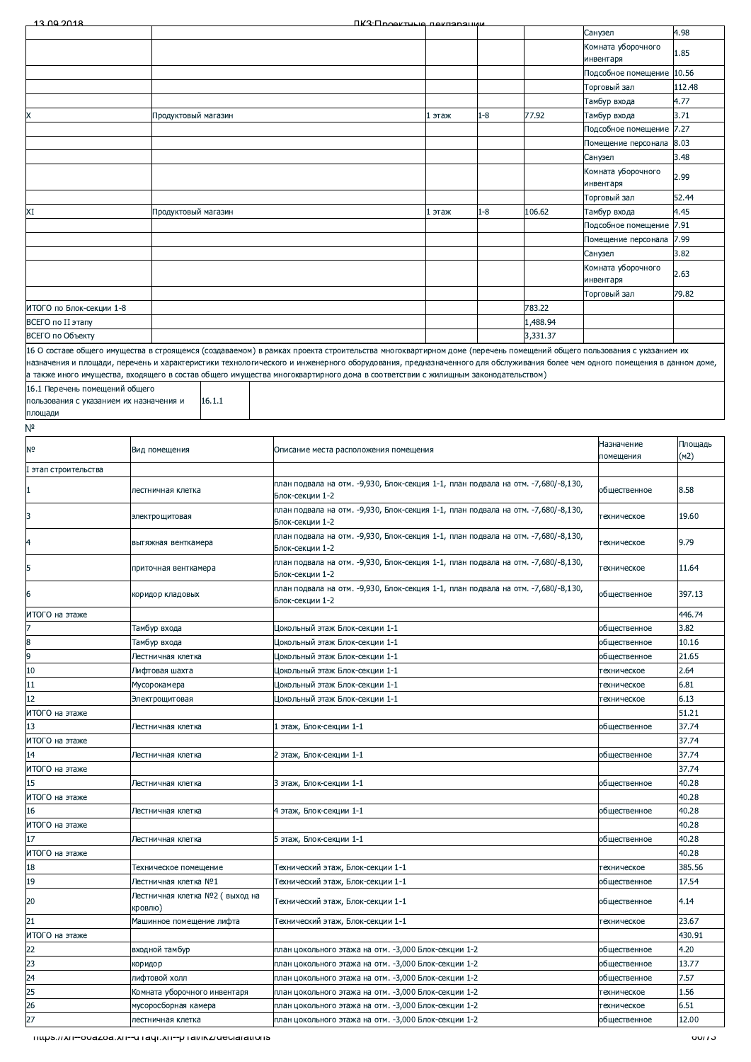| | | | | | | |
|---|---|---|---|---|---|---|
| | | | | | Санузел | 4.98 |
| | | | | | Комната уборочного инвентаря | 1.85 |
| | | | | | Подсобное помещение | 10.56 |
| | | | | | Торговый зал | 112.48 |
| | | | | | Тамбур входа | 4.77 |
| X | Продуктовый магазин | 1 этаж | 1-8 | 77.92 | Тамбур входа | 3.71 |
| | | | | | Подсобное помещение | 7.27 |
| | | | | | Помещение персонала | 8.03 |
| | | | | | Санузел | 3.48 |
| | | | | | Комната уборочного инвентаря | 2.99 |
| | | | | | Торговый зал | 52.44 |
| XI | Продуктовый магазин | 1 этаж | 1-8 | 106.62 | Тамбур входа | 4.45 |
| | | | | | Подсобное помещение | 7.91 |
| | | | | | Помещение персонала | 7.99 |
| | | | | | Санузел | 3.82 |
| | | | | | Комната уборочного инвентаря | 2.63 |
| | | | | | Торговый зал | 79.82 |
| ИТОГО по Блок-секции 1-8 | | | | 783.22 | | |
| ВСЕГО по II этапу | | | | 1,488.94 | | |
| ВСЕГО по Объекту | | | | 3,331.37 | | |

16 О составе общего имущества в строящемся (создаваемом) в рамках проекта строительства многоквартирном доме (перечень помещений общего пользования с указанием их назначения и площади, перечень и характеристики технологического и инженерного оборудования, предназначенного для обслуживания более чем одного помещения в данном доме, а также иного имущества, входящего в состав общего имущества многоквартирного дома в соответствии с жилищным законодательством)

| 16.1 Перечень помещений общего пользования с указанием их назначения и площади | 16.1.1 | |
|---|---|---|

№

| № | Вид помещения | Описание места расположения помещения | Назначение помещения | Площадь (м2) |
|---|---|---|---|---|
| I этап строительства | | | | |
| 1 | лестничная клетка | план подвала на отм. -9,930, Блок-секция 1-1, план подвала на отм. -7,680/-8,130, Блок-секции 1-2 | общественное | 8.58 |
| 3 | электрощитовая | план подвала на отм. -9,930, Блок-секция 1-1, план подвала на отм. -7,680/-8,130, Блок-секции 1-2 | техническое | 19.60 |
| 4 | вытяжная венткамера | план подвала на отм. -9,930, Блок-секция 1-1, план подвала на отм. -7,680/-8,130, Блок-секции 1-2 | техническое | 9.79 |
| 5 | приточная венткамера | план подвала на отм. -9,930, Блок-секция 1-1, план подвала на отм. -7,680/-8,130, Блок-секции 1-2 | техническое | 11.64 |
| 6 | коридор кладовых | план подвала на отм. -9,930, Блок-секция 1-1, план подвала на отм. -7,680/-8,130, Блок-секции 1-2 | общественное | 397.13 |
| ИТОГО на этаже | | | | 446.74 |
| 7 | Тамбур входа | Цокольный этаж Блок-секции 1-1 | общественное | 3.82 |
| 8 | Тамбур входа | Цокольный этаж Блок-секции 1-1 | общественное | 10.16 |
| 9 | Лестничная клетка | Цокольный этаж Блок-секции 1-1 | общественное | 21.65 |
| 10 | Лифтовая шахта | Цокольный этаж Блок-секции 1-1 | техническое | 2.64 |
| 11 | Мусорокамера | Цокольный этаж Блок-секции 1-1 | техническое | 6.81 |
| 12 | Электрощитовая | Цокольный этаж Блок-секции 1-1 | техническое | 6.13 |
| ИТОГО на этаже | | | | 51.21 |
| 13 | Лестничная клетка | 1 этаж, Блок-секции 1-1 | общественное | 37.74 |
| ИТОГО на этаже | | | | 37.74 |
| 14 | Лестничная клетка | 2 этаж, Блок-секции 1-1 | общественное | 37.74 |
| ИТОГО на этаже | | | | 37.74 |
| 15 | Лестничная клетка | 3 этаж, Блок-секции 1-1 | общественное | 40.28 |
| ИТОГО на этаже | | | | 40.28 |
| 16 | Лестничная клетка | 4 этаж, Блок-секции 1-1 | общественное | 40.28 |
| ИТОГО на этаже | | | | 40.28 |
| 17 | Лестничная клетка | 5 этаж, Блок-секции 1-1 | общественное | 40.28 |
| ИТОГО на этаже | | | | 40.28 |
| 18 | Техническое помещение | Технический этаж, Блок-секции 1-1 | техническое | 385.56 |
| 19 | Лестничная клетка №1 | Технический этаж, Блок-секции 1-1 | общественное | 17.54 |
| 20 | Лестничная клетка №2 ( выход на кровлю) | Технический этаж, Блок-секции 1-1 | общественное | 4.14 |
| 21 | Машинное помещение лифта | Технический этаж, Блок-секции 1-1 | техническое | 23.67 |
| ИТОГО на этаже | | | | 430.91 |
| 22 | входной тамбур | план цокольного этажа на отм. -3,000 Блок-секции 1-2 | общественное | 4.20 |
| 23 | коридор | план цокольного этажа на отм. -3,000 Блок-секции 1-2 | общественное | 13.77 |
| 24 | лифтовой холл | план цокольного этажа на отм. -3,000 Блок-секции 1-2 | общественное | 7.57 |
| 25 | Комната уборочного инвентаря | план цокольного этажа на отм. -3,000 Блок-секции 1-2 | техническое | 1.56 |
| 26 | мусоросборная камера | план цокольного этажа на отм. -3,000 Блок-секции 1-2 | техническое | 6.51 |
| 27 | лестничная клетка | план цокольного этажа на отм. -3,000 Блок-секции 1-2 | общественное | 12.00 |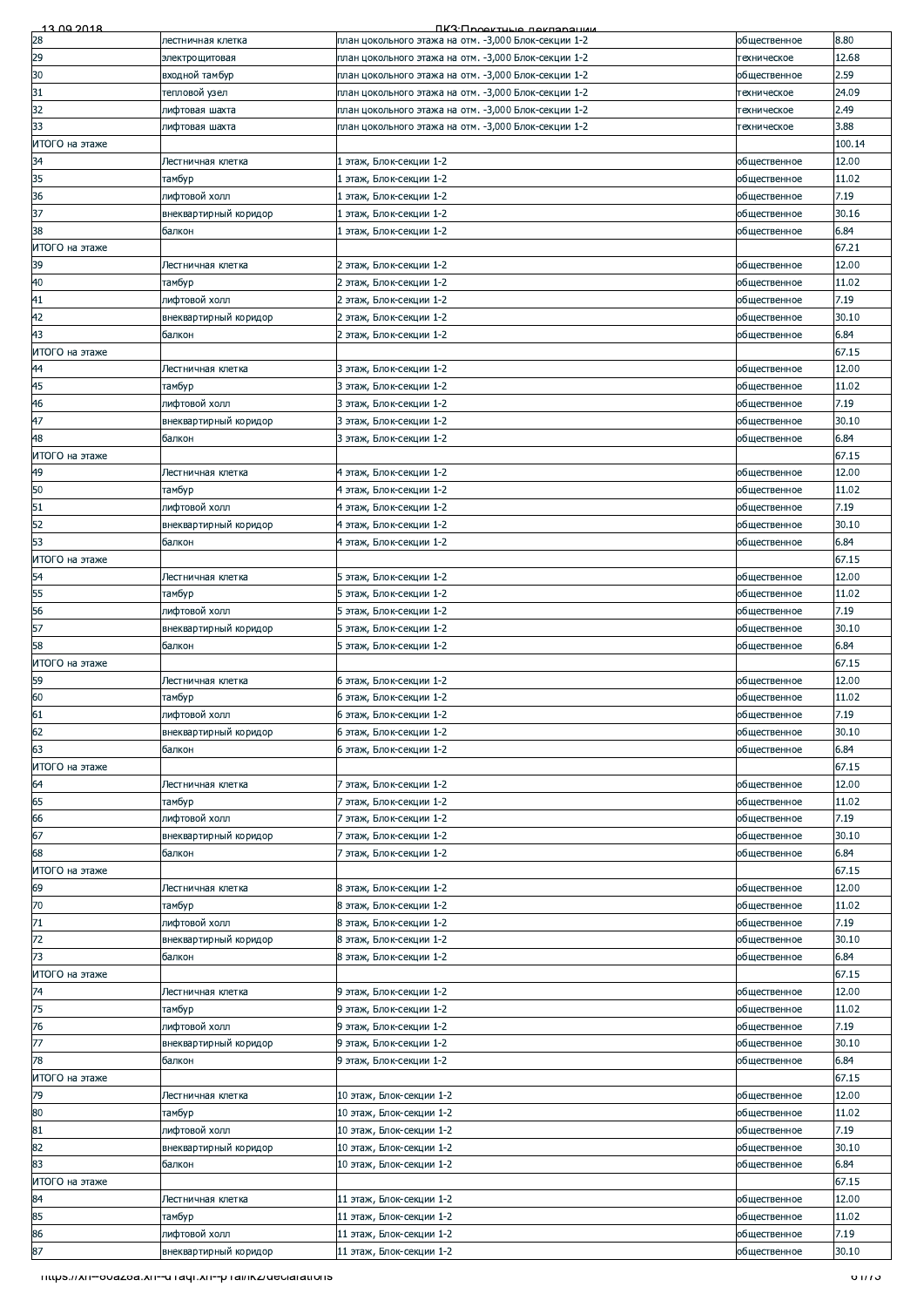| | | | | |
|---|---|---|---|---|
| 28 | лестничная клетка | план цокольного этажа на отм. -3,000 Блок-секции 1-2 | общественное | 8.80 |
| 29 | электрощитовая | план цокольного этажа на отм. -3,000 Блок-секции 1-2 | техническое | 12.68 |
| 30 | входной тамбур | план цокольного этажа на отм. -3,000 Блок-секции 1-2 | общественное | 2.59 |
| 31 | тепловой узел | план цокольного этажа на отм. -3,000 Блок-секции 1-2 | техническое | 24.09 |
| 32 | лифтовая шахта | план цокольного этажа на отм. -3,000 Блок-секции 1-2 | техническое | 2.49 |
| 33 | лифтовая шахта | план цокольного этажа на отм. -3,000 Блок-секции 1-2 | техническое | 3.88 |
| ИТОГО на этаже | | | | 100.14 |
| 34 | Лестничная клетка | 1 этаж, Блок-секции 1-2 | общественное | 12.00 |
| 35 | тамбур | 1 этаж, Блок-секции 1-2 | общественное | 11.02 |
| 36 | лифтовой холл | 1 этаж, Блок-секции 1-2 | общественное | 7.19 |
| 37 | внеквартирный коридор | 1 этаж, Блок-секции 1-2 | общественное | 30.16 |
| 38 | балкон | 1 этаж, Блок-секции 1-2 | общественное | 6.84 |
| ИТОГО на этаже | | | | 67.21 |
| 39 | Лестничная клетка | 2 этаж, Блок-секции 1-2 | общественное | 12.00 |
| 40 | тамбур | 2 этаж, Блок-секции 1-2 | общественное | 11.02 |
| 41 | лифтовой холл | 2 этаж, Блок-секции 1-2 | общественное | 7.19 |
| 42 | внеквартирный коридор | 2 этаж, Блок-секции 1-2 | общественное | 30.10 |
| 43 | балкон | 2 этаж, Блок-секции 1-2 | общественное | 6.84 |
| ИТОГО на этаже | | | | 67.15 |
| 44 | Лестничная клетка | 3 этаж, Блок-секции 1-2 | общественное | 12.00 |
| 45 | тамбур | 3 этаж, Блок-секции 1-2 | общественное | 11.02 |
| 46 | лифтовой холл | 3 этаж, Блок-секции 1-2 | общественное | 7.19 |
| 47 | внеквартирный коридор | 3 этаж, Блок-секции 1-2 | общественное | 30.10 |
| 48 | балкон | 3 этаж, Блок-секции 1-2 | общественное | 6.84 |
| ИТОГО на этаже | | | | 67.15 |
| 49 | Лестничная клетка | 4 этаж, Блок-секции 1-2 | общественное | 12.00 |
| 50 | тамбур | 4 этаж, Блок-секции 1-2 | общественное | 11.02 |
| 51 | лифтовой холл | 4 этаж, Блок-секции 1-2 | общественное | 7.19 |
| 52 | внеквартирный коридор | 4 этаж, Блок-секции 1-2 | общественное | 30.10 |
| 53 | балкон | 4 этаж, Блок-секции 1-2 | общественное | 6.84 |
| ИТОГО на этаже | | | | 67.15 |
| 54 | Лестничная клетка | 5 этаж, Блок-секции 1-2 | общественное | 12.00 |
| 55 | тамбур | 5 этаж, Блок-секции 1-2 | общественное | 11.02 |
| 56 | лифтовой холл | 5 этаж, Блок-секции 1-2 | общественное | 7.19 |
| 57 | внеквартирный коридор | 5 этаж, Блок-секции 1-2 | общественное | 30.10 |
| 58 | балкон | 5 этаж, Блок-секции 1-2 | общественное | 6.84 |
| ИТОГО на этаже | | | | 67.15 |
| 59 | Лестничная клетка | 6 этаж, Блок-секции 1-2 | общественное | 12.00 |
| 60 | тамбур | 6 этаж, Блок-секции 1-2 | общественное | 11.02 |
| 61 | лифтовой холл | 6 этаж, Блок-секции 1-2 | общественное | 7.19 |
| 62 | внеквартирный коридор | 6 этаж, Блок-секции 1-2 | общественное | 30.10 |
| 63 | балкон | 6 этаж, Блок-секции 1-2 | общественное | 6.84 |
| ИТОГО на этаже | | | | 67.15 |
| 64 | Лестничная клетка | 7 этаж, Блок-секции 1-2 | общественное | 12.00 |
| 65 | тамбур | 7 этаж, Блок-секции 1-2 | общественное | 11.02 |
| 66 | лифтовой холл | 7 этаж, Блок-секции 1-2 | общественное | 7.19 |
| 67 | внеквартирный коридор | 7 этаж, Блок-секции 1-2 | общественное | 30.10 |
| 68 | балкон | 7 этаж, Блок-секции 1-2 | общественное | 6.84 |
| ИТОГО на этаже | | | | 67.15 |
| 69 | Лестничная клетка | 8 этаж, Блок-секции 1-2 | общественное | 12.00 |
| 70 | тамбур | 8 этаж, Блок-секции 1-2 | общественное | 11.02 |
| 71 | лифтовой холл | 8 этаж, Блок-секции 1-2 | общественное | 7.19 |
| 72 | внеквартирный коридор | 8 этаж, Блок-секции 1-2 | общественное | 30.10 |
| 73 | балкон | 8 этаж, Блок-секции 1-2 | общественное | 6.84 |
| ИТОГО на этаже | | | | 67.15 |
| 74 | Лестничная клетка | 9 этаж, Блок-секции 1-2 | общественное | 12.00 |
| 75 | тамбур | 9 этаж, Блок-секции 1-2 | общественное | 11.02 |
| 76 | лифтовой холл | 9 этаж, Блок-секции 1-2 | общественное | 7.19 |
| 77 | внеквартирный коридор | 9 этаж, Блок-секции 1-2 | общественное | 30.10 |
| 78 | балкон | 9 этаж, Блок-секции 1-2 | общественное | 6.84 |
| ИТОГО на этаже | | | | 67.15 |
| 79 | Лестничная клетка | 10 этаж, Блок-секции 1-2 | общественное | 12.00 |
| 80 | тамбур | 10 этаж, Блок-секции 1-2 | общественное | 11.02 |
| 81 | лифтовой холл | 10 этаж, Блок-секции 1-2 | общественное | 7.19 |
| 82 | внеквартирный коридор | 10 этаж, Блок-секции 1-2 | общественное | 30.10 |
| 83 | балкон | 10 этаж, Блок-секции 1-2 | общественное | 6.84 |
| ИТОГО на этаже | | | | 67.15 |
| 84 | Лестничная клетка | 11 этаж, Блок-секции 1-2 | общественное | 12.00 |
| 85 | тамбур | 11 этаж, Блок-секции 1-2 | общественное | 11.02 |
| 86 | лифтовой холл | 11 этаж, Блок-секции 1-2 | общественное | 7.19 |
| 87 | внеквартирный коридор | 11 этаж, Блок-секции 1-2 | общественное | 30.10 |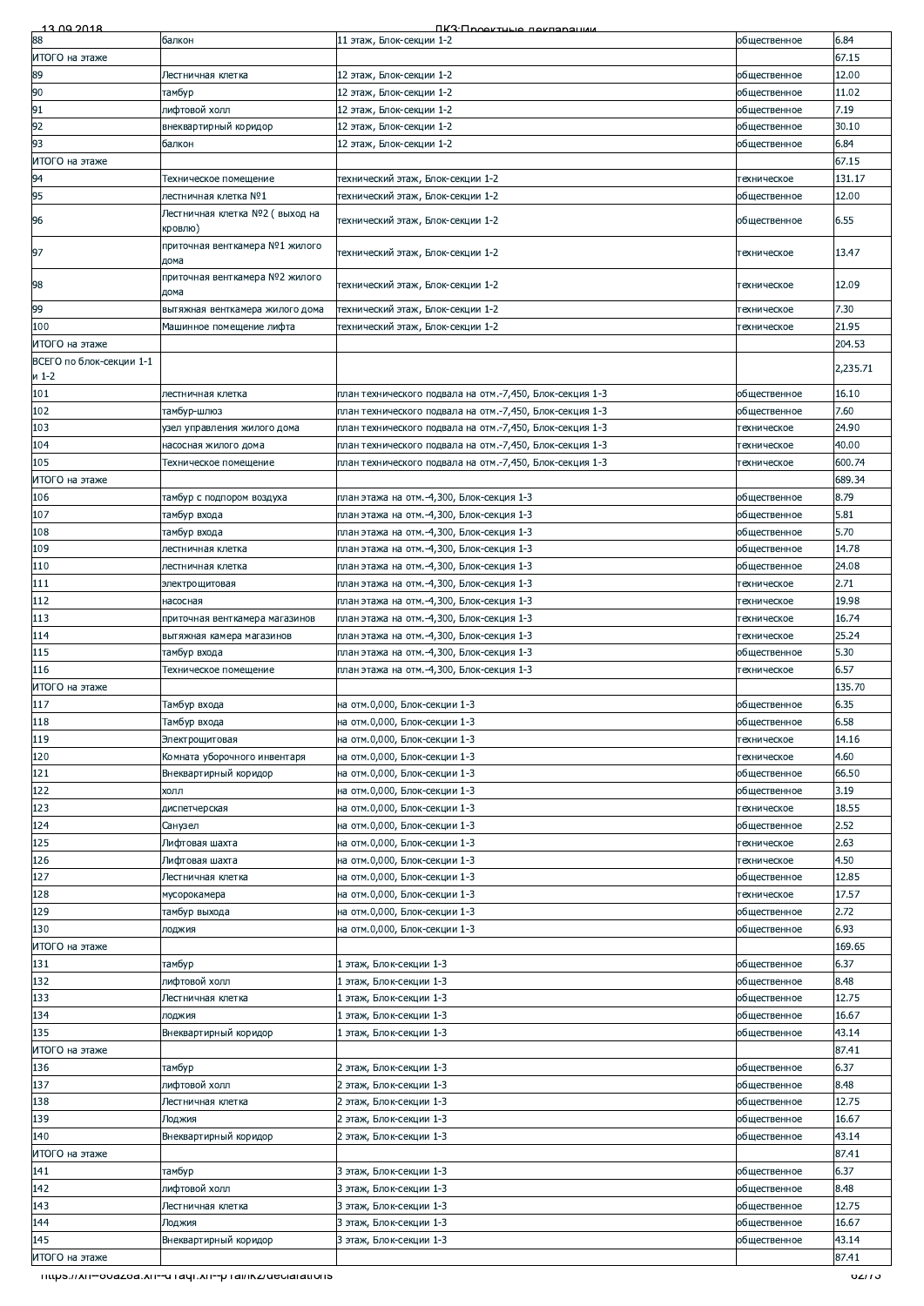| | | | | |
|---|---|---|---|---|
| 88 | балкон | 11 этаж, Блок-секции 1-2 | общественное | 6.84 |
| ИТОГО на этаже | | | | 67.15 |
| 89 | Лестничная клетка | 12 этаж, Блок-секции 1-2 | общественное | 12.00 |
| 90 | тамбур | 12 этаж, Блок-секции 1-2 | общественное | 11.02 |
| 91 | лифтовой холл | 12 этаж, Блок-секции 1-2 | общественное | 7.19 |
| 92 | внеквартирный коридор | 12 этаж, Блок-секции 1-2 | общественное | 30.10 |
| 93 | балкон | 12 этаж, Блок-секции 1-2 | общественное | 6.84 |
| ИТОГО на этаже | | | | 67.15 |
| 94 | Техническое помещение | технический этаж, Блок-секции 1-2 | техническое | 131.17 |
| 95 | лестничная клетка №1 | технический этаж, Блок-секции 1-2 | общественное | 12.00 |
| 96 | Лестничная клетка №2 ( выход на кровлю) | технический этаж, Блок-секции 1-2 | общественное | 6.55 |
| 97 | приточная венткамера №1 жилого дома | технический этаж, Блок-секции 1-2 | техническое | 13.47 |
| 98 | приточная венткамера №2 жилого дома | технический этаж, Блок-секции 1-2 | техническое | 12.09 |
| 99 | вытяжная венткамера жилого дома | технический этаж, Блок-секции 1-2 | техническое | 7.30 |
| 100 | Машинное помещение лифта | технический этаж, Блок-секции 1-2 | техническое | 21.95 |
| ИТОГО на этаже | | | | 204.53 |
| ВСЕГО по блок-секции 1-1 и 1-2 | | | | 2,235.71 |
| 101 | лестничная клетка | план технического подвала на отм.-7,450, Блок-секция 1-3 | общественное | 16.10 |
| 102 | тамбур-шлюз | план технического подвала на отм.-7,450, Блок-секция 1-3 | общественное | 7.60 |
| 103 | узел управления жилого дома | план технического подвала на отм.-7,450, Блок-секция 1-3 | техническое | 24.90 |
| 104 | насосная жилого дома | план технического подвала на отм.-7,450, Блок-секция 1-3 | техническое | 40.00 |
| 105 | Техническое помещение | план технического подвала на отм.-7,450, Блок-секция 1-3 | техническое | 600.74 |
| ИТОГО на этаже | | | | 689.34 |
| 106 | тамбур с подпором воздуха | план этажа на отм.-4,300, Блок-секция 1-3 | общественное | 8.79 |
| 107 | тамбур входа | план этажа на отм.-4,300, Блок-секция 1-3 | общественное | 5.81 |
| 108 | тамбур входа | план этажа на отм.-4,300, Блок-секция 1-3 | общественное | 5.70 |
| 109 | лестничная клетка | план этажа на отм.-4,300, Блок-секция 1-3 | общественное | 14.78 |
| 110 | лестничная клетка | план этажа на отм.-4,300, Блок-секция 1-3 | общественное | 24.08 |
| 111 | электрощитовая | план этажа на отм.-4,300, Блок-секция 1-3 | техническое | 2.71 |
| 112 | насосная | план этажа на отм.-4,300, Блок-секция 1-3 | техническое | 19.98 |
| 113 | приточная венткамера магазинов | план этажа на отм.-4,300, Блок-секция 1-3 | техническое | 16.74 |
| 114 | вытяжная камера магазинов | план этажа на отм.-4,300, Блок-секция 1-3 | техническое | 25.24 |
| 115 | тамбур входа | план этажа на отм.-4,300, Блок-секция 1-3 | общественное | 5.30 |
| 116 | Техническое помещение | план этажа на отм.-4,300, Блок-секция 1-3 | техническое | 6.57 |
| ИТОГО на этаже | | | | 135.70 |
| 117 | Тамбур входа | на отм.0,000, Блок-секции 1-3 | общественное | 6.35 |
| 118 | Тамбур входа | на отм.0,000, Блок-секции 1-3 | общественное | 6.58 |
| 119 | Электрощитовая | на отм.0,000, Блок-секции 1-3 | техническое | 14.16 |
| 120 | Комната уборочного инвентаря | на отм.0,000, Блок-секции 1-3 | техническое | 4.60 |
| 121 | Внеквартирный коридор | на отм.0,000, Блок-секции 1-3 | общественное | 66.50 |
| 122 | холл | на отм.0,000, Блок-секции 1-3 | общественное | 3.19 |
| 123 | диспетчерская | на отм.0,000, Блок-секции 1-3 | техническое | 18.55 |
| 124 | Санузел | на отм.0,000, Блок-секции 1-3 | общественное | 2.52 |
| 125 | Лифтовая шахта | на отм.0,000, Блок-секции 1-3 | техническое | 2.63 |
| 126 | Лифтовая шахта | на отм.0,000, Блок-секции 1-3 | техническое | 4.50 |
| 127 | Лестничная клетка | на отм.0,000, Блок-секции 1-3 | общественное | 12.85 |
| 128 | мусорокамера | на отм.0,000, Блок-секции 1-3 | техническое | 17.57 |
| 129 | тамбур выхода | на отм.0,000, Блок-секции 1-3 | общественное | 2.72 |
| 130 | лоджия | на отм.0,000, Блок-секции 1-3 | общественное | 6.93 |
| ИТОГО на этаже | | | | 169.65 |
| 131 | тамбур | 1 этаж, Блок-секции 1-3 | общественное | 6.37 |
| 132 | лифтовой холл | 1 этаж, Блок-секции 1-3 | общественное | 8.48 |
| 133 | Лестничная клетка | 1 этаж, Блок-секции 1-3 | общественное | 12.75 |
| 134 | лоджия | 1 этаж, Блок-секции 1-3 | общественное | 16.67 |
| 135 | Внеквартирный коридор | 1 этаж, Блок-секции 1-3 | общественное | 43.14 |
| ИТОГО на этаже | | | | 87.41 |
| 136 | тамбур | 2 этаж, Блок-секции 1-3 | общественное | 6.37 |
| 137 | лифтовой холл | 2 этаж, Блок-секции 1-3 | общественное | 8.48 |
| 138 | Лестничная клетка | 2 этаж, Блок-секции 1-3 | общественное | 12.75 |
| 139 | Лоджия | 2 этаж, Блок-секции 1-3 | общественное | 16.67 |
| 140 | Внеквартирный коридор | 2 этаж, Блок-секции 1-3 | общественное | 43.14 |
| ИТОГО на этаже | | | | 87.41 |
| 141 | тамбур | 3 этаж, Блок-секции 1-3 | общественное | 6.37 |
| 142 | лифтовой холл | 3 этаж, Блок-секции 1-3 | общественное | 8.48 |
| 143 | Лестничная клетка | 3 этаж, Блок-секции 1-3 | общественное | 12.75 |
| 144 | Лоджия | 3 этаж, Блок-секции 1-3 | общественное | 16.67 |
| 145 | Внеквартирный коридор | 3 этаж, Блок-секции 1-3 | общественное | 43.14 |
| ИТОГО на этаже | | | | 87.41 |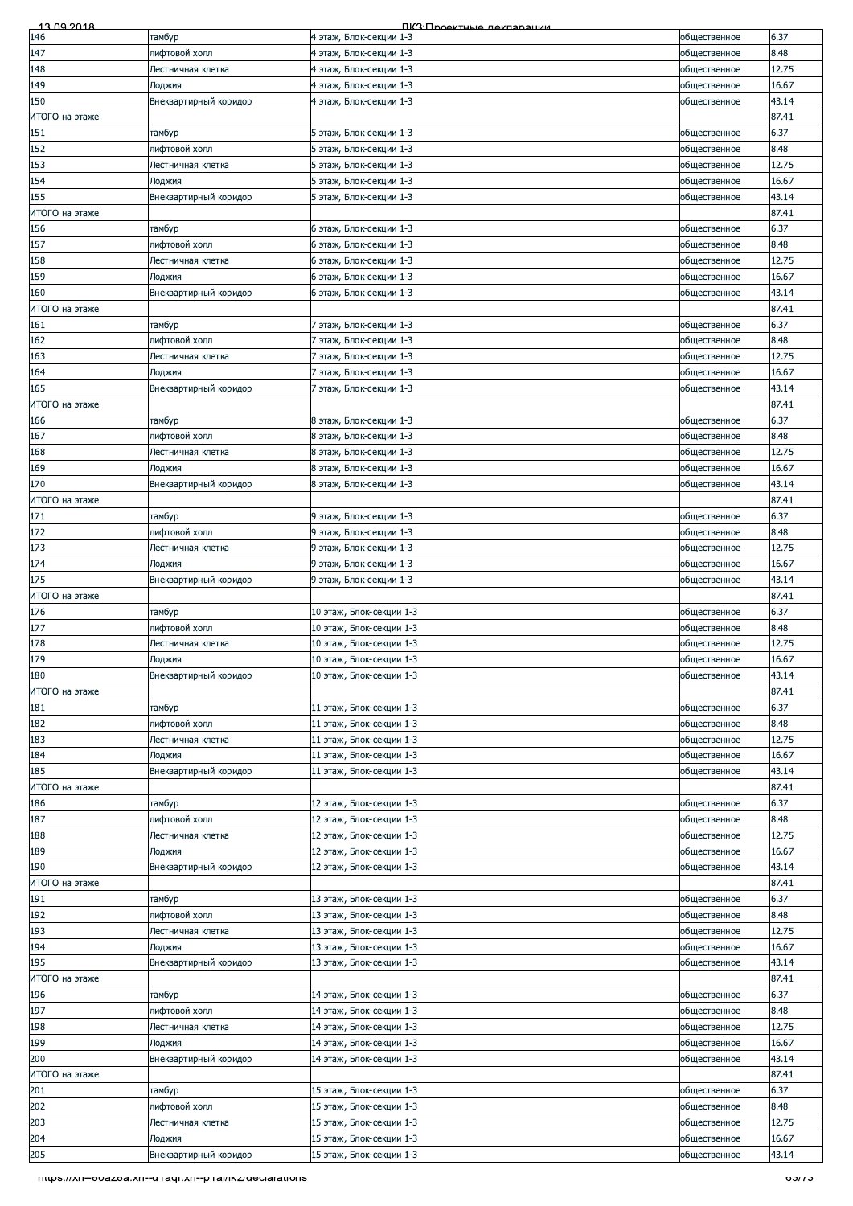| | | | | |
|---|---|---|---|---|
| 146 | тамбур | 4 этаж, Блок-секции 1-3 | общественное | 6.37 |
| 147 | лифтовой холл | 4 этаж, Блок-секции 1-3 | общественное | 8.48 |
| 148 | Лестничная клетка | 4 этаж, Блок-секции 1-3 | общественное | 12.75 |
| 149 | Лоджия | 4 этаж, Блок-секции 1-3 | общественное | 16.67 |
| 150 | Внеквартирный коридор | 4 этаж, Блок-секции 1-3 | общественное | 43.14 |
| ИТОГО на этаже | | | | 87.41 |
| 151 | тамбур | 5 этаж, Блок-секции 1-3 | общественное | 6.37 |
| 152 | лифтовой холл | 5 этаж, Блок-секции 1-3 | общественное | 8.48 |
| 153 | Лестничная клетка | 5 этаж, Блок-секции 1-3 | общественное | 12.75 |
| 154 | Лоджия | 5 этаж, Блок-секции 1-3 | общественное | 16.67 |
| 155 | Внеквартирный коридор | 5 этаж, Блок-секции 1-3 | общественное | 43.14 |
| ИТОГО на этаже | | | | 87.41 |
| 156 | тамбур | 6 этаж, Блок-секции 1-3 | общественное | 6.37 |
| 157 | лифтовой холл | 6 этаж, Блок-секции 1-3 | общественное | 8.48 |
| 158 | Лестничная клетка | 6 этаж, Блок-секции 1-3 | общественное | 12.75 |
| 159 | Лоджия | 6 этаж, Блок-секции 1-3 | общественное | 16.67 |
| 160 | Внеквартирный коридор | 6 этаж, Блок-секции 1-3 | общественное | 43.14 |
| ИТОГО на этаже | | | | 87.41 |
| 161 | тамбур | 7 этаж, Блок-секции 1-3 | общественное | 6.37 |
| 162 | лифтовой холл | 7 этаж, Блок-секции 1-3 | общественное | 8.48 |
| 163 | Лестничная клетка | 7 этаж, Блок-секции 1-3 | общественное | 12.75 |
| 164 | Лоджия | 7 этаж, Блок-секции 1-3 | общественное | 16.67 |
| 165 | Внеквартирный коридор | 7 этаж, Блок-секции 1-3 | общественное | 43.14 |
| ИТОГО на этаже | | | | 87.41 |
| 166 | тамбур | 8 этаж, Блок-секции 1-3 | общественное | 6.37 |
| 167 | лифтовой холл | 8 этаж, Блок-секции 1-3 | общественное | 8.48 |
| 168 | Лестничная клетка | 8 этаж, Блок-секции 1-3 | общественное | 12.75 |
| 169 | Лоджия | 8 этаж, Блок-секции 1-3 | общественное | 16.67 |
| 170 | Внеквартирный коридор | 8 этаж, Блок-секции 1-3 | общественное | 43.14 |
| ИТОГО на этаже | | | | 87.41 |
| 171 | тамбур | 9 этаж, Блок-секции 1-3 | общественное | 6.37 |
| 172 | лифтовой холл | 9 этаж, Блок-секции 1-3 | общественное | 8.48 |
| 173 | Лестничная клетка | 9 этаж, Блок-секции 1-3 | общественное | 12.75 |
| 174 | Лоджия | 9 этаж, Блок-секции 1-3 | общественное | 16.67 |
| 175 | Внеквартирный коридор | 9 этаж, Блок-секции 1-3 | общественное | 43.14 |
| ИТОГО на этаже | | | | 87.41 |
| 176 | тамбур | 10 этаж, Блок-секции 1-3 | общественное | 6.37 |
| 177 | лифтовой холл | 10 этаж, Блок-секции 1-3 | общественное | 8.48 |
| 178 | Лестничная клетка | 10 этаж, Блок-секции 1-3 | общественное | 12.75 |
| 179 | Лоджия | 10 этаж, Блок-секции 1-3 | общественное | 16.67 |
| 180 | Внеквартирный коридор | 10 этаж, Блок-секции 1-3 | общественное | 43.14 |
| ИТОГО на этаже | | | | 87.41 |
| 181 | тамбур | 11 этаж, Блок-секции 1-3 | общественное | 6.37 |
| 182 | лифтовой холл | 11 этаж, Блок-секции 1-3 | общественное | 8.48 |
| 183 | Лестничная клетка | 11 этаж, Блок-секции 1-3 | общественное | 12.75 |
| 184 | Лоджия | 11 этаж, Блок-секции 1-3 | общественное | 16.67 |
| 185 | Внеквартирный коридор | 11 этаж, Блок-секции 1-3 | общественное | 43.14 |
| ИТОГО на этаже | | | | 87.41 |
| 186 | тамбур | 12 этаж, Блок-секции 1-3 | общественное | 6.37 |
| 187 | лифтовой холл | 12 этаж, Блок-секции 1-3 | общественное | 8.48 |
| 188 | Лестничная клетка | 12 этаж, Блок-секции 1-3 | общественное | 12.75 |
| 189 | Лоджия | 12 этаж, Блок-секции 1-3 | общественное | 16.67 |
| 190 | Внеквартирный коридор | 12 этаж, Блок-секции 1-3 | общественное | 43.14 |
| ИТОГО на этаже | | | | 87.41 |
| 191 | тамбур | 13 этаж, Блок-секции 1-3 | общественное | 6.37 |
| 192 | лифтовой холл | 13 этаж, Блок-секции 1-3 | общественное | 8.48 |
| 193 | Лестничная клетка | 13 этаж, Блок-секции 1-3 | общественное | 12.75 |
| 194 | Лоджия | 13 этаж, Блок-секции 1-3 | общественное | 16.67 |
| 195 | Внеквартирный коридор | 13 этаж, Блок-секции 1-3 | общественное | 43.14 |
| ИТОГО на этаже | | | | 87.41 |
| 196 | тамбур | 14 этаж, Блок-секции 1-3 | общественное | 6.37 |
| 197 | лифтовой холл | 14 этаж, Блок-секции 1-3 | общественное | 8.48 |
| 198 | Лестничная клетка | 14 этаж, Блок-секции 1-3 | общественное | 12.75 |
| 199 | Лоджия | 14 этаж, Блок-секции 1-3 | общественное | 16.67 |
| 200 | Внеквартирный коридор | 14 этаж, Блок-секции 1-3 | общественное | 43.14 |
| ИТОГО на этаже | | | | 87.41 |
| 201 | тамбур | 15 этаж, Блок-секции 1-3 | общественное | 6.37 |
| 202 | лифтовой холл | 15 этаж, Блок-секции 1-3 | общественное | 8.48 |
| 203 | Лестничная клетка | 15 этаж, Блок-секции 1-3 | общественное | 12.75 |
| 204 | Лоджия | 15 этаж, Блок-секции 1-3 | общественное | 16.67 |
| 205 | Внеквартирный коридор | 15 этаж, Блок-секции 1-3 | общественное | 43.14 |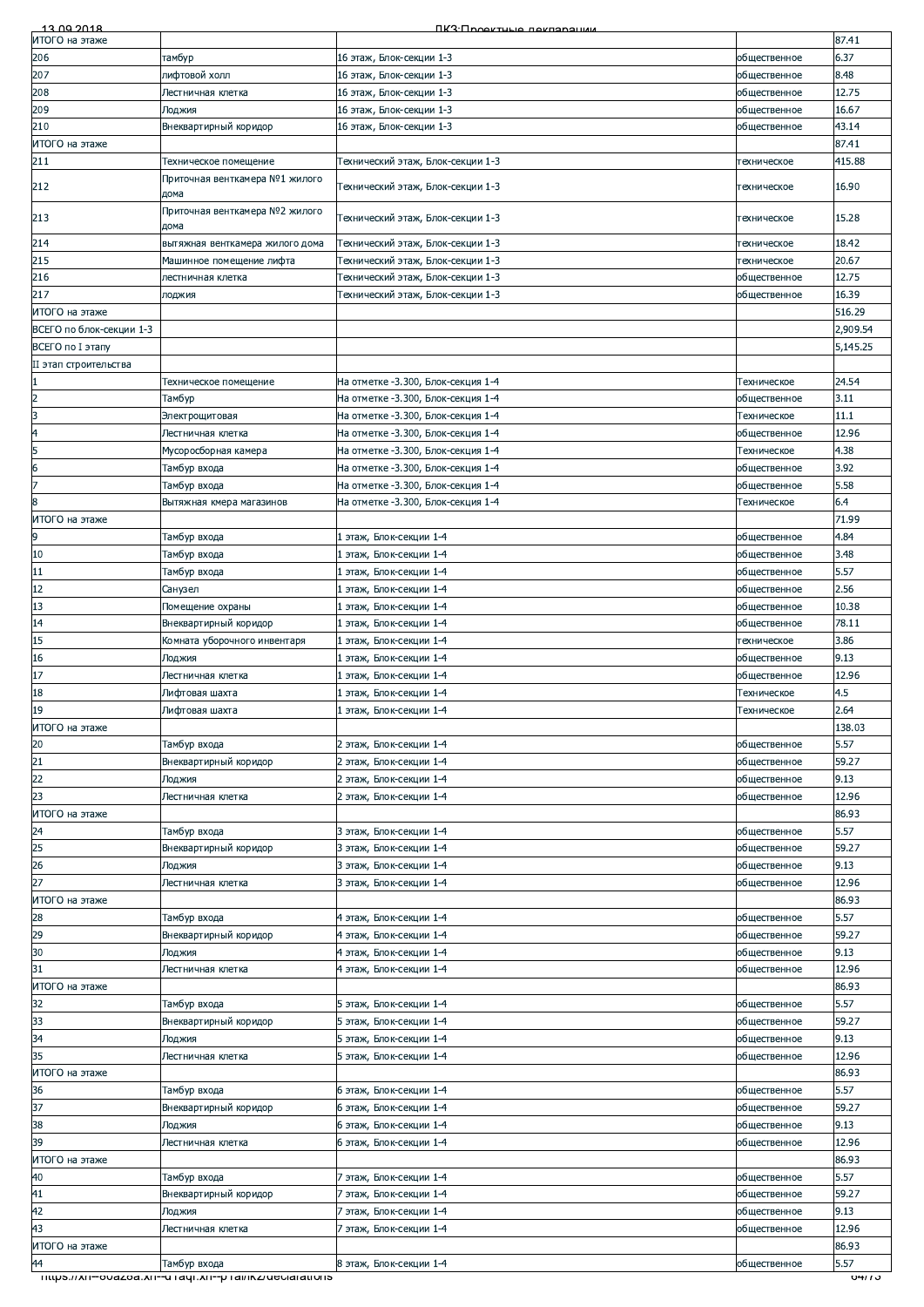| | | | | |
|---|---|---|---|---|
| ИТОГО на этаже | | | | 87.41 |
| 206 | тамбур | 16 этаж, Блок-секции 1-3 | общественное | 6.37 |
| 207 | лифтовой холл | 16 этаж, Блок-секции 1-3 | общественное | 8.48 |
| 208 | Лестничная клетка | 16 этаж, Блок-секции 1-3 | общественное | 12.75 |
| 209 | Лоджия | 16 этаж, Блок-секции 1-3 | общественное | 16.67 |
| 210 | Внеквартирный коридор | 16 этаж, Блок-секции 1-3 | общественное | 43.14 |
| ИТОГО на этаже | | | | 87.41 |
| 211 | Техническое помещение | Технический этаж, Блок-секции 1-3 | техническое | 415.88 |
| 212 | Приточная венткамера №1 жилого дома | Технический этаж, Блок-секции 1-3 | техническое | 16.90 |
| 213 | Приточная венткамера №2 жилого дома | Технический этаж, Блок-секции 1-3 | техническое | 15.28 |
| 214 | вытяжная венткамера жилого дома | Технический этаж, Блок-секции 1-3 | техническое | 18.42 |
| 215 | Машинное помещение лифта | Технический этаж, Блок-секции 1-3 | техническое | 20.67 |
| 216 | лестничная клетка | Технический этаж, Блок-секции 1-3 | общественное | 12.75 |
| 217 | лоджия | Технический этаж, Блок-секции 1-3 | общественное | 16.39 |
| ИТОГО на этаже | | | | 516.29 |
| ВСЕГО по блок-секции 1-3 | | | | 2,909.54 |
| ВСЕГО по I этапу | | | | 5,145.25 |
| II этап строительства | | | | |
| 1 | Техническое помещение | На отметке -3.300, Блок-секция 1-4 | Техническое | 24.54 |
| 2 | Тамбур | На отметке -3.300, Блок-секция 1-4 | общественное | 3.11 |
| 3 | Электрощитовая | На отметке -3.300, Блок-секция 1-4 | Техническое | 11.1 |
| 4 | Лестничная клетка | На отметке -3.300, Блок-секция 1-4 | общественное | 12.96 |
| 5 | Мусоросборная камера | На отметке -3.300, Блок-секция 1-4 | Техническое | 4.38 |
| 6 | Тамбур входа | На отметке -3.300, Блок-секция 1-4 | общественное | 3.92 |
| 7 | Тамбур входа | На отметке -3.300, Блок-секция 1-4 | общественное | 5.58 |
| 8 | Вытяжная кмера магазинов | На отметке -3.300, Блок-секция 1-4 | Техническое | 6.4 |
| ИТОГО на этаже | | | | 71.99 |
| 9 | Тамбур входа | 1 этаж, Блок-секции 1-4 | общественное | 4.84 |
| 10 | Тамбур входа | 1 этаж, Блок-секции 1-4 | общественное | 3.48 |
| 11 | Тамбур входа | 1 этаж, Блок-секции 1-4 | общественное | 5.57 |
| 12 | Санузел | 1 этаж, Блок-секции 1-4 | общественное | 2.56 |
| 13 | Помещение охраны | 1 этаж, Блок-секции 1-4 | общественное | 10.38 |
| 14 | Внеквартирный коридор | 1 этаж, Блок-секции 1-4 | общественное | 78.11 |
| 15 | Комната уборочного инвентаря | 1 этаж, Блок-секции 1-4 | техническое | 3.86 |
| 16 | Лоджия | 1 этаж, Блок-секции 1-4 | общественное | 9.13 |
| 17 | Лестничная клетка | 1 этаж, Блок-секции 1-4 | общественное | 12.96 |
| 18 | Лифтовая шахта | 1 этаж, Блок-секции 1-4 | Техническое | 4.5 |
| 19 | Лифтовая шахта | 1 этаж, Блок-секции 1-4 | Техническое | 2.64 |
| ИТОГО на этаже | | | | 138.03 |
| 20 | Тамбур входа | 2 этаж, Блок-секции 1-4 | общественное | 5.57 |
| 21 | Внеквартирный коридор | 2 этаж, Блок-секции 1-4 | общественное | 59.27 |
| 22 | Лоджия | 2 этаж, Блок-секции 1-4 | общественное | 9.13 |
| 23 | Лестничная клетка | 2 этаж, Блок-секции 1-4 | общественное | 12.96 |
| ИТОГО на этаже | | | | 86.93 |
| 24 | Тамбур входа | 3 этаж, Блок-секции 1-4 | общественное | 5.57 |
| 25 | Внеквартирный коридор | 3 этаж, Блок-секции 1-4 | общественное | 59.27 |
| 26 | Лоджия | 3 этаж, Блок-секции 1-4 | общественное | 9.13 |
| 27 | Лестничная клетка | 3 этаж, Блок-секции 1-4 | общественное | 12.96 |
| ИТОГО на этаже | | | | 86.93 |
| 28 | Тамбур входа | 4 этаж, Блок-секции 1-4 | общественное | 5.57 |
| 29 | Внеквартирный коридор | 4 этаж, Блок-секции 1-4 | общественное | 59.27 |
| 30 | Лоджия | 4 этаж, Блок-секции 1-4 | общественное | 9.13 |
| 31 | Лестничная клетка | 4 этаж, Блок-секции 1-4 | общественное | 12.96 |
| ИТОГО на этаже | | | | 86.93 |
| 32 | Тамбур входа | 5 этаж, Блок-секции 1-4 | общественное | 5.57 |
| 33 | Внеквартирный коридор | 5 этаж, Блок-секции 1-4 | общественное | 59.27 |
| 34 | Лоджия | 5 этаж, Блок-секции 1-4 | общественное | 9.13 |
| 35 | Лестничная клетка | 5 этаж, Блок-секции 1-4 | общественное | 12.96 |
| ИТОГО на этаже | | | | 86.93 |
| 36 | Тамбур входа | 6 этаж, Блок-секции 1-4 | общественное | 5.57 |
| 37 | Внеквартирный коридор | 6 этаж, Блок-секции 1-4 | общественное | 59.27 |
| 38 | Лоджия | 6 этаж, Блок-секции 1-4 | общественное | 9.13 |
| 39 | Лестничная клетка | 6 этаж, Блок-секции 1-4 | общественное | 12.96 |
| ИТОГО на этаже | | | | 86.93 |
| 40 | Тамбур входа | 7 этаж, Блок-секции 1-4 | общественное | 5.57 |
| 41 | Внеквартирный коридор | 7 этаж, Блок-секции 1-4 | общественное | 59.27 |
| 42 | Лоджия | 7 этаж, Блок-секции 1-4 | общественное | 9.13 |
| 43 | Лестничная клетка | 7 этаж, Блок-секции 1-4 | общественное | 12.96 |
| ИТОГО на этаже | | | | 86.93 |
| 44 | Тамбур входа | 8 этаж, Блок-секции 1-4 | общественное | 5.57 |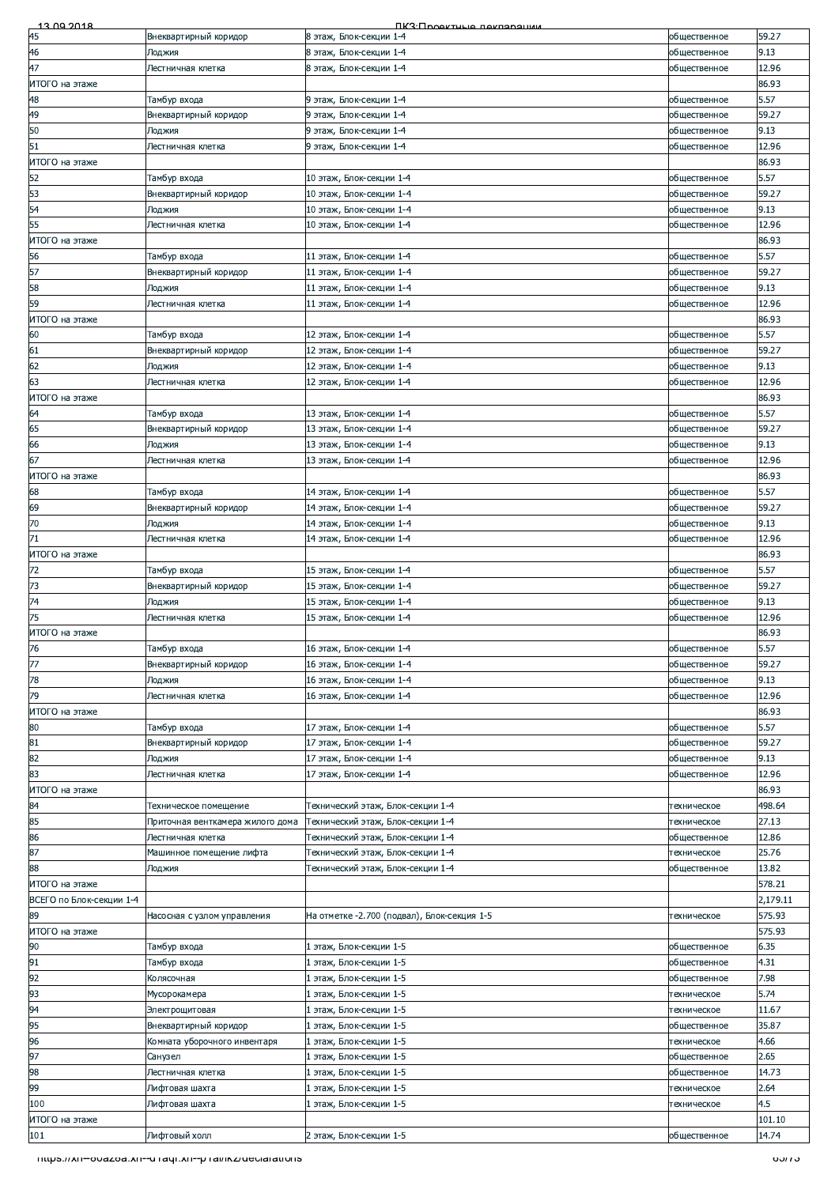| 45 | Внеквартирный коридор | 8 этаж, Блок-секции 1-4 | общественное | 59.27 |
|---|---|---|---|---|
| 46 | Лоджия | 8 этаж, Блок-секции 1-4 | общественное | 9.13 |
| 47 | Лестничная клетка | 8 этаж, Блок-секции 1-4 | общественное | 12.96 |
| ИТОГО на этаже | | | | 86.93 |
| 48 | Тамбур входа | 9 этаж, Блок-секции 1-4 | общественное | 5.57 |
| 49 | Внеквартирный коридор | 9 этаж, Блок-секции 1-4 | общественное | 59.27 |
| 50 | Лоджия | 9 этаж, Блок-секции 1-4 | общественное | 9.13 |
| 51 | Лестничная клетка | 9 этаж, Блок-секции 1-4 | общественное | 12.96 |
| ИТОГО на этаже | | | | 86.93 |
| 52 | Тамбур входа | 10 этаж, Блок-секции 1-4 | общественное | 5.57 |
| 53 | Внеквартирный коридор | 10 этаж, Блок-секции 1-4 | общественное | 59.27 |
| 54 | Лоджия | 10 этаж, Блок-секции 1-4 | общественное | 9.13 |
| 55 | Лестничная клетка | 10 этаж, Блок-секции 1-4 | общественное | 12.96 |
| ИТОГО на этаже | | | | 86.93 |
| 56 | Тамбур входа | 11 этаж, Блок-секции 1-4 | общественное | 5.57 |
| 57 | Внеквартирный коридор | 11 этаж, Блок-секции 1-4 | общественное | 59.27 |
| 58 | Лоджия | 11 этаж, Блок-секции 1-4 | общественное | 9.13 |
| 59 | Лестничная клетка | 11 этаж, Блок-секции 1-4 | общественное | 12.96 |
| ИТОГО на этаже | | | | 86.93 |
| 60 | Тамбур входа | 12 этаж, Блок-секции 1-4 | общественное | 5.57 |
| 61 | Внеквартирный коридор | 12 этаж, Блок-секции 1-4 | общественное | 59.27 |
| 62 | Лоджия | 12 этаж, Блок-секции 1-4 | общественное | 9.13 |
| 63 | Лестничная клетка | 12 этаж, Блок-секции 1-4 | общественное | 12.96 |
| ИТОГО на этаже | | | | 86.93 |
| 64 | Тамбур входа | 13 этаж, Блок-секции 1-4 | общественное | 5.57 |
| 65 | Внеквартирный коридор | 13 этаж, Блок-секции 1-4 | общественное | 59.27 |
| 66 | Лоджия | 13 этаж, Блок-секции 1-4 | общественное | 9.13 |
| 67 | Лестничная клетка | 13 этаж, Блок-секции 1-4 | общественное | 12.96 |
| ИТОГО на этаже | | | | 86.93 |
| 68 | Тамбур входа | 14 этаж, Блок-секции 1-4 | общественное | 5.57 |
| 69 | Внеквартирный коридор | 14 этаж, Блок-секции 1-4 | общественное | 59.27 |
| 70 | Лоджия | 14 этаж, Блок-секции 1-4 | общественное | 9.13 |
| 71 | Лестничная клетка | 14 этаж, Блок-секции 1-4 | общественное | 12.96 |
| ИТОГО на этаже | | | | 86.93 |
| 72 | Тамбур входа | 15 этаж, Блок-секции 1-4 | общественное | 5.57 |
| 73 | Внеквартирный коридор | 15 этаж, Блок-секции 1-4 | общественное | 59.27 |
| 74 | Лоджия | 15 этаж, Блок-секции 1-4 | общественное | 9.13 |
| 75 | Лестничная клетка | 15 этаж, Блок-секции 1-4 | общественное | 12.96 |
| ИТОГО на этаже | | | | 86.93 |
| 76 | Тамбур входа | 16 этаж, Блок-секции 1-4 | общественное | 5.57 |
| 77 | Внеквартирный коридор | 16 этаж, Блок-секции 1-4 | общественное | 59.27 |
| 78 | Лоджия | 16 этаж, Блок-секции 1-4 | общественное | 9.13 |
| 79 | Лестничная клетка | 16 этаж, Блок-секции 1-4 | общественное | 12.96 |
| ИТОГО на этаже | | | | 86.93 |
| 80 | Тамбур входа | 17 этаж, Блок-секции 1-4 | общественное | 5.57 |
| 81 | Внеквартирный коридор | 17 этаж, Блок-секции 1-4 | общественное | 59.27 |
| 82 | Лоджия | 17 этаж, Блок-секции 1-4 | общественное | 9.13 |
| 83 | Лестничная клетка | 17 этаж, Блок-секции 1-4 | общественное | 12.96 |
| ИТОГО на этаже | | | | 86.93 |
| 84 | Техническое помещение | Технический этаж, Блок-секции 1-4 | техническое | 498.64 |
| 85 | Приточная венткамера жилого дома | Технический этаж, Блок-секции 1-4 | техническое | 27.13 |
| 86 | Лестничная клетка | Технический этаж, Блок-секции 1-4 | общественное | 12.86 |
| 87 | Машинное помещение лифта | Технический этаж, Блок-секции 1-4 | техническое | 25.76 |
| 88 | Лоджия | Технический этаж, Блок-секции 1-4 | общественное | 13.82 |
| ИТОГО на этаже | | | | 578.21 |
| ВСЕГО по Блок-секции 1-4 | | | | 2,179.11 |
| 89 | Насосная с узлом управления | На отметке -2.700 (подвал), Блок-секция 1-5 | техническое | 575.93 |
| ИТОГО на этаже | | | | 575.93 |
| 90 | Тамбур входа | 1 этаж, Блок-секции 1-5 | общественное | 6.35 |
| 91 | Тамбур входа | 1 этаж, Блок-секции 1-5 | общественное | 4.31 |
| 92 | Колясочная | 1 этаж, Блок-секции 1-5 | общественное | 7.98 |
| 93 | Мусорокамера | 1 этаж, Блок-секции 1-5 | техническое | 5.74 |
| 94 | Электрощитовая | 1 этаж, Блок-секции 1-5 | техническое | 11.67 |
| 95 | Внеквартирный коридор | 1 этаж, Блок-секции 1-5 | общественное | 35.87 |
| 96 | Комната уборочного инвентаря | 1 этаж, Блок-секции 1-5 | техническое | 4.66 |
| 97 | Санузел | 1 этаж, Блок-секции 1-5 | общественное | 2.65 |
| 98 | Лестничная клетка | 1 этаж, Блок-секции 1-5 | общественное | 14.73 |
| 99 | Лифтовая шахта | 1 этаж, Блок-секции 1-5 | техническое | 2.64 |
| 100 | Лифтовая шахта | 1 этаж, Блок-секции 1-5 | техническое | 4.5 |
| ИТОГО на этаже | | | | 101.10 |
| 101 | Лифтовый холл | 2 этаж, Блок-секции 1-5 | общественное | 14.74 |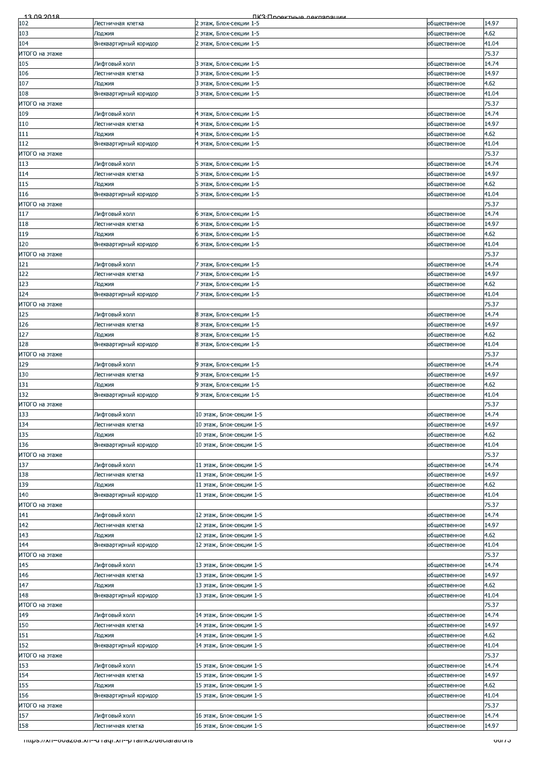| 102 | Лестничная клетка | 2 этаж, Блок-секции 1-5 | общественное | 14.97 |
|---|---|---|---|---|
| 103 | Лоджия | 2 этаж, Блок-секции 1-5 | общественное | 4.62 |
| 104 | Внеквартирный коридор | 2 этаж, Блок-секции 1-5 | общественное | 41.04 |
| ИТОГО на этаже | | | | 75.37 |
| 105 | Лифтовый холл | 3 этаж, Блок-секции 1-5 | общественное | 14.74 |
| 106 | Лестничная клетка | 3 этаж, Блок-секции 1-5 | общественное | 14.97 |
| 107 | Лоджия | 3 этаж, Блок-секции 1-5 | общественное | 4.62 |
| 108 | Внеквартирный коридор | 3 этаж, Блок-секции 1-5 | общественное | 41.04 |
| ИТОГО на этаже | | | | 75.37 |
| 109 | Лифтовый холл | 4 этаж, Блок-секции 1-5 | общественное | 14.74 |
| 110 | Лестничная клетка | 4 этаж, Блок-секции 1-5 | общественное | 14.97 |
| 111 | Лоджия | 4 этаж, Блок-секции 1-5 | общественное | 4.62 |
| 112 | Внеквартирный коридор | 4 этаж, Блок-секции 1-5 | общественное | 41.04 |
| ИТОГО на этаже | | | | 75.37 |
| 113 | Лифтовый холл | 5 этаж, Блок-секции 1-5 | общественное | 14.74 |
| 114 | Лестничная клетка | 5 этаж, Блок-секции 1-5 | общественное | 14.97 |
| 115 | Лоджия | 5 этаж, Блок-секции 1-5 | общественное | 4.62 |
| 116 | Внеквартирный коридор | 5 этаж, Блок-секции 1-5 | общественное | 41.04 |
| ИТОГО на этаже | | | | 75.37 |
| 117 | Лифтовый холл | 6 этаж, Блок-секции 1-5 | общественное | 14.74 |
| 118 | Лестничная клетка | 6 этаж, Блок-секции 1-5 | общественное | 14.97 |
| 119 | Лоджия | 6 этаж, Блок-секции 1-5 | общественное | 4.62 |
| 120 | Внеквартирный коридор | 6 этаж, Блок-секции 1-5 | общественное | 41.04 |
| ИТОГО на этаже | | | | 75.37 |
| 121 | Лифтовый холл | 7 этаж, Блок-секции 1-5 | общественное | 14.74 |
| 122 | Лестничная клетка | 7 этаж, Блок-секции 1-5 | общественное | 14.97 |
| 123 | Лоджия | 7 этаж, Блок-секции 1-5 | общественное | 4.62 |
| 124 | Внеквартирный коридор | 7 этаж, Блок-секции 1-5 | общественное | 41.04 |
| ИТОГО на этаже | | | | 75.37 |
| 125 | Лифтовый холл | 8 этаж, Блок-секции 1-5 | общественное | 14.74 |
| 126 | Лестничная клетка | 8 этаж, Блок-секции 1-5 | общественное | 14.97 |
| 127 | Лоджия | 8 этаж, Блок-секции 1-5 | общественное | 4.62 |
| 128 | Внеквартирный коридор | 8 этаж, Блок-секции 1-5 | общественное | 41.04 |
| ИТОГО на этаже | | | | 75.37 |
| 129 | Лифтовый холл | 9 этаж, Блок-секции 1-5 | общественное | 14.74 |
| 130 | Лестничная клетка | 9 этаж, Блок-секции 1-5 | общественное | 14.97 |
| 131 | Лоджия | 9 этаж, Блок-секции 1-5 | общественное | 4.62 |
| 132 | Внеквартирный коридор | 9 этаж, Блок-секции 1-5 | общественное | 41.04 |
| ИТОГО на этаже | | | | 75.37 |
| 133 | Лифтовый холл | 10 этаж, Блок-секции 1-5 | общественное | 14.74 |
| 134 | Лестничная клетка | 10 этаж, Блок-секции 1-5 | общественное | 14.97 |
| 135 | Лоджия | 10 этаж, Блок-секции 1-5 | общественное | 4.62 |
| 136 | Внеквартирный коридор | 10 этаж, Блок-секции 1-5 | общественное | 41.04 |
| ИТОГО на этаже | | | | 75.37 |
| 137 | Лифтовый холл | 11 этаж, Блок-секции 1-5 | общественное | 14.74 |
| 138 | Лестничная клетка | 11 этаж, Блок-секции 1-5 | общественное | 14.97 |
| 139 | Лоджия | 11 этаж, Блок-секции 1-5 | общественное | 4.62 |
| 140 | Внеквартирный коридор | 11 этаж, Блок-секции 1-5 | общественное | 41.04 |
| ИТОГО на этаже | | | | 75.37 |
| 141 | Лифтовый холл | 12 этаж, Блок-секции 1-5 | общественное | 14.74 |
| 142 | Лестничная клетка | 12 этаж, Блок-секции 1-5 | общественное | 14.97 |
| 143 | Лоджия | 12 этаж, Блок-секции 1-5 | общественное | 4.62 |
| 144 | Внеквартирный коридор | 12 этаж, Блок-секции 1-5 | общественное | 41.04 |
| ИТОГО на этаже | | | | 75.37 |
| 145 | Лифтовый холл | 13 этаж, Блок-секции 1-5 | общественное | 14.74 |
| 146 | Лестничная клетка | 13 этаж, Блок-секции 1-5 | общественное | 14.97 |
| 147 | Лоджия | 13 этаж, Блок-секции 1-5 | общественное | 4.62 |
| 148 | Внеквартирный коридор | 13 этаж, Блок-секции 1-5 | общественное | 41.04 |
| ИТОГО на этаже | | | | 75.37 |
| 149 | Лифтовый холл | 14 этаж, Блок-секции 1-5 | общественное | 14.74 |
| 150 | Лестничная клетка | 14 этаж, Блок-секции 1-5 | общественное | 14.97 |
| 151 | Лоджия | 14 этаж, Блок-секции 1-5 | общественное | 4.62 |
| 152 | Внеквартирный коридор | 14 этаж, Блок-секции 1-5 | общественное | 41.04 |
| ИТОГО на этаже | | | | 75.37 |
| 153 | Лифтовый холл | 15 этаж, Блок-секции 1-5 | общественное | 14.74 |
| 154 | Лестничная клетка | 15 этаж, Блок-секции 1-5 | общественное | 14.97 |
| 155 | Лоджия | 15 этаж, Блок-секции 1-5 | общественное | 4.62 |
| 156 | Внеквартирный коридор | 15 этаж, Блок-секции 1-5 | общественное | 41.04 |
| ИТОГО на этаже | | | | 75.37 |
| 157 | Лифтовый холл | 16 этаж, Блок-секции 1-5 | общественное | 14.74 |
| 158 | Лестничная клетка | 16 этаж, Блок-секции 1-5 | общественное | 14.97 |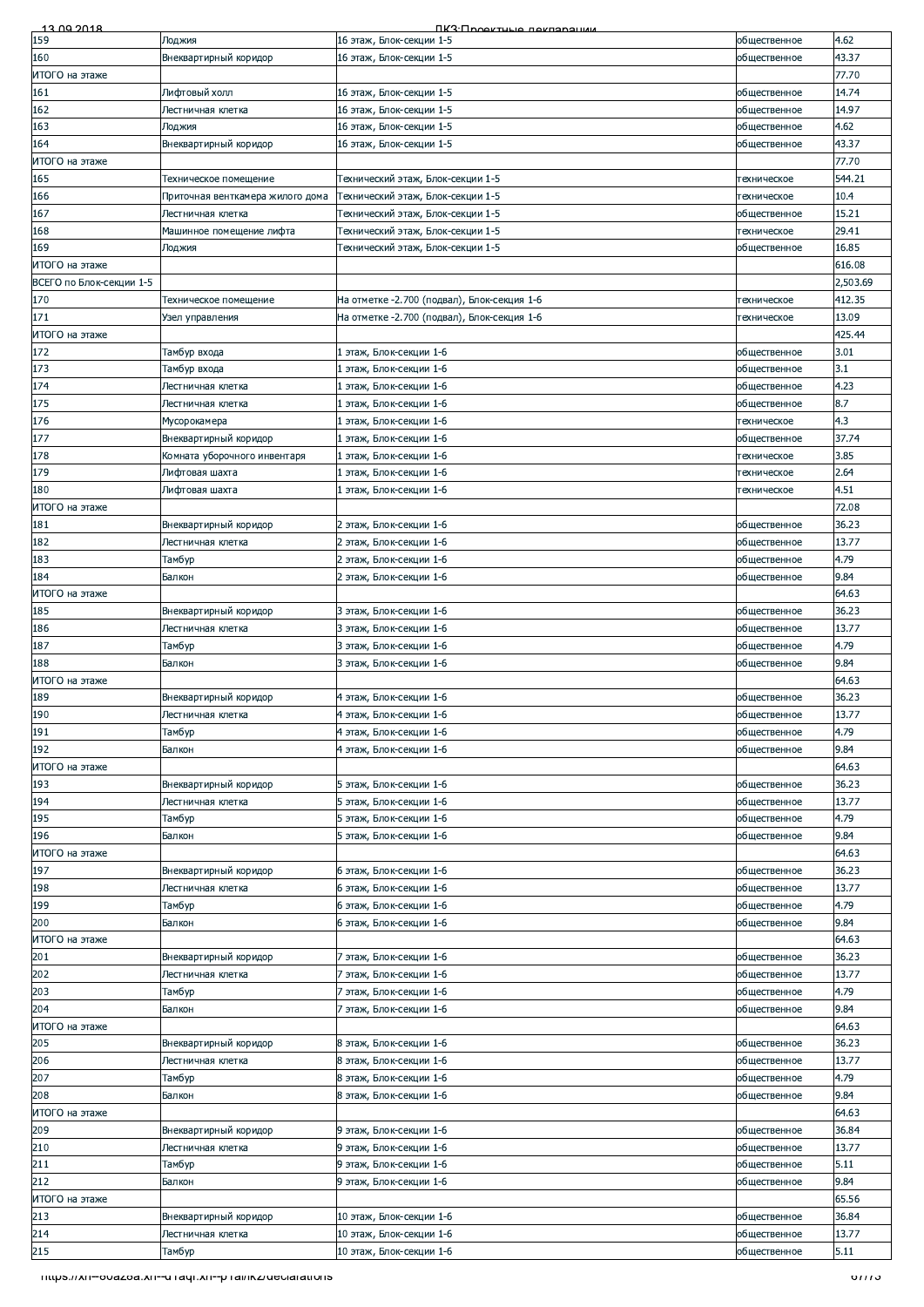| 159 | Лоджия | 16 этаж, Блок-секции 1-5 | общественное | 4.62 |
|---|---|---|---|---|
| 160 | Внеквартирный коридор | 16 этаж, Блок-секции 1-5 | общественное | 43.37 |
| ИТОГО на этаже | | | | 77.70 |
| 161 | Лифтовый холл | 16 этаж, Блок-секции 1-5 | общественное | 14.74 |
| 162 | Лестничная клетка | 16 этаж, Блок-секции 1-5 | общественное | 14.97 |
| 163 | Лоджия | 16 этаж, Блок-секции 1-5 | общественное | 4.62 |
| 164 | Внеквартирный коридор | 16 этаж, Блок-секции 1-5 | общественное | 43.37 |
| ИТОГО на этаже | | | | 77.70 |
| 165 | Техническое помещение | Технический этаж, Блок-секции 1-5 | техническое | 544.21 |
| 166 | Приточная венткамера жилого дома | Технический этаж, Блок-секции 1-5 | техническое | 10.4 |
| 167 | Лестничная клетка | Технический этаж, Блок-секции 1-5 | общественное | 15.21 |
| 168 | Машинное помещение лифта | Технический этаж, Блок-секции 1-5 | техническое | 29.41 |
| 169 | Лоджия | Технический этаж, Блок-секции 1-5 | общественное | 16.85 |
| ИТОГО на этаже | | | | 616.08 |
| ВСЕГО по Блок-секции 1-5 | | | | 2,503.69 |
| 170 | Техническое помещение | На отметке -2.700 (подвал), Блок-секция 1-6 | техническое | 412.35 |
| 171 | Узел управления | На отметке -2.700 (подвал), Блок-секция 1-6 | техническое | 13.09 |
| ИТОГО на этаже | | | | 425.44 |
| 172 | Тамбур входа | 1 этаж, Блок-секции 1-6 | общественное | 3.01 |
| 173 | Тамбур входа | 1 этаж, Блок-секции 1-6 | общественное | 3.1 |
| 174 | Лестничная клетка | 1 этаж, Блок-секции 1-6 | общественное | 4.23 |
| 175 | Лестничная клетка | 1 этаж, Блок-секции 1-6 | общественное | 8.7 |
| 176 | Мусорокамера | 1 этаж, Блок-секции 1-6 | техническое | 4.3 |
| 177 | Внеквартирный коридор | 1 этаж, Блок-секции 1-6 | общественное | 37.74 |
| 178 | Комната уборочного инвентаря | 1 этаж, Блок-секции 1-6 | техническое | 3.85 |
| 179 | Лифтовая шахта | 1 этаж, Блок-секции 1-6 | техническое | 2.64 |
| 180 | Лифтовая шахта | 1 этаж, Блок-секции 1-6 | техническое | 4.51 |
| ИТОГО на этаже | | | | 72.08 |
| 181 | Внеквартирный коридор | 2 этаж, Блок-секции 1-6 | общественное | 36.23 |
| 182 | Лестничная клетка | 2 этаж, Блок-секции 1-6 | общественное | 13.77 |
| 183 | Тамбур | 2 этаж, Блок-секции 1-6 | общественное | 4.79 |
| 184 | Балкон | 2 этаж, Блок-секции 1-6 | общественное | 9.84 |
| ИТОГО на этаже | | | | 64.63 |
| 185 | Внеквартирный коридор | 3 этаж, Блок-секции 1-6 | общественное | 36.23 |
| 186 | Лестничная клетка | 3 этаж, Блок-секции 1-6 | общественное | 13.77 |
| 187 | Тамбур | 3 этаж, Блок-секции 1-6 | общественное | 4.79 |
| 188 | Балкон | 3 этаж, Блок-секции 1-6 | общественное | 9.84 |
| ИТОГО на этаже | | | | 64.63 |
| 189 | Внеквартирный коридор | 4 этаж, Блок-секции 1-6 | общественное | 36.23 |
| 190 | Лестничная клетка | 4 этаж, Блок-секции 1-6 | общественное | 13.77 |
| 191 | Тамбур | 4 этаж, Блок-секции 1-6 | общественное | 4.79 |
| 192 | Балкон | 4 этаж, Блок-секции 1-6 | общественное | 9.84 |
| ИТОГО на этаже | | | | 64.63 |
| 193 | Внеквартирный коридор | 5 этаж, Блок-секции 1-6 | общественное | 36.23 |
| 194 | Лестничная клетка | 5 этаж, Блок-секции 1-6 | общественное | 13.77 |
| 195 | Тамбур | 5 этаж, Блок-секции 1-6 | общественное | 4.79 |
| 196 | Балкон | 5 этаж, Блок-секции 1-6 | общественное | 9.84 |
| ИТОГО на этаже | | | | 64.63 |
| 197 | Внеквартирный коридор | 6 этаж, Блок-секции 1-6 | общественное | 36.23 |
| 198 | Лестничная клетка | 6 этаж, Блок-секции 1-6 | общественное | 13.77 |
| 199 | Тамбур | 6 этаж, Блок-секции 1-6 | общественное | 4.79 |
| 200 | Балкон | 6 этаж, Блок-секции 1-6 | общественное | 9.84 |
| ИТОГО на этаже | | | | 64.63 |
| 201 | Внеквартирный коридор | 7 этаж, Блок-секции 1-6 | общественное | 36.23 |
| 202 | Лестничная клетка | 7 этаж, Блок-секции 1-6 | общественное | 13.77 |
| 203 | Тамбур | 7 этаж, Блок-секции 1-6 | общественное | 4.79 |
| 204 | Балкон | 7 этаж, Блок-секции 1-6 | общественное | 9.84 |
| ИТОГО на этаже | | | | 64.63 |
| 205 | Внеквартирный коридор | 8 этаж, Блок-секции 1-6 | общественное | 36.23 |
| 206 | Лестничная клетка | 8 этаж, Блок-секции 1-6 | общественное | 13.77 |
| 207 | Тамбур | 8 этаж, Блок-секции 1-6 | общественное | 4.79 |
| 208 | Балкон | 8 этаж, Блок-секции 1-6 | общественное | 9.84 |
| ИТОГО на этаже | | | | 64.63 |
| 209 | Внеквартирный коридор | 9 этаж, Блок-секции 1-6 | общественное | 36.84 |
| 210 | Лестничная клетка | 9 этаж, Блок-секции 1-6 | общественное | 13.77 |
| 211 | Тамбур | 9 этаж, Блок-секции 1-6 | общественное | 5.11 |
| 212 | Балкон | 9 этаж, Блок-секции 1-6 | общественное | 9.84 |
| ИТОГО на этаже | | | | 65.56 |
| 213 | Внеквартирный коридор | 10 этаж, Блок-секции 1-6 | общественное | 36.84 |
| 214 | Лестничная клетка | 10 этаж, Блок-секции 1-6 | общественное | 13.77 |
| 215 | Тамбур | 10 этаж, Блок-секции 1-6 | общественное | 5.11 |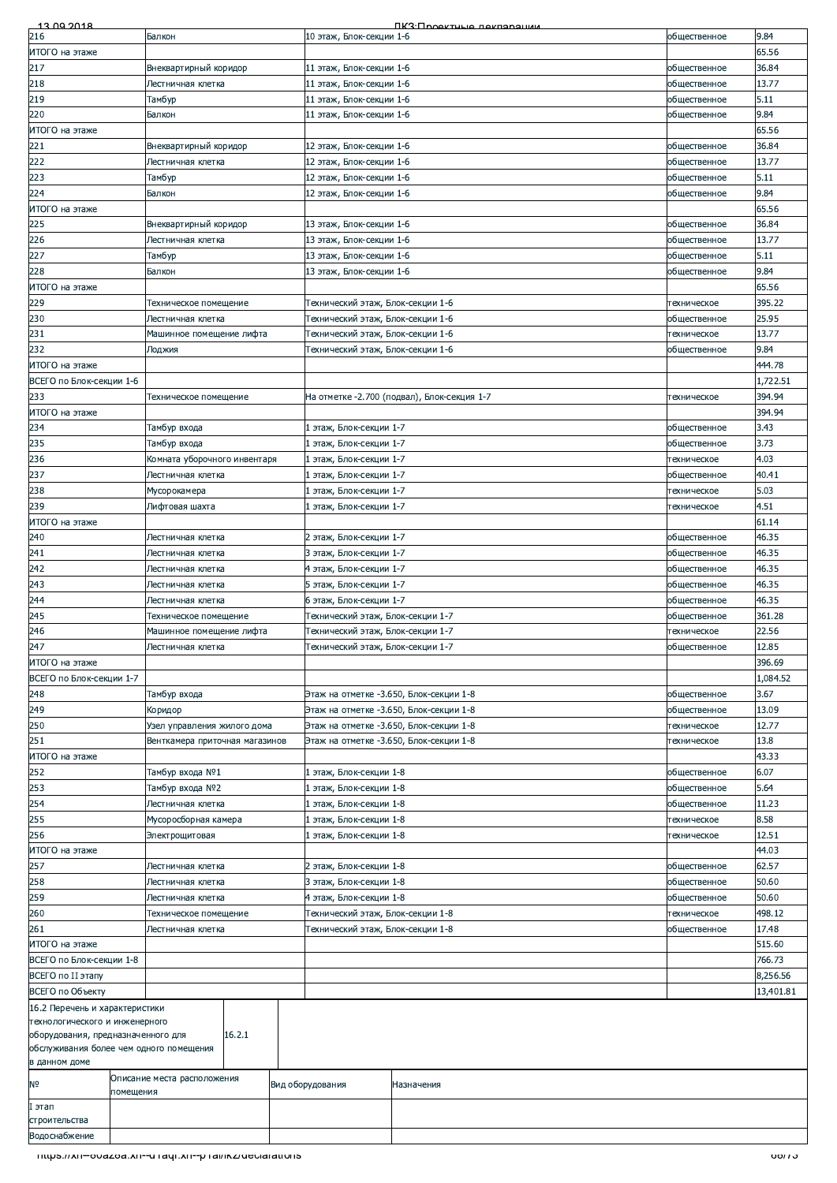| | | | | |
|---|---|---|---|---|
| 216 | Балкон | 10 этаж, Блок-секции 1-6 | общественное | 9.84 |
| ИТОГО на этаже | | | | 65.56 |
| 217 | Внеквартирный коридор | 11 этаж, Блок-секции 1-6 | общественное | 36.84 |
| 218 | Лестничная клетка | 11 этаж, Блок-секции 1-6 | общественное | 13.77 |
| 219 | Тамбур | 11 этаж, Блок-секции 1-6 | общественное | 5.11 |
| 220 | Балкон | 11 этаж, Блок-секции 1-6 | общественное | 9.84 |
| ИТОГО на этаже | | | | 65.56 |
| 221 | Внеквартирный коридор | 12 этаж, Блок-секции 1-6 | общественное | 36.84 |
| 222 | Лестничная клетка | 12 этаж, Блок-секции 1-6 | общественное | 13.77 |
| 223 | Тамбур | 12 этаж, Блок-секции 1-6 | общественное | 5.11 |
| 224 | Балкон | 12 этаж, Блок-секции 1-6 | общественное | 9.84 |
| ИТОГО на этаже | | | | 65.56 |
| 225 | Внеквартирный коридор | 13 этаж, Блок-секции 1-6 | общественное | 36.84 |
| 226 | Лестничная клетка | 13 этаж, Блок-секции 1-6 | общественное | 13.77 |
| 227 | Тамбур | 13 этаж, Блок-секции 1-6 | общественное | 5.11 |
| 228 | Балкон | 13 этаж, Блок-секции 1-6 | общественное | 9.84 |
| ИТОГО на этаже | | | | 65.56 |
| 229 | Техническое помещение | Технический этаж, Блок-секции 1-6 | техническое | 395.22 |
| 230 | Лестничная клетка | Технический этаж, Блок-секции 1-6 | общественное | 25.95 |
| 231 | Машинное помещение лифта | Технический этаж, Блок-секции 1-6 | техническое | 13.77 |
| 232 | Лоджия | Технический этаж, Блок-секции 1-6 | общественное | 9.84 |
| ИТОГО на этаже | | | | 444.78 |
| ВСЕГО по Блок-секции 1-6 | | | | 1,722.51 |
| 233 | Техническое помещение | На отметке -2.700 (подвал), Блок-секция 1-7 | техническое | 394.94 |
| ИТОГО на этаже | | | | 394.94 |
| 234 | Тамбур входа | 1 этаж, Блок-секции 1-7 | общественное | 3.43 |
| 235 | Тамбур входа | 1 этаж, Блок-секции 1-7 | общественное | 3.73 |
| 236 | Комната уборочного инвентаря | 1 этаж, Блок-секции 1-7 | техническое | 4.03 |
| 237 | Лестничная клетка | 1 этаж, Блок-секции 1-7 | общественное | 40.41 |
| 238 | Мусорокамера | 1 этаж, Блок-секции 1-7 | техническое | 5.03 |
| 239 | Лифтовая шахта | 1 этаж, Блок-секции 1-7 | техническое | 4.51 |
| ИТОГО на этаже | | | | 61.14 |
| 240 | Лестничная клетка | 2 этаж, Блок-секции 1-7 | общественное | 46.35 |
| 241 | Лестничная клетка | 3 этаж, Блок-секции 1-7 | общественное | 46.35 |
| 242 | Лестничная клетка | 4 этаж, Блок-секции 1-7 | общественное | 46.35 |
| 243 | Лестничная клетка | 5 этаж, Блок-секции 1-7 | общественное | 46.35 |
| 244 | Лестничная клетка | 6 этаж, Блок-секции 1-7 | общественное | 46.35 |
| 245 | Техническое помещение | Технический этаж, Блок-секции 1-7 | общественное | 361.28 |
| 246 | Машинное помещение лифта | Технический этаж, Блок-секции 1-7 | техническое | 22.56 |
| 247 | Лестничная клетка | Технический этаж, Блок-секции 1-7 | общественное | 12.85 |
| ИТОГО на этаже | | | | 396.69 |
| ВСЕГО по Блок-секции 1-7 | | | | 1,084.52 |
| 248 | Тамбур входа | Этаж на отметке -3.650, Блок-секции 1-8 | общественное | 3.67 |
| 249 | Коридор | Этаж на отметке -3.650, Блок-секции 1-8 | общественное | 13.09 |
| 250 | Узел управления жилого дома | Этаж на отметке -3.650, Блок-секции 1-8 | техническое | 12.77 |
| 251 | Венткамера приточная магазинов | Этаж на отметке -3.650, Блок-секции 1-8 | техническое | 13.8 |
| ИТОГО на этаже | | | | 43.33 |
| 252 | Тамбур входа №1 | 1 этаж, Блок-секции 1-8 | общественное | 6.07 |
| 253 | Тамбур входа №2 | 1 этаж, Блок-секции 1-8 | общественное | 5.64 |
| 254 | Лестничная клетка | 1 этаж, Блок-секции 1-8 | общественное | 11.23 |
| 255 | Мусоросборная камера | 1 этаж, Блок-секции 1-8 | техническое | 8.58 |
| 256 | Электрощитовая | 1 этаж, Блок-секции 1-8 | техническое | 12.51 |
| ИТОГО на этаже | | | | 44.03 |
| 257 | Лестничная клетка | 2 этаж, Блок-секции 1-8 | общественное | 62.57 |
| 258 | Лестничная клетка | 3 этаж, Блок-секции 1-8 | общественное | 50.60 |
| 259 | Лестничная клетка | 4 этаж, Блок-секции 1-8 | общественное | 50.60 |
| 260 | Техническое помещение | Технический этаж, Блок-секции 1-8 | техническое | 498.12 |
| 261 | Лестничная клетка | Технический этаж, Блок-секции 1-8 | общественное | 17.48 |
| ИТОГО на этаже | | | | 515.60 |
| ВСЕГО по Блок-секции 1-8 | | | | 766.73 |
| ВСЕГО по II этапу | | | | 8,256.56 |
| ВСЕГО по Объекту | | | | 13,401.81 |

| 16.2 Перечень и характеристики технологического и инженерного оборудования, предназначенного для обслуживания более чем одного помещения в данном доме | 16.2.1 | |
|---|---|---|

| № | Описание места расположения помещения | Вид оборудования | Назначения |
|---|---|---|---|
| I этап строительства | | | |
| Водоснабжение | | | |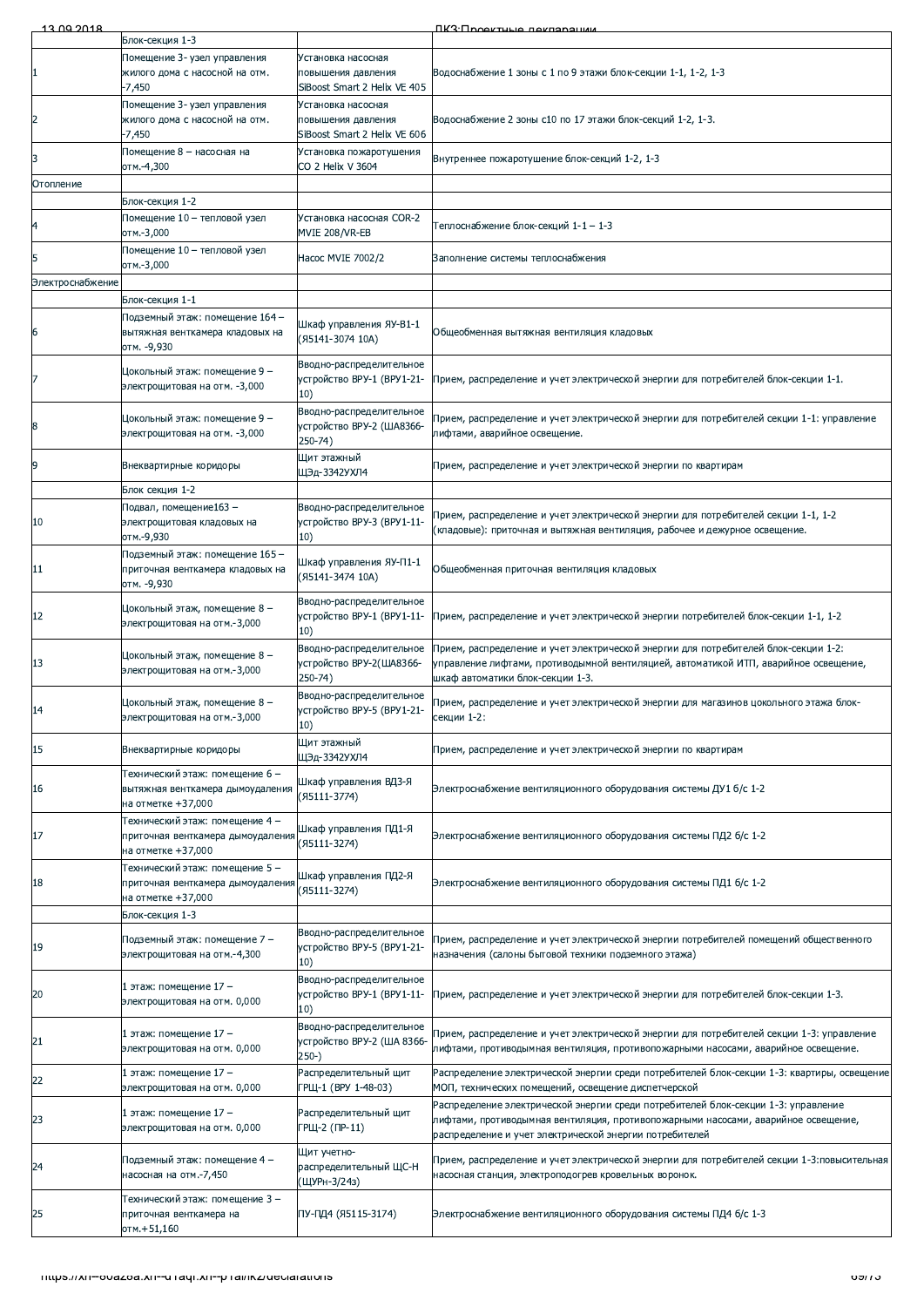| | Блок-секция 1-3 | | |
|---|---|---|---|
| 1 | Помещение 3- узел управления жилого дома с насосной на отм. -7,450 | Установка насосная повышения давления SiBoost Smart 2 Helix VE 405 | Водоснабжение 1 зоны с 1 по 9 этажи блок-секции 1-1, 1-2, 1-3 |
| 2 | Помещение 3- узел управления жилого дома с насосной на отм. -7,450 | Установка насосная повышения давления SiBoost Smart 2 Helix VE 606 | Водоснабжение 2 зоны с10 по 17 этажи блок-секций 1-2, 1-3. |
| 3 | Помещение 8 – насосная на отм.-4,300 | Установка пожаротушения CO 2 Helix V 3604 | Внутреннее пожаротушение блок-секций 1-2, 1-3 |
| Отопление | | | |
| | Блок-секция 1-2 | | |
| 4 | Помещение 10 – тепловой узел отм.-3,000 | Установка насосная COR-2 MVIE 208/VR-EB | Теплоснабжение блок-секций 1-1 – 1-3 |
| 5 | Помещение 10 – тепловой узел отм.-3,000 | Насос MVIE 7002/2 | Заполнение системы теплоснабжения |
| Электроснабжение | | | |
| | Блок-секция 1-1 | | |
| 6 | Подземный этаж: помещение 164 – вытяжная венткамера кладовых на отм. -9,930 | Шкаф управления ЯУ-В1-1 (Я5141-3074 10А) | Общеобменная вытяжная вентиляция кладовых |
| 7 | Цокольный этаж: помещение 9 – электрощитовая на отм. -3,000 | Вводно-распределительное устройство ВРУ-1 (ВРУ1-21-10) | Прием, распределение и учет электрической энергии для потребителей блок-секции 1-1. |
| 8 | Цокольный этаж: помещение 9 – электрощитовая на отм. -3,000 | Вводно-распределительное устройство ВРУ-2 (ШA8366-250-74) | Прием, распределение и учет электрической энергии для потребителей секции 1-1: управление лифтами, аварийное освещение. |
| 9 | Внеквартирные коридоры | Щит этажный ЩЭд-3342УХЛ4 | Прием, распределение и учет электрической энергии по квартирам |
| | Блок секция 1-2 | | |
| 10 | Подвал, помещение163 – электрощитовая кладовых на отм.-9,930 | Вводно-распределительное устройство ВРУ-3 (ВРУ1-11-10) | Прием, распределение и учет электрической энергии для потребителей секции 1-1, 1-2 (кладовые): приточная и вытяжная вентиляция, рабочее и дежурное освещение. |
| 11 | Подземный этаж: помещение 165 – приточная венткамера кладовых на отм. -9,930 | Шкаф управления ЯУ-П1-1 (Я5141-3474 10А) | Общеобменная приточная вентиляция кладовых |
| 12 | Цокольный этаж, помещение 8 – электрощитовая на отм.-3,000 | Вводно-распределительное устройство ВРУ-1 (ВРУ1-11-10) | Прием, распределение и учет электрической энергии потребителей блок-секции 1-1, 1-2 |
| 13 | Цокольный этаж, помещение 8 – электрощитовая на отм.-3,000 | Вводно-распределительное устройство ВРУ-2(ШA8366-250-74) | Прием, распределение и учет электрической энергии для потребителей блок-секции 1-2: управление лифтами, противодымной вентиляцией, автоматикой ИТП, аварийное освещение, шкаф автоматики блок-секции 1-3. |
| 14 | Цокольный этаж, помещение 8 – электрощитовая на отм.-3,000 | Вводно-распределительное устройство ВРУ-5 (ВРУ1-21-10) | Прием, распределение и учет электрической энергии для магазинов цокольного этажа блок-секции 1-2: |
| 15 | Внеквартирные коридоры | Щит этажный ЩЭд-3342УХЛ4 | Прием, распределение и учет электрической энергии по квартирам |
| 16 | Технический этаж: помещение 6 – вытяжная венткамера дымоудаления на отметке +37,000 | Шкаф управления ВДЗ-Я (Я5111-3774) | Электроснабжение вентиляционного оборудования системы ДУ1 б/с 1-2 |
| 17 | Технический этаж: помещение 4 – приточная венткамера дымоудаления на отметке +37,000 | Шкаф управления ПД1-Я (Я5111-3274) | Электроснабжение вентиляционного оборудования системы ПД2 б/с 1-2 |
| 18 | Технический этаж: помещение 5 – приточная венткамера дымоудаления на отметке +37,000 | Шкаф управления ПД2-Я (Я5111-3274) | Электроснабжение вентиляционного оборудования системы ПД1 б/с 1-2 |
| | Блок-секция 1-3 | | |
| 19 | Подземный этаж: помещение 7 – электрощитовая на отм.-4,300 | Вводно-распределительное устройство ВРУ-5 (ВРУ1-21-10) | Прием, распределение и учет электрической энергии потребителей помещений общественного назначения (салоны бытовой техники подземного этажа) |
| 20 | 1 этаж: помещение 17 – электрощитовая на отм. 0,000 | Вводно-распределительное устройство ВРУ-1 (ВРУ1-11-10) | Прием, распределение и учет электрической энергии для потребителей блок-секции 1-3. |
| 21 | 1 этаж: помещение 17 – электрощитовая на отм. 0,000 | Вводно-распределительное устройство ВРУ-2 (ША 8366-250-) | Прием, распределение и учет электрической энергии для потребителей секции 1-3: управление лифтами, противодымная вентиляция, противопожарными насосами, аварийное освещение. |
| 22 | 1 этаж: помещение 17 – электрощитовая на отм. 0,000 | Распределительный щит ГРЩ-1 (ВРУ 1-48-03) | Распределение электрической энергии среди потребителей блок-секции 1-3: квартиры, освещение МОП, технических помещений, освещение диспетчерской |
| 23 | 1 этаж: помещение 17 – электрощитовая на отм. 0,000 | Распределительный щит ГРЩ-2 (ПР-11) | Распределение электрической энергии среди потребителей блок-секции 1-3: управление лифтами, противодымная вентиляция, противопожарными насосами, аварийное освещение, распределение и учет электрической энергии потребителей |
| 24 | Подземный этаж: помещение 4 – насосная на отм.-7,450 | Щит учетно-распределительный ЩС-Н (ЩУРн-3/24з) | Прием, распределение и учет электрической энергии для потребителей секции 1-3:повысительная насосная станция, электроподогрев кровельных воронок. |
| 25 | Технический этаж: помещение 3 – приточная венткамера на отм.+51,160 | ПУ-ПД4 (Я5115-3174) | Электроснабжение вентиляционного оборудования системы ПД4 б/с 1-3 |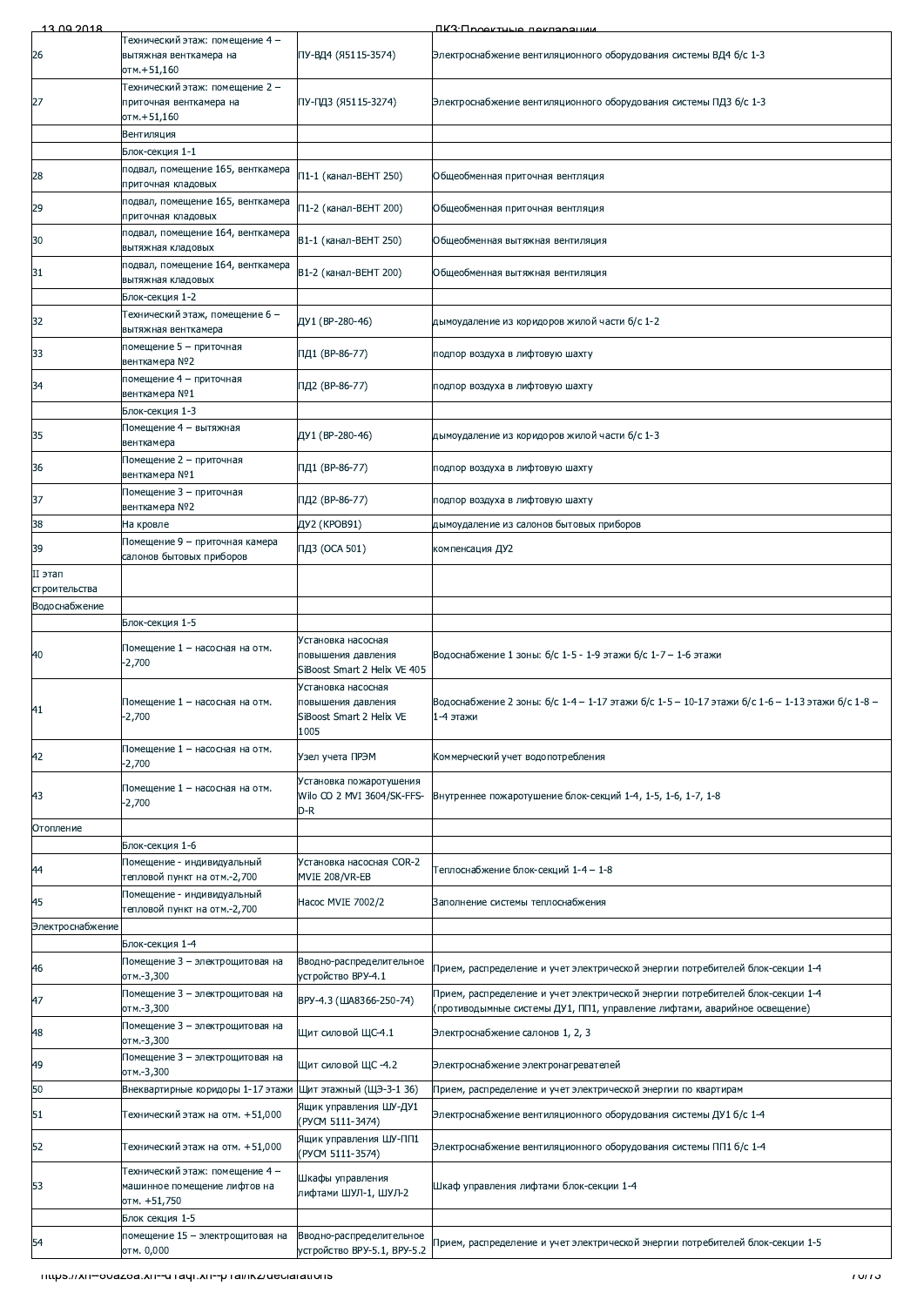| | | | |
|---|---|---|---|
| 26 | Технический этаж: помещение 4 – вытяжная венткамера на отм.+51,160 | ПУ-ВД4 (Я5115-3574) | Электроснабжение вентиляционного оборудования системы ВД4 б/с 1-3 |
| 27 | Технический этаж: помещение 2 – приточная венткамера на отм.+51,160 | ПУ-ПД3 (Я5115-3274) | Электроснабжение вентиляционного оборудования системы ПД3 б/с 1-3 |
| | Вентиляция | | |
| | Блок-секция 1-1 | | |
| 28 | подвал, помещение 165, венткамера приточная кладовых | П1-1 (канал-ВЕНТ 250) | Общеобменная приточная вентляция |
| 29 | подвал, помещение 165, венткамера приточная кладовых | П1-2 (канал-ВЕНТ 200) | Общеобменная приточная вентляция |
| 30 | подвал, помещение 164, венткамера вытяжная кладовых | В1-1 (канал-ВЕНТ 250) | Общеобменная вытяжная вентиляция |
| 31 | подвал, помещение 164, венткамера вытяжная кладовых | В1-2 (канал-ВЕНТ 200) | Общеобменная вытяжная вентиляция |
| | Блок-секция 1-2 | | |
| 32 | Технический этаж, помещение 6 – вытяжная венткамера | ДУ1 (ВР-280-46) | дымоудаление из коридоров жилой части б/с 1-2 |
| 33 | помещение 5 – приточная венткамера №2 | ПД1 (ВР-86-77) | подпор воздуха в лифтовую шахту |
| 34 | помещение 4 – приточная венткамера №1 | ПД2 (ВР-86-77) | подпор воздуха в лифтовую шахту |
| | Блок-секция 1-3 | | |
| 35 | Помещение 4 – вытяжная венткамера | ДУ1 (ВР-280-46) | дымоудаление из коридоров жилой части б/с 1-3 |
| 36 | Помещение 2 – приточная венткамера №1 | ПД1 (ВР-86-77) | подпор воздуха в лифтовую шахту |
| 37 | Помещение 3 – приточная венткамера №2 | ПД2 (ВР-86-77) | подпор воздуха в лифтовую шахту |
| 38 | На кровле | ДУ2 (КРОВ91) | дымоудаление из салонов бытовых приборов |
| 39 | Помещение 9 – приточная камера салонов бытовых приборов | ПД3 (ОСА 501) | компенсация ДУ2 |
| II этап строительства | | | |
| Водоснабжение | | | |
| | Блок-секция 1-5 | | |
| 40 | Помещение 1 – насосная на отм. -2,700 | Установка насосная повышения давления SiBoost Smart 2 Helix VE 405 | Водоснабжение 1 зоны: б/с 1-5 - 1-9 этажи б/с 1-7 – 1-6 этажи |
| 41 | Помещение 1 – насосная на отм. -2,700 | Установка насосная повышения давления SiBoost Smart 2 Helix VE 1005 | Водоснабжение 2 зоны: б/с 1-4 – 1-17 этажи б/с 1-5 – 10-17 этажи б/с 1-6 – 1-13 этажи б/с 1-8 – 1-4 этажи |
| 42 | Помещение 1 – насосная на отм. -2,700 | Узел учета ПРЭМ | Коммерческий учет водопотребления |
| 43 | Помещение 1 – насосная на отм. -2,700 | Установка пожаротушения Wilo CO 2 MVI 3604/SK-FFS-D-R | Внутреннее пожаротушение блок-секций 1-4, 1-5, 1-6, 1-7, 1-8 |
| Отопление | | | |
| | Блок-секция 1-6 | | |
| 44 | Помещение - индивидуальный тепловой пункт на отм.-2,700 | Установка насосная COR-2 MVIE 208/VR-EB | Теплоснабжение блок-секций 1-4 – 1-8 |
| 45 | Помещение - индивидуальный тепловой пункт на отм.-2,700 | Насос MVIE 7002/2 | Заполнение системы теплоснабжения |
| Электроснабжение | | | |
| | Блок-секция 1-4 | | |
| 46 | Помещение 3 – электрощитовая на отм.-3,300 | Вводно-распределительное устройство ВРУ-4.1 | Прием, распределение и учет электрической энергии потребителей блок-секции 1-4 |
| 47 | Помещение 3 – электрощитовая на отм.-3,300 | ВРУ-4.3 (ШАВ366-250-74) | Прием, распределение и учет электрической энергии потребителей блок-секции 1-4 (противодымные системы ДУ1, ПП1, управление лифтами, аварийное освещение) |
| 48 | Помещение 3 – электрощитовая на отм.-3,300 | Щит силовой ЩС-4.1 | Электроснабжение салонов 1, 2, 3 |
| 49 | Помещение 3 – электрощитовая на отм.-3,300 | Щит силовой ЩС -4.2 | Электроснабжение электронагревателей |
| 50 | Внеквартирные коридоры 1-17 этажи | Щит этажный (ЩЭ-3-1 36) | Прием, распределение и учет электрической энергии по квартирам |
| 51 | Технический этаж на отм. +51,000 | Ящик управления ШУ-ДУ1 (РУСМ 5111-3474) | Электроснабжение вентиляционного оборудования системы ДУ1 б/с 1-4 |
| 52 | Технический этаж на отм. +51,000 | Ящик управления ШУ-ПП1 (РУСМ 5111-3574) | Электроснабжение вентиляционного оборудования системы ПП1 б/с 1-4 |
| 53 | Технический этаж: помещение 4 – машинное помещение лифтов на отм. +51,750 | Шкафы управления лифтами ШУЛ-1, ШУЛ-2 | Шкаф управления лифтами блок-секции 1-4 |
| | Блок секция 1-5 | | |
| 54 | помещение 15 – электрощитовая на отм. 0,000 | Вводно-распределительное устройство ВРУ-5.1, ВРУ-5.2 | Прием, распределение и учет электрической энергии потребителей блок-секции 1-5 |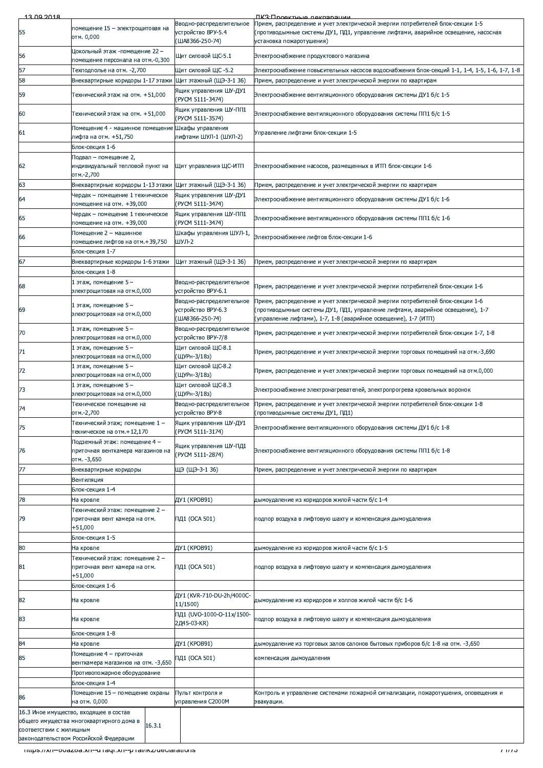| | | | |
|---|---|---|---|
| 55 | помещение 15 – электрощитовая на отм. 0,000 | Вводно-распределительное устройство ВРУ-5.4 (ШАВ366-250-74) | Прием, распределение и учет электрической энергии потребителей блок-секции 1-5 (противодымные системы ДУ1, ПД1, управление лифтами, аварийное освещение, насосная установка пожаротушения) |
| 56 | Цокольный этаж -помещение 22 – помещение персонала на отм.-0,300 | Щит силовой ЩС-5.1 | Электроснабжение продуктового магазина |
| 57 | Техподполье на отм. -2,700 | Щит силовой ЩС -5.2 | Электроснабжение повысительных насосов водоснабжения блок-секций 1-1, 1-4, 1-5, 1-6, 1-7, 1-8 |
| 58 | Внеквартирные коридоры 1-17 этажи | Щит этажный (ЩЭ-3-1 36) | Прием, распределение и учет электрической энергии по квартирам |
| 59 | Технический этаж на отм. +51,000 | Ящик управления ШУ-ДУ1 (РУСМ 5111-3474) | Электроснабжение вентиляционного оборудования системы ДУ1 б/с 1-5 |
| 60 | Технический этаж на отм. +51,000 | Ящик управления ШУ-ПП1 (РУСМ 5111-3574) | Электроснабжение вентиляционного оборудования системы ПП1 б/с 1-5 |
| 61 | Помещение 4 - машинное помещение лифта на отм. +51,750 | Шкафы управления лифтами ШУЛ-1 (ШУЛ-2) | Управление лифтами блок-секции 1-5 |
| | Блок-секция 1-6 | | |
| 62 | Подвал – помещение 2, индивидуальный тепловой пункт на отм.-2,700 | Щит управления ЩС-ИТП | Электроснабжение насосов, размещенных в ИТП блок-секции 1-6 |
| 63 | Внеквартирные коридоры 1-13 этажи | Щит этажный (ЩЭ-3-1 36) | Прием, распределение и учет электрической энергии по квартирам |
| 64 | Чердак – помещение 1 техническое помещение на отм. +39,000 | Ящик управления ШУ-ДУ1 (РУСМ 5111-3474) | Электроснабжение вентиляционного оборудования системы ДУ1 б/с 1-6 |
| 65 | Чердак – помещение 1 техническое помещение на отм. +39,000 | Ящик управления ШУ-ПП1 (РУСМ 5111-3474) | Электроснабжение вентиляционного оборудования системы ПП1 б/с 1-6 |
| 66 | Помещение 2 – машинное помещение лифтов на отм.+39,750 | Шкафы управления ШУЛ-1, ШУЛ-2 | Электроснабжение лифтов блок-секции 1-6 |
| | Блок-секция 1-7 | | |
| 67 | Внеквартирные коридоры 1-6 этажи | Щит этажный (ЩЭ-3-1 36) | Прием, распределение и учет электрической энергии по квартирам |
| | Блок-секция 1-8 | | |
| 68 | 1 этаж, помещение 5 – электрощитовая на отм.0,000 | Вводно-распределительное устройство ВРУ-6.1 | Прием, распределение и учет электрической энергии потребителей блок-секции 1-6 |
| 69 | 1 этаж, помещение 5 – электрощитовая на отм.0,000 | Вводно-распределительное устройство ВРУ-6.3 (ШАВ366-250-74) | Прием, распределение и учет электрической энергии потребителей блок-секции 1-6 (противодымные системы ДУ1, ПД1, управление лифтами, аварийное освещение), 1-7 (управление лифтами), 1-7, 1-8 (аварийное освещение), 1-7 (ИТП) |
| 70 | 1 этаж, помещение 5 – электрощитовая на отм.0,000 | Вводно-распределительное устройство ВРУ-7/8 | Прием, распределение и учет электрической энергии потребителей блок-секции 1-7, 1-8 |
| 71 | 1 этаж, помещение 5 – электрощитовая на отм.0,000 | Щит силовой ЩС-8.1 (ЩУРн-3/18з) | Прием, распределение и учет электрической энергии торговых помещений на отм.-3,690 |
| 72 | 1 этаж, помещение 5 – электрощитовая на отм.0,000 | Щит силовой ЩС-8.2 (ЩУРн-3/18з) | Прием, распределение и учет электрической энергии торговых помещений на отм.0,000 |
| 73 | 1 этаж, помещение 5 – электрощитовая на отм.0,000 | Щит силовой ЩС-8.3 (ЩУРн-3/18з) | Электроснабжение электронагревателей, электропрогрева кровельных воронок |
| 74 | Техническое помещение на отм.-2,700 | Вводно-распределительное устройство ВРУ-8 | Прием, распределение и учет электрической энергии потребителей блок-секции 1-8 (противодымные системы ДУ1, ПД1) |
| 75 | Технический этаж; помещение 1 – техническое на отм.+12,170 | Ящик управления ШУ-ДУ1 (РУСМ 5111-3174) | Электроснабжение вентиляционного оборудования системы ДУ1 б/с 1-8 |
| 76 | Подземный этаж: помещение 4 – приточная венткамера магазинов на отм. -3,650 | Ящик управления ШУ-ПД1 (РУСМ 5111-2874) | Электроснабжение вентиляционного оборудования системы ПП1 б/с 1-8 |
| 77 | Внеквартирные коридоры | ЩЭ (ЩЭ-3-1 36) | Прием, распределение и учет электрической энергии по квартирам |
| | Вентиляция | | |
| | Блок-секция 1-4 | | |
| 78 | На кровле | ДУ1 (КРОВ91) | дымоудаление из коридоров жилой части б/с 1-4 |
| 79 | Технический этаж: помещение 2 – приточная вент камера на отм. +51,000 | ПД1 (ОСА 501) | подпор воздуха в лифтовую шахту и компенсация дымоудаления |
| | Блок-секция 1-5 | | |
| 80 | На кровле | ДУ1 (КРОВ91) | дымоудаление из коридоров жилой части б/с 1-5 |
| 81 | Технический этаж: помещение 2 – приточная вент камера на отм. +51,000 | ПД1 (ОСА 501) | подпор воздуха в лифтовую шахту и компенсация дымоудаления |
| | Блок-секция 1-6 | | |
| 82 | На кровле | ДУ1 (KVR-710-DU-2h/4000C-11/1500) | дымоудаление из коридоров и холлов жилой части б/с 1-6 |
| 83 | На кровле | ПД1 (UVO-1000-O-11x/1500-2Д45-03-KR) | подпор воздуха в лифтовую шахту и компенсация дымоудаления |
| | Блок-секция 1-8 | | |
| 84 | На кровле | ДУ1 (КРОВ91) | дымоудаление из торговых залов салонов бытовых приборов б/с 1-8 на отм. -3,650 |
| 85 | Помещение 4 – приточная венткамера магазинов на отм. -3,650 | ПД1 (ОСА 501) | компенсация дымоудаления |
| | Противопожарное оборудование | | |
| | Блок-секция 1-4 | | |
| 86 | Помещение 15 – помещение охраны на отм. 0,000 | Пульт контроля и управления С2000М | Контроль и управление системами пожарной сигнализации, пожаротушения, оповещения и эвакуации. |

| | | |
|---|---|---|
| 16.3 Иное имущество, входящее в состав общего имущества многоквартирного дома в соответствии с жилищным законодательством Российской Федерации | 16.3.1 | |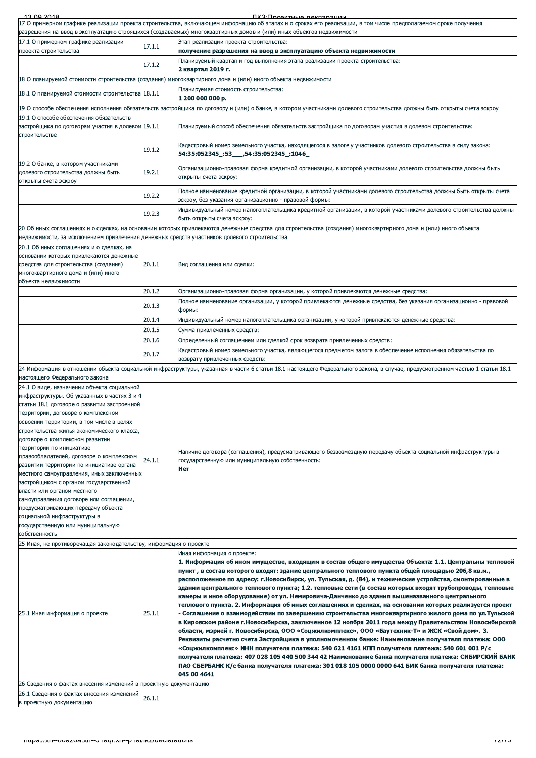| 17 О примерном графике реализации проекта строительства, включающем информацию об этапах и о сроках его реализации, в том числе предполагаемом сроке получения разрешения на ввод в эксплуатацию строящихся (создаваемых) многоквартирных домов и (или) иных объектов недвижимости | | |
|---|---|---|
| 17.1 О примерном графике реализации проекта строительства | 17.1.1 | Этап реализации проекта строительства:<br>**получение разрешения на ввод в эксплуатацию объекта недвижимости** |
| | 17.1.2 | Планируемый квартал и год выполнения этапа реализации проекта строительства:<br>**2 квартал 2019 г.** |
| 18 О планируемой стоимости строительства (создания) многоквартирного дома и (или) иного объекта недвижимости | | |
| 18.1 О планируемой стоимости строительства | 18.1.1 | Планируемая стоимость строительства:<br>**1 200 000 000 р.** |
| 19 О способе обеспечения исполнения обязательств застройщика по договору и (или) о банке, в котором участниками долевого строительства должны быть открыты счета эскроу | | |
| 19.1 О способе обеспечения обязательств застройщика по договорам участия в долевом строительстве | 19.1.1 | Планируемый способ обеспечения обязательств застройщика по договорам участия в долевом строительстве: |
| | 19.1.2 | Кадастровый номер земельного участка, находящегося в залоге у участников долевого строительства в силу закона:<br>**54:35:052345_:53___,54:35:052345_:1046_** |
| 19.2 О банке, в котором участниками долевого строительства должны быть открыты счета эскроу | 19.2.1 | Организационно-правовая форма кредитной организации, в которой участниками долевого строительства должны быть открыты счета эскроу: |
| | 19.2.2 | Полное наименование кредитной организации, в которой участниками долевого строительства должны быть открыты счета эскроу, без указания организационно - правовой формы: |
| | 19.2.3 | Индивидуальный номер налогоплательщика кредитной организации, в которой участниками долевого строительства должны быть открыты счета эскроу: |
| 20 Об иных соглашениях и о сделках, на основании которых привлекаются денежные средства для строительства (создания) многоквартирного дома и (или) иного объекта недвижимости, за исключением привлечения денежных средств участников долевого строительства | | |
| 20.1 Об иных соглашениях и о сделках, на основании которых привлекаются денежные средства для строительства (создания) многоквартирного дома и (или) иного объекта недвижимости | 20.1.1 | Вид соглашения или сделки: |
| | 20.1.2 | Организационно-правовая форма организации, у которой привлекаются денежные средства: |
| | 20.1.3 | Полное наименование организации, у которой привлекаются денежные средства, без указания организационно - правовой формы: |
| | 20.1.4 | Индивидуальный номер налогоплательщика организации, у которой привлекаются денежные средства: |
| | 20.1.5 | Сумма привлеченных средств: |
| | 20.1.6 | Определенный соглашением или сделкой срок возврата привлеченных средств: |
| | 20.1.7 | Кадастровый номер земельного участка, являющегося предметом залога в обеспечение исполнения обязательства по возврату привлеченных средств: |
| 24 Информация в отношении объекта социальной инфраструктуры, указанная в части 6 статьи 18.1 настоящего Федерального закона, в случае, предусмотренном частью 1 статьи 18.1 настоящего Федерального закона | | |
| 24.1 О виде, назначении объекта социальной инфраструктуры. Об указанных в частях 3 и 4 статьи 18.1 договоре о развитии застроенной территории, договоре о комплексном освоении территории, в том числе в целях строительства жилья экономического класса, договоре о комплексном развитии территории по инициативе правообладателей, договоре о комплексном развитии территории по инициативе органа местного самоуправления, иных заключенных застройщиком с органом государственной власти или органом местного самоуправления договоре или соглашении, предусматривающих передачу объекта социальной инфраструктуры в государственную или муниципальную собственность | 24.1.1 | Наличие договора (соглашения), предусматривающего безвозмездную передачу объекта социальной инфраструктуры в государственную или муниципальную собственность:<br>**Нет** |
| 25 Иная, не противоречащая законодательству, информация о проекте | | |
| 25.1 Иная информация о проекте | 25.1.1 | Иная информация о проекте:<br>**1. Информация об ином имуществе, входящим в состав общего имущества Объекта: 1.1. Центральны тепловой пункт , в состав которого входят: здание центрального теплового пункта общей площадью 206,8 кв.м., расположенное по адресу: г.Новосибирск, ул. Тульская, д. (84), и технические устройства, смонтированные в здании центрального теплового пункта; 1.2. тепловые сети (в состав которых входят трубопроводы, тепловые камеры и иное оборудование) от ул. Немировича-Данченко до здания вышеназванного центрального теплового пункта. 2. Информация об иных соглашениях и сделках, на основании которых реализуется проект - Соглашение о взаимодействии по завершению строительства многоквартирного жилого дома по ул.Тульской в Кировском районе г.Новосибирска, заключенное 12 ноября 2011 года между Правительством Новосибирской области, мэрией г. Новосибирска, ООО «Соцжилкомплекс», ООО «Баутехник-Т» и ЖСК «Свой дом». 3. Реквизиты расчетно счета Застройщика в уполномоченном банке: Наименование получателя платежа: ООО «Соцжилкомплекс» ИНН получателя платежа: 540 621 4161 КПП получателя платежа: 540 601 001 Р/с получателя платежа: 407 028 105 440 500 344 42 Наименование банка получателя платежа: СИБИРСКИЙ БАНК ПАО СБЕРБАНК К/с банка получателя платежа: 301 018 105 0000 0000 641 БИК банка получателя платежа: 045 00 4641** |
| 26 Сведения о фактах внесения изменений в проектную документацию | | |
| 26.1 Сведения о фактах внесения изменений в проектную документацию | 26.1.1 | |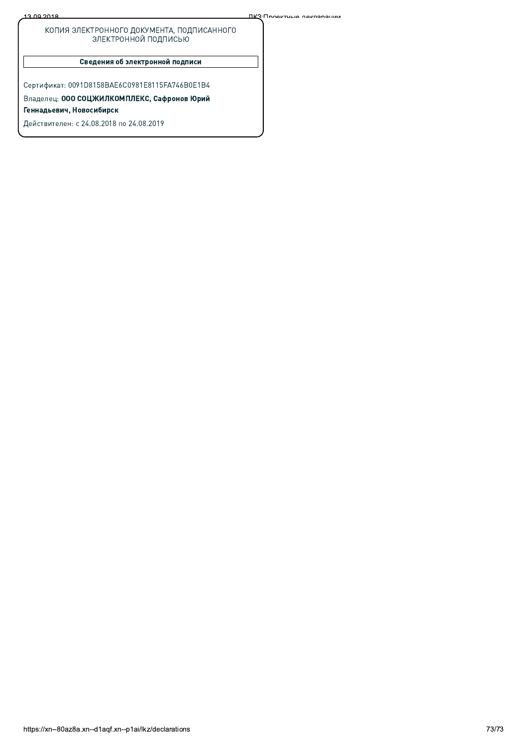КОПИЯ ЭЛЕКТРОННОГО ДОКУМЕНТА, ПОДПИСАННОГО ЭЛЕКТРОННОЙ ПОДПИСЬЮ

**Сведения об электронной подписи**

Сертификат: 0091D8158BAE6C0981E8115FA746B0E1B4

Владелец: **ООО СОЦЖИЛКОМПЛЕКС, Сафронов Юрий Геннадьевич, Новосибирск**

Действителен: с 24.08.2018 по 24.08.2019